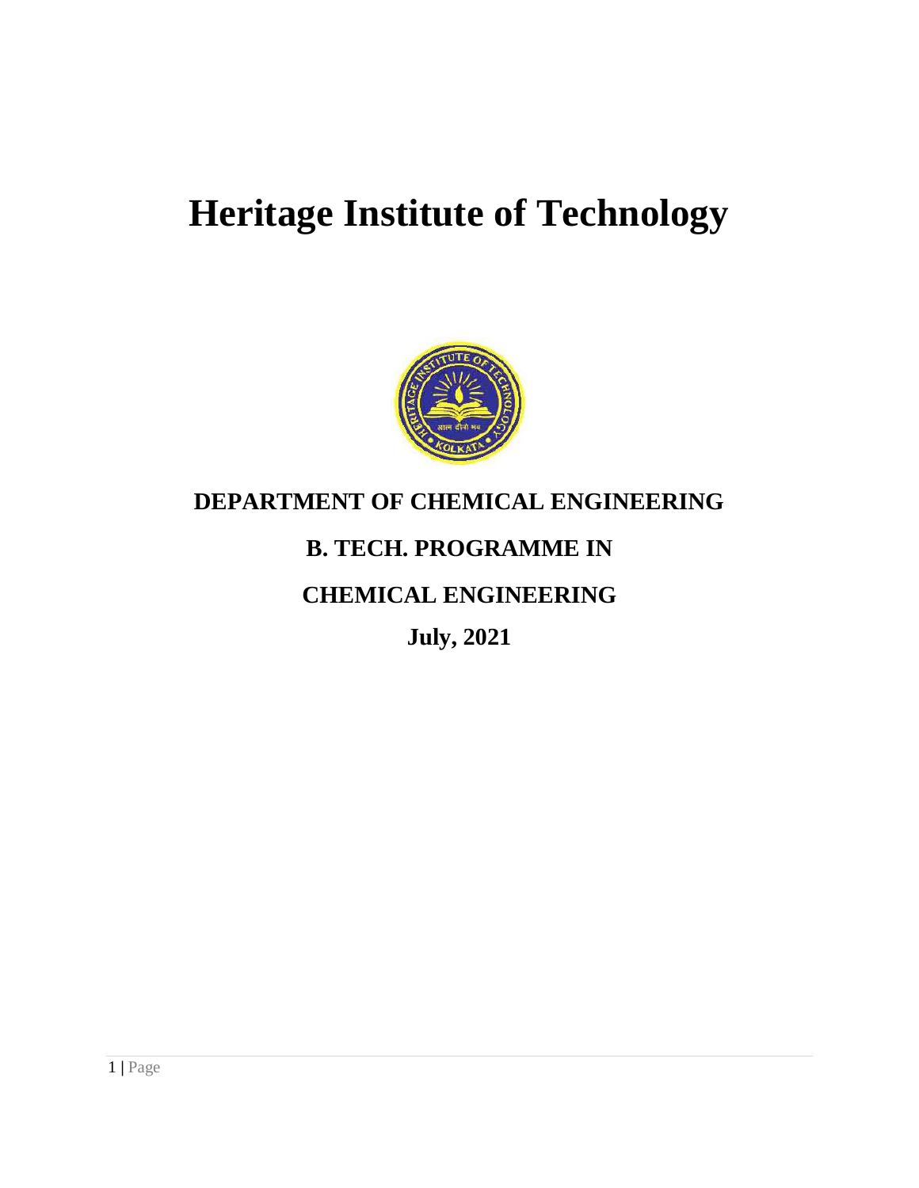# Heritage Institute of Technology

## DEPARTMENT OF CHEMICAL ENGINEERING

## B. TECH. PROGRAMME IN

## CHEMICAL ENGINEERING

**July, 2021**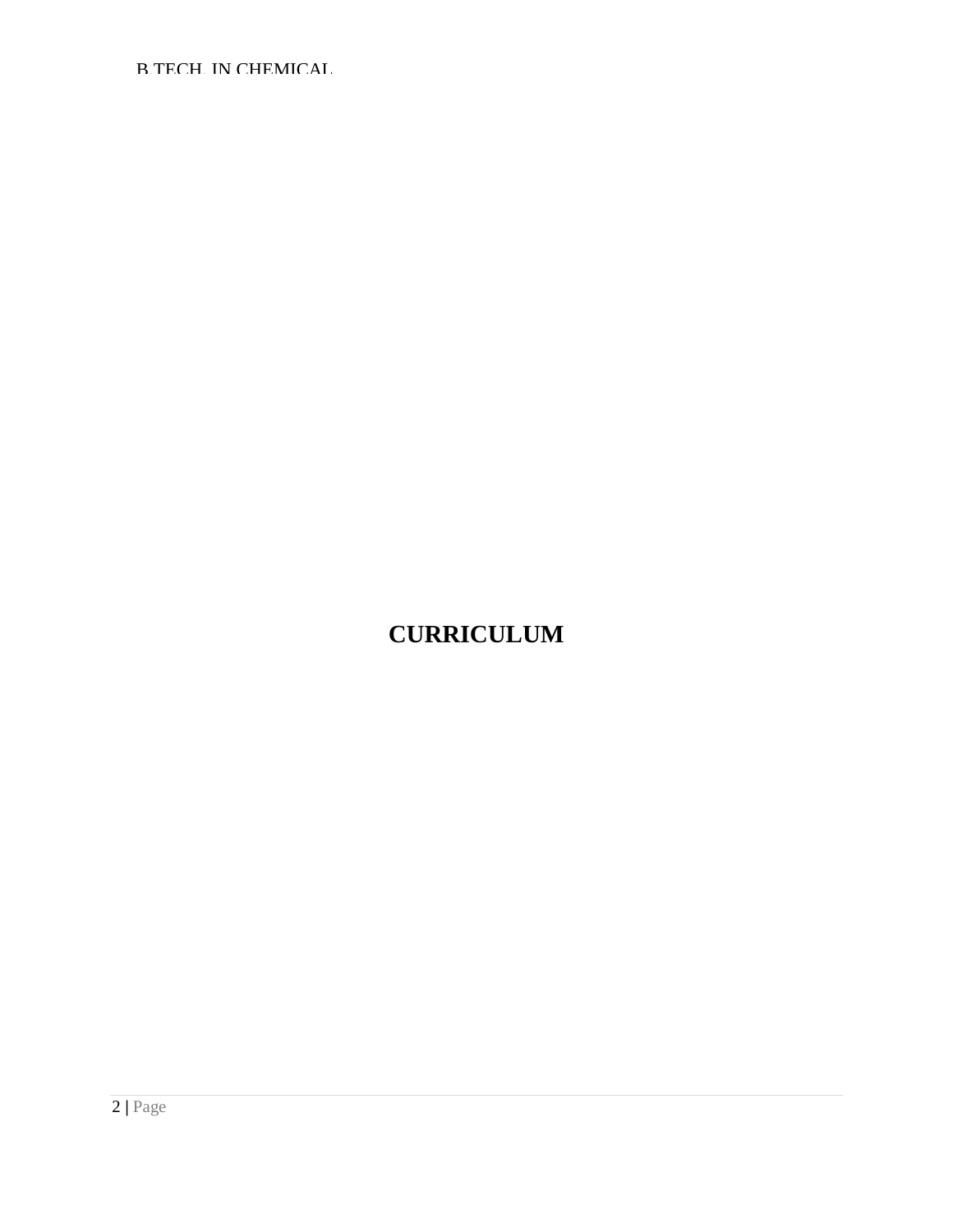# CURRICULUM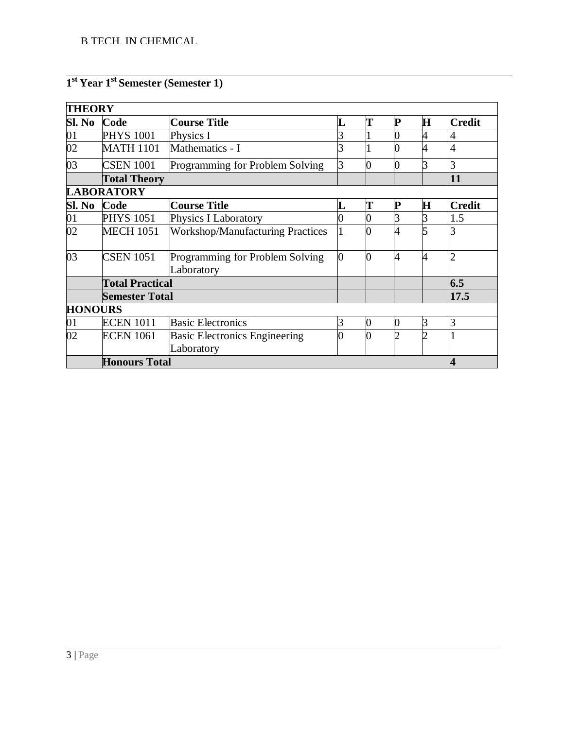## 1st Year 1st Semester (Semester 1)

| **THEORY** | | | | | | | |
|---|---|---|---|---|---|---|---|
| **Sl. No** | **Code** | **Course Title** | **L** | **T** | **P** | **H** | **Credit** |
| 01 | PHYS 1001 | Physics I | 3 | 1 | 0 | 4 | 4 |
| 02 | MATH 1101 | Mathematics - I | 3 | 1 | 0 | 4 | 4 |
| 03 | CSEN 1001 | Programming for Problem Solving | 3 | 0 | 0 | 3 | 3 |
| | **Total Theory** | | | | | | **11** |
| **LABORATORY** | | | | | | | |
| **Sl. No** | **Code** | **Course Title** | **L** | **T** | **P** | **H** | **Credit** |
| 01 | PHYS 1051 | Physics I Laboratory | 0 | 0 | 3 | 3 | 1.5 |
| 02 | MECH 1051 | Workshop/Manufacturing Practices | 1 | 0 | 4 | 5 | 3 |
| 03 | CSEN 1051 | Programming for Problem Solving Laboratory | 0 | 0 | 4 | 4 | 2 |
| | **Total Practical** | | | | | | **6.5** |
| | **Semester Total** | | | | | | **17.5** |
| **HONOURS** | | | | | | | |
| 01 | ECEN 1011 | Basic Electronics | 3 | 0 | 0 | 3 | 3 |
| 02 | ECEN 1061 | Basic Electronics Engineering Laboratory | 0 | 0 | 2 | 2 | 1 |
| | **Honours Total** | | | | | | **4** |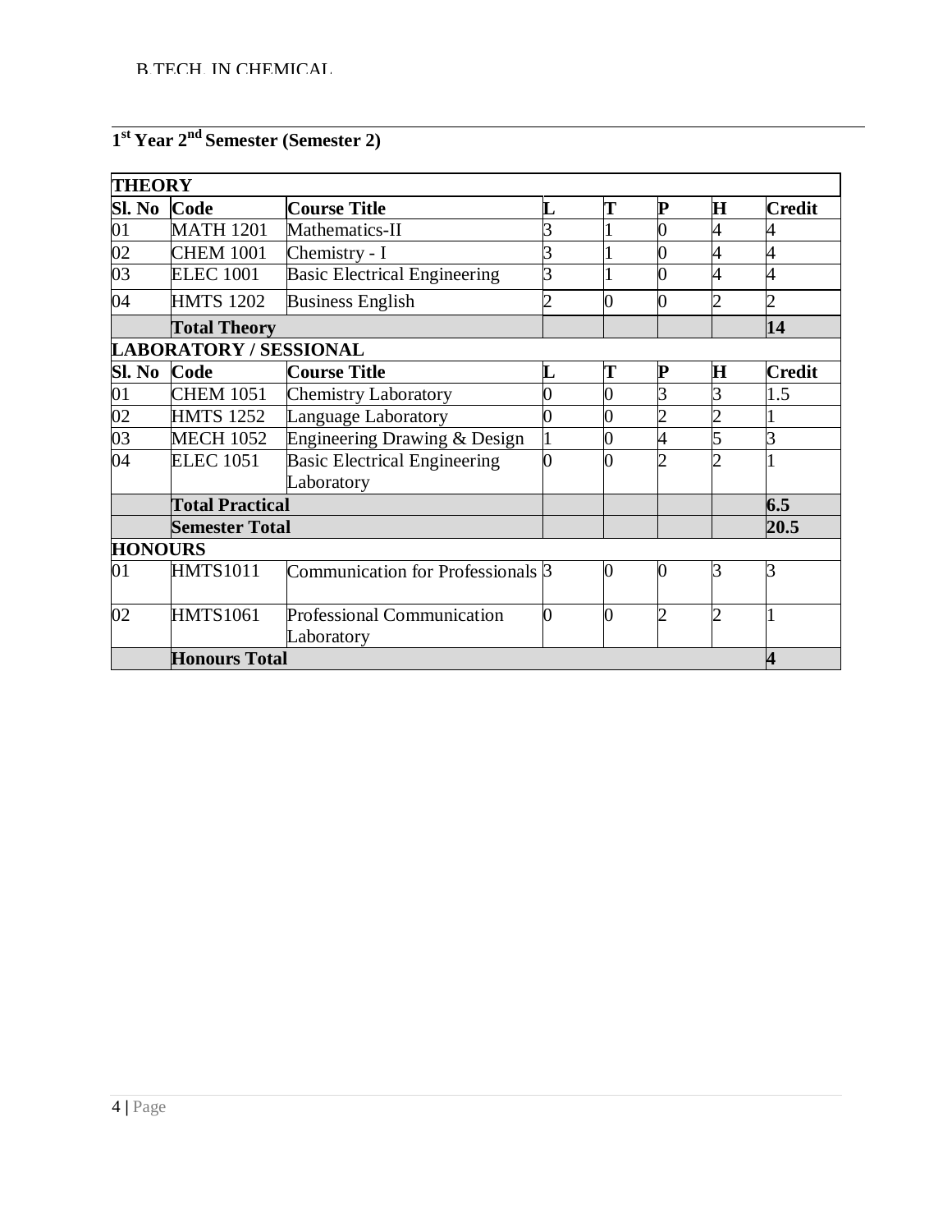## 1st Year 2nd Semester (Semester 2)

| **THEORY** | | | | | | | |
|---|---|---|---|---|---|---|---|
| **Sl. No** | **Code** | **Course Title** | **L** | **T** | **P** | **H** | **Credit** |
| 01 | MATH 1201 | Mathematics-II | 3 | 1 | 0 | 4 | 4 |
| 02 | CHEM 1001 | Chemistry - I | 3 | 1 | 0 | 4 | 4 |
| 03 | ELEC 1001 | Basic Electrical Engineering | 3 | 1 | 0 | 4 | 4 |
| 04 | HMTS 1202 | Business English | 2 | 0 | 0 | 2 | 2 |
| | **Total Theory** | | | | | | **14** |
| **LABORATORY / SESSIONAL** | | | | | | | |
| **Sl. No** | **Code** | **Course Title** | **L** | **T** | **P** | **H** | **Credit** |
| 01 | CHEM 1051 | Chemistry Laboratory | 0 | 0 | 3 | 3 | 1.5 |
| 02 | HMTS 1252 | Language Laboratory | 0 | 0 | 2 | 2 | 1 |
| 03 | MECH 1052 | Engineering Drawing & Design | 1 | 0 | 4 | 5 | 3 |
| 04 | ELEC 1051 | Basic Electrical Engineering Laboratory | 0 | 0 | 2 | 2 | 1 |
| | **Total Practical** | | | | | | **6.5** |
| | **Semester Total** | | | | | | **20.5** |
| **HONOURS** | | | | | | | |
| 01 | HMTS1011 | Communication for Professionals | 3 | 0 | 0 | 3 | 3 |
| 02 | HMTS1061 | Professional Communication Laboratory | 0 | 0 | 2 | 2 | 1 |
| | **Honours Total** | | | | | | **4** |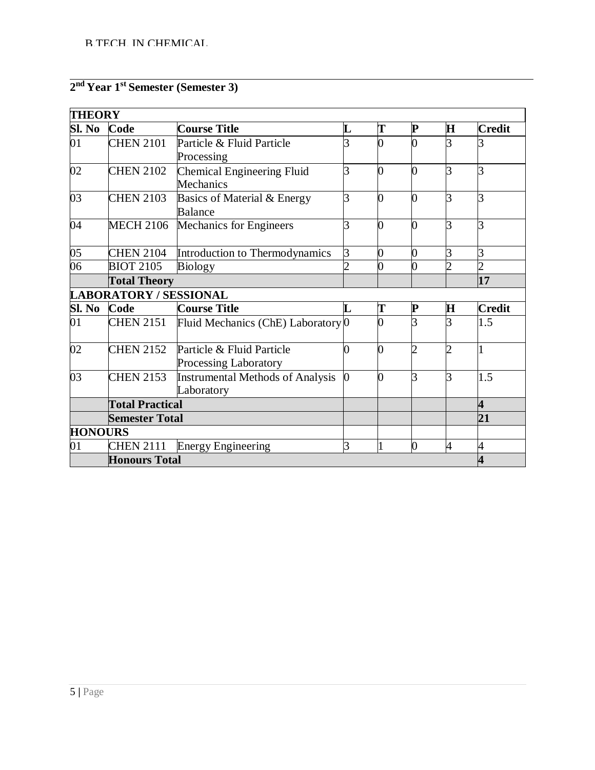## 2nd Year 1st Semester (Semester 3)

| THEORY | | | | | | | |
|---|---|---|---|---|---|---|---|
| **Sl. No** | **Code** | **Course Title** | **L** | **T** | **P** | **H** | **Credit** |
| 01 | CHEN 2101 | Particle & Fluid Particle Processing | 3 | 0 | 0 | 3 | 3 |
| 02 | CHEN 2102 | Chemical Engineering Fluid Mechanics | 3 | 0 | 0 | 3 | 3 |
| 03 | CHEN 2103 | Basics of Material & Energy Balance | 3 | 0 | 0 | 3 | 3 |
| 04 | MECH 2106 | Mechanics for Engineers | 3 | 0 | 0 | 3 | 3 |
| 05 | CHEN 2104 | Introduction to Thermodynamics | 3 | 0 | 0 | 3 | 3 |
| 06 | BIOT 2105 | Biology | 2 | 0 | 0 | 2 | 2 |
| | **Total Theory** | | | | | | **17** |
| **LABORATORY / SESSIONAL** | | | | | | | |
| **Sl. No** | **Code** | **Course Title** | **L** | **T** | **P** | **H** | **Credit** |
| 01 | CHEN 2151 | Fluid Mechanics (ChE) Laboratory | 0 | 0 | 3 | 3 | 1.5 |
| 02 | CHEN 2152 | Particle & Fluid Particle Processing Laboratory | 0 | 0 | 2 | 2 | 1 |
| 03 | CHEN 2153 | Instrumental Methods of Analysis Laboratory | 0 | 0 | 3 | 3 | 1.5 |
| | **Total Practical** | | | | | | **4** |
| | **Semester Total** | | | | | | **21** |
| **HONOURS** | | | | | | | |
| 01 | CHEN 2111 | Energy Engineering | 3 | 1 | 0 | 4 | 4 |
| | **Honours Total** | | | | | | **4** |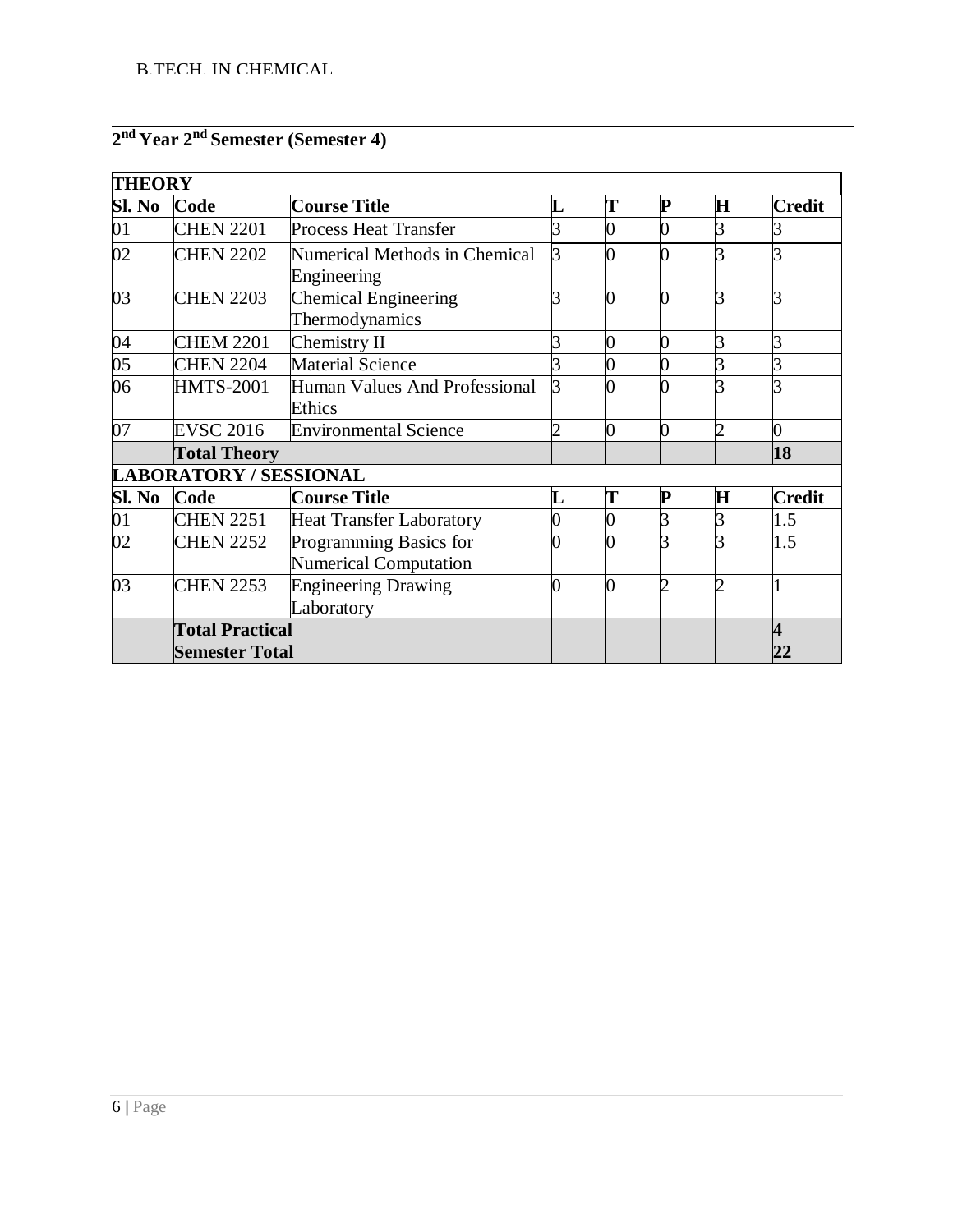## 2nd Year 2nd Semester (Semester 4)

| **THEORY** | | | | | | | |
|---|---|---|---|---|---|---|---|
| **Sl. No** | **Code** | **Course Title** | **L** | **T** | **P** | **H** | **Credit** |
| 01 | CHEN 2201 | Process Heat Transfer | 3 | 0 | 0 | 3 | 3 |
| 02 | CHEN 2202 | Numerical Methods in Chemical Engineering | 3 | 0 | 0 | 3 | 3 |
| 03 | CHEN 2203 | Chemical Engineering Thermodynamics | 3 | 0 | 0 | 3 | 3 |
| 04 | CHEM 2201 | Chemistry II | 3 | 0 | 0 | 3 | 3 |
| 05 | CHEN 2204 | Material Science | 3 | 0 | 0 | 3 | 3 |
| 06 | HMTS-2001 | Human Values And Professional Ethics | 3 | 0 | 0 | 3 | 3 |
| 07 | EVSC 2016 | Environmental Science | 2 | 0 | 0 | 2 | 0 |
| | **Total Theory** | | | | | | **18** |
| **LABORATORY / SESSIONAL** | | | | | | | |
| **Sl. No** | **Code** | **Course Title** | **L** | **T** | **P** | **H** | **Credit** |
| 01 | CHEN 2251 | Heat Transfer Laboratory | 0 | 0 | 3 | 3 | 1.5 |
| 02 | CHEN 2252 | Programming Basics for Numerical Computation | 0 | 0 | 3 | 3 | 1.5 |
| 03 | CHEN 2253 | Engineering Drawing Laboratory | 0 | 0 | 2 | 2 | 1 |
| | **Total Practical** | | | | | | **4** |
| | **Semester Total** | | | | | | **22** |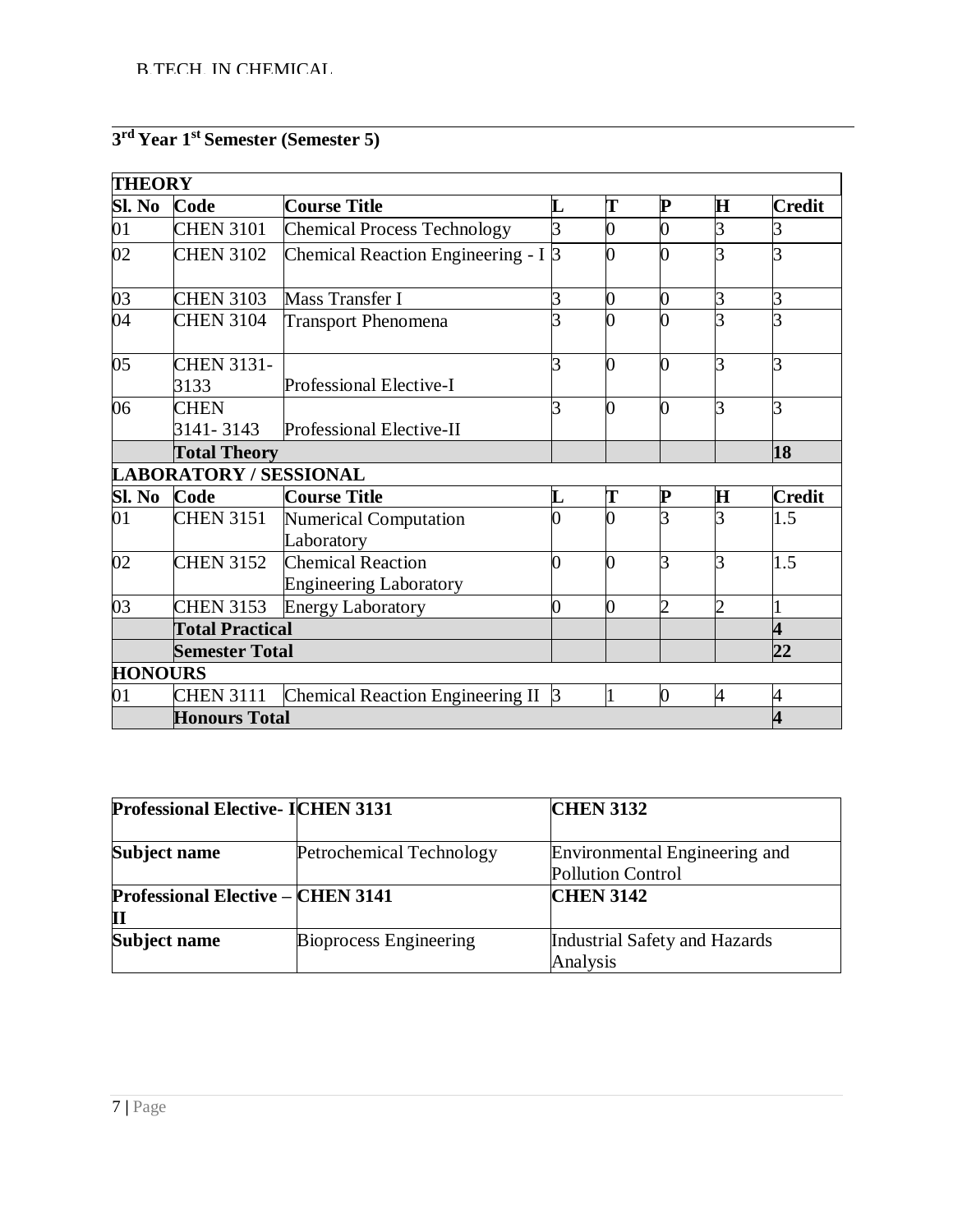## 3rd Year 1st Semester (Semester 5)

| THEORY | | | | | | | |
|---|---|---|---|---|---|---|---|
| **Sl. No** | **Code** | **Course Title** | **L** | **T** | **P** | **H** | **Credit** |
| 01 | CHEN 3101 | Chemical Process Technology | 3 | 0 | 0 | 3 | 3 |
| 02 | CHEN 3102 | Chemical Reaction Engineering - I | 3 | 0 | 0 | 3 | 3 |
| 03 | CHEN 3103 | Mass Transfer I | 3 | 0 | 0 | 3 | 3 |
| 04 | CHEN 3104 | Transport Phenomena | 3 | 0 | 0 | 3 | 3 |
| 05 | CHEN 3131-3133 | Professional Elective-I | 3 | 0 | 0 | 3 | 3 |
| 06 | CHEN 3141- 3143 | Professional Elective-II | 3 | 0 | 0 | 3 | 3 |
| | **Total Theory** | | | | | | **18** |
| **LABORATORY / SESSIONAL** | | | | | | | |
| **Sl. No** | **Code** | **Course Title** | **L** | **T** | **P** | **H** | **Credit** |
| 01 | CHEN 3151 | Numerical Computation Laboratory | 0 | 0 | 3 | 3 | 1.5 |
| 02 | CHEN 3152 | Chemical Reaction Engineering Laboratory | 0 | 0 | 3 | 3 | 1.5 |
| 03 | CHEN 3153 | Energy Laboratory | 0 | 0 | 2 | 2 | 1 |
| | **Total Practical** | | | | | | **4** |
| | **Semester Total** | | | | | | **22** |
| **HONOURS** | | | | | | | |
| 01 | CHEN 3111 | Chemical Reaction Engineering II | 3 | 1 | 0 | 4 | 4 |
| | **Honours Total** | | | | | | **4** |

| **Professional Elective- I** | **CHEN 3131** | **CHEN 3132** |
|---|---|---|
| **Subject name** | Petrochemical Technology | Environmental Engineering and Pollution Control |
| **Professional Elective – II** | **CHEN 3141** | **CHEN 3142** |
| **Subject name** | Bioprocess Engineering | Industrial Safety and Hazards Analysis |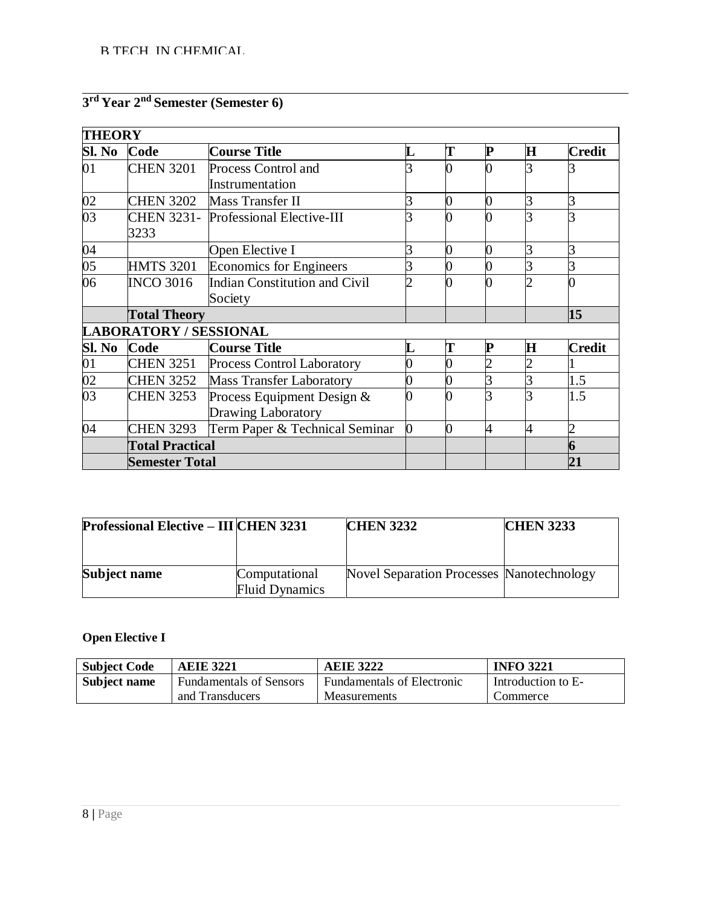## 3rd Year 2nd Semester (Semester 6)

| THEORY | | | | | | | |
|---|---|---|---|---|---|---|---|
| **Sl. No** | **Code** | **Course Title** | **L** | **T** | **P** | **H** | **Credit** |
| 01 | CHEN 3201 | Process Control and Instrumentation | 3 | 0 | 0 | 3 | 3 |
| 02 | CHEN 3202 | Mass Transfer II | 3 | 0 | 0 | 3 | 3 |
| 03 | CHEN 3231-3233 | Professional Elective-III | 3 | 0 | 0 | 3 | 3 |
| 04 | | Open Elective I | 3 | 0 | 0 | 3 | 3 |
| 05 | HMTS 3201 | Economics for Engineers | 3 | 0 | 0 | 3 | 3 |
| 06 | INCO 3016 | Indian Constitution and Civil Society | 2 | 0 | 0 | 2 | 0 |
| | **Total Theory** | | | | | | **15** |
| **LABORATORY / SESSIONAL** | | | | | | | |
| **Sl. No** | **Code** | **Course Title** | **L** | **T** | **P** | **H** | **Credit** |
| 01 | CHEN 3251 | Process Control Laboratory | 0 | 0 | 2 | 2 | 1 |
| 02 | CHEN 3252 | Mass Transfer Laboratory | 0 | 0 | 3 | 3 | 1.5 |
| 03 | CHEN 3253 | Process Equipment Design & Drawing Laboratory | 0 | 0 | 3 | 3 | 1.5 |
| 04 | CHEN 3293 | Term Paper & Technical Seminar | 0 | 0 | 4 | 4 | 2 |
| | **Total Practical** | | | | | | **6** |
| | **Semester Total** | | | | | | **21** |

| **Professional Elective – III** | **CHEN 3231** | **CHEN 3232** | **CHEN 3233** |
|---|---|---|---|
| **Subject name** | Computational Fluid Dynamics | Novel Separation Processes | Nanotechnology |

**Open Elective I**

| **Subject Code** | **AEIE 3221** | **AEIE 3222** | **INFO 3221** |
|---|---|---|---|
| **Subject name** | Fundamentals of Sensors and Transducers | Fundamentals of Electronic Measurements | Introduction to E-Commerce |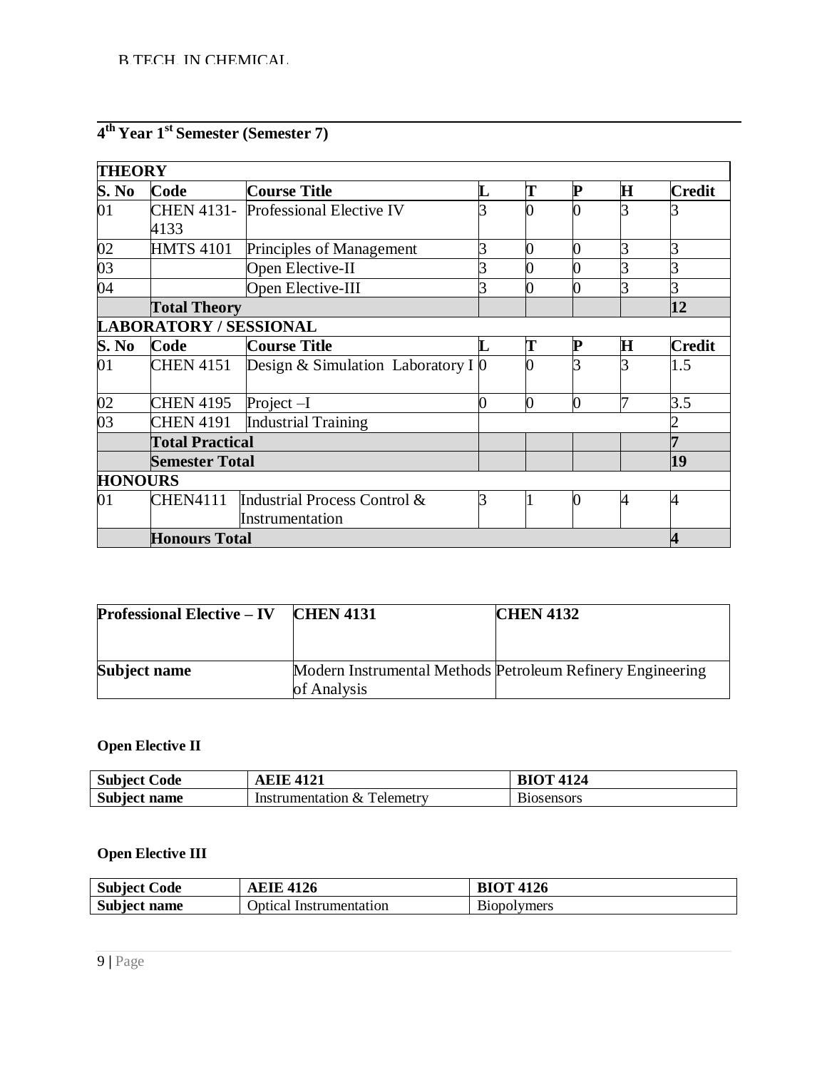## $4^{th}$ Year $1^{st}$ Semester (Semester 7)

| **THEORY** | | | | | | | |
|---|---|---|---|---|---|---|---|
| **S. No** | **Code** | **Course Title** | **L** | **T** | **P** | **H** | **Credit** |
| 01 | CHEN 4131-4133 | Professional Elective IV | 3 | 0 | 0 | 3 | 3 |
| 02 | HMTS 4101 | Principles of Management | 3 | 0 | 0 | 3 | 3 |
| 03 | | Open Elective-II | 3 | 0 | 0 | 3 | 3 |
| 04 | | Open Elective-III | 3 | 0 | 0 | 3 | 3 |
| | **Total Theory** | | | | | | **12** |
| **LABORATORY / SESSIONAL** | | | | | | | |
| **S. No** | **Code** | **Course Title** | **L** | **T** | **P** | **H** | **Credit** |
| 01 | CHEN 4151 | Design & Simulation Laboratory I | 0 | 0 | 3 | 3 | 1.5 |
| 02 | CHEN 4195 | Project –I | 0 | 0 | 0 | 7 | 3.5 |
| 03 | CHEN 4191 | Industrial Training | | | | | 2 |
| | **Total Practical** | | | | | | **7** |
| | **Semester Total** | | | | | | **19** |
| **HONOURS** | | | | | | | |
| 01 | CHEN4111 | Industrial Process Control & Instrumentation | 3 | 1 | 0 | 4 | 4 |
| | **Honours Total** | | | | | | **4** |

| **Professional Elective – IV** | **CHEN 4131** | **CHEN 4132** |
|---|---|---|
| **Subject name** | Modern Instrumental Methods of Analysis | Petroleum Refinery Engineering |

**Open Elective II**

| **Subject Code** | **AEIE 4121** | **BIOT 4124** |
|---|---|---|
| **Subject name** | Instrumentation & Telemetry | Biosensors |

**Open Elective III**

| **Subject Code** | **AEIE 4126** | **BIOT 4126** |
|---|---|---|
| **Subject name** | Optical Instrumentation | Biopolymers |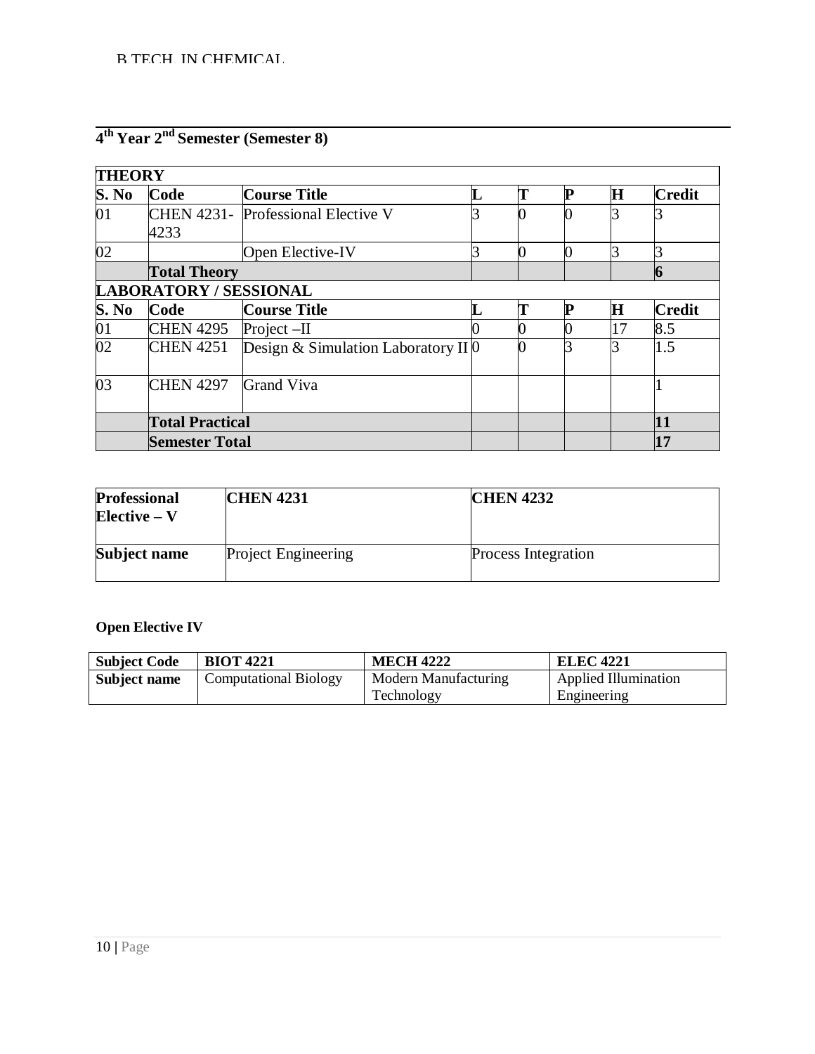## 4th Year 2nd Semester (Semester 8)

| THEORY | | | | | | | |
|---|---|---|---|---|---|---|---|
| **S. No** | **Code** | **Course Title** | **L** | **T** | **P** | **H** | **Credit** |
| 01 | CHEN 4231-4233 | Professional Elective V | 3 | 0 | 0 | 3 | 3 |
| 02 | | Open Elective-IV | 3 | 0 | 0 | 3 | 3 |
| | **Total Theory** | | | | | | **6** |
| **LABORATORY / SESSIONAL** | | | | | | | |
| **S. No** | **Code** | **Course Title** | **L** | **T** | **P** | **H** | **Credit** |
| 01 | CHEN 4295 | Project –II | 0 | 0 | 0 | 17 | 8.5 |
| 02 | CHEN 4251 | Design & Simulation Laboratory II | 0 | 0 | 3 | 3 | 1.5 |
| 03 | CHEN 4297 | Grand Viva | | | | | 1 |
| | **Total Practical** | | | | | | **11** |
| | **Semester Total** | | | | | | **17** |

| **Professional Elective – V** | **CHEN 4231** | **CHEN 4232** |
|---|---|---|
| **Subject name** | Project Engineering | Process Integration |

**Open Elective IV**

| **Subject Code** | **BIOT 4221** | **MECH 4222** | **ELEC 4221** |
|---|---|---|---|
| **Subject name** | Computational Biology | Modern Manufacturing Technology | Applied Illumination Engineering |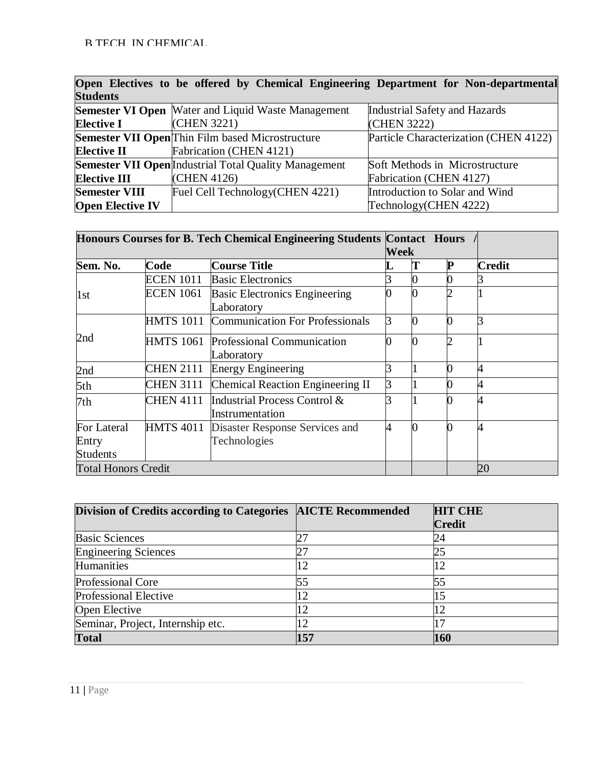| Open Electives to be offered by Chemical Engineering Department for Non-departmental Students | | |
|---|---|---|
| **Semester VI Open Elective I** | Water and Liquid Waste Management (CHEN 3221) | Industrial Safety and Hazards (CHEN 3222) |
| **Semester VII Open Elective II** | Thin Film based Microstructure Fabrication (CHEN 4121) | Particle Characterization (CHEN 4122) |
| **Semester VII Open Elective III** | Industrial Total Quality Management (CHEN 4126) | Soft Methods in Microstructure Fabrication (CHEN 4127) |
| **Semester VIII Open Elective IV** | Fuel Cell Technology(CHEN 4221) | Introduction to Solar and Wind Technology(CHEN 4222) |

| **Honours Courses for B. Tech Chemical Engineering Students** | | | **Contact Hours / Week** | | | |
|---|---|---|---|---|---|---|
| **Sem. No.** | **Code** | **Course Title** | **L** | **T** | **P** | **Credit** |
| 1st | ECEN 1011 | Basic Electronics | 3 | 0 | 0 | 3 |
| | ECEN 1061 | Basic Electronics Engineering Laboratory | 0 | 0 | 2 | 1 |
| 2nd | HMTS 1011 | Communication For Professionals | 3 | 0 | 0 | 3 |
| | HMTS 1061 | Professional Communication Laboratory | 0 | 0 | 2 | 1 |
| 2nd | CHEN 2111 | Energy Engineering | 3 | 1 | 0 | 4 |
| 5th | CHEN 3111 | Chemical Reaction Engineering II | 3 | 1 | 0 | 4 |
| 7th | CHEN 4111 | Industrial Process Control & Instrumentation | 3 | 1 | 0 | 4 |
| For Lateral Entry Students | HMTS 4011 | Disaster Response Services and Technologies | 4 | 0 | 0 | 4 |
| Total Honors Credit | | | | | | 20 |

| **Division of Credits according to Categories** | **AICTE Recommended** | **HIT CHE Credit** |
|---|---|---|
| Basic Sciences | 27 | 24 |
| Engineering Sciences | 27 | 25 |
| Humanities | 12 | 12 |
| Professional Core | 55 | 55 |
| Professional Elective | 12 | 15 |
| Open Elective | 12 | 12 |
| Seminar, Project, Internship etc. | 12 | 17 |
| **Total** | **157** | **160** |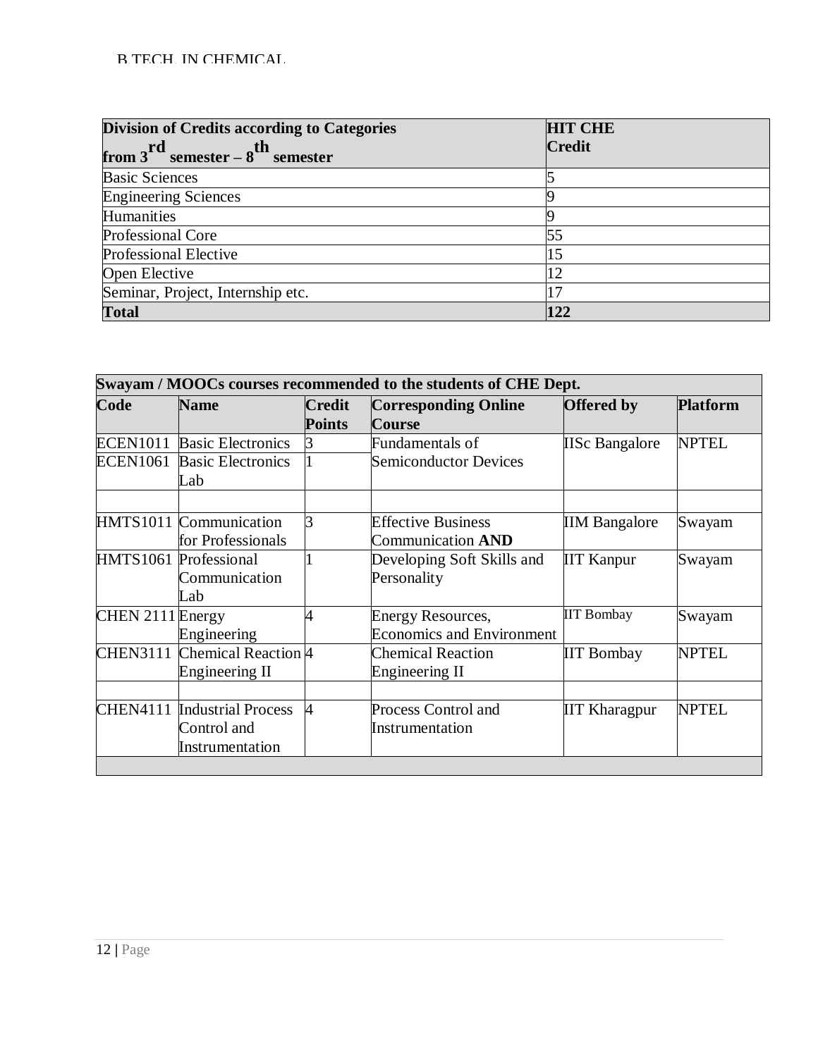| Division of Credits according to Categories from 3rd semester – 8th semester | HIT CHE Credit |
|---|---|
| Basic Sciences | 5 |
| Engineering Sciences | 9 |
| Humanities | 9 |
| Professional Core | 55 |
| Professional Elective | 15 |
| Open Elective | 12 |
| Seminar, Project, Internship etc. | 17 |
| **Total** | **122** |

**Swayam / MOOCs courses recommended to the students of CHE Dept.**

| Code | Name | Credit Points | Corresponding Online Course | Offered by | Platform |
|---|---|---|---|---|---|
| ECEN1011 | Basic Electronics | 3 | Fundamentals of Semiconductor Devices | IISc Bangalore | NPTEL |
| ECEN1061 | Basic Electronics Lab | 1 | | | |
| | | | | | |
| HMTS1011 | Communication for Professionals | 3 | Effective Business Communication **AND** | IIM Bangalore | Swayam |
| HMTS1061 | Professional Communication Lab | 1 | Developing Soft Skills and Personality | IIT Kanpur | Swayam |
| CHEN 2111 | Energy Engineering | 4 | Energy Resources, Economics and Environment | IIT Bombay | Swayam |
| CHEN3111 | Chemical Reaction Engineering II | 4 | Chemical Reaction Engineering II | IIT Bombay | NPTEL |
| | | | | | |
| CHEN4111 | Industrial Process Control and Instrumentation | 4 | Process Control and Instrumentation | IIT Kharagpur | NPTEL |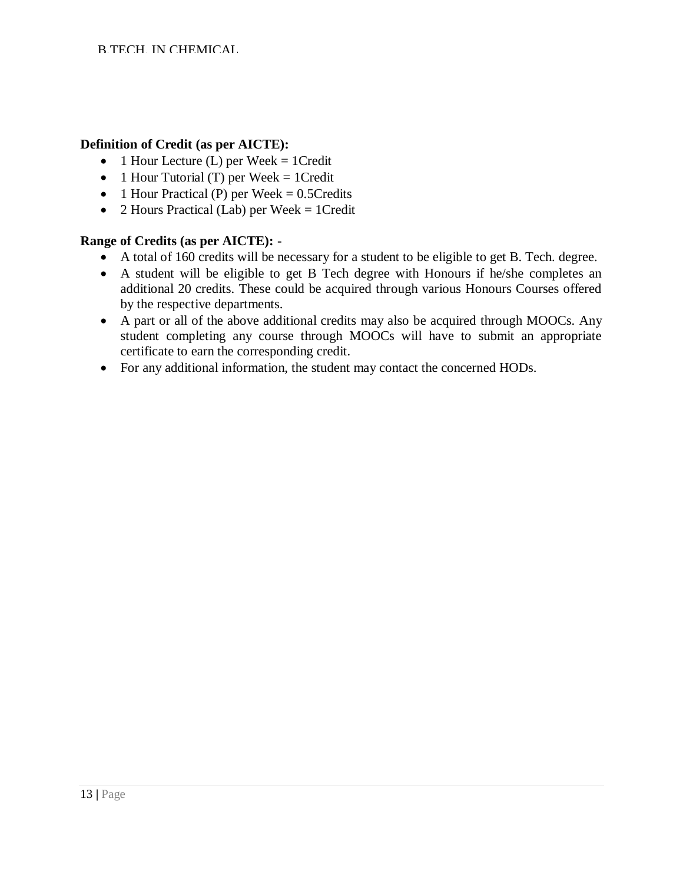**Definition of Credit (as per AICTE):**

- 1 Hour Lecture (L) per Week = 1Credit
- 1 Hour Tutorial (T) per Week = 1Credit
- 1 Hour Practical (P) per Week = 0.5Credits
- 2 Hours Practical (Lab) per Week = 1Credit

**Range of Credits (as per AICTE): -**

- A total of 160 credits will be necessary for a student to be eligible to get B. Tech. degree.
- A student will be eligible to get B Tech degree with Honours if he/she completes an additional 20 credits. These could be acquired through various Honours Courses offered by the respective departments.
- A part or all of the above additional credits may also be acquired through MOOCs. Any student completing any course through MOOCs will have to submit an appropriate certificate to earn the corresponding credit.
- For any additional information, the student may contact the concerned HODs.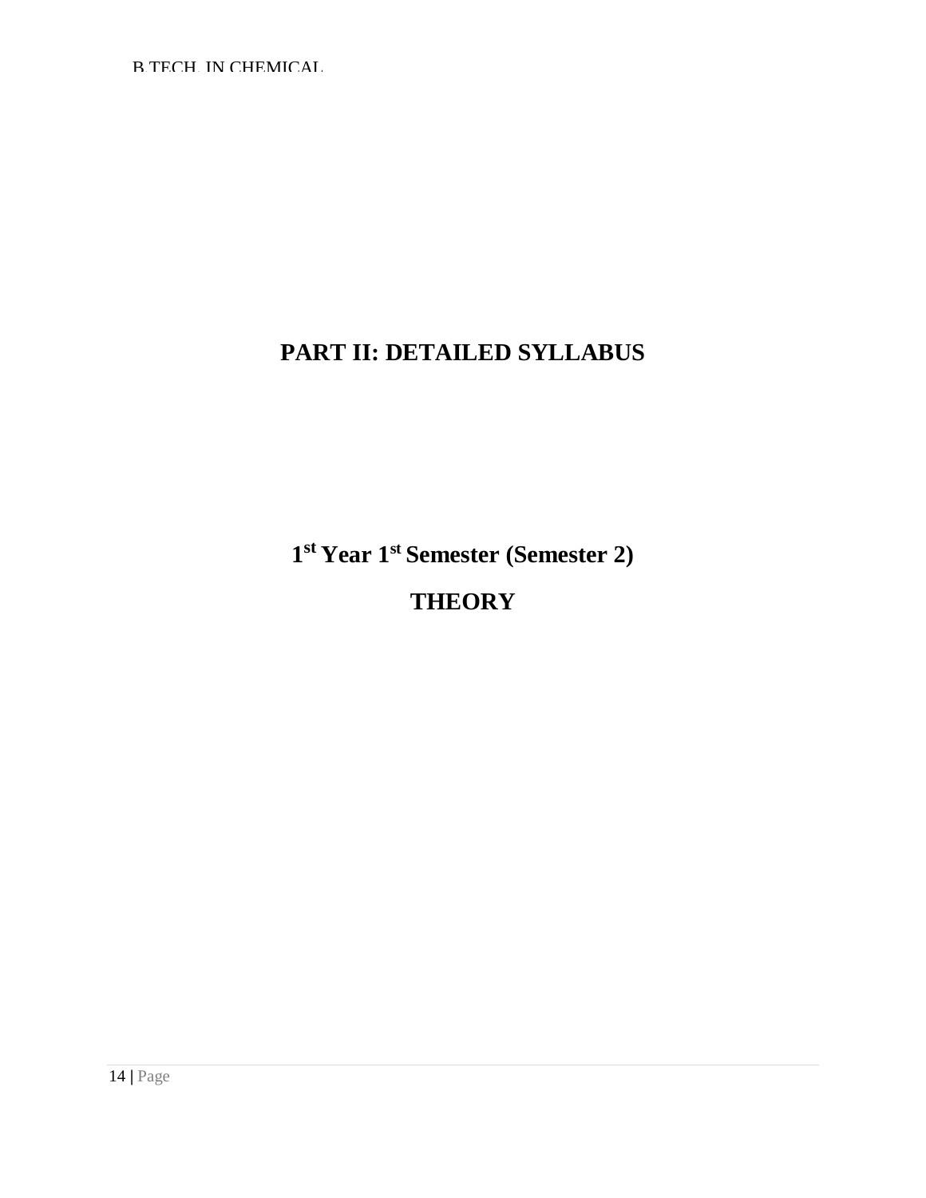# PART II: DETAILED SYLLABUS

## 1st Year 1st Semester (Semester 2)

## THEORY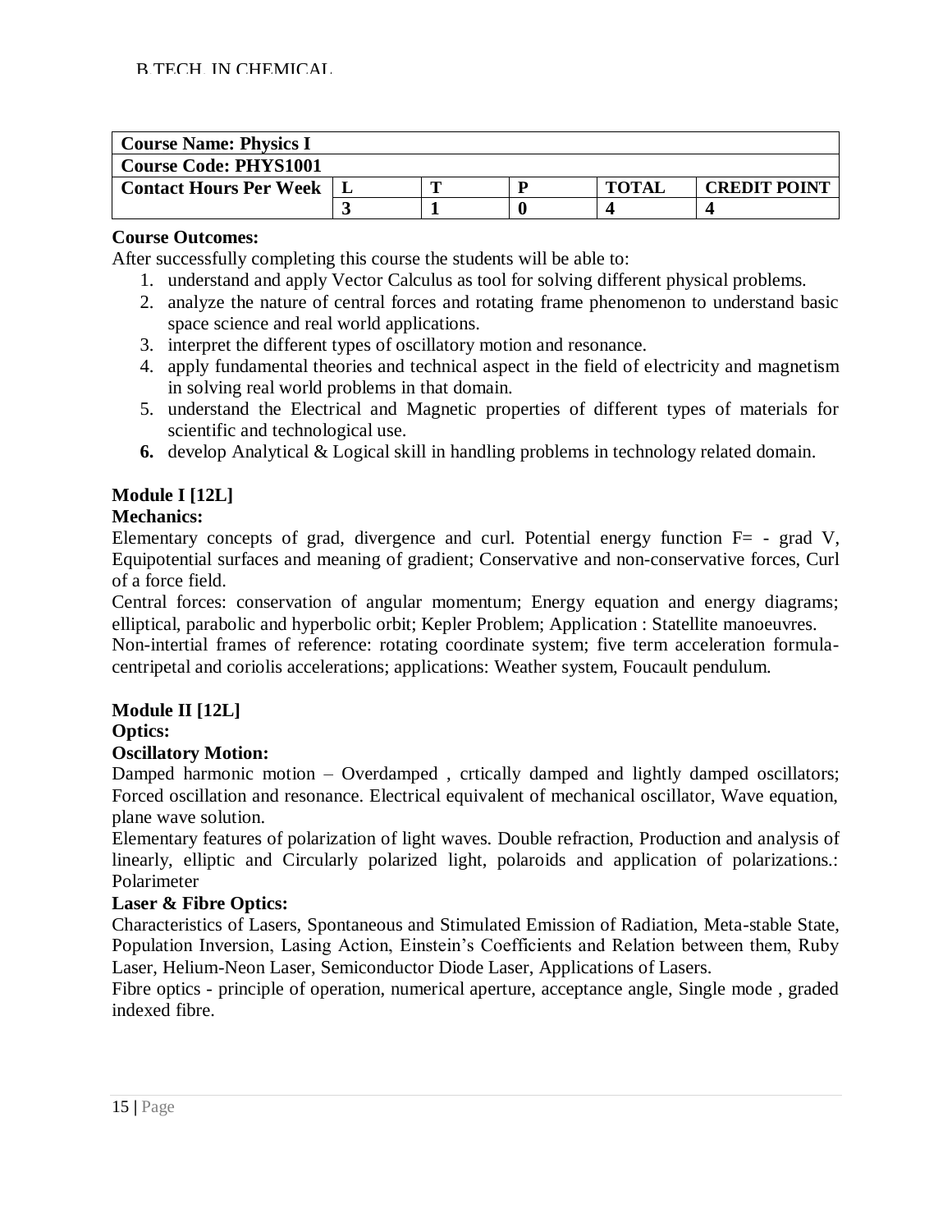B.TECH. IN CHEMICAL

| Course Name: Physics I | | | | | |
|---|---|---|---|---|---|
| Course Code: PHYS1001 | | | | | |
| Contact Hours Per Week | L | T | P | TOTAL | CREDIT POINT |
| | 3 | 1 | 0 | 4 | 4 |

**Course Outcomes:**

After successfully completing this course the students will be able to:

1. understand and apply Vector Calculus as tool for solving different physical problems.
2. analyze the nature of central forces and rotating frame phenomenon to understand basic space science and real world applications.
3. interpret the different types of oscillatory motion and resonance.
4. apply fundamental theories and technical aspect in the field of electricity and magnetism in solving real world problems in that domain.
5. understand the Electrical and Magnetic properties of different types of materials for scientific and technological use.
6. develop Analytical & Logical skill in handling problems in technology related domain.

**Module I [12L]**

**Mechanics:**

Elementary concepts of grad, divergence and curl. Potential energy function F= - grad V, Equipotential surfaces and meaning of gradient; Conservative and non-conservative forces, Curl of a force field.

Central forces: conservation of angular momentum; Energy equation and energy diagrams; elliptical, parabolic and hyperbolic orbit; Kepler Problem; Application : Statellite manoeuvres.

Non-intertial frames of reference: rotating coordinate system; five term acceleration formula-centripetal and coriolis accelerations; applications: Weather system, Foucault pendulum.

**Module II [12L]**

**Optics:**

**Oscillatory Motion:**

Damped harmonic motion – Overdamped , crtically damped and lightly damped oscillators; Forced oscillation and resonance. Electrical equivalent of mechanical oscillator, Wave equation, plane wave solution.

Elementary features of polarization of light waves. Double refraction, Production and analysis of linearly, elliptic and Circularly polarized light, polaroids and application of polarizations.: Polarimeter

**Laser & Fibre Optics:**

Characteristics of Lasers, Spontaneous and Stimulated Emission of Radiation, Meta-stable State, Population Inversion, Lasing Action, Einstein's Coefficients and Relation between them, Ruby Laser, Helium-Neon Laser, Semiconductor Diode Laser, Applications of Lasers.

Fibre optics - principle of operation, numerical aperture, acceptance angle, Single mode , graded indexed fibre.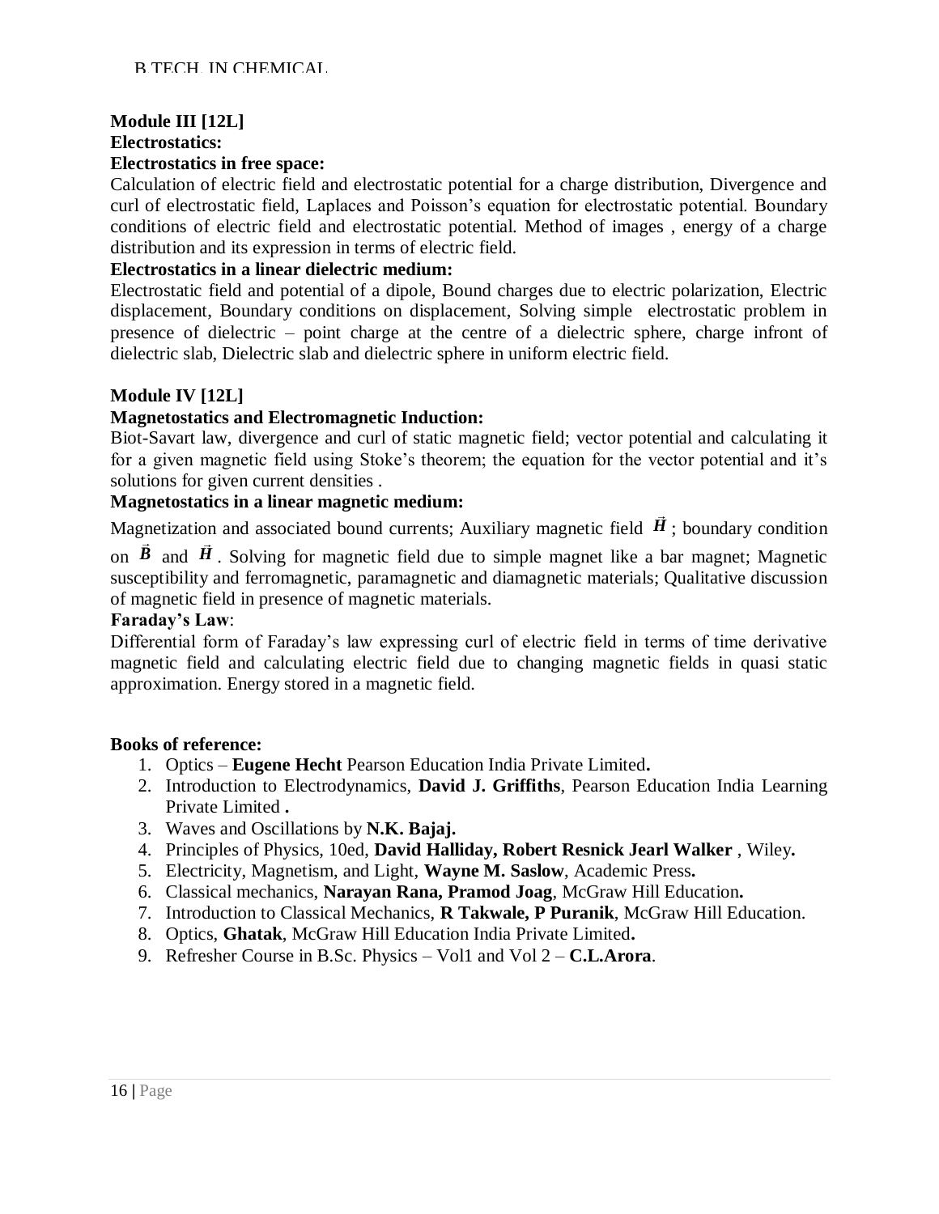**Module III [12L]**

**Electrostatics:**

**Electrostatics in free space:**

Calculation of electric field and electrostatic potential for a charge distribution, Divergence and curl of electrostatic field, Laplaces and Poisson's equation for electrostatic potential. Boundary conditions of electric field and electrostatic potential. Method of images , energy of a charge distribution and its expression in terms of electric field.

**Electrostatics in a linear dielectric medium:**

Electrostatic field and potential of a dipole, Bound charges due to electric polarization, Electric displacement, Boundary conditions on displacement, Solving simple electrostatic problem in presence of dielectric – point charge at the centre of a dielectric sphere, charge infront of dielectric slab, Dielectric slab and dielectric sphere in uniform electric field.

**Module IV [12L]**

**Magnetostatics and Electromagnetic Induction:**

Biot-Savart law, divergence and curl of static magnetic field; vector potential and calculating it for a given magnetic field using Stoke's theorem; the equation for the vector potential and it's solutions for given current densities .

**Magnetostatics in a linear magnetic medium:**

Magnetization and associated bound currents; Auxiliary magnetic field $\vec{H}$ ; boundary condition on $\vec{B}$ and $\vec{H}$ . Solving for magnetic field due to simple magnet like a bar magnet; Magnetic susceptibility and ferromagnetic, paramagnetic and diamagnetic materials; Qualitative discussion of magnetic field in presence of magnetic materials.

**Faraday's Law**:

Differential form of Faraday's law expressing curl of electric field in terms of time derivative magnetic field and calculating electric field due to changing magnetic fields in quasi static approximation. Energy stored in a magnetic field.

**Books of reference:**

1. Optics – **Eugene Hecht** Pearson Education India Private Limited**.**
2. Introduction to Electrodynamics, **David J. Griffiths**, Pearson Education India Learning Private Limited **.**
3. Waves and Oscillations by **N.K. Bajaj.**
4. Principles of Physics, 10ed, **David Halliday, Robert Resnick Jearl Walker** , Wiley**.**
5. Electricity, Magnetism, and Light, **Wayne M. Saslow**, Academic Press**.**
6. Classical mechanics, **Narayan Rana, Pramod Joag**, McGraw Hill Education**.**
7. Introduction to Classical Mechanics, **R Takwale, P Puranik**, McGraw Hill Education.
8. Optics, **Ghatak**, McGraw Hill Education India Private Limited**.**
9. Refresher Course in B.Sc. Physics – Vol1 and Vol 2 – **C.L.Arora**.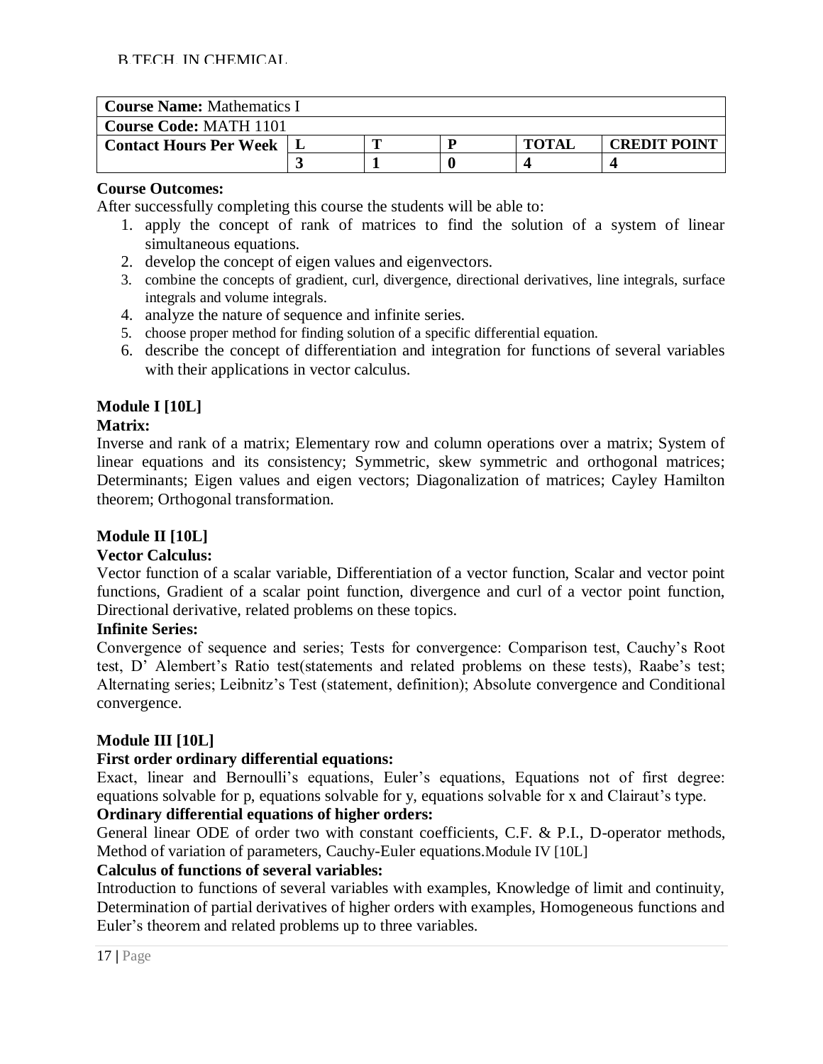B.TECH. IN CHEMICAL

| **Course Name:** Mathematics I | | | | | |
|---|---|---|---|---|---|
| **Course Code:** MATH 1101 | | | | | |
| **Contact Hours Per Week** | **L** | **T** | **P** | **TOTAL** | **CREDIT POINT** |
| | **3** | **1** | **0** | **4** | **4** |

**Course Outcomes:**

After successfully completing this course the students will be able to:

1. apply the concept of rank of matrices to find the solution of a system of linear simultaneous equations.
2. develop the concept of eigen values and eigenvectors.
3. combine the concepts of gradient, curl, divergence, directional derivatives, line integrals, surface integrals and volume integrals.
4. analyze the nature of sequence and infinite series.
5. choose proper method for finding solution of a specific differential equation.
6. describe the concept of differentiation and integration for functions of several variables with their applications in vector calculus.

**Module I [10L]**

**Matrix:**

Inverse and rank of a matrix; Elementary row and column operations over a matrix; System of linear equations and its consistency; Symmetric, skew symmetric and orthogonal matrices; Determinants; Eigen values and eigen vectors; Diagonalization of matrices; Cayley Hamilton theorem; Orthogonal transformation.

**Module II [10L]**

**Vector Calculus:**

Vector function of a scalar variable, Differentiation of a vector function, Scalar and vector point functions, Gradient of a scalar point function, divergence and curl of a vector point function, Directional derivative, related problems on these topics.

**Infinite Series:**

Convergence of sequence and series; Tests for convergence: Comparison test, Cauchy's Root test, D' Alembert's Ratio test(statements and related problems on these tests), Raabe's test; Alternating series; Leibnitz's Test (statement, definition); Absolute convergence and Conditional convergence.

**Module III [10L]**

**First order ordinary differential equations:**

Exact, linear and Bernoulli's equations, Euler's equations, Equations not of first degree: equations solvable for p, equations solvable for y, equations solvable for x and Clairaut's type.

**Ordinary differential equations of higher orders:**

General linear ODE of order two with constant coefficients, C.F. & P.I., D-operator methods, Method of variation of parameters, Cauchy-Euler equations.Module IV [10L]

**Calculus of functions of several variables:**

Introduction to functions of several variables with examples, Knowledge of limit and continuity, Determination of partial derivatives of higher orders with examples, Homogeneous functions and Euler's theorem and related problems up to three variables.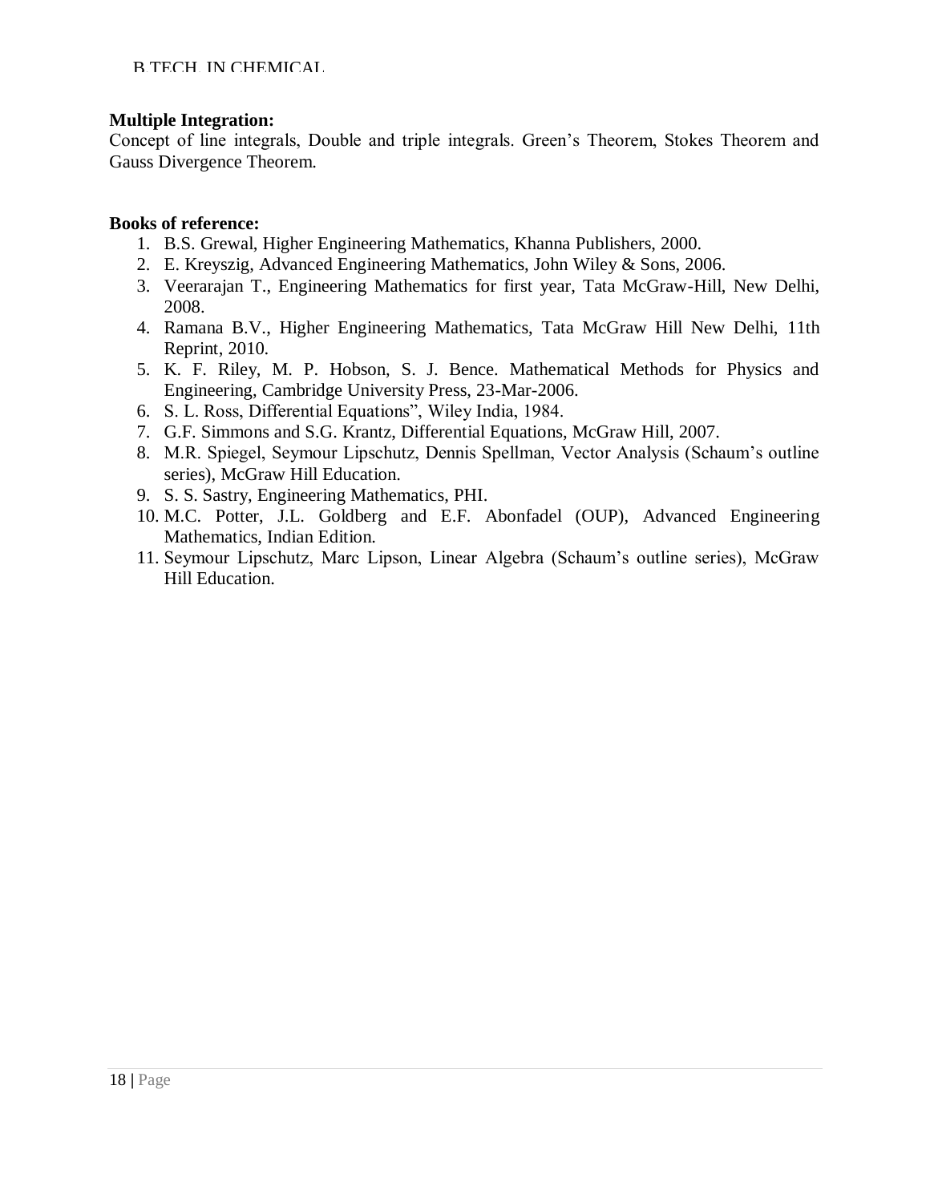**Multiple Integration:**
Concept of line integrals, Double and triple integrals. Green's Theorem, Stokes Theorem and Gauss Divergence Theorem.

**Books of reference:**

1. B.S. Grewal, Higher Engineering Mathematics, Khanna Publishers, 2000.
2. E. Kreyszig, Advanced Engineering Mathematics, John Wiley & Sons, 2006.
3. Veerarajan T., Engineering Mathematics for first year, Tata McGraw-Hill, New Delhi, 2008.
4. Ramana B.V., Higher Engineering Mathematics, Tata McGraw Hill New Delhi, 11th Reprint, 2010.
5. K. F. Riley, M. P. Hobson, S. J. Bence. Mathematical Methods for Physics and Engineering, Cambridge University Press, 23-Mar-2006.
6. S. L. Ross, Differential Equations", Wiley India, 1984.
7. G.F. Simmons and S.G. Krantz, Differential Equations, McGraw Hill, 2007.
8. M.R. Spiegel, Seymour Lipschutz, Dennis Spellman, Vector Analysis (Schaum's outline series), McGraw Hill Education.
9. S. S. Sastry, Engineering Mathematics, PHI.
10. M.C. Potter, J.L. Goldberg and E.F. Abonfadel (OUP), Advanced Engineering Mathematics, Indian Edition.
11. Seymour Lipschutz, Marc Lipson, Linear Algebra (Schaum's outline series), McGraw Hill Education.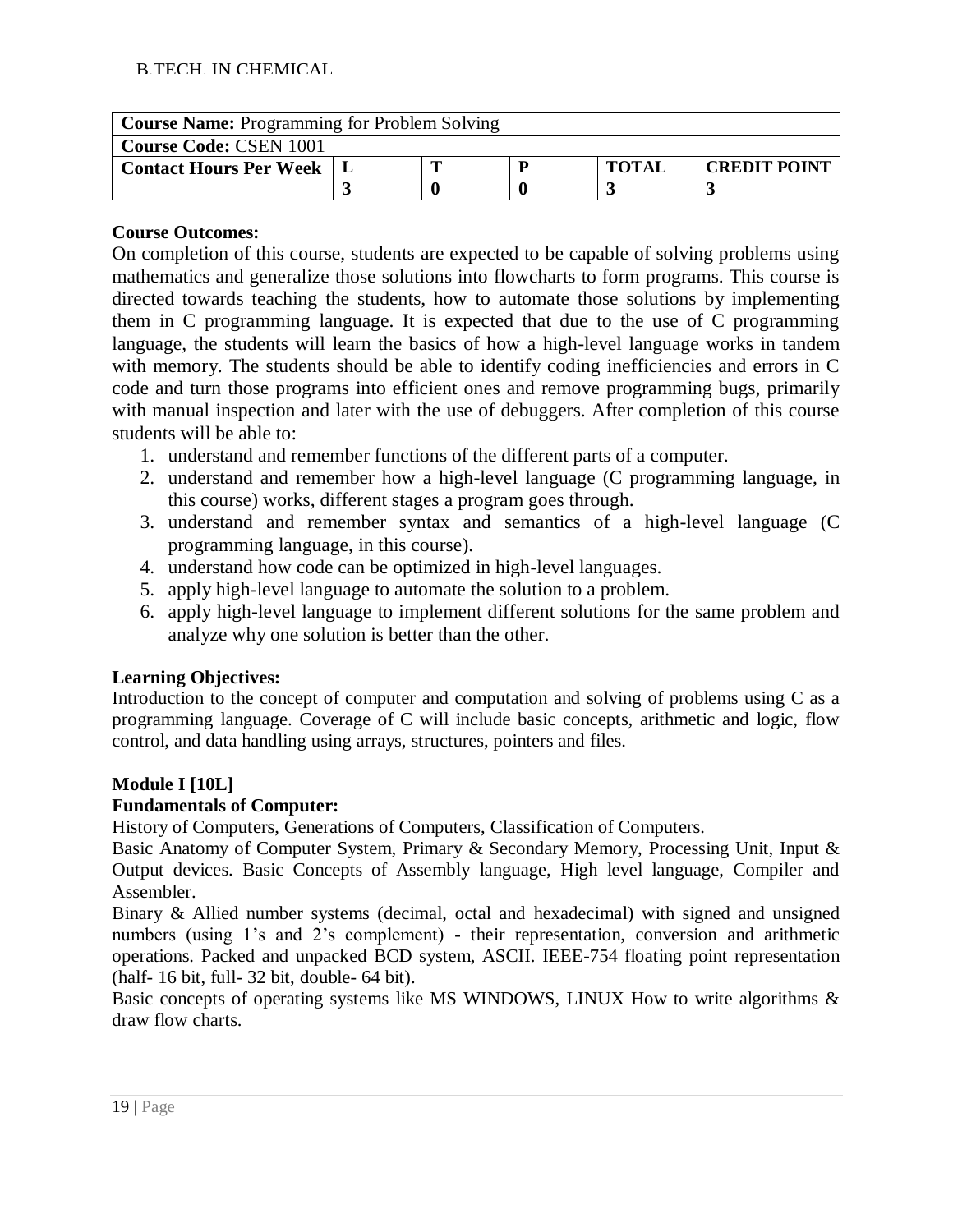| **Course Name:** Programming for Problem Solving | | | | | |
|---|---|---|---|---|---|
| **Course Code:** CSEN 1001 | | | | | |
| **Contact Hours Per Week** | **L** | **T** | **P** | **TOTAL** | **CREDIT POINT** |
| | **3** | **0** | **0** | **3** | **3** |

**Course Outcomes:**

On completion of this course, students are expected to be capable of solving problems using mathematics and generalize those solutions into flowcharts to form programs. This course is directed towards teaching the students, how to automate those solutions by implementing them in C programming language. It is expected that due to the use of C programming language, the students will learn the basics of how a high-level language works in tandem with memory. The students should be able to identify coding inefficiencies and errors in C code and turn those programs into efficient ones and remove programming bugs, primarily with manual inspection and later with the use of debuggers. After completion of this course students will be able to:

1. understand and remember functions of the different parts of a computer.
2. understand and remember how a high-level language (C programming language, in this course) works, different stages a program goes through.
3. understand and remember syntax and semantics of a high-level language (C programming language, in this course).
4. understand how code can be optimized in high-level languages.
5. apply high-level language to automate the solution to a problem.
6. apply high-level language to implement different solutions for the same problem and analyze why one solution is better than the other.

**Learning Objectives:**

Introduction to the concept of computer and computation and solving of problems using C as a programming language. Coverage of C will include basic concepts, arithmetic and logic, flow control, and data handling using arrays, structures, pointers and files.

**Module I [10L]**

**Fundamentals of Computer:**

History of Computers, Generations of Computers, Classification of Computers.

Basic Anatomy of Computer System, Primary & Secondary Memory, Processing Unit, Input & Output devices. Basic Concepts of Assembly language, High level language, Compiler and Assembler.

Binary & Allied number systems (decimal, octal and hexadecimal) with signed and unsigned numbers (using 1's and 2's complement) - their representation, conversion and arithmetic operations. Packed and unpacked BCD system, ASCII. IEEE-754 floating point representation (half- 16 bit, full- 32 bit, double- 64 bit).

Basic concepts of operating systems like MS WINDOWS, LINUX How to write algorithms & draw flow charts.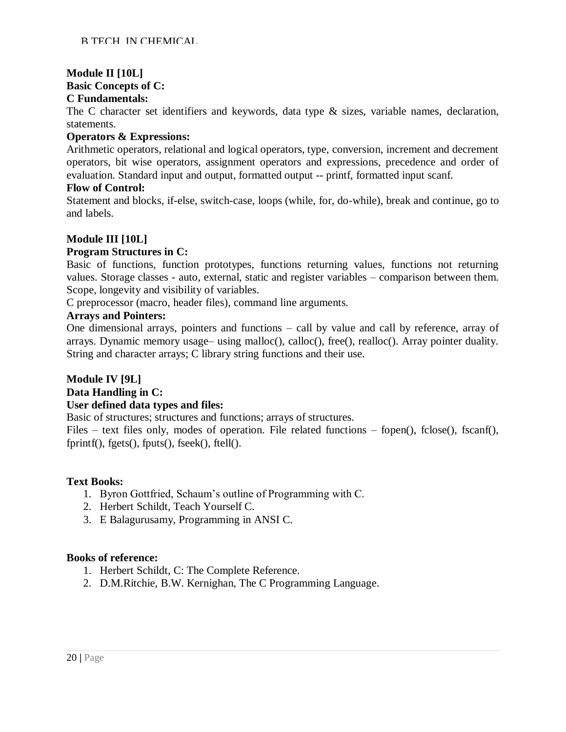**Module II [10L]**

**Basic Concepts of C:**

**C Fundamentals:**

The C character set identifiers and keywords, data type & sizes, variable names, declaration, statements.

**Operators & Expressions:**

Arithmetic operators, relational and logical operators, type, conversion, increment and decrement operators, bit wise operators, assignment operators and expressions, precedence and order of evaluation. Standard input and output, formatted output -- printf, formatted input scanf.

**Flow of Control:**

Statement and blocks, if-else, switch-case, loops (while, for, do-while), break and continue, go to and labels.

**Module III [10L]**

**Program Structures in C:**

Basic of functions, function prototypes, functions returning values, functions not returning values. Storage classes - auto, external, static and register variables – comparison between them. Scope, longevity and visibility of variables.

C preprocessor (macro, header files), command line arguments.

**Arrays and Pointers:**

One dimensional arrays, pointers and functions – call by value and call by reference, array of arrays. Dynamic memory usage– using malloc(), calloc(), free(), realloc(). Array pointer duality. String and character arrays; C library string functions and their use.

**Module IV [9L]**

**Data Handling in C:**

**User defined data types and files:**

Basic of structures; structures and functions; arrays of structures.

Files – text files only, modes of operation. File related functions – fopen(), fclose(), fscanf(), fprintf(), fgets(), fputs(), fseek(), ftell().

**Text Books:**

1. Byron Gottfried, Schaum's outline of Programming with C.
2. Herbert Schildt, Teach Yourself C.
3. E Balagurusamy, Programming in ANSI C.

**Books of reference:**

1. Herbert Schildt, C: The Complete Reference.
2. D.M.Ritchie, B.W. Kernighan, The C Programming Language.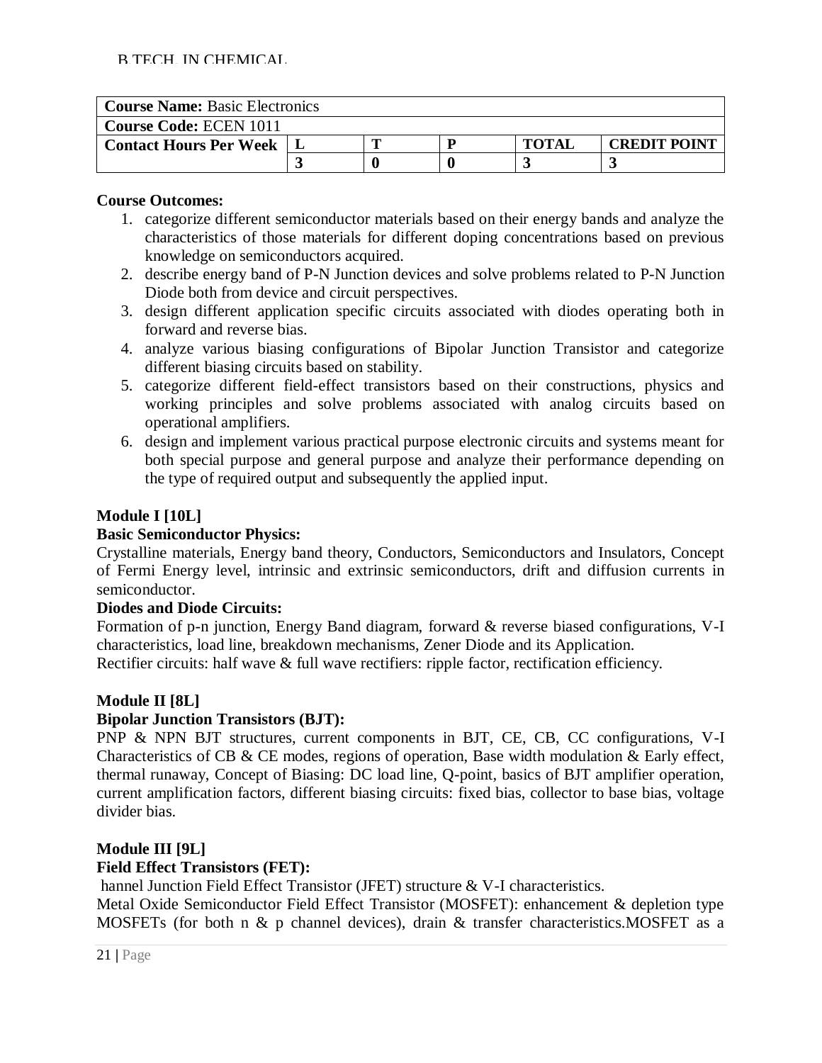| **Course Name:** Basic Electronics | | | | | |
|---|---|---|---|---|---|
| **Course Code:** ECEN 1011 | | | | | |
| **Contact Hours Per Week** | **L** | **T** | **P** | **TOTAL** | **CREDIT POINT** |
| | **3** | **0** | **0** | **3** | **3** |

**Course Outcomes:**

1. categorize different semiconductor materials based on their energy bands and analyze the characteristics of those materials for different doping concentrations based on previous knowledge on semiconductors acquired.
2. describe energy band of P-N Junction devices and solve problems related to P-N Junction Diode both from device and circuit perspectives.
3. design different application specific circuits associated with diodes operating both in forward and reverse bias.
4. analyze various biasing configurations of Bipolar Junction Transistor and categorize different biasing circuits based on stability.
5. categorize different field-effect transistors based on their constructions, physics and working principles and solve problems associated with analog circuits based on operational amplifiers.
6. design and implement various practical purpose electronic circuits and systems meant for both special purpose and general purpose and analyze their performance depending on the type of required output and subsequently the applied input.

**Module I [10L]**

**Basic Semiconductor Physics:**

Crystalline materials, Energy band theory, Conductors, Semiconductors and Insulators, Concept of Fermi Energy level, intrinsic and extrinsic semiconductors, drift and diffusion currents in semiconductor.

**Diodes and Diode Circuits:**

Formation of p-n junction, Energy Band diagram, forward & reverse biased configurations, V-I characteristics, load line, breakdown mechanisms, Zener Diode and its Application.

Rectifier circuits: half wave & full wave rectifiers: ripple factor, rectification efficiency.

**Module II [8L]**

**Bipolar Junction Transistors (BJT):**

PNP & NPN BJT structures, current components in BJT, CE, CB, CC configurations, V-I Characteristics of CB & CE modes, regions of operation, Base width modulation & Early effect, thermal runaway, Concept of Biasing: DC load line, Q-point, basics of BJT amplifier operation, current amplification factors, different biasing circuits: fixed bias, collector to base bias, voltage divider bias.

**Module III [9L]**

**Field Effect Transistors (FET):**

hannel Junction Field Effect Transistor (JFET) structure & V-I characteristics.

Metal Oxide Semiconductor Field Effect Transistor (MOSFET): enhancement & depletion type MOSFETs (for both n & p channel devices), drain & transfer characteristics.MOSFET as a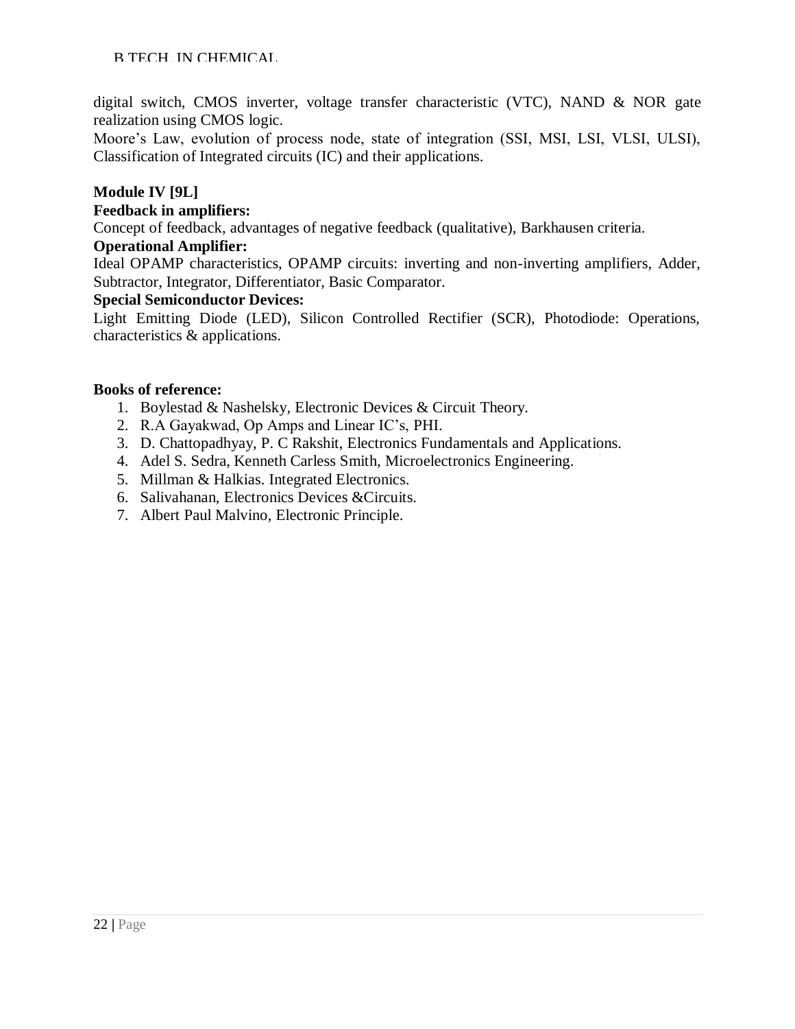digital switch, CMOS inverter, voltage transfer characteristic (VTC), NAND & NOR gate realization using CMOS logic.

Moore's Law, evolution of process node, state of integration (SSI, MSI, LSI, VLSI, ULSI), Classification of Integrated circuits (IC) and their applications.

**Module IV [9L]**

**Feedback in amplifiers:**

Concept of feedback, advantages of negative feedback (qualitative), Barkhausen criteria.

**Operational Amplifier:**

Ideal OPAMP characteristics, OPAMP circuits: inverting and non-inverting amplifiers, Adder, Subtractor, Integrator, Differentiator, Basic Comparator.

**Special Semiconductor Devices:**

Light Emitting Diode (LED), Silicon Controlled Rectifier (SCR), Photodiode: Operations, characteristics & applications.

**Books of reference:**

1. Boylestad & Nashelsky, Electronic Devices & Circuit Theory.
2. R.A Gayakwad, Op Amps and Linear IC's, PHI.
3. D. Chattopadhyay, P. C Rakshit, Electronics Fundamentals and Applications.
4. Adel S. Sedra, Kenneth Carless Smith, Microelectronics Engineering.
5. Millman & Halkias. Integrated Electronics.
6. Salivahanan, Electronics Devices &Circuits.
7. Albert Paul Malvino, Electronic Principle.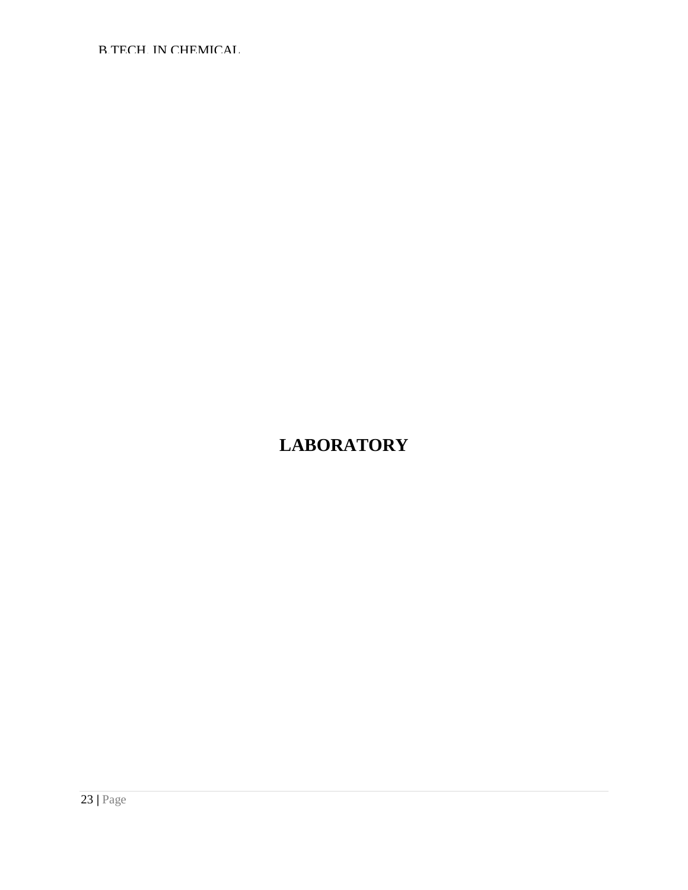# LABORATORY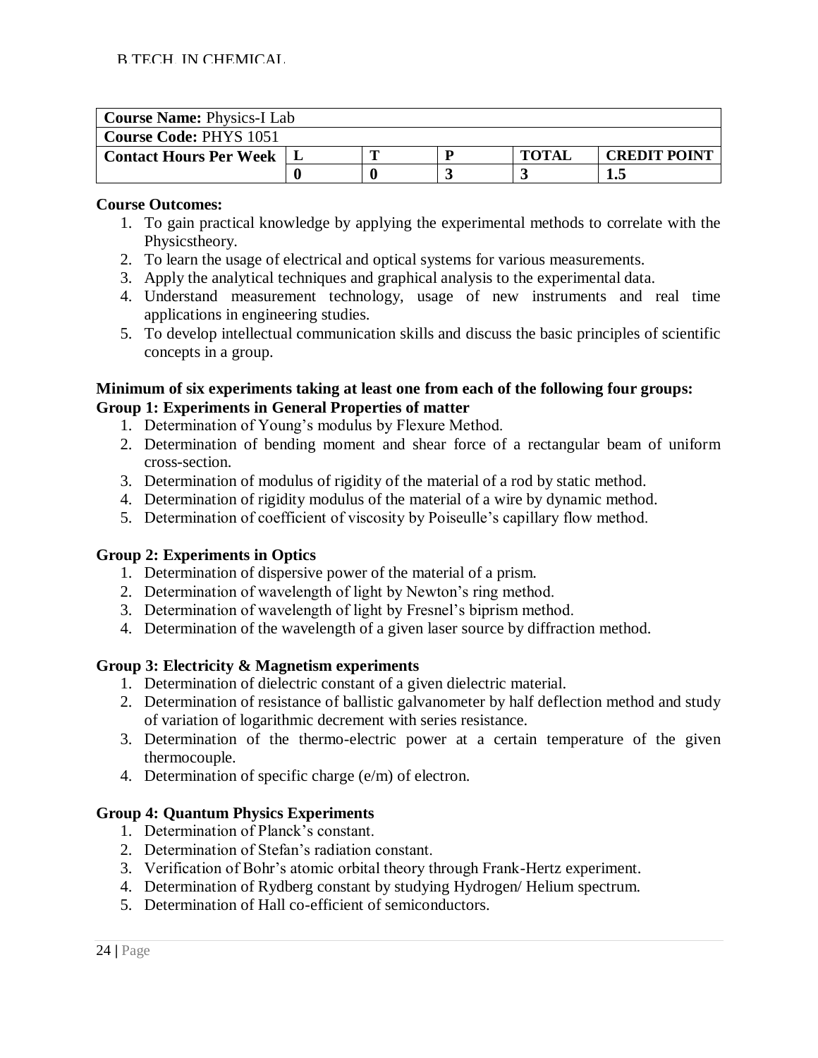| **Course Name:** Physics-I Lab | | | | | |
|---|---|---|---|---|---|
| **Course Code:** PHYS 1051 | | | | | |
| **Contact Hours Per Week** | **L** | **T** | **P** | **TOTAL** | **CREDIT POINT** |
| | **0** | **0** | **3** | **3** | **1.5** |

**Course Outcomes:**

1. To gain practical knowledge by applying the experimental methods to correlate with the Physicstheory.
2. To learn the usage of electrical and optical systems for various measurements.
3. Apply the analytical techniques and graphical analysis to the experimental data.
4. Understand measurement technology, usage of new instruments and real time applications in engineering studies.
5. To develop intellectual communication skills and discuss the basic principles of scientific concepts in a group.

**Minimum of six experiments taking at least one from each of the following four groups:**

**Group 1: Experiments in General Properties of matter**

1. Determination of Young's modulus by Flexure Method.
2. Determination of bending moment and shear force of a rectangular beam of uniform cross-section.
3. Determination of modulus of rigidity of the material of a rod by static method.
4. Determination of rigidity modulus of the material of a wire by dynamic method.
5. Determination of coefficient of viscosity by Poiseulle's capillary flow method.

**Group 2: Experiments in Optics**

1. Determination of dispersive power of the material of a prism.
2. Determination of wavelength of light by Newton's ring method.
3. Determination of wavelength of light by Fresnel's biprism method.
4. Determination of the wavelength of a given laser source by diffraction method.

**Group 3: Electricity & Magnetism experiments**

1. Determination of dielectric constant of a given dielectric material.
2. Determination of resistance of ballistic galvanometer by half deflection method and study of variation of logarithmic decrement with series resistance.
3. Determination of the thermo-electric power at a certain temperature of the given thermocouple.
4. Determination of specific charge (e/m) of electron.

**Group 4: Quantum Physics Experiments**

1. Determination of Planck's constant.
2. Determination of Stefan's radiation constant.
3. Verification of Bohr's atomic orbital theory through Frank-Hertz experiment.
4. Determination of Rydberg constant by studying Hydrogen/ Helium spectrum.
5. Determination of Hall co-efficient of semiconductors.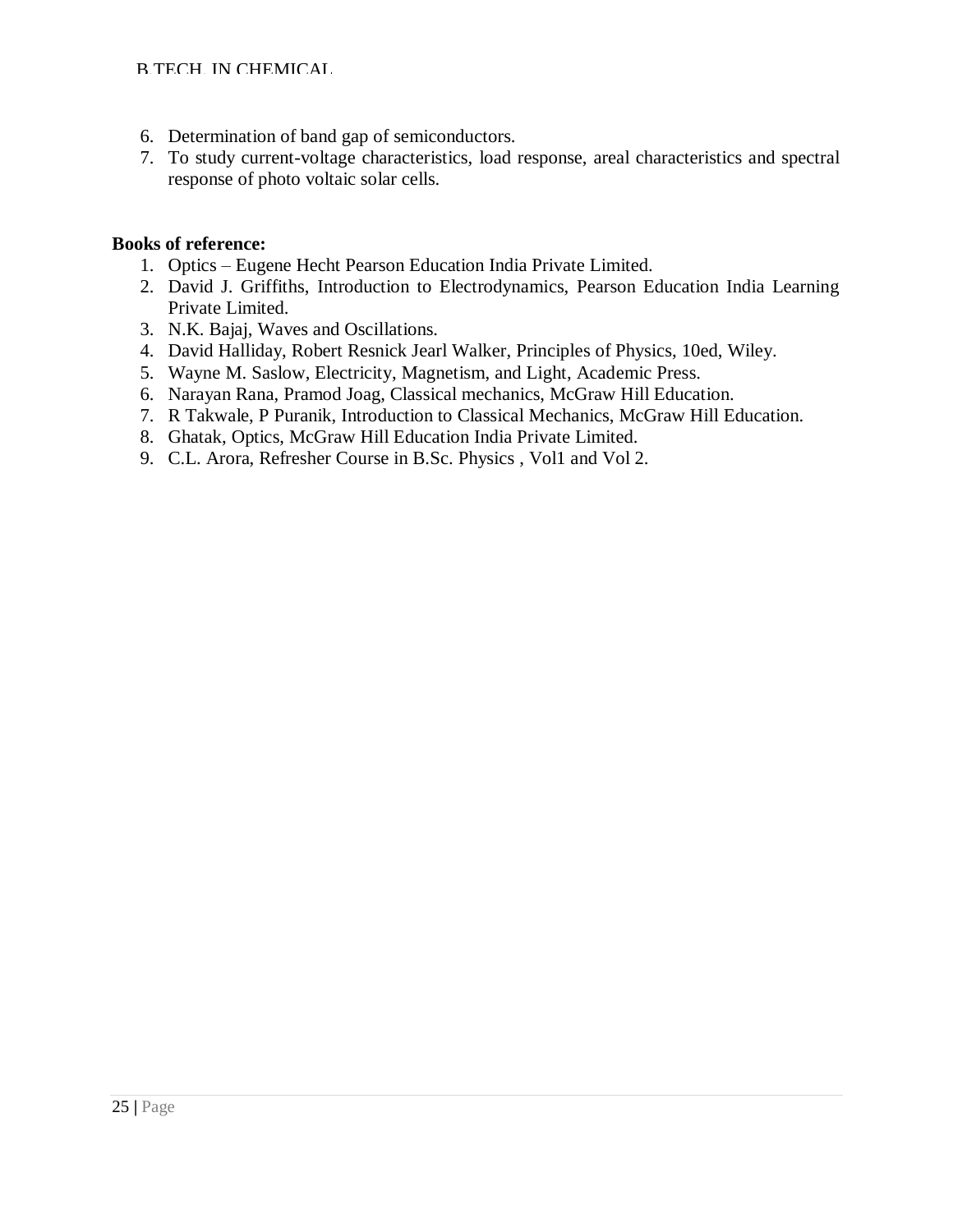6. Determination of band gap of semiconductors.
7. To study current-voltage characteristics, load response, areal characteristics and spectral response of photo voltaic solar cells.

**Books of reference:**

1. Optics – Eugene Hecht Pearson Education India Private Limited.
2. David J. Griffiths, Introduction to Electrodynamics, Pearson Education India Learning Private Limited.
3. N.K. Bajaj, Waves and Oscillations.
4. David Halliday, Robert Resnick Jearl Walker, Principles of Physics, 10ed, Wiley.
5. Wayne M. Saslow, Electricity, Magnetism, and Light, Academic Press.
6. Narayan Rana, Pramod Joag, Classical mechanics, McGraw Hill Education.
7. R Takwale, P Puranik, Introduction to Classical Mechanics, McGraw Hill Education.
8. Ghatak, Optics, McGraw Hill Education India Private Limited.
9. C.L. Arora, Refresher Course in B.Sc. Physics , Vol1 and Vol 2.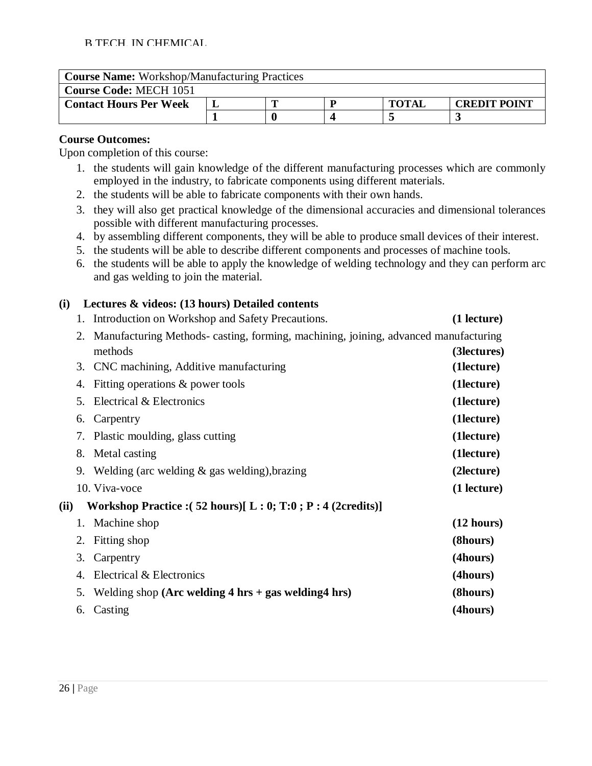| **Course Name:** Workshop/Manufacturing Practices | | | | | |
|---|---|---|---|---|---|
| **Course Code:** MECH 1051 | | | | | |
| **Contact Hours Per Week** | **L** | **T** | **P** | **TOTAL** | **CREDIT POINT** |
| | **1** | **0** | **4** | **5** | **3** |

**Course Outcomes:**

Upon completion of this course:

1. the students will gain knowledge of the different manufacturing processes which are commonly employed in the industry, to fabricate components using different materials.
2. the students will be able to fabricate components with their own hands.
3. they will also get practical knowledge of the dimensional accuracies and dimensional tolerances possible with different manufacturing processes.
4. by assembling different components, they will be able to produce small devices of their interest.
5. the students will be able to describe different components and processes of machine tools.
6. the students will be able to apply the knowledge of welding technology and they can perform arc and gas welding to join the material.

**(i) Lectures & videos: (13 hours) Detailed contents**

1. Introduction on Workshop and Safety Precautions. **(1 lecture)**
2. Manufacturing Methods- casting, forming, machining, joining, advanced manufacturing methods **(3lectures)**
3. CNC machining, Additive manufacturing **(1lecture)**
4. Fitting operations & power tools **(1lecture)**
5. Electrical & Electronics **(1lecture)**
6. Carpentry **(1lecture)**
7. Plastic moulding, glass cutting **(1lecture)**
8. Metal casting **(1lecture)**
9. Welding (arc welding & gas welding),brazing **(2lecture)**
10. Viva-voce **(1 lecture)**

**(ii) Workshop Practice :( 52 hours)[ L : 0; T:0 ; P : 4 (2credits)]**

1. Machine shop **(12 hours)**
2. Fitting shop **(8hours)**
3. Carpentry **(4hours)**
4. Electrical & Electronics **(4hours)**
5. Welding shop **(Arc welding 4 hrs + gas welding4 hrs)** **(8hours)**
6. Casting **(4hours)**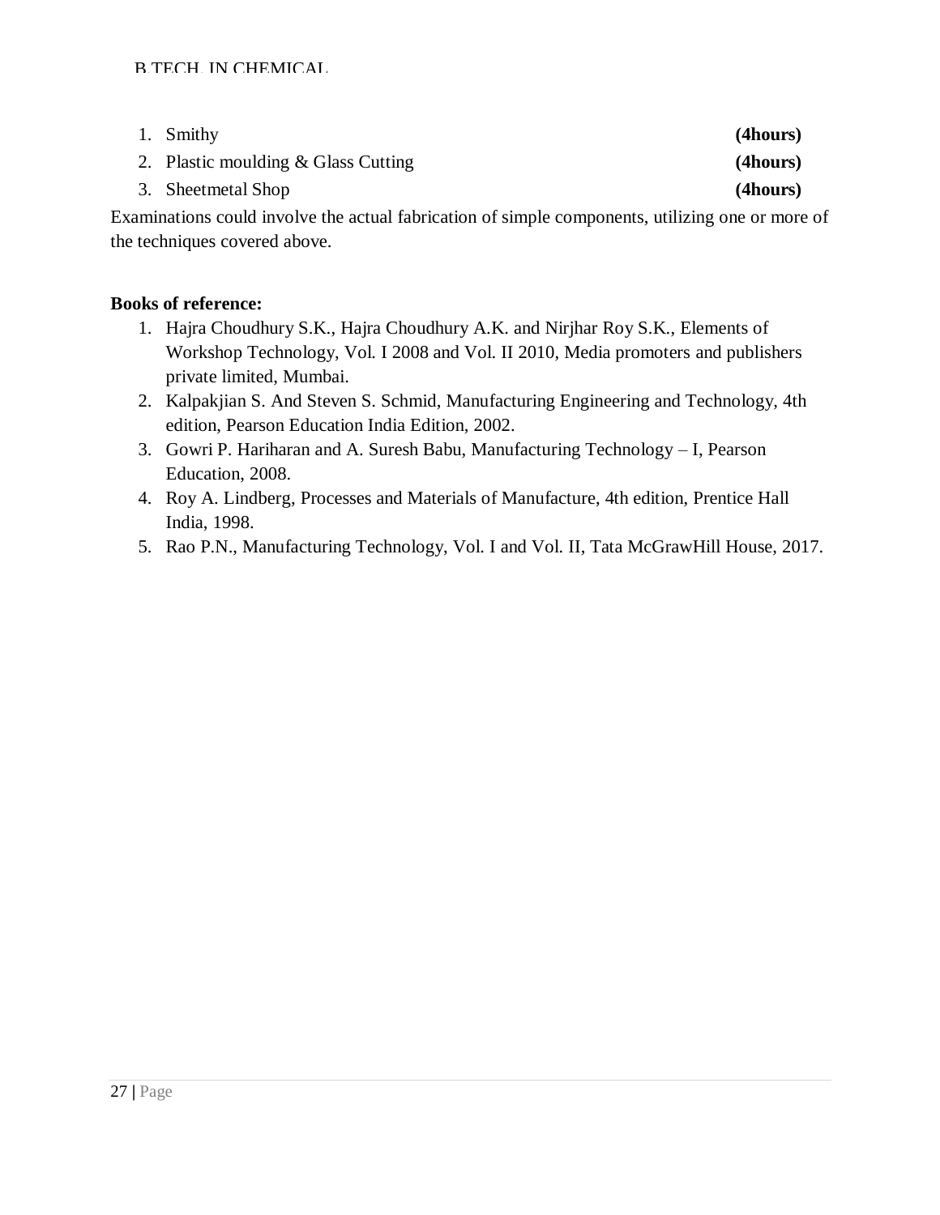1. Smithy **(4hours)**
2. Plastic moulding & Glass Cutting **(4hours)**
3. Sheetmetal Shop **(4hours)**

Examinations could involve the actual fabrication of simple components, utilizing one or more of the techniques covered above.

**Books of reference:**

1. Hajra Choudhury S.K., Hajra Choudhury A.K. and Nirjhar Roy S.K., Elements of Workshop Technology, Vol. I 2008 and Vol. II 2010, Media promoters and publishers private limited, Mumbai.
2. Kalpakjian S. And Steven S. Schmid, Manufacturing Engineering and Technology, 4th edition, Pearson Education India Edition, 2002.
3. Gowri P. Hariharan and A. Suresh Babu, Manufacturing Technology – I, Pearson Education, 2008.
4. Roy A. Lindberg, Processes and Materials of Manufacture, 4th edition, Prentice Hall India, 1998.
5. Rao P.N., Manufacturing Technology, Vol. I and Vol. II, Tata McGrawHill House, 2017.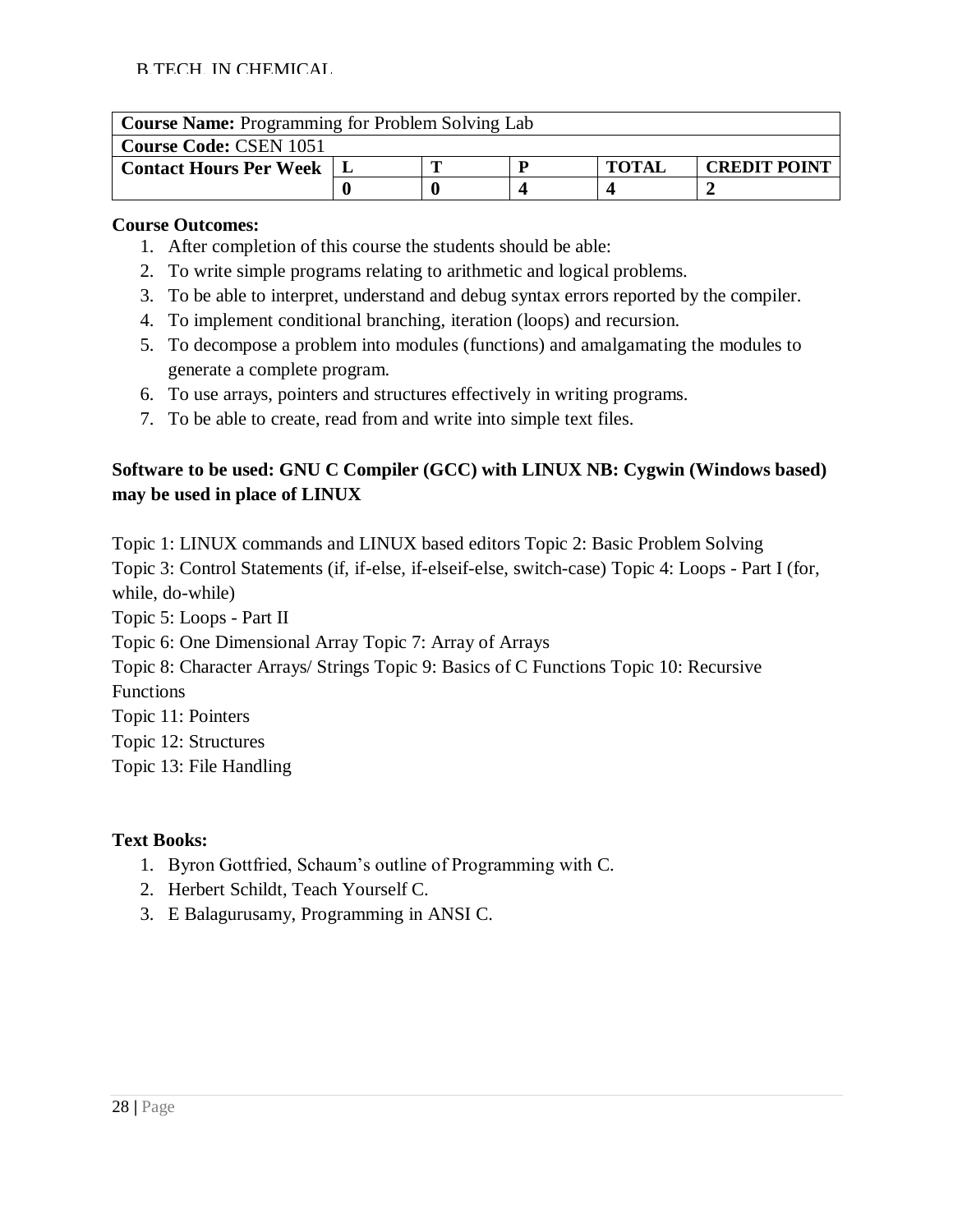| **Course Name:** Programming for Problem Solving Lab | | | | | |
|---|---|---|---|---|---|
| **Course Code:** CSEN 1051 | | | | | |
| **Contact Hours Per Week** | **L** | **T** | **P** | **TOTAL** | **CREDIT POINT** |
| | **0** | **0** | **4** | **4** | **2** |

**Course Outcomes:**

1. After completion of this course the students should be able:
2. To write simple programs relating to arithmetic and logical problems.
3. To be able to interpret, understand and debug syntax errors reported by the compiler.
4. To implement conditional branching, iteration (loops) and recursion.
5. To decompose a problem into modules (functions) and amalgamating the modules to generate a complete program.
6. To use arrays, pointers and structures effectively in writing programs.
7. To be able to create, read from and write into simple text files.

**Software to be used: GNU C Compiler (GCC) with LINUX NB: Cygwin (Windows based) may be used in place of LINUX**

Topic 1: LINUX commands and LINUX based editors Topic 2: Basic Problem Solving
Topic 3: Control Statements (if, if-else, if-elseif-else, switch-case) Topic 4: Loops - Part I (for, while, do-while)
Topic 5: Loops - Part II
Topic 6: One Dimensional Array Topic 7: Array of Arrays
Topic 8: Character Arrays/ Strings Topic 9: Basics of C Functions Topic 10: Recursive Functions
Topic 11: Pointers
Topic 12: Structures
Topic 13: File Handling

**Text Books:**

1. Byron Gottfried, Schaum's outline of Programming with C.
2. Herbert Schildt, Teach Yourself C.
3. E Balagurusamy, Programming in ANSI C.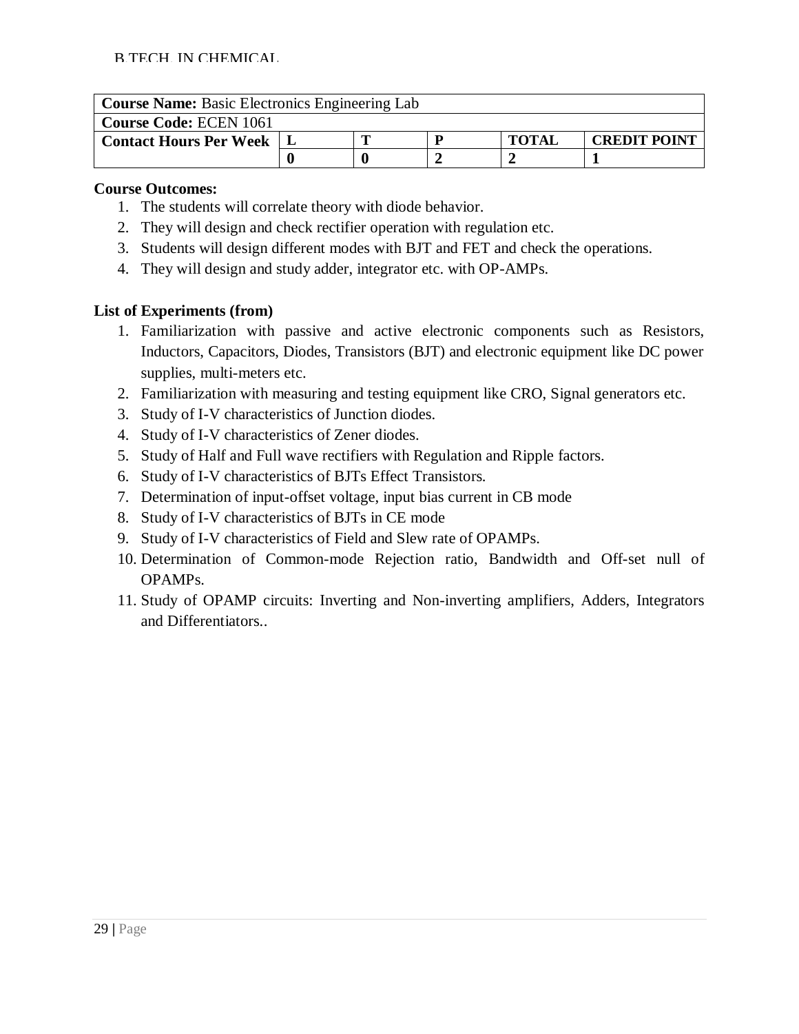| **Course Name:** Basic Electronics Engineering Lab | | | | | |
|---|---|---|---|---|---|
| **Course Code:** ECEN 1061 | | | | | |
| **Contact Hours Per Week** | **L** | **T** | **P** | **TOTAL** | **CREDIT POINT** |
| | **0** | **0** | **2** | **2** | **1** |

**Course Outcomes:**

1. The students will correlate theory with diode behavior.
2. They will design and check rectifier operation with regulation etc.
3. Students will design different modes with BJT and FET and check the operations.
4. They will design and study adder, integrator etc. with OP-AMPs.

**List of Experiments (from)**

1. Familiarization with passive and active electronic components such as Resistors, Inductors, Capacitors, Diodes, Transistors (BJT) and electronic equipment like DC power supplies, multi-meters etc.
2. Familiarization with measuring and testing equipment like CRO, Signal generators etc.
3. Study of I-V characteristics of Junction diodes.
4. Study of I-V characteristics of Zener diodes.
5. Study of Half and Full wave rectifiers with Regulation and Ripple factors.
6. Study of I-V characteristics of BJTs Effect Transistors.
7. Determination of input-offset voltage, input bias current in CB mode
8. Study of I-V characteristics of BJTs in CE mode
9. Study of I-V characteristics of Field and Slew rate of OPAMPs.
10. Determination of Common-mode Rejection ratio, Bandwidth and Off-set null of OPAMPs.
11. Study of OPAMP circuits: Inverting and Non-inverting amplifiers, Adders, Integrators and Differentiators..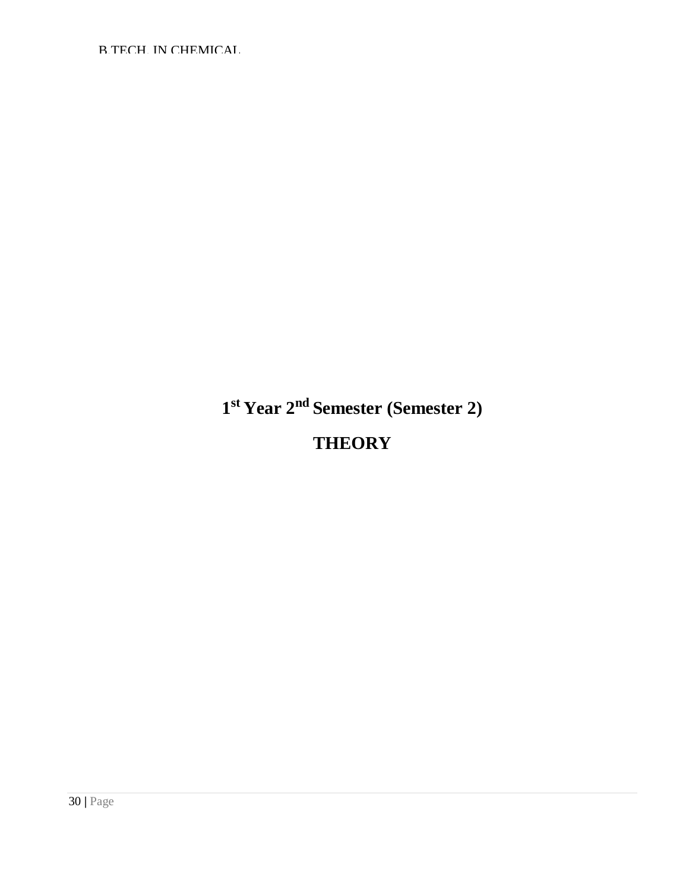# 1st Year 2nd Semester (Semester 2)

# THEORY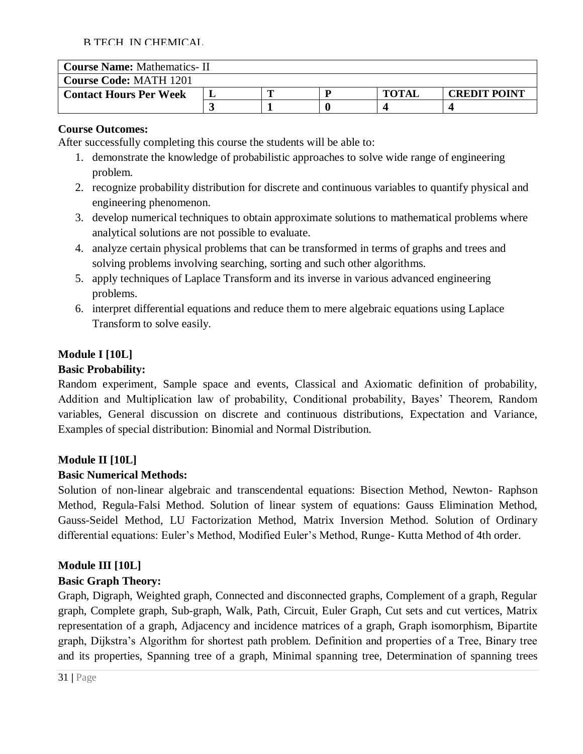B.TECH. IN CHEMICAL

| **Course Name:** Mathematics- II | | | | | |
|---|---|---|---|---|---|
| **Course Code:** MATH 1201 | | | | | |
| **Contact Hours Per Week** | **L** | **T** | **P** | **TOTAL** | **CREDIT POINT** |
| | **3** | **1** | **0** | **4** | **4** |

**Course Outcomes:**

After successfully completing this course the students will be able to:

1. demonstrate the knowledge of probabilistic approaches to solve wide range of engineering problem.
2. recognize probability distribution for discrete and continuous variables to quantify physical and engineering phenomenon.
3. develop numerical techniques to obtain approximate solutions to mathematical problems where analytical solutions are not possible to evaluate.
4. analyze certain physical problems that can be transformed in terms of graphs and trees and solving problems involving searching, sorting and such other algorithms.
5. apply techniques of Laplace Transform and its inverse in various advanced engineering problems.
6. interpret differential equations and reduce them to mere algebraic equations using Laplace Transform to solve easily.

**Module I [10L]**

**Basic Probability:**

Random experiment, Sample space and events, Classical and Axiomatic definition of probability, Addition and Multiplication law of probability, Conditional probability, Bayes' Theorem, Random variables, General discussion on discrete and continuous distributions, Expectation and Variance, Examples of special distribution: Binomial and Normal Distribution.

**Module II [10L]**

**Basic Numerical Methods:**

Solution of non-linear algebraic and transcendental equations: Bisection Method, Newton- Raphson Method, Regula-Falsi Method. Solution of linear system of equations: Gauss Elimination Method, Gauss-Seidel Method, LU Factorization Method, Matrix Inversion Method. Solution of Ordinary differential equations: Euler's Method, Modified Euler's Method, Runge- Kutta Method of 4th order.

**Module III [10L]**

**Basic Graph Theory:**

Graph, Digraph, Weighted graph, Connected and disconnected graphs, Complement of a graph, Regular graph, Complete graph, Sub-graph, Walk, Path, Circuit, Euler Graph, Cut sets and cut vertices, Matrix representation of a graph, Adjacency and incidence matrices of a graph, Graph isomorphism, Bipartite graph, Dijkstra's Algorithm for shortest path problem. Definition and properties of a Tree, Binary tree and its properties, Spanning tree of a graph, Minimal spanning tree, Determination of spanning trees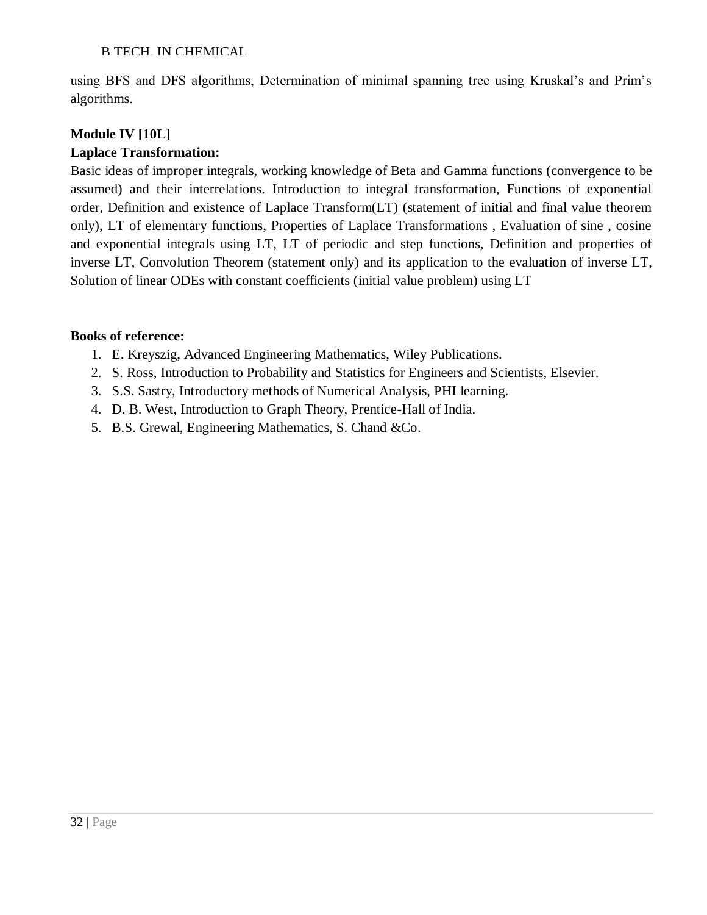using BFS and DFS algorithms, Determination of minimal spanning tree using Kruskal's and Prim's algorithms.

**Module IV [10L]**

**Laplace Transformation:**

Basic ideas of improper integrals, working knowledge of Beta and Gamma functions (convergence to be assumed) and their interrelations. Introduction to integral transformation, Functions of exponential order, Definition and existence of Laplace Transform(LT) (statement of initial and final value theorem only), LT of elementary functions, Properties of Laplace Transformations , Evaluation of sine , cosine and exponential integrals using LT, LT of periodic and step functions, Definition and properties of inverse LT, Convolution Theorem (statement only) and its application to the evaluation of inverse LT, Solution of linear ODEs with constant coefficients (initial value problem) using LT

**Books of reference:**

1. E. Kreyszig, Advanced Engineering Mathematics, Wiley Publications.
2. S. Ross, Introduction to Probability and Statistics for Engineers and Scientists, Elsevier.
3. S.S. Sastry, Introductory methods of Numerical Analysis, PHI learning.
4. D. B. West, Introduction to Graph Theory, Prentice-Hall of India.
5. B.S. Grewal, Engineering Mathematics, S. Chand &Co.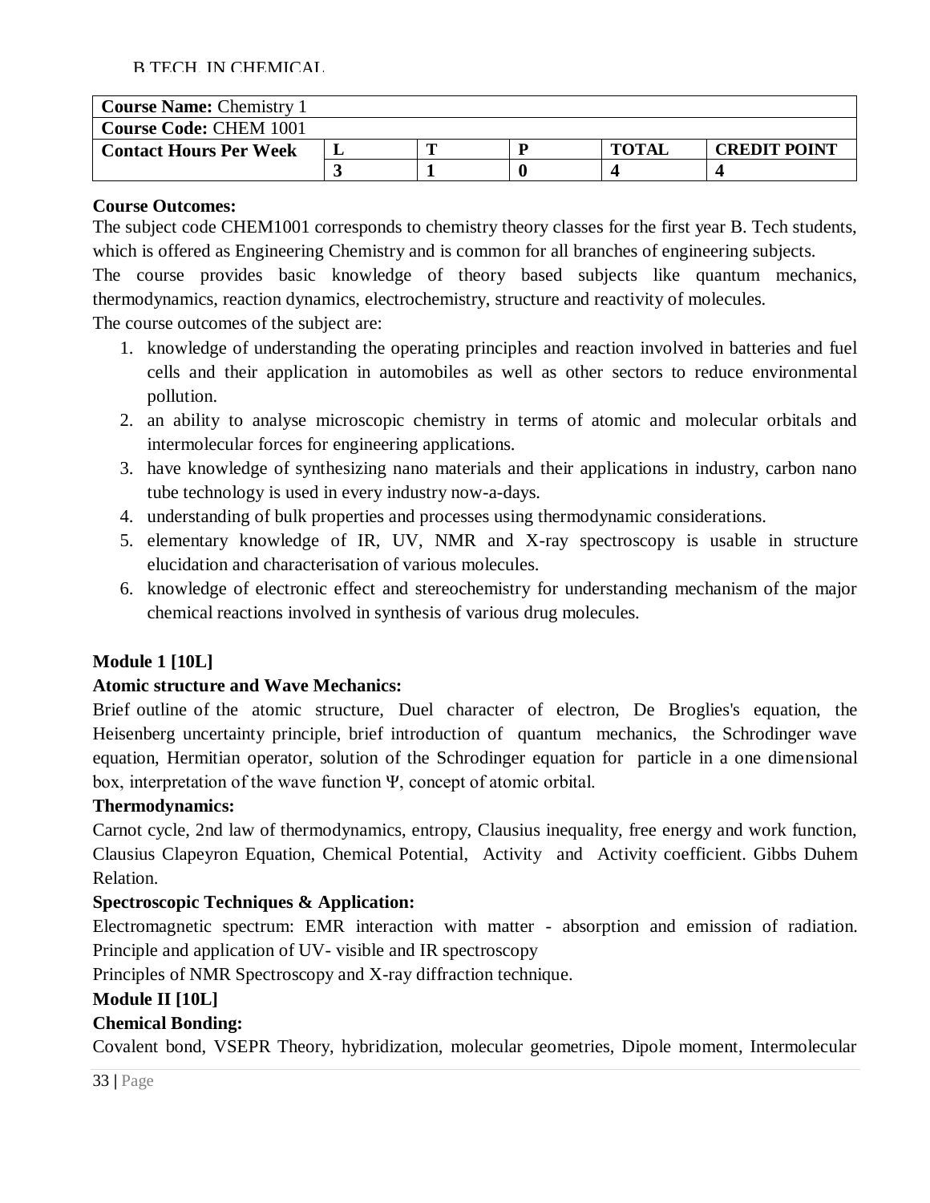B.TECH. IN CHEMICAL

| **Course Name:** Chemistry 1 | | | | | |
|---|---|---|---|---|---|
| **Course Code:** CHEM 1001 | | | | | |
| **Contact Hours Per Week** | **L** | **T** | **P** | **TOTAL** | **CREDIT POINT** |
| | **3** | **1** | **0** | **4** | **4** |

**Course Outcomes:**

The subject code CHEM1001 corresponds to chemistry theory classes for the first year B. Tech students, which is offered as Engineering Chemistry and is common for all branches of engineering subjects.

The course provides basic knowledge of theory based subjects like quantum mechanics, thermodynamics, reaction dynamics, electrochemistry, structure and reactivity of molecules.

The course outcomes of the subject are:

1. knowledge of understanding the operating principles and reaction involved in batteries and fuel cells and their application in automobiles as well as other sectors to reduce environmental pollution.
2. an ability to analyse microscopic chemistry in terms of atomic and molecular orbitals and intermolecular forces for engineering applications.
3. have knowledge of synthesizing nano materials and their applications in industry, carbon nano tube technology is used in every industry now-a-days.
4. understanding of bulk properties and processes using thermodynamic considerations.
5. elementary knowledge of IR, UV, NMR and X-ray spectroscopy is usable in structure elucidation and characterisation of various molecules.
6. knowledge of electronic effect and stereochemistry for understanding mechanism of the major chemical reactions involved in synthesis of various drug molecules.

**Module 1 [10L]**

**Atomic structure and Wave Mechanics:**

Brief outline of the atomic structure, Duel character of electron, De Broglies's equation, the Heisenberg uncertainty principle, brief introduction of quantum mechanics, the Schrodinger wave equation, Hermitian operator, solution of the Schrodinger equation for particle in a one dimensional box, interpretation of the wave function Ψ, concept of atomic orbital.

**Thermodynamics:**

Carnot cycle, 2nd law of thermodynamics, entropy, Clausius inequality, free energy and work function, Clausius Clapeyron Equation, Chemical Potential, Activity and Activity coefficient. Gibbs Duhem Relation.

**Spectroscopic Techniques & Application:**

Electromagnetic spectrum: EMR interaction with matter - absorption and emission of radiation. Principle and application of UV- visible and IR spectroscopy

Principles of NMR Spectroscopy and X-ray diffraction technique.

**Module II [10L]**

**Chemical Bonding:**

Covalent bond, VSEPR Theory, hybridization, molecular geometries, Dipole moment, Intermolecular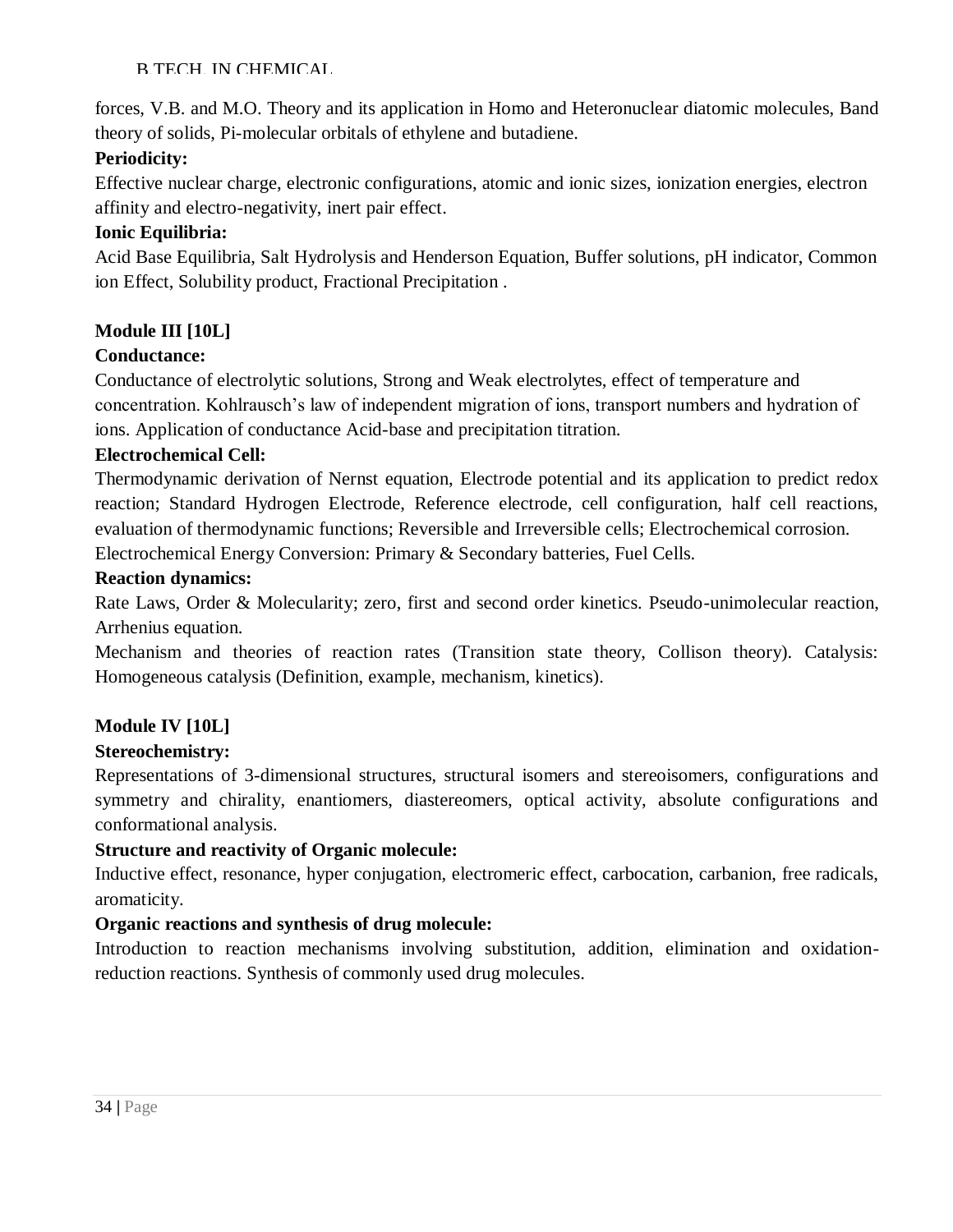forces, V.B. and M.O. Theory and its application in Homo and Heteronuclear diatomic molecules, Band theory of solids, Pi-molecular orbitals of ethylene and butadiene.

**Periodicity:**

Effective nuclear charge, electronic configurations, atomic and ionic sizes, ionization energies, electron affinity and electro-negativity, inert pair effect.

**Ionic Equilibria:**

Acid Base Equilibria, Salt Hydrolysis and Henderson Equation, Buffer solutions, pH indicator, Common ion Effect, Solubility product, Fractional Precipitation .

**Module III [10L]**

**Conductance:**

Conductance of electrolytic solutions, Strong and Weak electrolytes, effect of temperature and concentration. Kohlrausch's law of independent migration of ions, transport numbers and hydration of ions. Application of conductance Acid-base and precipitation titration.

**Electrochemical Cell:**

Thermodynamic derivation of Nernst equation, Electrode potential and its application to predict redox reaction; Standard Hydrogen Electrode, Reference electrode, cell configuration, half cell reactions, evaluation of thermodynamic functions; Reversible and Irreversible cells; Electrochemical corrosion.
Electrochemical Energy Conversion: Primary & Secondary batteries, Fuel Cells.

**Reaction dynamics:**

Rate Laws, Order & Molecularity; zero, first and second order kinetics. Pseudo-unimolecular reaction, Arrhenius equation.

Mechanism and theories of reaction rates (Transition state theory, Collison theory). Catalysis: Homogeneous catalysis (Definition, example, mechanism, kinetics).

**Module IV [10L]**

**Stereochemistry:**

Representations of 3-dimensional structures, structural isomers and stereoisomers, configurations and symmetry and chirality, enantiomers, diastereomers, optical activity, absolute configurations and conformational analysis.

**Structure and reactivity of Organic molecule:**

Inductive effect, resonance, hyper conjugation, electromeric effect, carbocation, carbanion, free radicals, aromaticity.

**Organic reactions and synthesis of drug molecule:**

Introduction to reaction mechanisms involving substitution, addition, elimination and oxidation-reduction reactions. Synthesis of commonly used drug molecules.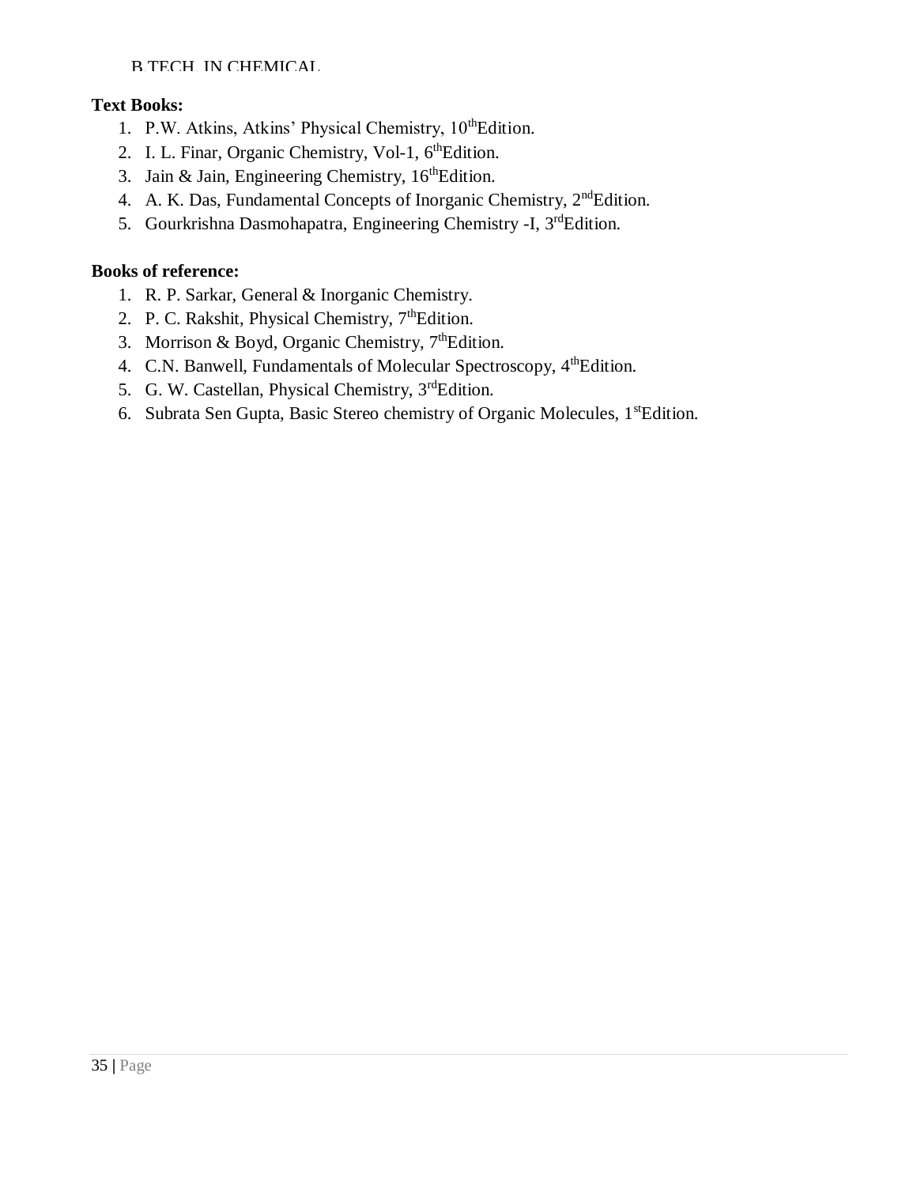**Text Books:**

1. P.W. Atkins, Atkins' Physical Chemistry, 10thEdition.
2. I. L. Finar, Organic Chemistry, Vol-1, 6thEdition.
3. Jain & Jain, Engineering Chemistry, 16thEdition.
4. A. K. Das, Fundamental Concepts of Inorganic Chemistry, 2ndEdition.
5. Gourkrishna Dasmohapatra, Engineering Chemistry -I, 3rdEdition.

**Books of reference:**

1. R. P. Sarkar, General & Inorganic Chemistry.
2. P. C. Rakshit, Physical Chemistry, 7thEdition.
3. Morrison & Boyd, Organic Chemistry, 7thEdition.
4. C.N. Banwell, Fundamentals of Molecular Spectroscopy, 4thEdition.
5. G. W. Castellan, Physical Chemistry, 3rdEdition.
6. Subrata Sen Gupta, Basic Stereo chemistry of Organic Molecules, 1stEdition.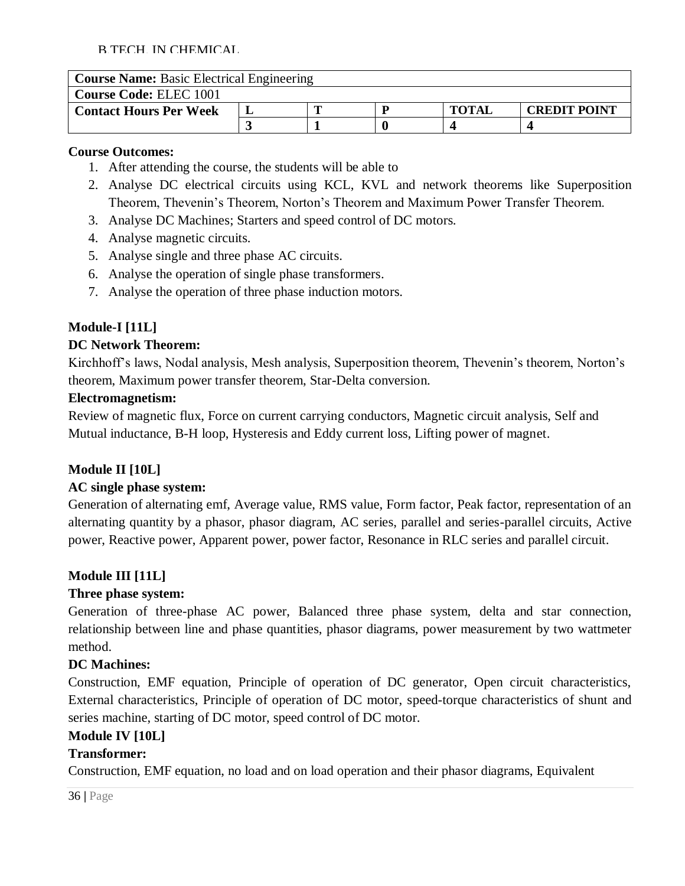B.TECH. IN CHEMICAL

| **Course Name:** Basic Electrical Engineering | | | | | |
|---|---|---|---|---|---|
| **Course Code:** ELEC 1001 | | | | | |
| **Contact Hours Per Week** | **L** | **T** | **P** | **TOTAL** | **CREDIT POINT** |
| | **3** | **1** | **0** | **4** | **4** |

**Course Outcomes:**

1. After attending the course, the students will be able to
2. Analyse DC electrical circuits using KCL, KVL and network theorems like Superposition Theorem, Thevenin's Theorem, Norton's Theorem and Maximum Power Transfer Theorem.
3. Analyse DC Machines; Starters and speed control of DC motors.
4. Analyse magnetic circuits.
5. Analyse single and three phase AC circuits.
6. Analyse the operation of single phase transformers.
7. Analyse the operation of three phase induction motors.

**Module-I [11L]**

**DC Network Theorem:**

Kirchhoff's laws, Nodal analysis, Mesh analysis, Superposition theorem, Thevenin's theorem, Norton's theorem, Maximum power transfer theorem, Star-Delta conversion.

**Electromagnetism:**

Review of magnetic flux, Force on current carrying conductors, Magnetic circuit analysis, Self and Mutual inductance, B-H loop, Hysteresis and Eddy current loss, Lifting power of magnet.

**Module II [10L]**

**AC single phase system:**

Generation of alternating emf, Average value, RMS value, Form factor, Peak factor, representation of an alternating quantity by a phasor, phasor diagram, AC series, parallel and series-parallel circuits, Active power, Reactive power, Apparent power, power factor, Resonance in RLC series and parallel circuit.

**Module III [11L]**

**Three phase system:**

Generation of three-phase AC power, Balanced three phase system, delta and star connection, relationship between line and phase quantities, phasor diagrams, power measurement by two wattmeter method.

**DC Machines:**

Construction, EMF equation, Principle of operation of DC generator, Open circuit characteristics, External characteristics, Principle of operation of DC motor, speed-torque characteristics of shunt and series machine, starting of DC motor, speed control of DC motor.

**Module IV [10L]**

**Transformer:**

Construction, EMF equation, no load and on load operation and their phasor diagrams, Equivalent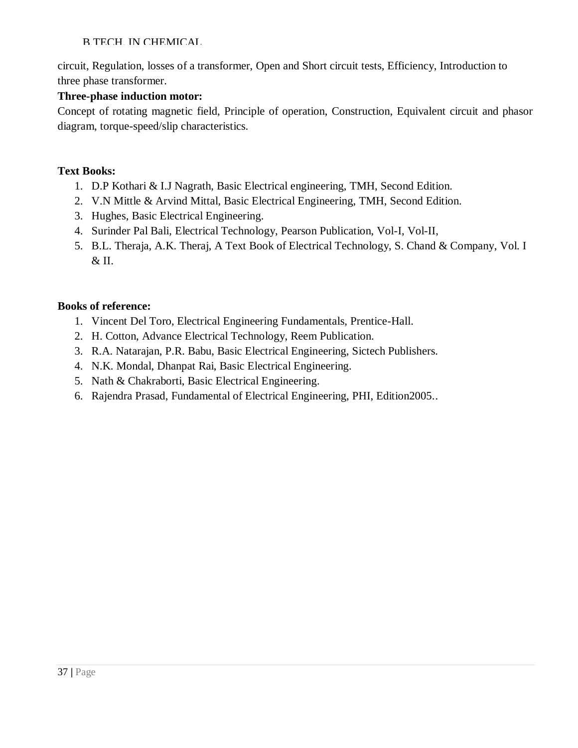circuit, Regulation, losses of a transformer, Open and Short circuit tests, Efficiency, Introduction to three phase transformer.

**Three-phase induction motor:**

Concept of rotating magnetic field, Principle of operation, Construction, Equivalent circuit and phasor diagram, torque-speed/slip characteristics.

**Text Books:**

1. D.P Kothari & I.J Nagrath, Basic Electrical engineering, TMH, Second Edition.
2. V.N Mittle & Arvind Mittal, Basic Electrical Engineering, TMH, Second Edition.
3. Hughes, Basic Electrical Engineering.
4. Surinder Pal Bali, Electrical Technology, Pearson Publication, Vol-I, Vol-II,
5. B.L. Theraja, A.K. Theraj, A Text Book of Electrical Technology, S. Chand & Company, Vol. I & II.

**Books of reference:**

1. Vincent Del Toro, Electrical Engineering Fundamentals, Prentice-Hall.
2. H. Cotton, Advance Electrical Technology, Reem Publication.
3. R.A. Natarajan, P.R. Babu, Basic Electrical Engineering, Sictech Publishers.
4. N.K. Mondal, Dhanpat Rai, Basic Electrical Engineering.
5. Nath & Chakraborti, Basic Electrical Engineering.
6. Rajendra Prasad, Fundamental of Electrical Engineering, PHI, Edition2005..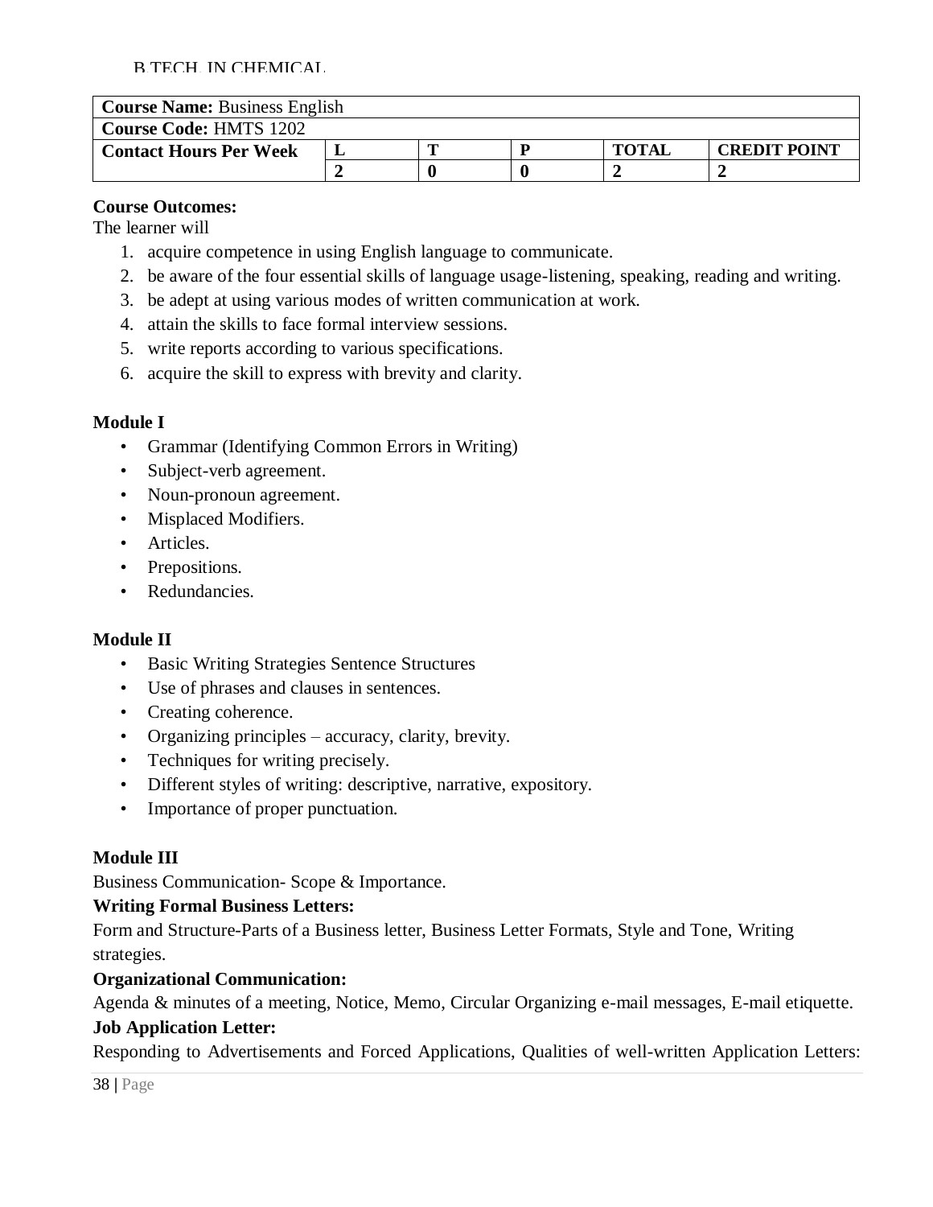| **Course Name:** Business English | | | | | |
|---|---|---|---|---|---|
| **Course Code:** HMTS 1202 | | | | | |
| **Contact Hours Per Week** | **L** | **T** | **P** | **TOTAL** | **CREDIT POINT** |
| | **2** | **0** | **0** | **2** | **2** |

**Course Outcomes:**

The learner will

1. acquire competence in using English language to communicate.
2. be aware of the four essential skills of language usage-listening, speaking, reading and writing.
3. be adept at using various modes of written communication at work.
4. attain the skills to face formal interview sessions.
5. write reports according to various specifications.
6. acquire the skill to express with brevity and clarity.

**Module I**

- Grammar (Identifying Common Errors in Writing)
- Subject-verb agreement.
- Noun-pronoun agreement.
- Misplaced Modifiers.
- Articles.
- Prepositions.
- Redundancies.

**Module II**

- Basic Writing Strategies Sentence Structures
- Use of phrases and clauses in sentences.
- Creating coherence.
- Organizing principles – accuracy, clarity, brevity.
- Techniques for writing precisely.
- Different styles of writing: descriptive, narrative, expository.
- Importance of proper punctuation.

**Module III**

Business Communication- Scope & Importance.

**Writing Formal Business Letters:**

Form and Structure-Parts of a Business letter, Business Letter Formats, Style and Tone, Writing strategies.

**Organizational Communication:**

Agenda & minutes of a meeting, Notice, Memo, Circular Organizing e-mail messages, E-mail etiquette.

**Job Application Letter:**

Responding to Advertisements and Forced Applications, Qualities of well-written Application Letters: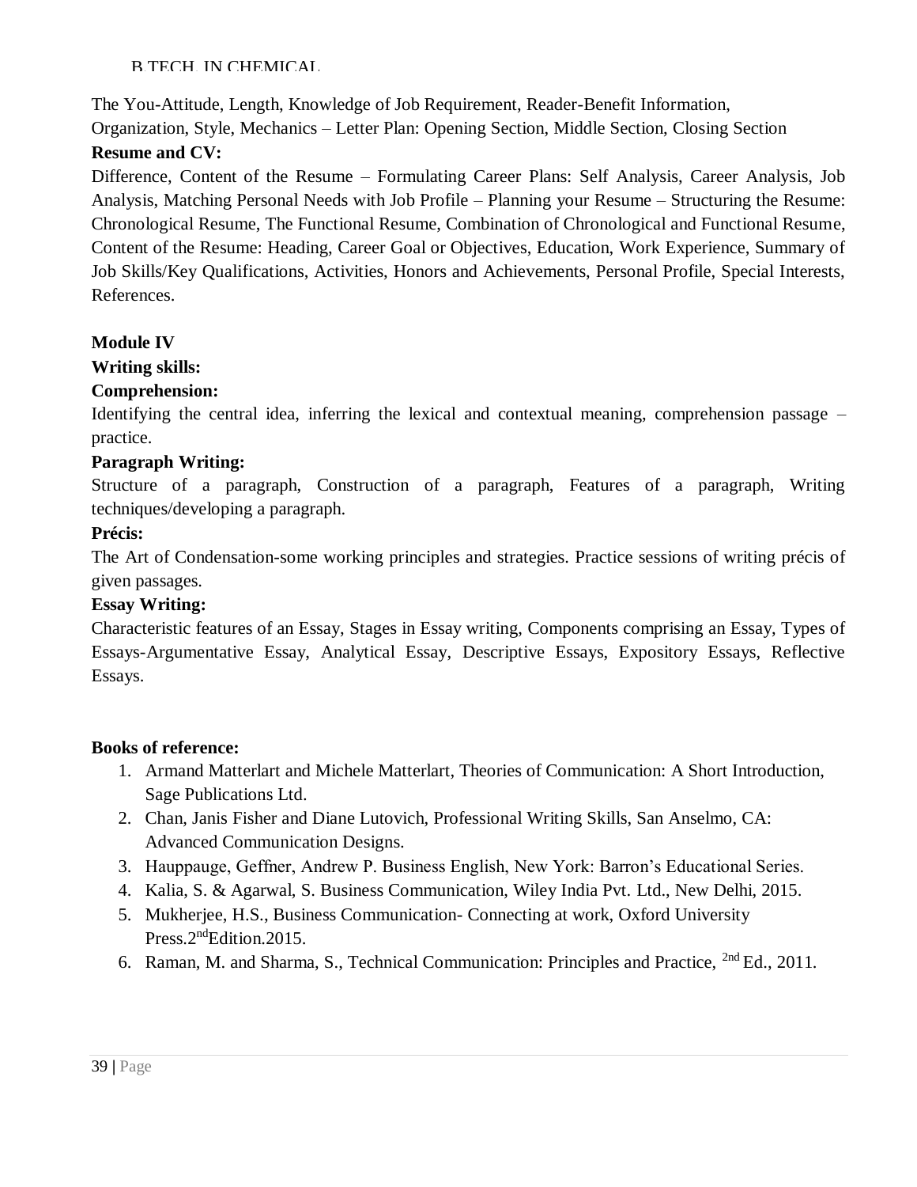The You-Attitude, Length, Knowledge of Job Requirement, Reader-Benefit Information, Organization, Style, Mechanics – Letter Plan: Opening Section, Middle Section, Closing Section

**Resume and CV:**

Difference, Content of the Resume – Formulating Career Plans: Self Analysis, Career Analysis, Job Analysis, Matching Personal Needs with Job Profile – Planning your Resume – Structuring the Resume: Chronological Resume, The Functional Resume, Combination of Chronological and Functional Resume, Content of the Resume: Heading, Career Goal or Objectives, Education, Work Experience, Summary of Job Skills/Key Qualifications, Activities, Honors and Achievements, Personal Profile, Special Interests, References.

**Module IV**

**Writing skills:**

**Comprehension:**

Identifying the central idea, inferring the lexical and contextual meaning, comprehension passage – practice.

**Paragraph Writing:**

Structure of a paragraph, Construction of a paragraph, Features of a paragraph, Writing techniques/developing a paragraph.

**Précis:**

The Art of Condensation-some working principles and strategies. Practice sessions of writing précis of given passages.

**Essay Writing:**

Characteristic features of an Essay, Stages in Essay writing, Components comprising an Essay, Types of Essays-Argumentative Essay, Analytical Essay, Descriptive Essays, Expository Essays, Reflective Essays.

**Books of reference:**

1. Armand Matterlart and Michele Matterlart, Theories of Communication: A Short Introduction, Sage Publications Ltd.
2. Chan, Janis Fisher and Diane Lutovich, Professional Writing Skills, San Anselmo, CA: Advanced Communication Designs.
3. Hauppauge, Geffner, Andrew P. Business English, New York: Barron's Educational Series.
4. Kalia, S. & Agarwal, S. Business Communication, Wiley India Pvt. Ltd., New Delhi, 2015.
5. Mukherjee, H.S., Business Communication- Connecting at work, Oxford University Press.2nd Edition.2015.
6. Raman, M. and Sharma, S., Technical Communication: Principles and Practice, 2nd Ed., 2011.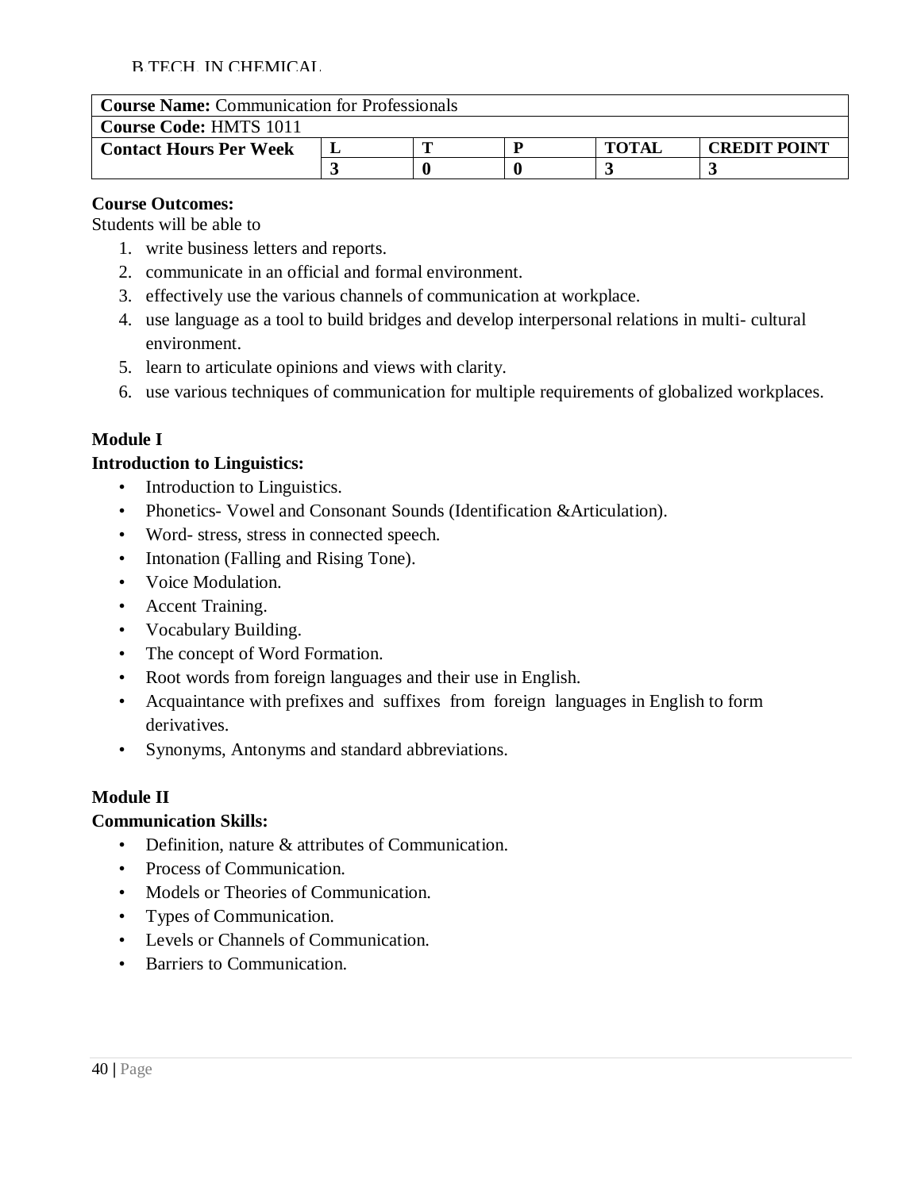B.TECH. IN CHEMICAL

| **Course Name:** Communication for Professionals | | | | | |
|---|---|---|---|---|---|
| **Course Code:** HMTS 1011 | | | | | |
| **Contact Hours Per Week** | **L** | **T** | **P** | **TOTAL** | **CREDIT POINT** |
| | **3** | **0** | **0** | **3** | **3** |

**Course Outcomes:**
Students will be able to

1. write business letters and reports.
2. communicate in an official and formal environment.
3. effectively use the various channels of communication at workplace.
4. use language as a tool to build bridges and develop interpersonal relations in multi- cultural environment.
5. learn to articulate opinions and views with clarity.
6. use various techniques of communication for multiple requirements of globalized workplaces.

**Module I**

**Introduction to Linguistics:**

- Introduction to Linguistics.
- Phonetics- Vowel and Consonant Sounds (Identification &Articulation).
- Word- stress, stress in connected speech.
- Intonation (Falling and Rising Tone).
- Voice Modulation.
- Accent Training.
- Vocabulary Building.
- The concept of Word Formation.
- Root words from foreign languages and their use in English.
- Acquaintance with prefixes and suffixes from foreign languages in English to form derivatives.
- Synonyms, Antonyms and standard abbreviations.

**Module II**

**Communication Skills:**

- Definition, nature & attributes of Communication.
- Process of Communication.
- Models or Theories of Communication.
- Types of Communication.
- Levels or Channels of Communication.
- Barriers to Communication.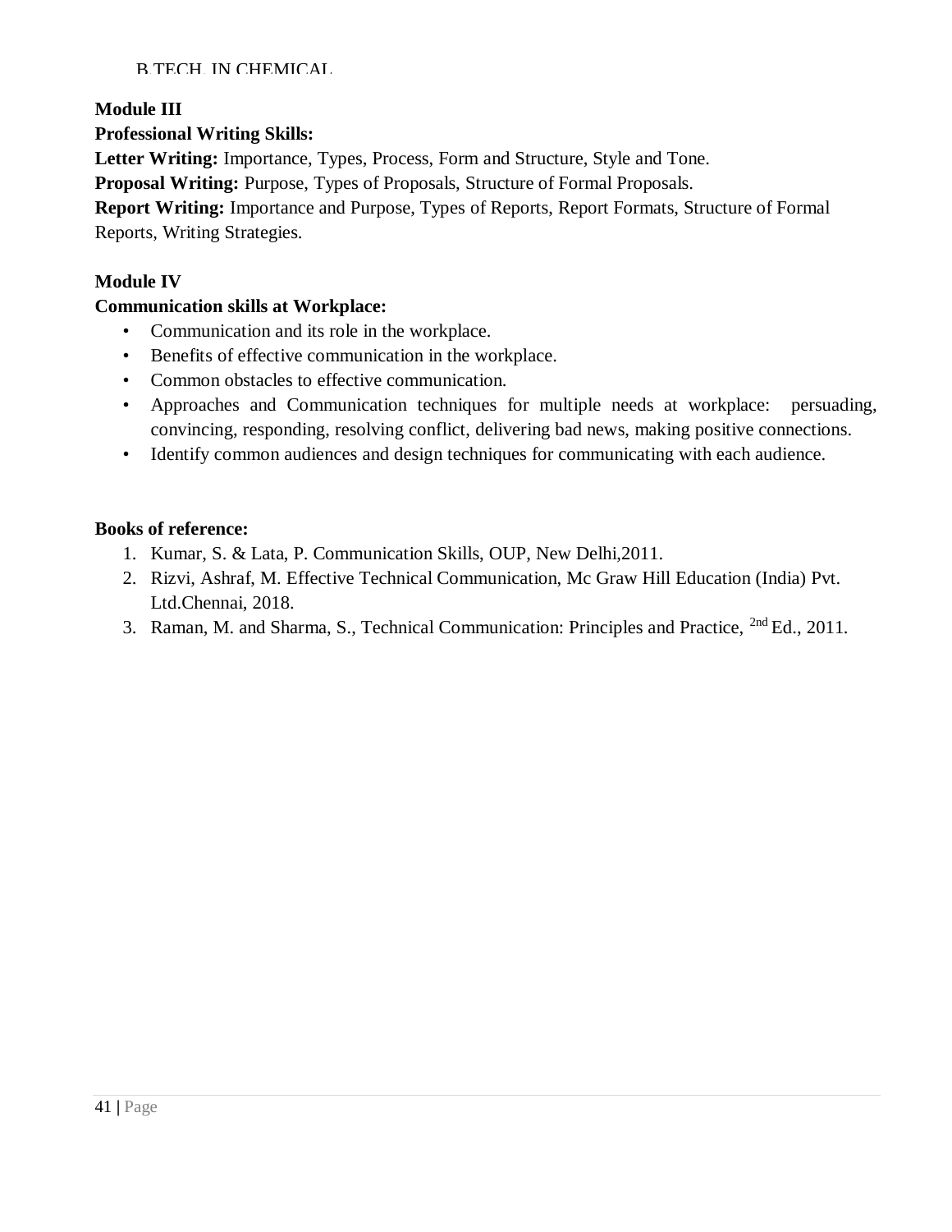**Module III**

**Professional Writing Skills:**

**Letter Writing:** Importance, Types, Process, Form and Structure, Style and Tone.

**Proposal Writing:** Purpose, Types of Proposals, Structure of Formal Proposals.

**Report Writing:** Importance and Purpose, Types of Reports, Report Formats, Structure of Formal Reports, Writing Strategies.

**Module IV**

**Communication skills at Workplace:**

- Communication and its role in the workplace.
- Benefits of effective communication in the workplace.
- Common obstacles to effective communication.
- Approaches and Communication techniques for multiple needs at workplace: persuading, convincing, responding, resolving conflict, delivering bad news, making positive connections.
- Identify common audiences and design techniques for communicating with each audience.

**Books of reference:**

1. Kumar, S. & Lata, P. Communication Skills, OUP, New Delhi,2011.
2. Rizvi, Ashraf, M. Effective Technical Communication, Mc Graw Hill Education (India) Pvt. Ltd.Chennai, 2018.
3. Raman, M. and Sharma, S., Technical Communication: Principles and Practice, 2nd Ed., 2011.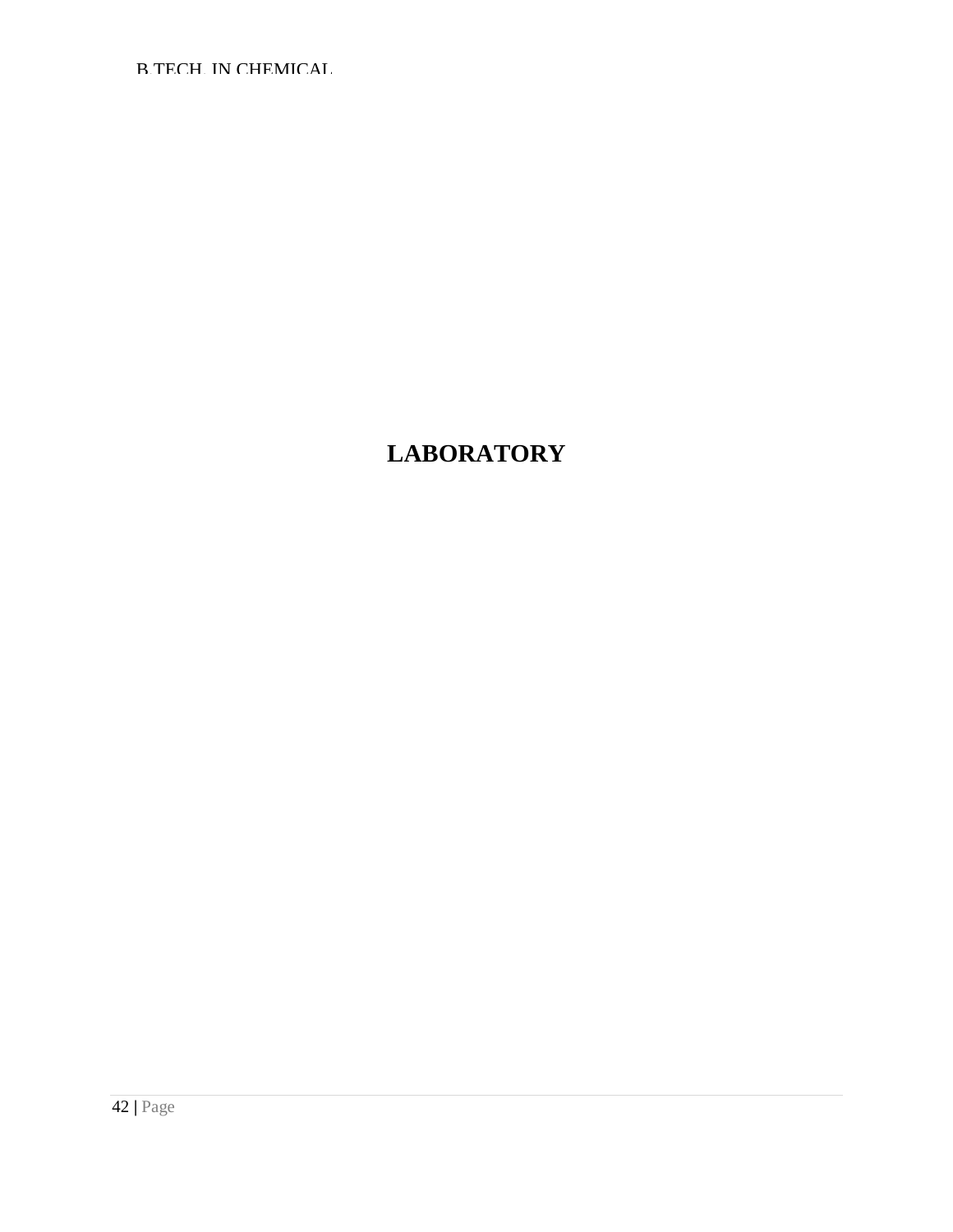# LABORATORY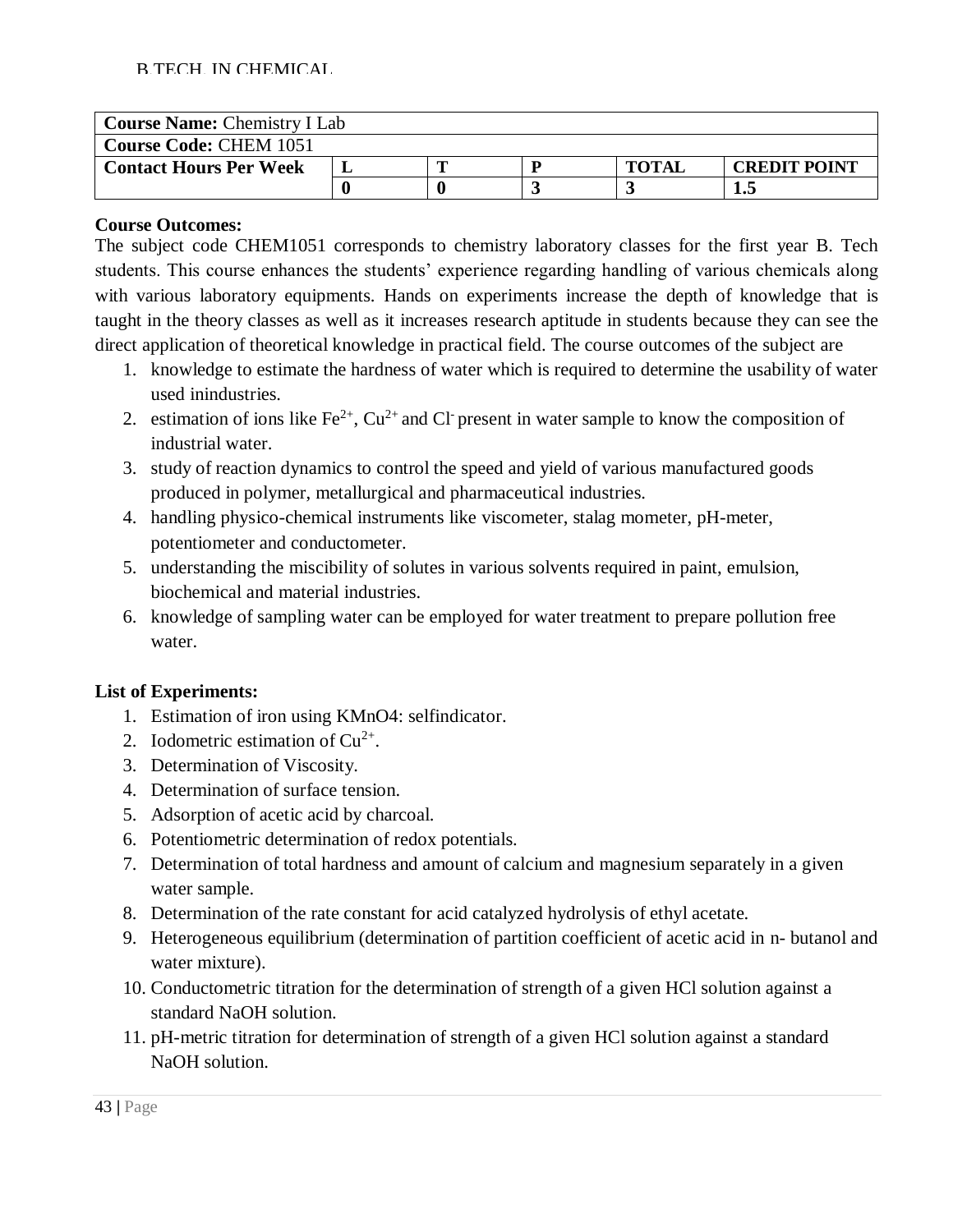B.TECH. IN CHEMICAL

| **Course Name:** Chemistry I Lab | | | | | |
|---|---|---|---|---|---|
| **Course Code:** CHEM 1051 | | | | | |
| **Contact Hours Per Week** | **L** | **T** | **P** | **TOTAL** | **CREDIT POINT** |
| | **0** | **0** | **3** | **3** | **1.5** |

**Course Outcomes:**

The subject code CHEM1051 corresponds to chemistry laboratory classes for the first year B. Tech students. This course enhances the students' experience regarding handling of various chemicals along with various laboratory equipments. Hands on experiments increase the depth of knowledge that is taught in the theory classes as well as it increases research aptitude in students because they can see the direct application of theoretical knowledge in practical field. The course outcomes of the subject are

1. knowledge to estimate the hardness of water which is required to determine the usability of water used inindustries.
2. estimation of ions like $Fe^{2+}$, $Cu^{2+}$ and $Cl^-$ present in water sample to know the composition of industrial water.
3. study of reaction dynamics to control the speed and yield of various manufactured goods produced in polymer, metallurgical and pharmaceutical industries.
4. handling physico-chemical instruments like viscometer, stalag mometer, pH-meter, potentiometer and conductometer.
5. understanding the miscibility of solutes in various solvents required in paint, emulsion, biochemical and material industries.
6. knowledge of sampling water can be employed for water treatment to prepare pollution free water.

**List of Experiments:**

1. Estimation of iron using KMnO4: selfindicator.
2. Iodometric estimation of $Cu^{2+}$.
3. Determination of Viscosity.
4. Determination of surface tension.
5. Adsorption of acetic acid by charcoal.
6. Potentiometric determination of redox potentials.
7. Determination of total hardness and amount of calcium and magnesium separately in a given water sample.
8. Determination of the rate constant for acid catalyzed hydrolysis of ethyl acetate.
9. Heterogeneous equilibrium (determination of partition coefficient of acetic acid in n- butanol and water mixture).
10. Conductometric titration for the determination of strength of a given HCl solution against a standard NaOH solution.
11. pH-metric titration for determination of strength of a given HCl solution against a standard NaOH solution.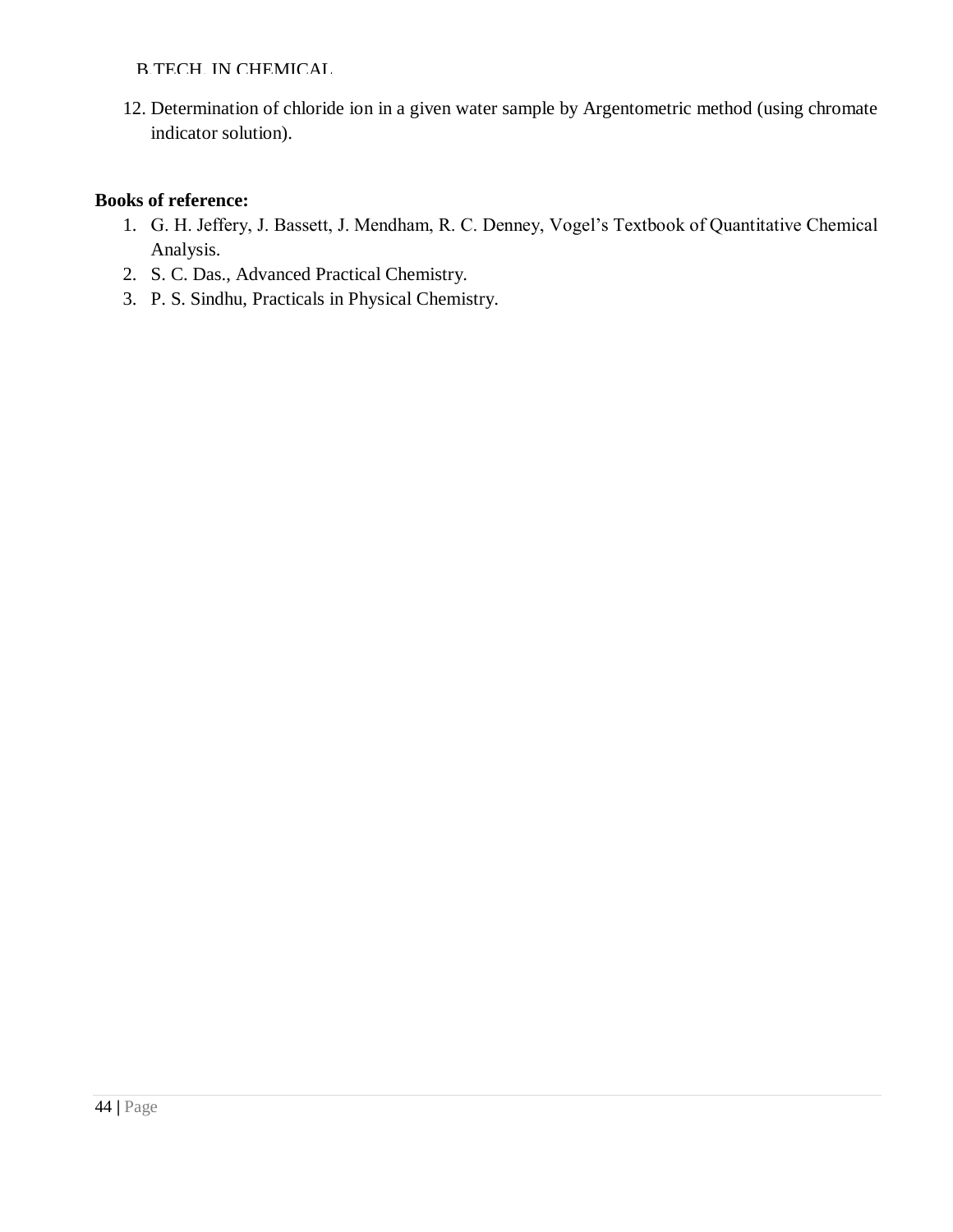12. Determination of chloride ion in a given water sample by Argentometric method (using chromate indicator solution).

**Books of reference:**

1. G. H. Jeffery, J. Bassett, J. Mendham, R. C. Denney, Vogel's Textbook of Quantitative Chemical Analysis.
2. S. C. Das., Advanced Practical Chemistry.
3. P. S. Sindhu, Practicals in Physical Chemistry.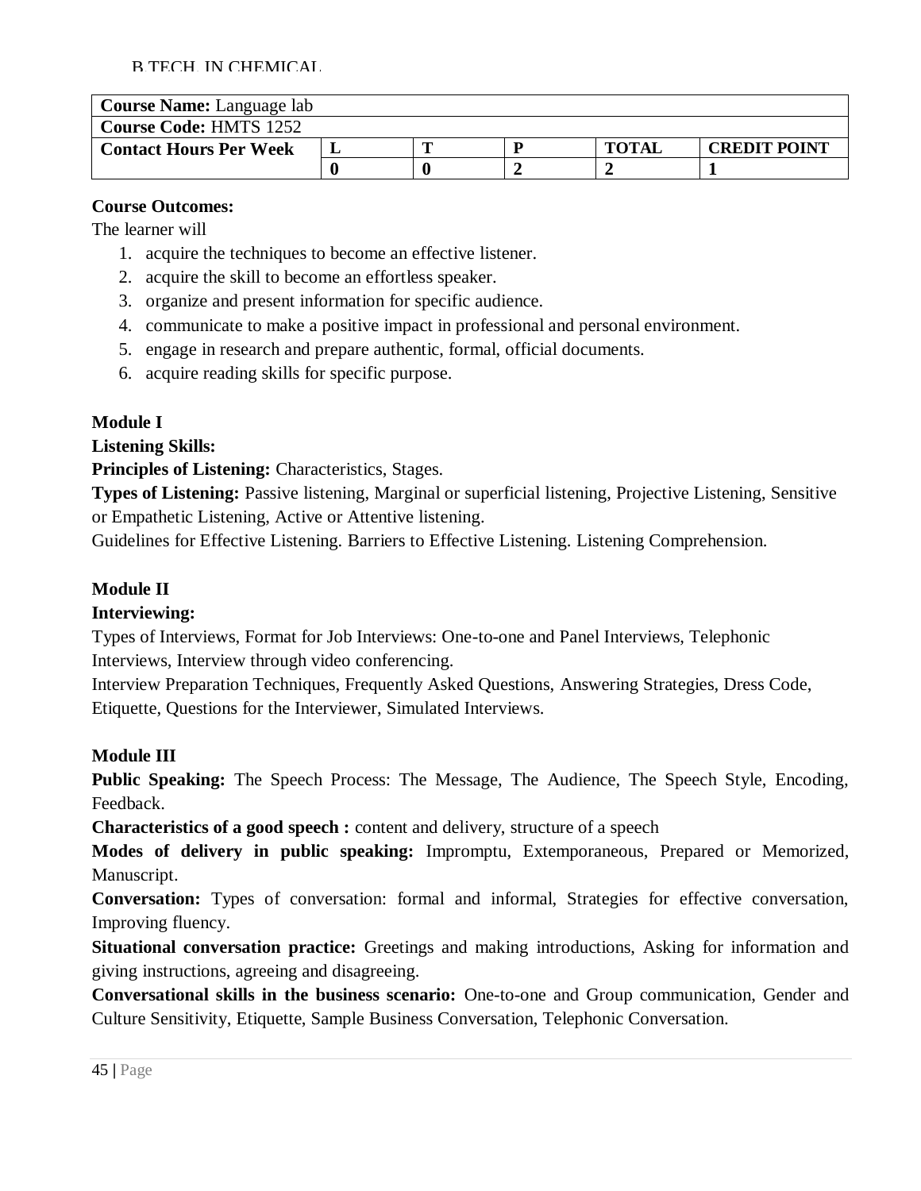| **Course Name:** Language lab | | | | | |
|---|---|---|---|---|---|
| **Course Code:** HMTS 1252 | | | | | |
| **Contact Hours Per Week** | **L** | **T** | **P** | **TOTAL** | **CREDIT POINT** |
| | **0** | **0** | **2** | **2** | **1** |

**Course Outcomes:**

The learner will

1. acquire the techniques to become an effective listener.
2. acquire the skill to become an effortless speaker.
3. organize and present information for specific audience.
4. communicate to make a positive impact in professional and personal environment.
5. engage in research and prepare authentic, formal, official documents.
6. acquire reading skills for specific purpose.

**Module I**

**Listening Skills:**

**Principles of Listening:** Characteristics, Stages.

**Types of Listening:** Passive listening, Marginal or superficial listening, Projective Listening, Sensitive or Empathetic Listening, Active or Attentive listening.

Guidelines for Effective Listening. Barriers to Effective Listening. Listening Comprehension.

**Module II**

**Interviewing:**

Types of Interviews, Format for Job Interviews: One-to-one and Panel Interviews, Telephonic Interviews, Interview through video conferencing.

Interview Preparation Techniques, Frequently Asked Questions, Answering Strategies, Dress Code, Etiquette, Questions for the Interviewer, Simulated Interviews.

**Module III**

**Public Speaking:** The Speech Process: The Message, The Audience, The Speech Style, Encoding, Feedback.

**Characteristics of a good speech :** content and delivery, structure of a speech

**Modes of delivery in public speaking:** Impromptu, Extemporaneous, Prepared or Memorized, Manuscript.

**Conversation:** Types of conversation: formal and informal, Strategies for effective conversation, Improving fluency.

**Situational conversation practice:** Greetings and making introductions, Asking for information and giving instructions, agreeing and disagreeing.

**Conversational skills in the business scenario:** One-to-one and Group communication, Gender and Culture Sensitivity, Etiquette, Sample Business Conversation, Telephonic Conversation.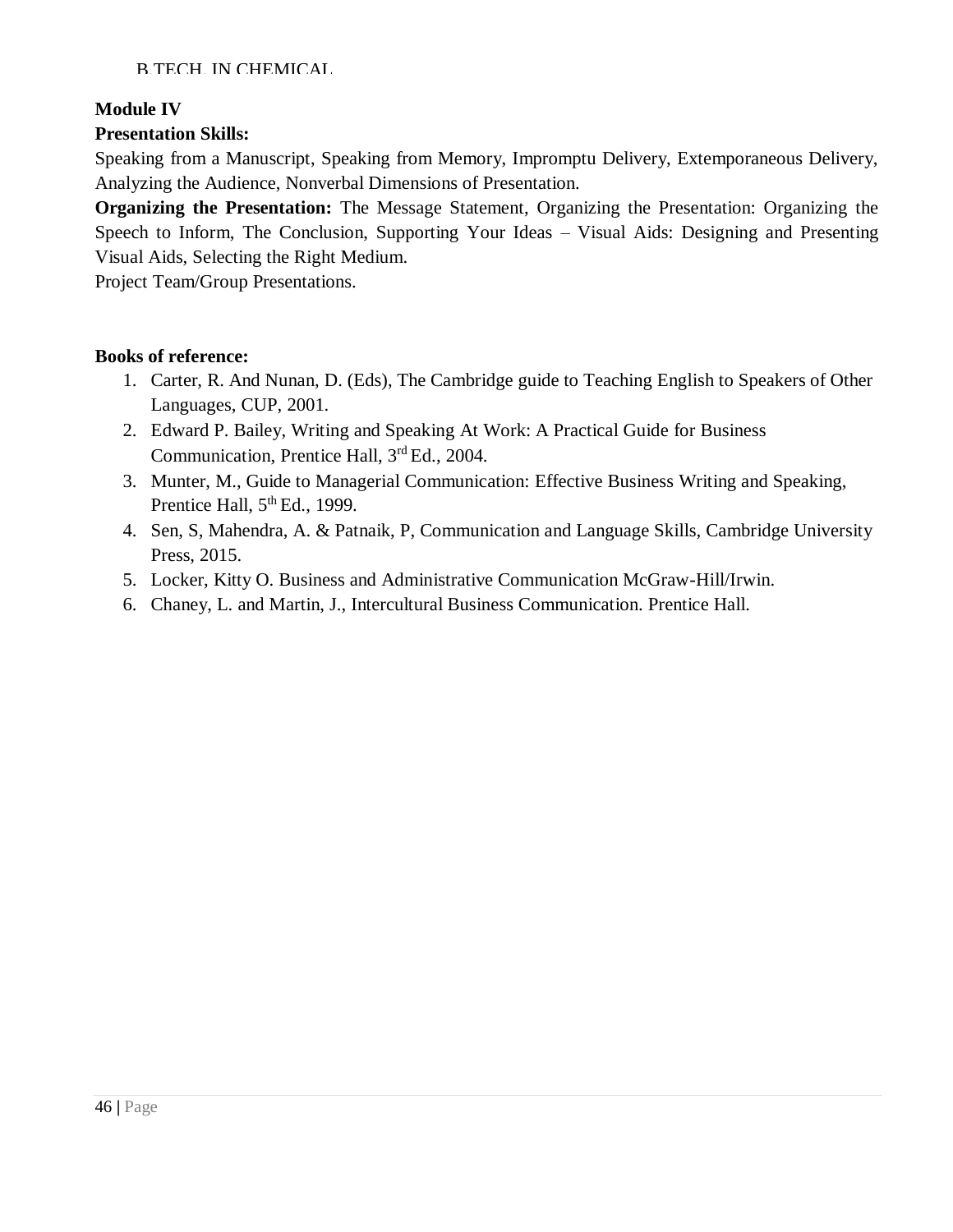**Module IV**

**Presentation Skills:**

Speaking from a Manuscript, Speaking from Memory, Impromptu Delivery, Extemporaneous Delivery, Analyzing the Audience, Nonverbal Dimensions of Presentation.

**Organizing the Presentation:** The Message Statement, Organizing the Presentation: Organizing the Speech to Inform, The Conclusion, Supporting Your Ideas – Visual Aids: Designing and Presenting Visual Aids, Selecting the Right Medium.

Project Team/Group Presentations.

**Books of reference:**

1. Carter, R. And Nunan, D. (Eds), The Cambridge guide to Teaching English to Speakers of Other Languages, CUP, 2001.
2. Edward P. Bailey, Writing and Speaking At Work: A Practical Guide for Business Communication, Prentice Hall, 3rd Ed., 2004.
3. Munter, M., Guide to Managerial Communication: Effective Business Writing and Speaking, Prentice Hall, 5th Ed., 1999.
4. Sen, S, Mahendra, A. & Patnaik, P, Communication and Language Skills, Cambridge University Press, 2015.
5. Locker, Kitty O. Business and Administrative Communication McGraw-Hill/Irwin.
6. Chaney, L. and Martin, J., Intercultural Business Communication. Prentice Hall.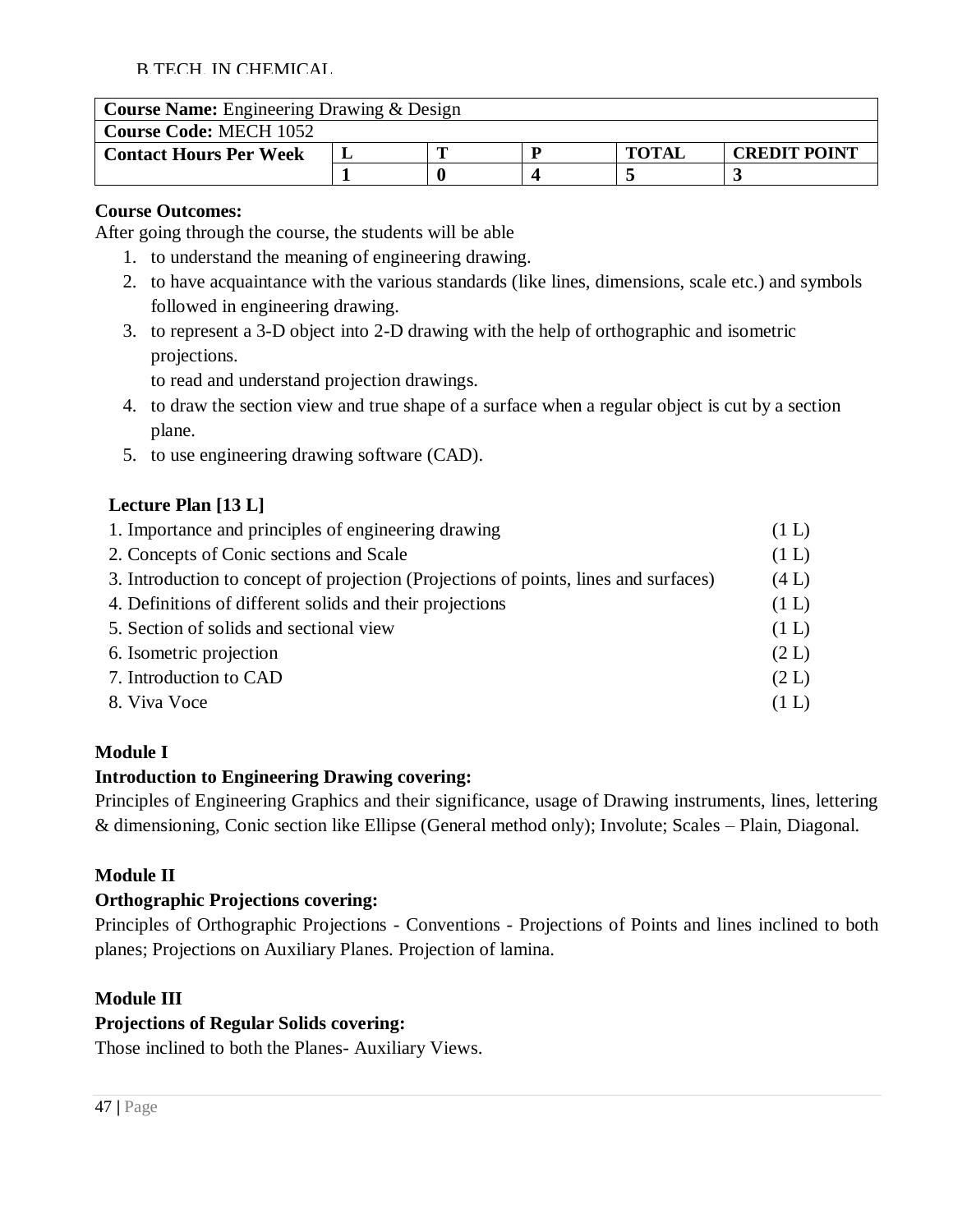B.TECH. IN CHEMICAL

| **Course Name:** Engineering Drawing & Design | | | | | |
|---|---|---|---|---|---|
| **Course Code:** MECH 1052 | | | | | |
| **Contact Hours Per Week** | **L** | **T** | **P** | **TOTAL** | **CREDIT POINT** |
| | **1** | **0** | **4** | **5** | **3** |

**Course Outcomes:**

After going through the course, the students will be able

1. to understand the meaning of engineering drawing.
2. to have acquaintance with the various standards (like lines, dimensions, scale etc.) and symbols followed in engineering drawing.
3. to represent a 3-D object into 2-D drawing with the help of orthographic and isometric projections.
   to read and understand projection drawings.
4. to draw the section view and true shape of a surface when a regular object is cut by a section plane.
5. to use engineering drawing software (CAD).

**Lecture Plan [13 L]**

| | |
|---|---|
| 1. Importance and principles of engineering drawing | (1 L) |
| 2. Concepts of Conic sections and Scale | (1 L) |
| 3. Introduction to concept of projection (Projections of points, lines and surfaces) | (4 L) |
| 4. Definitions of different solids and their projections | (1 L) |
| 5. Section of solids and sectional view | (1 L) |
| 6. Isometric projection | (2 L) |
| 7. Introduction to CAD | (2 L) |
| 8. Viva Voce | (1 L) |

**Module I**

**Introduction to Engineering Drawing covering:**

Principles of Engineering Graphics and their significance, usage of Drawing instruments, lines, lettering & dimensioning, Conic section like Ellipse (General method only); Involute; Scales – Plain, Diagonal.

**Module II**

**Orthographic Projections covering:**

Principles of Orthographic Projections - Conventions - Projections of Points and lines inclined to both planes; Projections on Auxiliary Planes. Projection of lamina.

**Module III**

**Projections of Regular Solids covering:**

Those inclined to both the Planes- Auxiliary Views.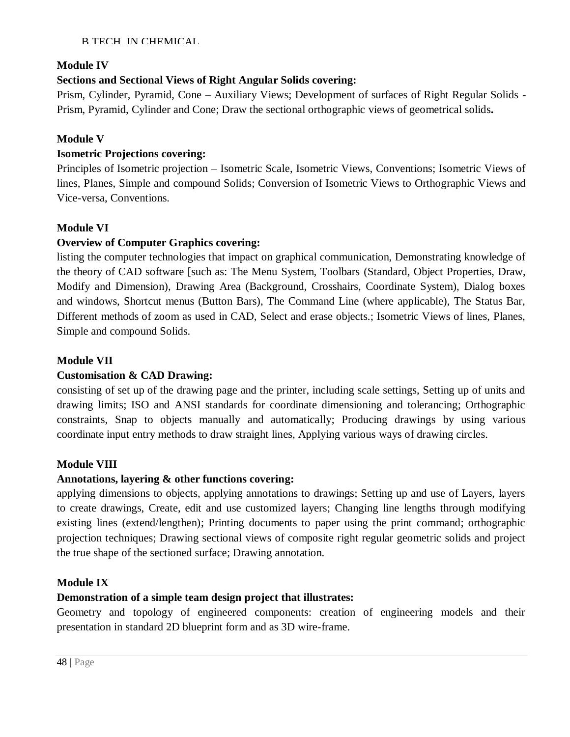**Module IV**

**Sections and Sectional Views of Right Angular Solids covering:**

Prism, Cylinder, Pyramid, Cone – Auxiliary Views; Development of surfaces of Right Regular Solids - Prism, Pyramid, Cylinder and Cone; Draw the sectional orthographic views of geometrical solids**.**

**Module V**

**Isometric Projections covering:**

Principles of Isometric projection – Isometric Scale, Isometric Views, Conventions; Isometric Views of lines, Planes, Simple and compound Solids; Conversion of Isometric Views to Orthographic Views and Vice-versa, Conventions.

**Module VI**

**Overview of Computer Graphics covering:**

listing the computer technologies that impact on graphical communication, Demonstrating knowledge of the theory of CAD software [such as: The Menu System, Toolbars (Standard, Object Properties, Draw, Modify and Dimension), Drawing Area (Background, Crosshairs, Coordinate System), Dialog boxes and windows, Shortcut menus (Button Bars), The Command Line (where applicable), The Status Bar, Different methods of zoom as used in CAD, Select and erase objects.; Isometric Views of lines, Planes, Simple and compound Solids.

**Module VII**

**Customisation & CAD Drawing:**

consisting of set up of the drawing page and the printer, including scale settings, Setting up of units and drawing limits; ISO and ANSI standards for coordinate dimensioning and tolerancing; Orthographic constraints, Snap to objects manually and automatically; Producing drawings by using various coordinate input entry methods to draw straight lines, Applying various ways of drawing circles.

**Module VIII**

**Annotations, layering & other functions covering:**

applying dimensions to objects, applying annotations to drawings; Setting up and use of Layers, layers to create drawings, Create, edit and use customized layers; Changing line lengths through modifying existing lines (extend/lengthen); Printing documents to paper using the print command; orthographic projection techniques; Drawing sectional views of composite right regular geometric solids and project the true shape of the sectioned surface; Drawing annotation.

**Module IX**

**Demonstration of a simple team design project that illustrates:**

Geometry and topology of engineered components: creation of engineering models and their presentation in standard 2D blueprint form and as 3D wire-frame.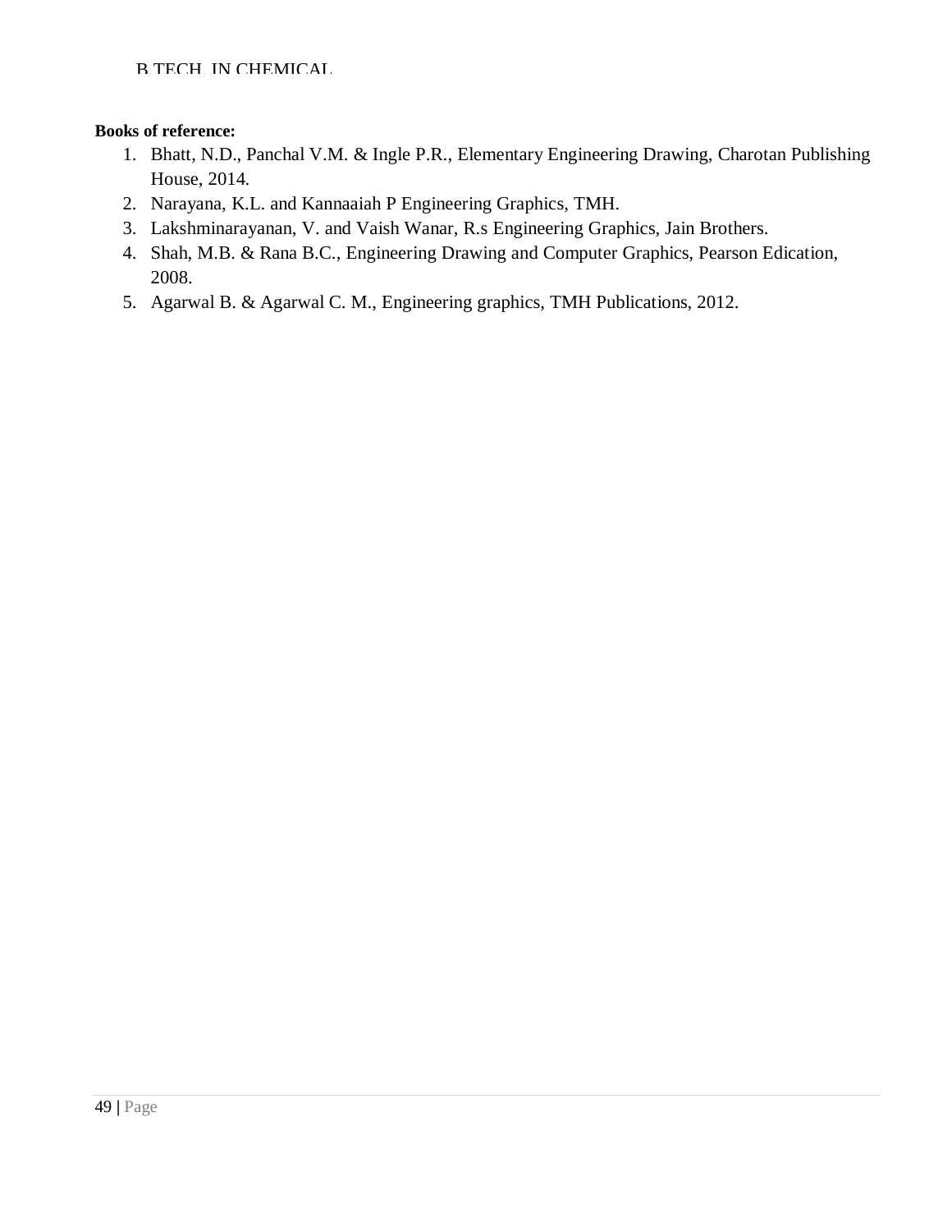**Books of reference:**

1. Bhatt, N.D., Panchal V.M. & Ingle P.R., Elementary Engineering Drawing, Charotan Publishing House, 2014.
2. Narayana, K.L. and Kannaaiah P Engineering Graphics, TMH.
3. Lakshminarayanan, V. and Vaish Wanar, R.s Engineering Graphics, Jain Brothers.
4. Shah, M.B. & Rana B.C., Engineering Drawing and Computer Graphics, Pearson Edication, 2008.
5. Agarwal B. & Agarwal C. M., Engineering graphics, TMH Publications, 2012.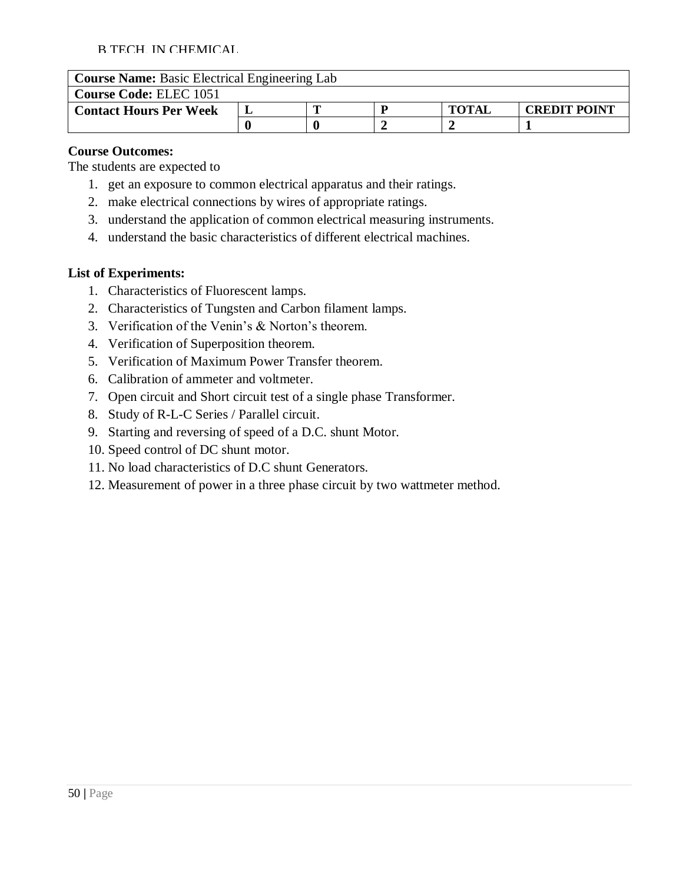B.TECH. IN CHEMICAL

| **Course Name:** Basic Electrical Engineering Lab | | | | | |
|---|---|---|---|---|---|
| **Course Code:** ELEC 1051 | | | | | |
| **Contact Hours Per Week** | **L** | **T** | **P** | **TOTAL** | **CREDIT POINT** |
| | **0** | **0** | **2** | **2** | **1** |

**Course Outcomes:**

The students are expected to

1. get an exposure to common electrical apparatus and their ratings.
2. make electrical connections by wires of appropriate ratings.
3. understand the application of common electrical measuring instruments.
4. understand the basic characteristics of different electrical machines.

**List of Experiments:**

1. Characteristics of Fluorescent lamps.
2. Characteristics of Tungsten and Carbon filament lamps.
3. Verification of the Venin's & Norton's theorem.
4. Verification of Superposition theorem.
5. Verification of Maximum Power Transfer theorem.
6. Calibration of ammeter and voltmeter.
7. Open circuit and Short circuit test of a single phase Transformer.
8. Study of R-L-C Series / Parallel circuit.
9. Starting and reversing of speed of a D.C. shunt Motor.
10. Speed control of DC shunt motor.
11. No load characteristics of D.C shunt Generators.
12. Measurement of power in a three phase circuit by two wattmeter method.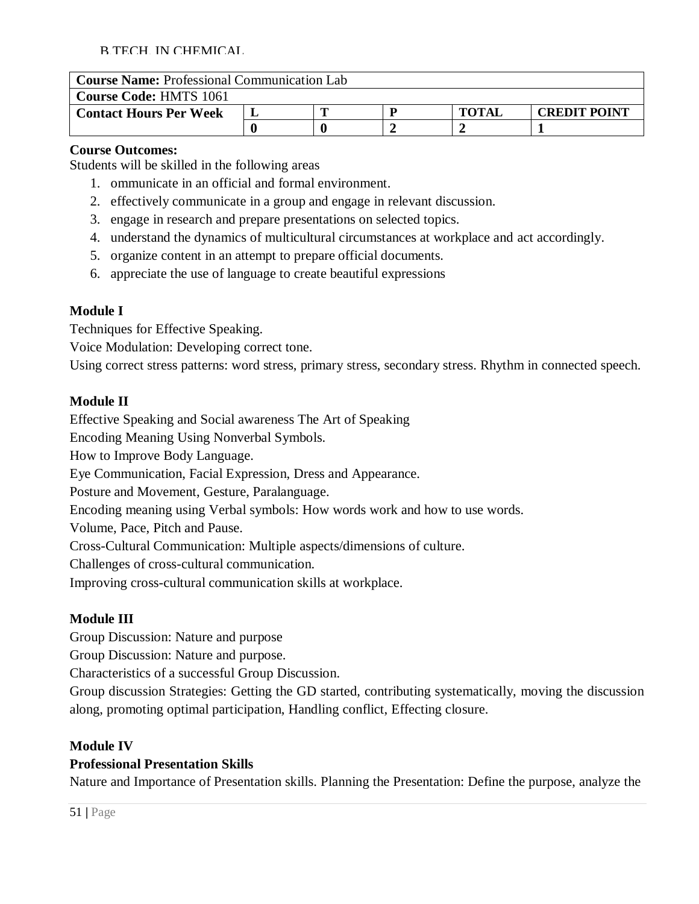| **Course Name:** Professional Communication Lab | | | | | |
|---|---|---|---|---|---|
| **Course Code:** HMTS 1061 | | | | | |
| **Contact Hours Per Week** | **L** | **T** | **P** | **TOTAL** | **CREDIT POINT** |
| | **0** | **0** | **2** | **2** | **1** |

**Course Outcomes:**

Students will be skilled in the following areas

1. ommunicate in an official and formal environment.
2. effectively communicate in a group and engage in relevant discussion.
3. engage in research and prepare presentations on selected topics.
4. understand the dynamics of multicultural circumstances at workplace and act accordingly.
5. organize content in an attempt to prepare official documents.
6. appreciate the use of language to create beautiful expressions

**Module I**

Techniques for Effective Speaking.

Voice Modulation: Developing correct tone.

Using correct stress patterns: word stress, primary stress, secondary stress. Rhythm in connected speech.

**Module II**

Effective Speaking and Social awareness The Art of Speaking

Encoding Meaning Using Nonverbal Symbols.

How to Improve Body Language.

Eye Communication, Facial Expression, Dress and Appearance.

Posture and Movement, Gesture, Paralanguage.

Encoding meaning using Verbal symbols: How words work and how to use words.

Volume, Pace, Pitch and Pause.

Cross-Cultural Communication: Multiple aspects/dimensions of culture.

Challenges of cross-cultural communication.

Improving cross-cultural communication skills at workplace.

**Module III**

Group Discussion: Nature and purpose

Group Discussion: Nature and purpose.

Characteristics of a successful Group Discussion.

Group discussion Strategies: Getting the GD started, contributing systematically, moving the discussion along, promoting optimal participation, Handling conflict, Effecting closure.

**Module IV**

**Professional Presentation Skills**

Nature and Importance of Presentation skills. Planning the Presentation: Define the purpose, analyze the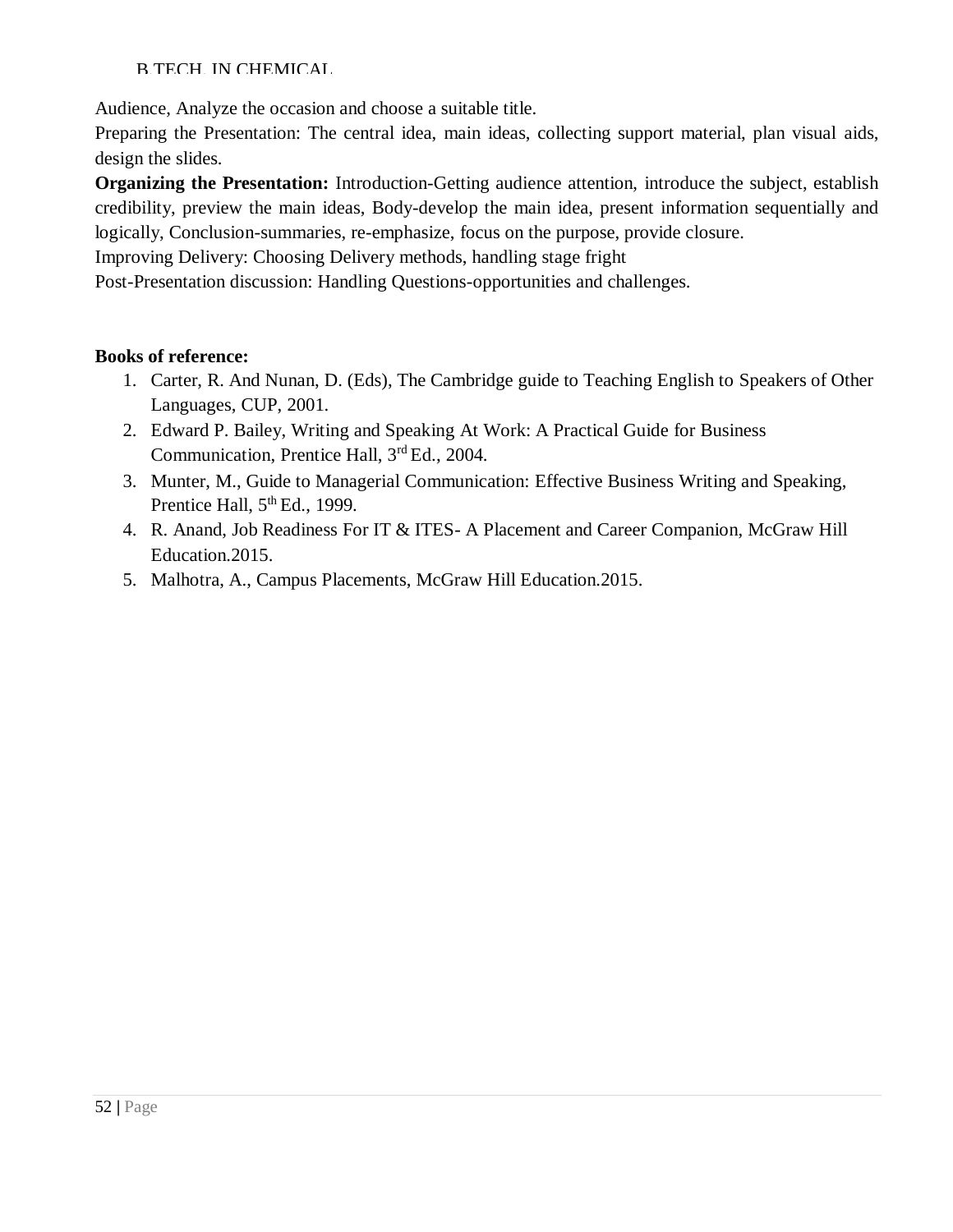Audience, Analyze the occasion and choose a suitable title.

Preparing the Presentation: The central idea, main ideas, collecting support material, plan visual aids, design the slides.

**Organizing the Presentation:** Introduction-Getting audience attention, introduce the subject, establish credibility, preview the main ideas, Body-develop the main idea, present information sequentially and logically, Conclusion-summaries, re-emphasize, focus on the purpose, provide closure.

Improving Delivery: Choosing Delivery methods, handling stage fright

Post-Presentation discussion: Handling Questions-opportunities and challenges.

**Books of reference:**

1. Carter, R. And Nunan, D. (Eds), The Cambridge guide to Teaching English to Speakers of Other Languages, CUP, 2001.
2. Edward P. Bailey, Writing and Speaking At Work: A Practical Guide for Business Communication, Prentice Hall, 3rd Ed., 2004.
3. Munter, M., Guide to Managerial Communication: Effective Business Writing and Speaking, Prentice Hall, 5th Ed., 1999.
4. R. Anand, Job Readiness For IT & ITES- A Placement and Career Companion, McGraw Hill Education.2015.
5. Malhotra, A., Campus Placements, McGraw Hill Education.2015.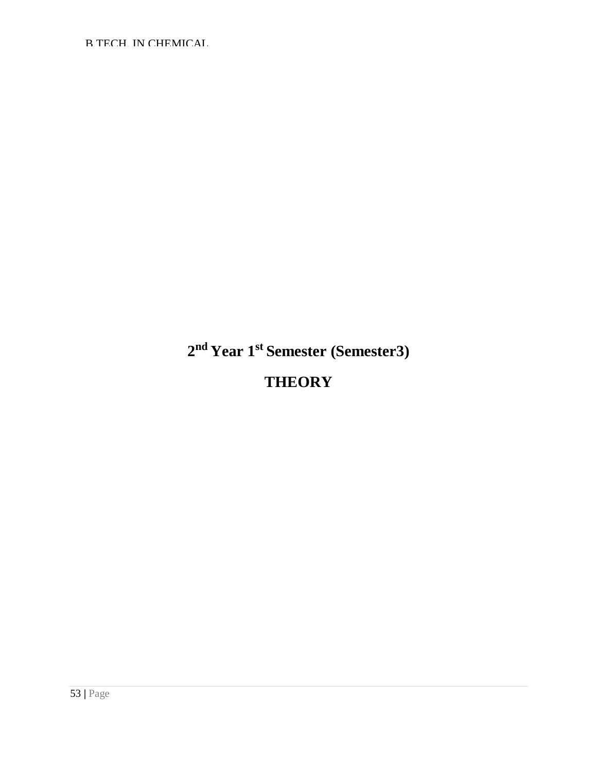# 2nd Year 1st Semester (Semester3)

# THEORY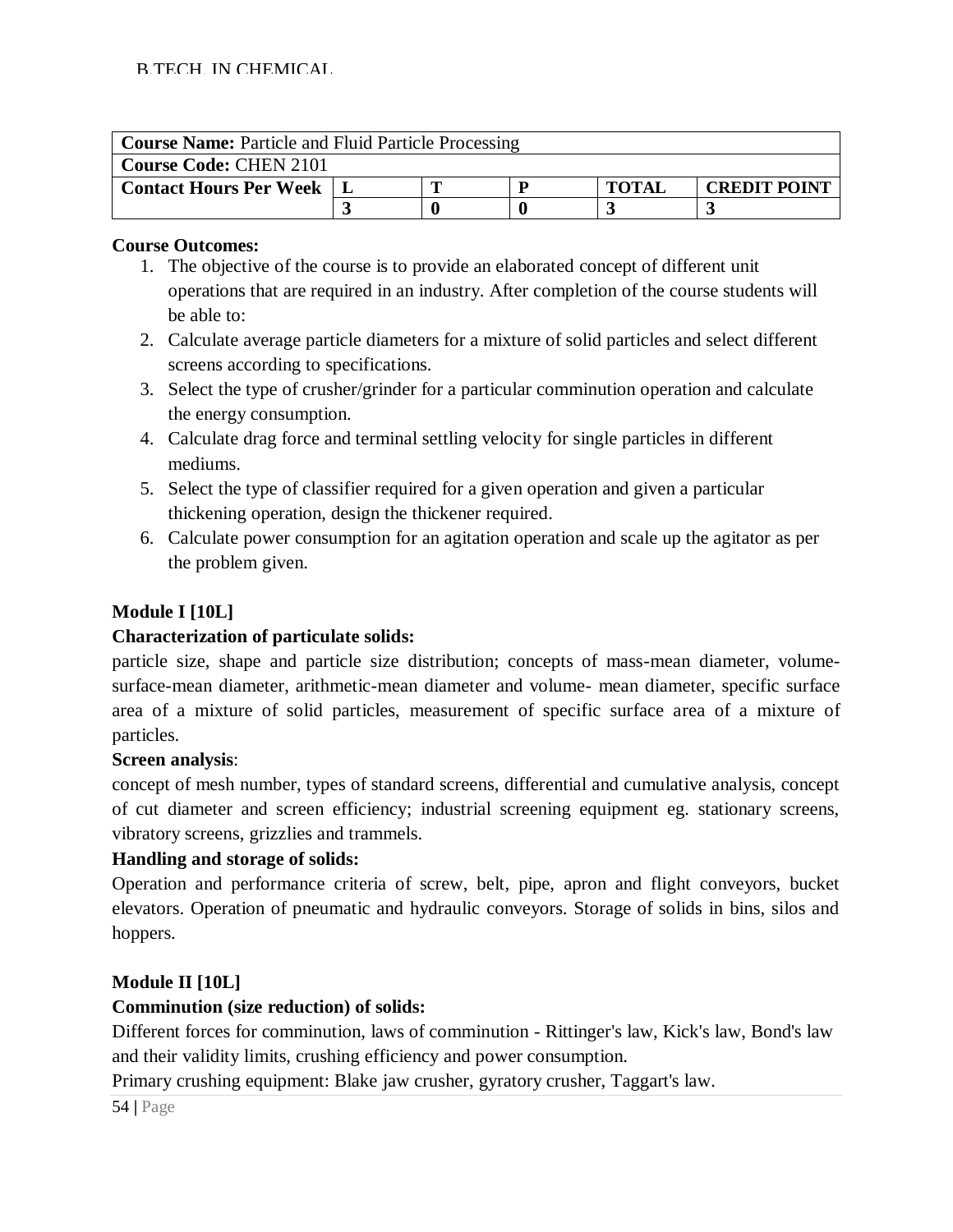| **Course Name:** Particle and Fluid Particle Processing | | | | | |
|---|---|---|---|---|---|
| **Course Code:** CHEN 2101 | | | | | |
| **Contact Hours Per Week** | **L** | **T** | **P** | **TOTAL** | **CREDIT POINT** |
| | **3** | **0** | **0** | **3** | **3** |

**Course Outcomes:**

1. The objective of the course is to provide an elaborated concept of different unit operations that are required in an industry. After completion of the course students will be able to:
2. Calculate average particle diameters for a mixture of solid particles and select different screens according to specifications.
3. Select the type of crusher/grinder for a particular comminution operation and calculate the energy consumption.
4. Calculate drag force and terminal settling velocity for single particles in different mediums.
5. Select the type of classifier required for a given operation and given a particular thickening operation, design the thickener required.
6. Calculate power consumption for an agitation operation and scale up the agitator as per the problem given.

**Module I [10L]**

**Characterization of particulate solids:**

particle size, shape and particle size distribution; concepts of mass-mean diameter, volume-surface-mean diameter, arithmetic-mean diameter and volume- mean diameter, specific surface area of a mixture of solid particles, measurement of specific surface area of a mixture of particles.

**Screen analysis**:

concept of mesh number, types of standard screens, differential and cumulative analysis, concept of cut diameter and screen efficiency; industrial screening equipment eg. stationary screens, vibratory screens, grizzlies and trammels.

**Handling and storage of solids:**

Operation and performance criteria of screw, belt, pipe, apron and flight conveyors, bucket elevators. Operation of pneumatic and hydraulic conveyors. Storage of solids in bins, silos and hoppers.

**Module II [10L]**

**Comminution (size reduction) of solids:**

Different forces for comminution, laws of comminution - Rittinger's law, Kick's law, Bond's law and their validity limits, crushing efficiency and power consumption.

Primary crushing equipment: Blake jaw crusher, gyratory crusher, Taggart's law.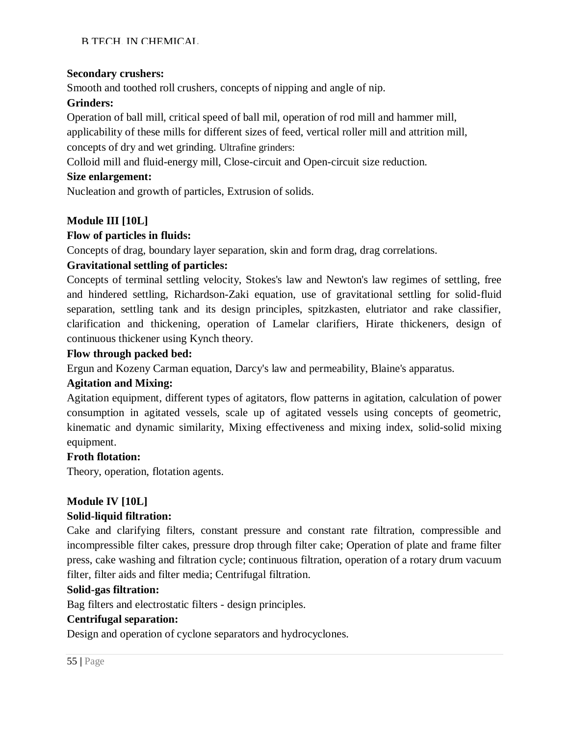**Secondary crushers:**

Smooth and toothed roll crushers, concepts of nipping and angle of nip.

**Grinders:**

Operation of ball mill, critical speed of ball mil, operation of rod mill and hammer mill, applicability of these mills for different sizes of feed, vertical roller mill and attrition mill, concepts of dry and wet grinding. Ultrafine grinders:

Colloid mill and fluid-energy mill, Close-circuit and Open-circuit size reduction.

**Size enlargement:**

Nucleation and growth of particles, Extrusion of solids.

**Module III [10L]**

**Flow of particles in fluids:**

Concepts of drag, boundary layer separation, skin and form drag, drag correlations.

**Gravitational settling of particles:**

Concepts of terminal settling velocity, Stokes's law and Newton's law regimes of settling, free and hindered settling, Richardson-Zaki equation, use of gravitational settling for solid-fluid separation, settling tank and its design principles, spitzkasten, elutriator and rake classifier, clarification and thickening, operation of Lamelar clarifiers, Hirate thickeners, design of continuous thickener using Kynch theory.

**Flow through packed bed:**

Ergun and Kozeny Carman equation, Darcy's law and permeability, Blaine's apparatus.

**Agitation and Mixing:**

Agitation equipment, different types of agitators, flow patterns in agitation, calculation of power consumption in agitated vessels, scale up of agitated vessels using concepts of geometric, kinematic and dynamic similarity, Mixing effectiveness and mixing index, solid-solid mixing equipment.

**Froth flotation:**

Theory, operation, flotation agents.

**Module IV [10L]**

**Solid-liquid filtration:**

Cake and clarifying filters, constant pressure and constant rate filtration, compressible and incompressible filter cakes, pressure drop through filter cake; Operation of plate and frame filter press, cake washing and filtration cycle; continuous filtration, operation of a rotary drum vacuum filter, filter aids and filter media; Centrifugal filtration.

**Solid-gas filtration:**

Bag filters and electrostatic filters - design principles.

**Centrifugal separation:**

Design and operation of cyclone separators and hydrocyclones.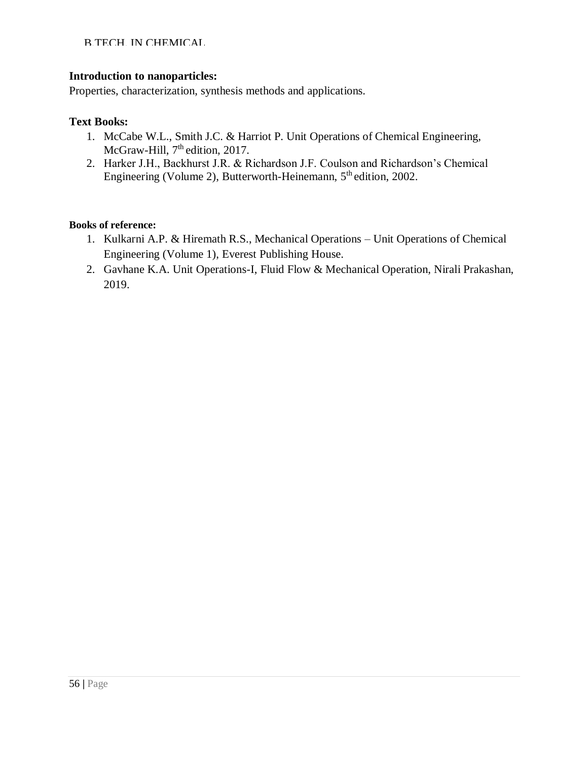**Introduction to nanoparticles:**
Properties, characterization, synthesis methods and applications.

**Text Books:**

1. McCabe W.L., Smith J.C. & Harriot P. Unit Operations of Chemical Engineering, McGraw-Hill, 7th edition, 2017.
2. Harker J.H., Backhurst J.R. & Richardson J.F. Coulson and Richardson's Chemical Engineering (Volume 2), Butterworth-Heinemann, 5th edition, 2002.

**Books of reference:**

1. Kulkarni A.P. & Hiremath R.S., Mechanical Operations – Unit Operations of Chemical Engineering (Volume 1), Everest Publishing House.
2. Gavhane K.A. Unit Operations-I, Fluid Flow & Mechanical Operation, Nirali Prakashan, 2019.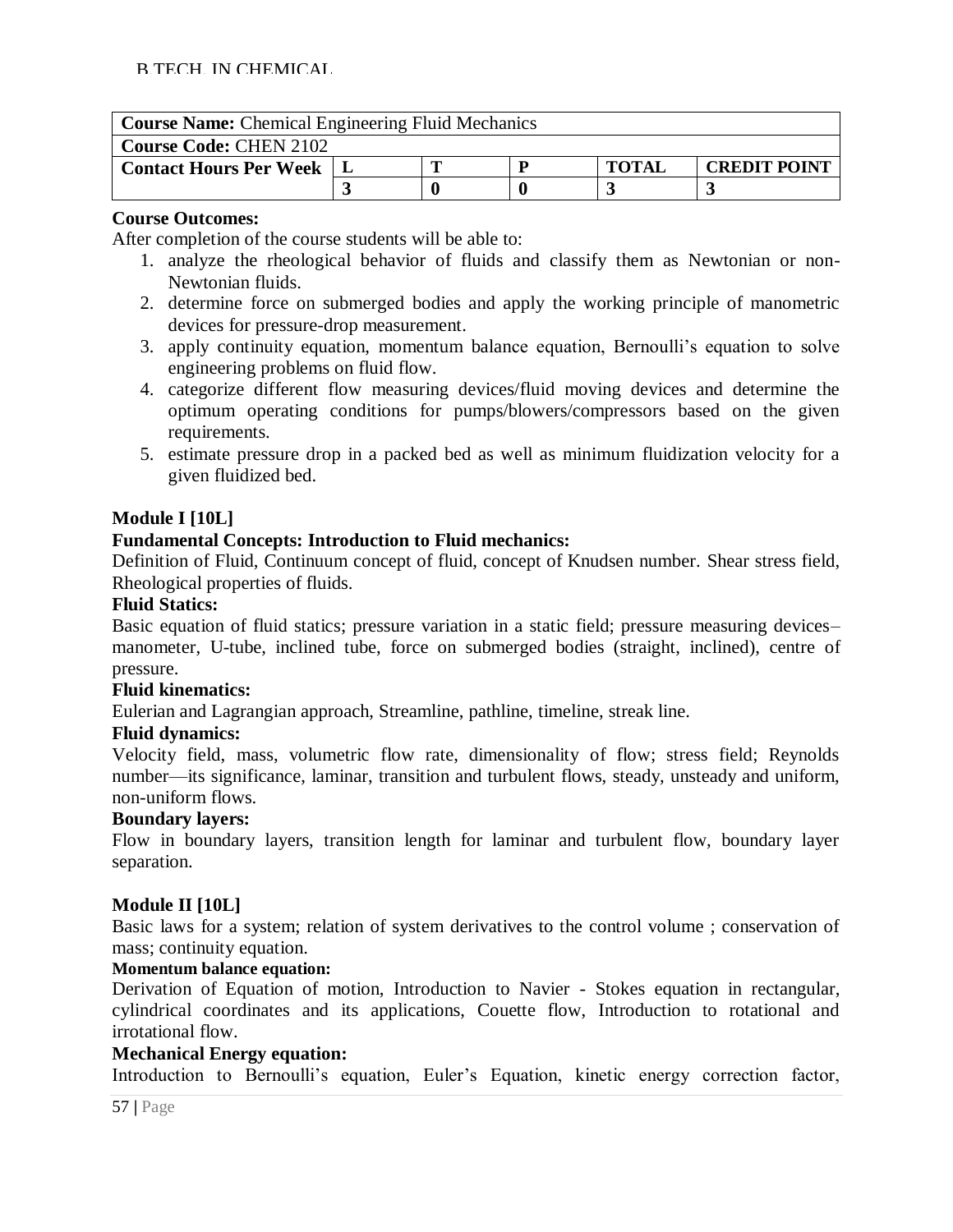B.TECH. IN CHEMICAL

| **Course Name:** Chemical Engineering Fluid Mechanics | | | | | |
|---|---|---|---|---|---|
| **Course Code:** CHEN 2102 | | | | | |
| **Contact Hours Per Week** | **L** | **T** | **P** | **TOTAL** | **CREDIT POINT** |
| | **3** | **0** | **0** | **3** | **3** |

**Course Outcomes:**

After completion of the course students will be able to:

1. analyze the rheological behavior of fluids and classify them as Newtonian or non-Newtonian fluids.
2. determine force on submerged bodies and apply the working principle of manometric devices for pressure-drop measurement.
3. apply continuity equation, momentum balance equation, Bernoulli's equation to solve engineering problems on fluid flow.
4. categorize different flow measuring devices/fluid moving devices and determine the optimum operating conditions for pumps/blowers/compressors based on the given requirements.
5. estimate pressure drop in a packed bed as well as minimum fluidization velocity for a given fluidized bed.

## Module I [10L]

**Fundamental Concepts: Introduction to Fluid mechanics:**

Definition of Fluid, Continuum concept of fluid, concept of Knudsen number. Shear stress field, Rheological properties of fluids.

**Fluid Statics:**

Basic equation of fluid statics; pressure variation in a static field; pressure measuring devices– manometer, U-tube, inclined tube, force on submerged bodies (straight, inclined), centre of pressure.

**Fluid kinematics:**

Eulerian and Lagrangian approach, Streamline, pathline, timeline, streak line.

**Fluid dynamics:**

Velocity field, mass, volumetric flow rate, dimensionality of flow; stress field; Reynolds number—its significance, laminar, transition and turbulent flows, steady, unsteady and uniform, non-uniform flows.

**Boundary layers:**

Flow in boundary layers, transition length for laminar and turbulent flow, boundary layer separation.

## Module II [10L]

Basic laws for a system; relation of system derivatives to the control volume ; conservation of mass; continuity equation.

**Momentum balance equation:**

Derivation of Equation of motion, Introduction to Navier - Stokes equation in rectangular, cylindrical coordinates and its applications, Couette flow, Introduction to rotational and irrotational flow.

**Mechanical Energy equation:**

Introduction to Bernoulli's equation, Euler's Equation, kinetic energy correction factor,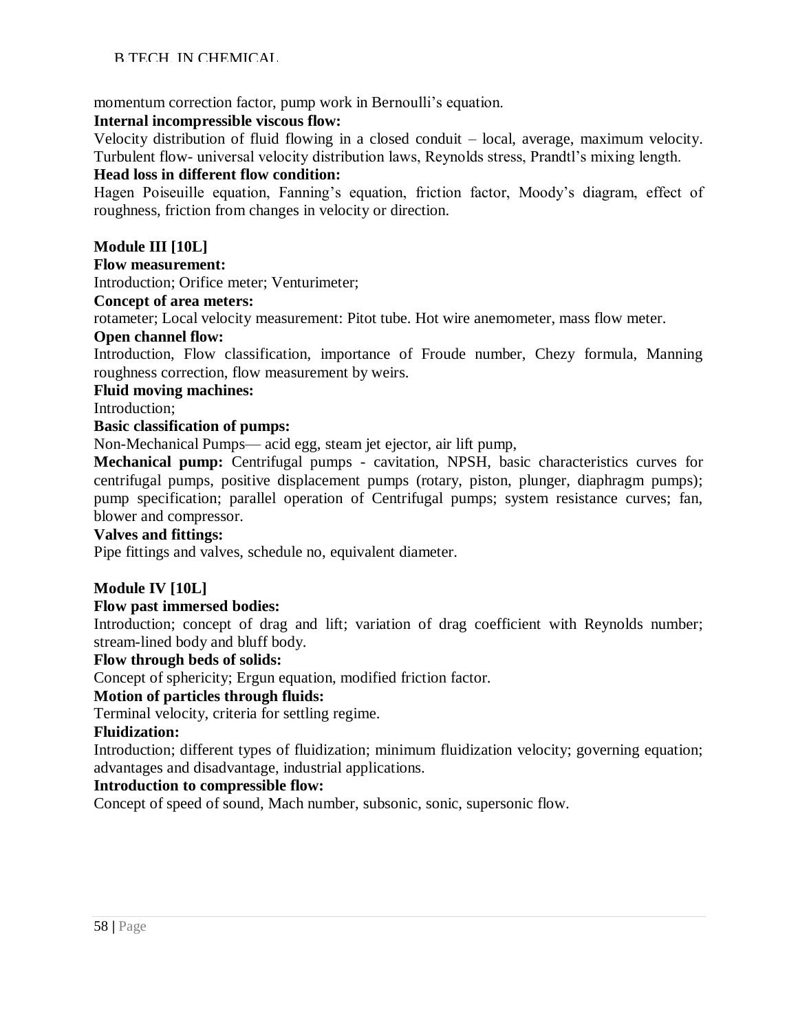momentum correction factor, pump work in Bernoulli's equation.

**Internal incompressible viscous flow:**

Velocity distribution of fluid flowing in a closed conduit – local, average, maximum velocity. Turbulent flow- universal velocity distribution laws, Reynolds stress, Prandtl's mixing length.

**Head loss in different flow condition:**

Hagen Poiseuille equation, Fanning's equation, friction factor, Moody's diagram, effect of roughness, friction from changes in velocity or direction.

**Module III [10L]**

**Flow measurement:**

Introduction; Orifice meter; Venturimeter;

**Concept of area meters:**

rotameter; Local velocity measurement: Pitot tube. Hot wire anemometer, mass flow meter.

**Open channel flow:**

Introduction, Flow classification, importance of Froude number, Chezy formula, Manning roughness correction, flow measurement by weirs.

**Fluid moving machines:**

Introduction;

**Basic classification of pumps:**

Non-Mechanical Pumps— acid egg, steam jet ejector, air lift pump,

**Mechanical pump:** Centrifugal pumps - cavitation, NPSH, basic characteristics curves for centrifugal pumps, positive displacement pumps (rotary, piston, plunger, diaphragm pumps); pump specification; parallel operation of Centrifugal pumps; system resistance curves; fan, blower and compressor.

**Valves and fittings:**

Pipe fittings and valves, schedule no, equivalent diameter.

**Module IV [10L]**

**Flow past immersed bodies:**

Introduction; concept of drag and lift; variation of drag coefficient with Reynolds number; stream-lined body and bluff body.

**Flow through beds of solids:**

Concept of sphericity; Ergun equation, modified friction factor.

**Motion of particles through fluids:**

Terminal velocity, criteria for settling regime.

**Fluidization:**

Introduction; different types of fluidization; minimum fluidization velocity; governing equation; advantages and disadvantage, industrial applications.

**Introduction to compressible flow:**

Concept of speed of sound, Mach number, subsonic, sonic, supersonic flow.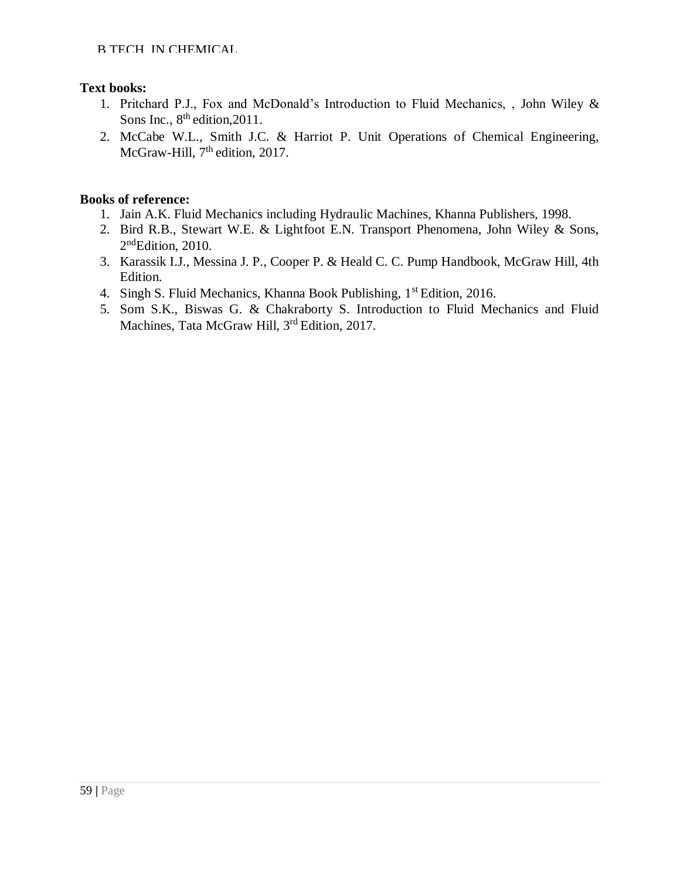**Text books:**

1. Pritchard P.J., Fox and McDonald's Introduction to Fluid Mechanics, , John Wiley & Sons Inc., 8th edition,2011.
2. McCabe W.L., Smith J.C. & Harriot P. Unit Operations of Chemical Engineering, McGraw-Hill, 7th edition, 2017.

**Books of reference:**

1. Jain A.K. Fluid Mechanics including Hydraulic Machines, Khanna Publishers, 1998.
2. Bird R.B., Stewart W.E. & Lightfoot E.N. Transport Phenomena, John Wiley & Sons, 2ndEdition, 2010.
3. Karassik I.J., Messina J. P., Cooper P. & Heald C. C. Pump Handbook, McGraw Hill, 4th Edition.
4. Singh S. Fluid Mechanics, Khanna Book Publishing, 1st Edition, 2016.
5. Som S.K., Biswas G. & Chakraborty S. Introduction to Fluid Mechanics and Fluid Machines, Tata McGraw Hill, 3rd Edition, 2017.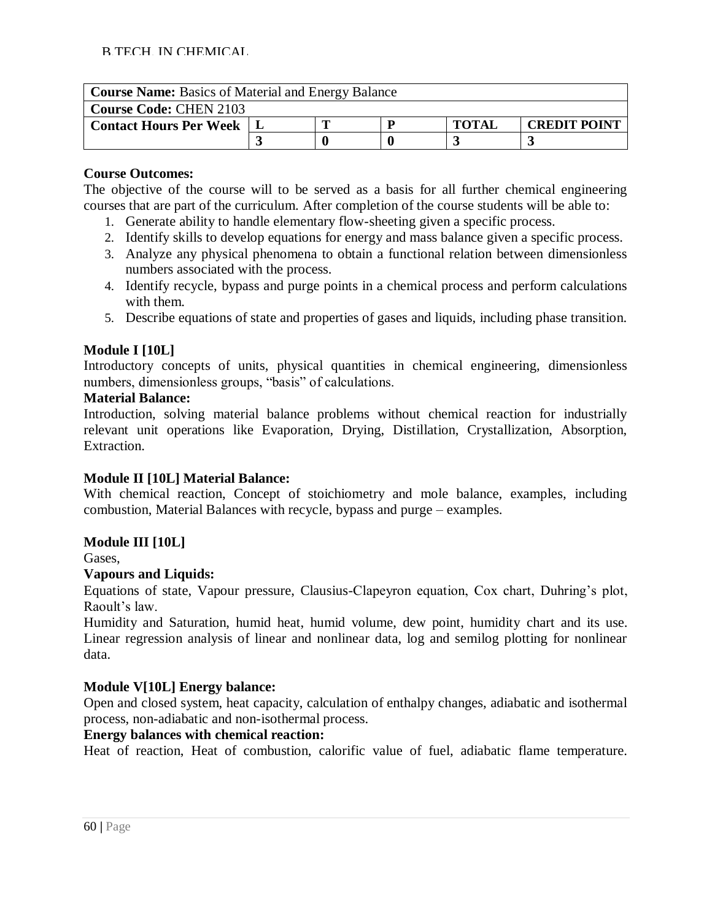B.TECH. IN CHEMICAL

| **Course Name:** Basics of Material and Energy Balance | | | | | |
|---|---|---|---|---|---|
| **Course Code:** CHEN 2103 | | | | | |
| **Contact Hours Per Week** | **L** | **T** | **P** | **TOTAL** | **CREDIT POINT** |
| | **3** | **0** | **0** | **3** | **3** |

**Course Outcomes:**

The objective of the course will to be served as a basis for all further chemical engineering courses that are part of the curriculum. After completion of the course students will be able to:

1. Generate ability to handle elementary flow-sheeting given a specific process.
2. Identify skills to develop equations for energy and mass balance given a specific process.
3. Analyze any physical phenomena to obtain a functional relation between dimensionless numbers associated with the process.
4. Identify recycle, bypass and purge points in a chemical process and perform calculations with them.
5. Describe equations of state and properties of gases and liquids, including phase transition.

**Module I [10L]**

Introductory concepts of units, physical quantities in chemical engineering, dimensionless numbers, dimensionless groups, "basis" of calculations.

**Material Balance:**

Introduction, solving material balance problems without chemical reaction for industrially relevant unit operations like Evaporation, Drying, Distillation, Crystallization, Absorption, Extraction.

**Module II [10L] Material Balance:**

With chemical reaction, Concept of stoichiometry and mole balance, examples, including combustion, Material Balances with recycle, bypass and purge – examples.

**Module III [10L]**

Gases,

**Vapours and Liquids:**

Equations of state, Vapour pressure, Clausius-Clapeyron equation, Cox chart, Duhring's plot, Raoult's law.

Humidity and Saturation, humid heat, humid volume, dew point, humidity chart and its use. Linear regression analysis of linear and nonlinear data, log and semilog plotting for nonlinear data.

**Module V[10L] Energy balance:**

Open and closed system, heat capacity, calculation of enthalpy changes, adiabatic and isothermal process, non-adiabatic and non-isothermal process.

**Energy balances with chemical reaction:**

Heat of reaction, Heat of combustion, calorific value of fuel, adiabatic flame temperature.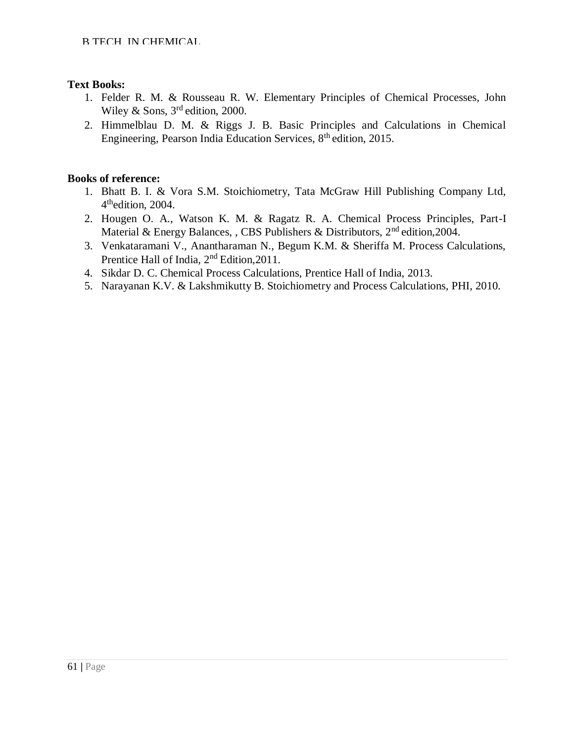**Text Books:**

1. Felder R. M. & Rousseau R. W. Elementary Principles of Chemical Processes, John Wiley & Sons, 3rd edition, 2000.
2. Himmelblau D. M. & Riggs J. B. Basic Principles and Calculations in Chemical Engineering, Pearson India Education Services, 8th edition, 2015.

**Books of reference:**

1. Bhatt B. I. & Vora S.M. Stoichiometry, Tata McGraw Hill Publishing Company Ltd, 4thedition, 2004.
2. Hougen O. A., Watson K. M. & Ragatz R. A. Chemical Process Principles, Part-I Material & Energy Balances, , CBS Publishers & Distributors, 2nd edition,2004.
3. Venkataramani V., Anantharaman N., Begum K.M. & Sheriffa M. Process Calculations, Prentice Hall of India, 2nd Edition,2011.
4. Sikdar D. C. Chemical Process Calculations, Prentice Hall of India, 2013.
5. Narayanan K.V. & Lakshmikutty B. Stoichiometry and Process Calculations, PHI, 2010.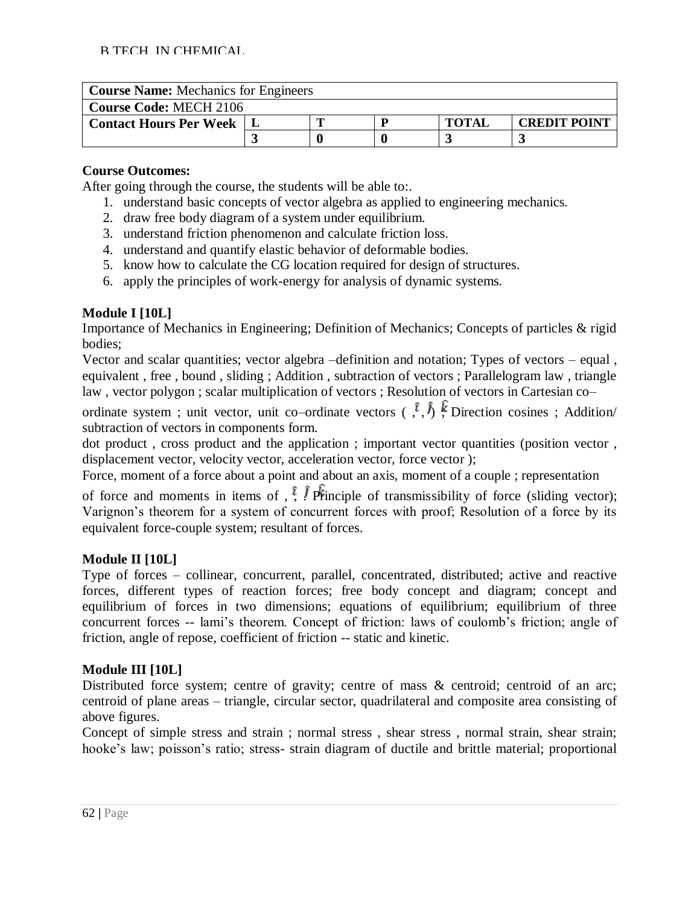B.TECH. IN CHEMICAL

| **Course Name:** Mechanics for Engineers | | | | | |
|---|---|---|---|---|---|
| **Course Code:** MECH 2106 | | | | | |
| **Contact Hours Per Week** | **L** | **T** | **P** | **TOTAL** | **CREDIT POINT** |
| | **3** | **0** | **0** | **3** | **3** |

**Course Outcomes:**

After going through the course, the students will be able to:.

1. understand basic concepts of vector algebra as applied to engineering mechanics.
2. draw free body diagram of a system under equilibrium.
3. understand friction phenomenon and calculate friction loss.
4. understand and quantify elastic behavior of deformable bodies.
5. know how to calculate the CG location required for design of structures.
6. apply the principles of work-energy for analysis of dynamic systems.

**Module I [10L]**

Importance of Mechanics in Engineering; Definition of Mechanics; Concepts of particles & rigid bodies;

Vector and scalar quantities; vector algebra –definition and notation; Types of vectors – equal , equivalent , free , bound , sliding ; Addition , subtraction of vectors ; Parallelogram law , triangle law , vector polygon ; scalar multiplication of vectors ; Resolution of vectors in Cartesian co–ordinate system ; unit vector, unit co–ordinate vectors ( $\hat{i}$, $\hat{j}$, $\hat{k}$ ); Direction cosines ; Addition/ subtraction of vectors in components form.

dot product , cross product and the application ; important vector quantities (position vector , displacement vector, velocity vector, acceleration vector, force vector );

Force, moment of a force about a point and about an axis, moment of a couple ; representation of force and moments in items of $\hat{i}$, $\hat{j}$, $\hat{k}$; Principle of transmissibility of force (sliding vector); Varignon's theorem for a system of concurrent forces with proof; Resolution of a force by its equivalent force-couple system; resultant of forces.

**Module II [10L]**

Type of forces – collinear, concurrent, parallel, concentrated, distributed; active and reactive forces, different types of reaction forces; free body concept and diagram; concept and equilibrium of forces in two dimensions; equations of equilibrium; equilibrium of three concurrent forces -- lami's theorem. Concept of friction: laws of coulomb's friction; angle of friction, angle of repose, coefficient of friction -- static and kinetic.

**Module III [10L]**

Distributed force system; centre of gravity; centre of mass & centroid; centroid of an arc; centroid of plane areas – triangle, circular sector, quadrilateral and composite area consisting of above figures.

Concept of simple stress and strain ; normal stress , shear stress , normal strain, shear strain; hooke's law; poisson's ratio; stress- strain diagram of ductile and brittle material; proportional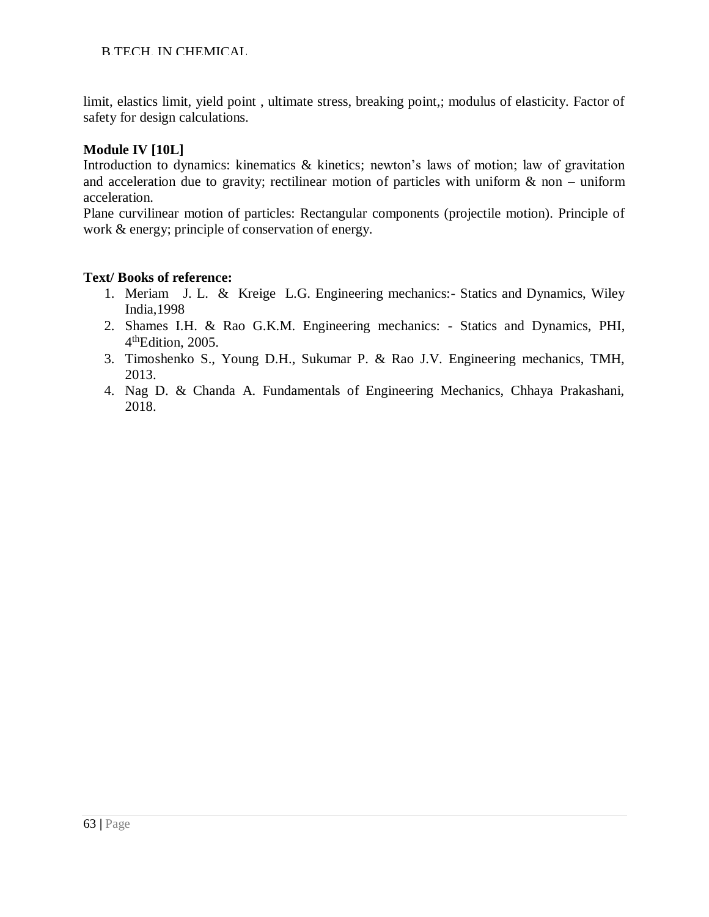limit, elastics limit, yield point , ultimate stress, breaking point,; modulus of elasticity. Factor of safety for design calculations.

**Module IV [10L]**

Introduction to dynamics: kinematics & kinetics; newton's laws of motion; law of gravitation and acceleration due to gravity; rectilinear motion of particles with uniform & non – uniform acceleration.

Plane curvilinear motion of particles: Rectangular components (projectile motion). Principle of work & energy; principle of conservation of energy.

**Text/ Books of reference:**

1. Meriam J. L. & Kreige L.G. Engineering mechanics:- Statics and Dynamics, Wiley India,1998
2. Shames I.H. & Rao G.K.M. Engineering mechanics: - Statics and Dynamics, PHI, 4th Edition, 2005.
3. Timoshenko S., Young D.H., Sukumar P. & Rao J.V. Engineering mechanics, TMH, 2013.
4. Nag D. & Chanda A. Fundamentals of Engineering Mechanics, Chhaya Prakashani, 2018.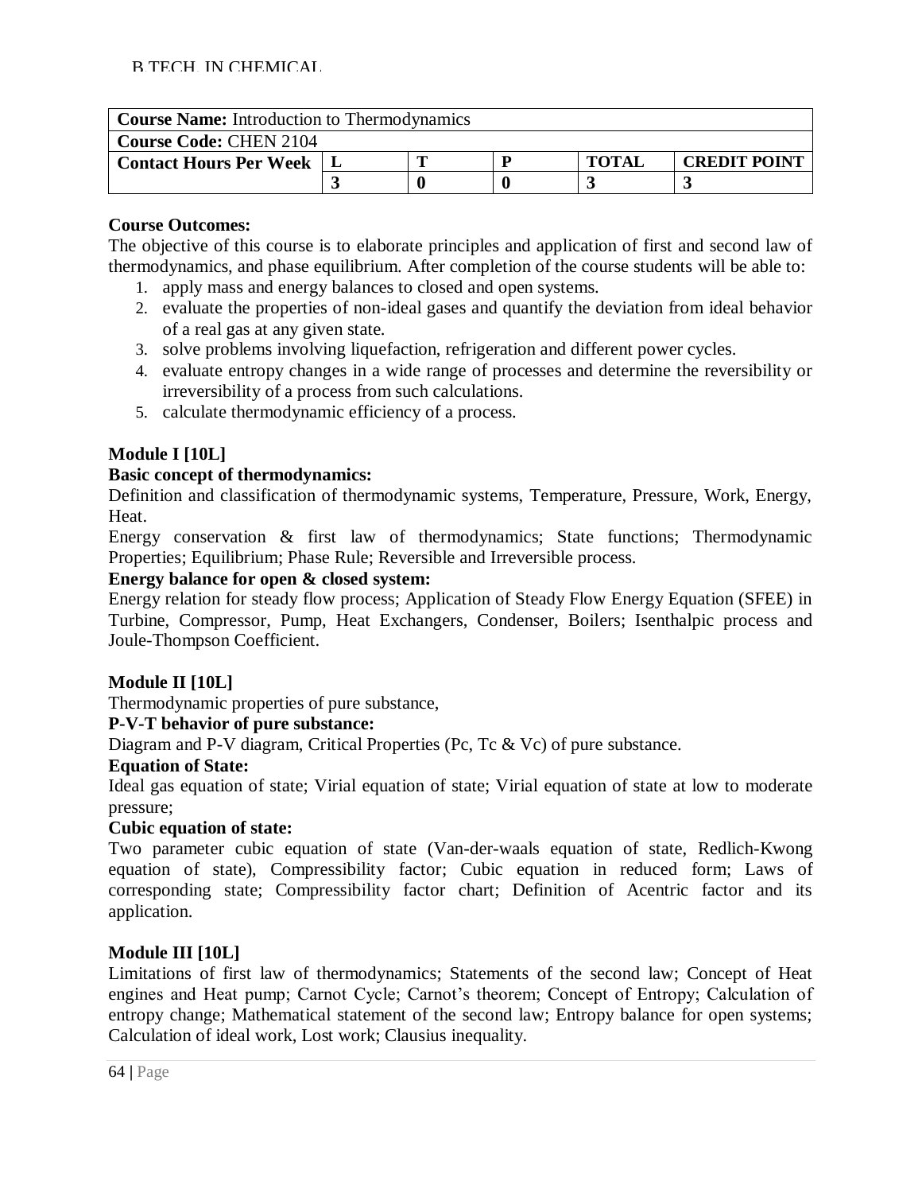| **Course Name:** Introduction to Thermodynamics | | | | | |
|---|---|---|---|---|---|
| **Course Code:** CHEN 2104 | | | | | |
| **Contact Hours Per Week** | **L** | **T** | **P** | **TOTAL** | **CREDIT POINT** |
| | **3** | **0** | **0** | **3** | **3** |

**Course Outcomes:**

The objective of this course is to elaborate principles and application of first and second law of thermodynamics, and phase equilibrium. After completion of the course students will be able to:

1. apply mass and energy balances to closed and open systems.
2. evaluate the properties of non-ideal gases and quantify the deviation from ideal behavior of a real gas at any given state.
3. solve problems involving liquefaction, refrigeration and different power cycles.
4. evaluate entropy changes in a wide range of processes and determine the reversibility or irreversibility of a process from such calculations.
5. calculate thermodynamic efficiency of a process.

**Module I [10L]**

**Basic concept of thermodynamics:**

Definition and classification of thermodynamic systems, Temperature, Pressure, Work, Energy, Heat.

Energy conservation & first law of thermodynamics; State functions; Thermodynamic Properties; Equilibrium; Phase Rule; Reversible and Irreversible process.

**Energy balance for open & closed system:**

Energy relation for steady flow process; Application of Steady Flow Energy Equation (SFEE) in Turbine, Compressor, Pump, Heat Exchangers, Condenser, Boilers; Isenthalpic process and Joule-Thompson Coefficient.

**Module II [10L]**

Thermodynamic properties of pure substance,

**P-V-T behavior of pure substance:**

Diagram and P-V diagram, Critical Properties ($P_c$, $T_c$ & $V_c$) of pure substance.

**Equation of State:**

Ideal gas equation of state; Virial equation of state; Virial equation of state at low to moderate pressure;

**Cubic equation of state:**

Two parameter cubic equation of state (Van-der-waals equation of state, Redlich-Kwong equation of state), Compressibility factor; Cubic equation in reduced form; Laws of corresponding state; Compressibility factor chart; Definition of Acentric factor and its application.

**Module III [10L]**

Limitations of first law of thermodynamics; Statements of the second law; Concept of Heat engines and Heat pump; Carnot Cycle; Carnot's theorem; Concept of Entropy; Calculation of entropy change; Mathematical statement of the second law; Entropy balance for open systems; Calculation of ideal work, Lost work; Clausius inequality.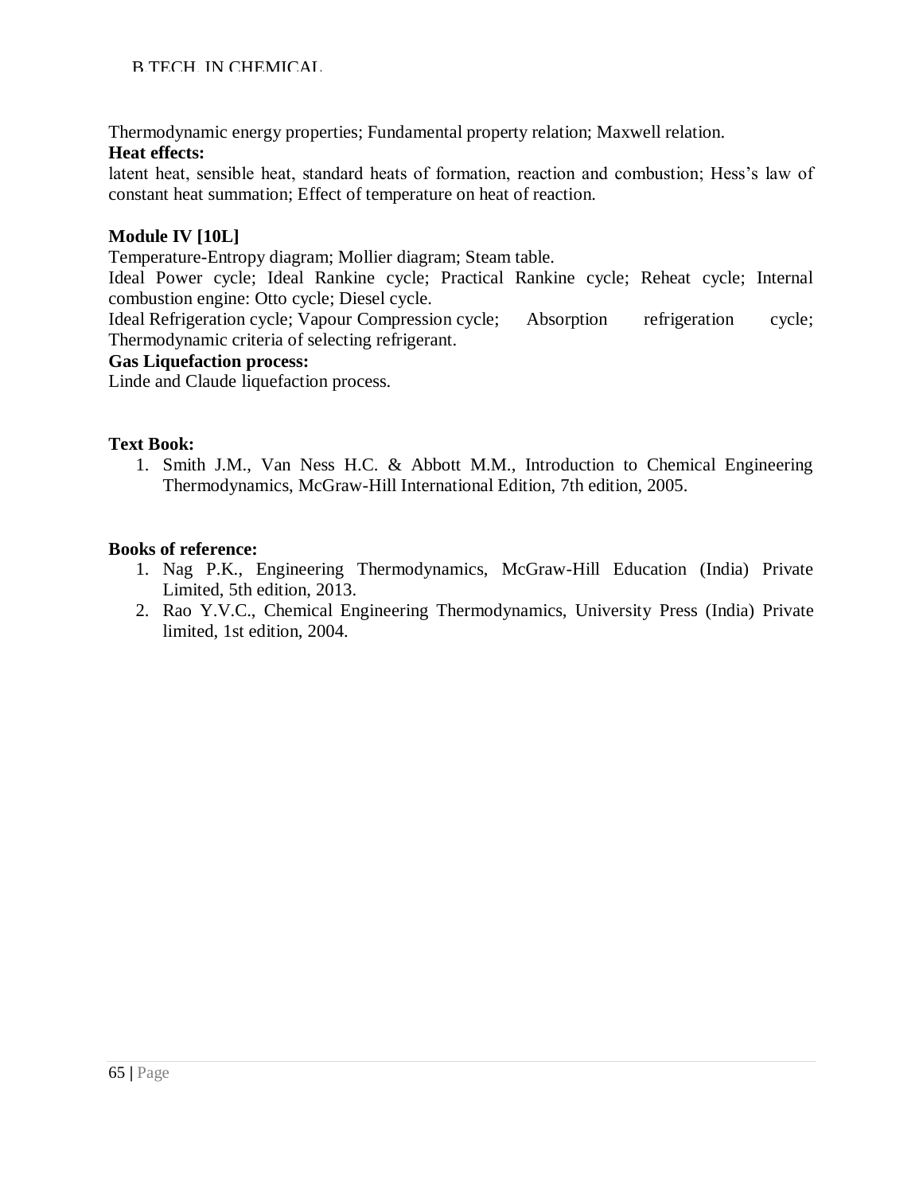Thermodynamic energy properties; Fundamental property relation; Maxwell relation.

**Heat effects:**

latent heat, sensible heat, standard heats of formation, reaction and combustion; Hess's law of constant heat summation; Effect of temperature on heat of reaction.

**Module IV [10L]**

Temperature-Entropy diagram; Mollier diagram; Steam table.

Ideal Power cycle; Ideal Rankine cycle; Practical Rankine cycle; Reheat cycle; Internal combustion engine: Otto cycle; Diesel cycle.

Ideal Refrigeration cycle; Vapour Compression cycle; Absorption refrigeration cycle; Thermodynamic criteria of selecting refrigerant.

**Gas Liquefaction process:**

Linde and Claude liquefaction process.

**Text Book:**

1. Smith J.M., Van Ness H.C. & Abbott M.M., Introduction to Chemical Engineering Thermodynamics, McGraw-Hill International Edition, 7th edition, 2005.

**Books of reference:**

1. Nag P.K., Engineering Thermodynamics, McGraw-Hill Education (India) Private Limited, 5th edition, 2013.
2. Rao Y.V.C., Chemical Engineering Thermodynamics, University Press (India) Private limited, 1st edition, 2004.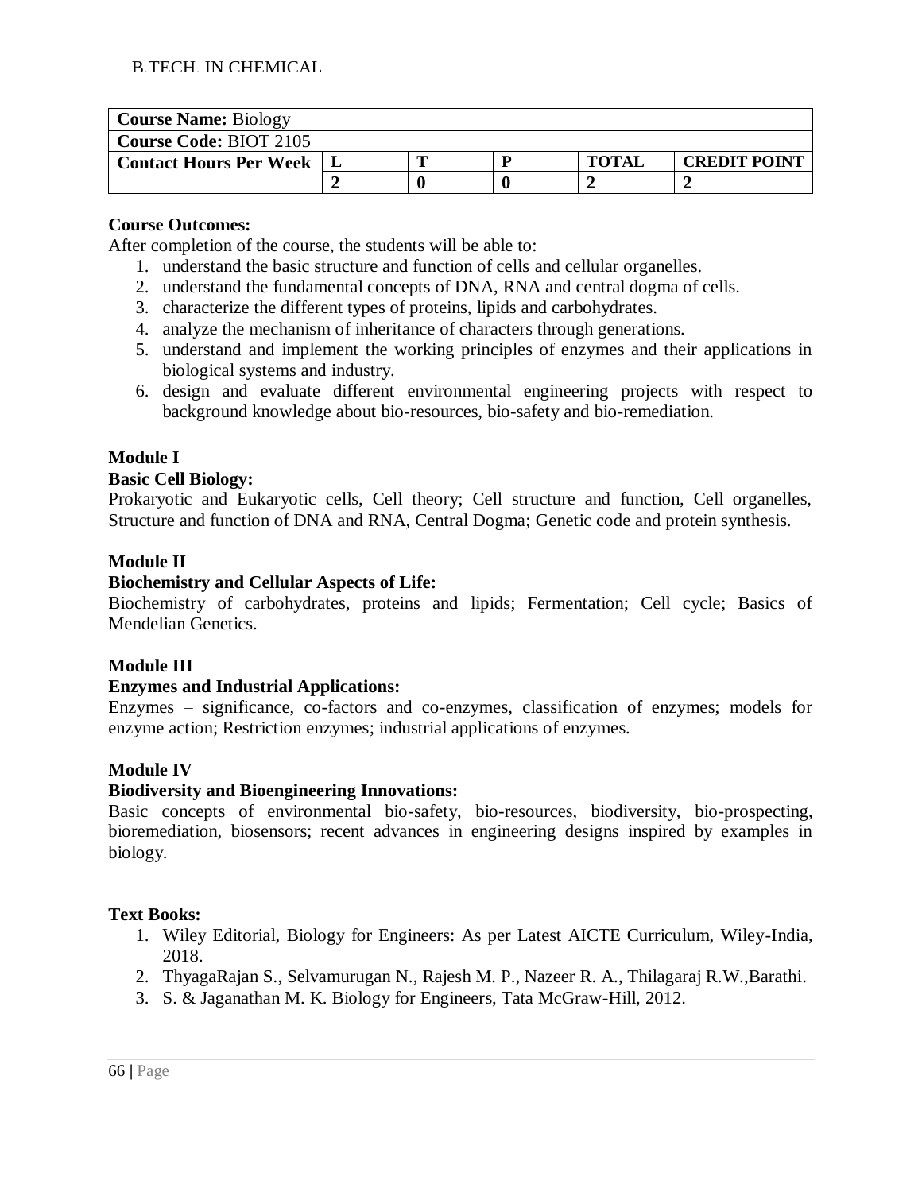| **Course Name:** Biology | | | | | |
|---|---|---|---|---|---|
| **Course Code:** BIOT 2105 | | | | | |
| **Contact Hours Per Week** | **L** | **T** | **P** | **TOTAL** | **CREDIT POINT** |
| | **2** | **0** | **0** | **2** | **2** |

**Course Outcomes:**

After completion of the course, the students will be able to:

1. understand the basic structure and function of cells and cellular organelles.
2. understand the fundamental concepts of DNA, RNA and central dogma of cells.
3. characterize the different types of proteins, lipids and carbohydrates.
4. analyze the mechanism of inheritance of characters through generations.
5. understand and implement the working principles of enzymes and their applications in biological systems and industry.
6. design and evaluate different environmental engineering projects with respect to background knowledge about bio-resources, bio-safety and bio-remediation.

**Module I**

**Basic Cell Biology:**

Prokaryotic and Eukaryotic cells, Cell theory; Cell structure and function, Cell organelles, Structure and function of DNA and RNA, Central Dogma; Genetic code and protein synthesis.

**Module II**

**Biochemistry and Cellular Aspects of Life:**

Biochemistry of carbohydrates, proteins and lipids; Fermentation; Cell cycle; Basics of Mendelian Genetics.

**Module III**

**Enzymes and Industrial Applications:**

Enzymes – significance, co-factors and co-enzymes, classification of enzymes; models for enzyme action; Restriction enzymes; industrial applications of enzymes.

**Module IV**

**Biodiversity and Bioengineering Innovations:**

Basic concepts of environmental bio-safety, bio-resources, biodiversity, bio-prospecting, bioremediation, biosensors; recent advances in engineering designs inspired by examples in biology.

**Text Books:**

1. Wiley Editorial, Biology for Engineers: As per Latest AICTE Curriculum, Wiley-India, 2018.
2. ThyagaRajan S., Selvamurugan N., Rajesh M. P., Nazeer R. A., Thilagaraj R.W.,Barathi.
3. S. & Jaganathan M. K. Biology for Engineers, Tata McGraw-Hill, 2012.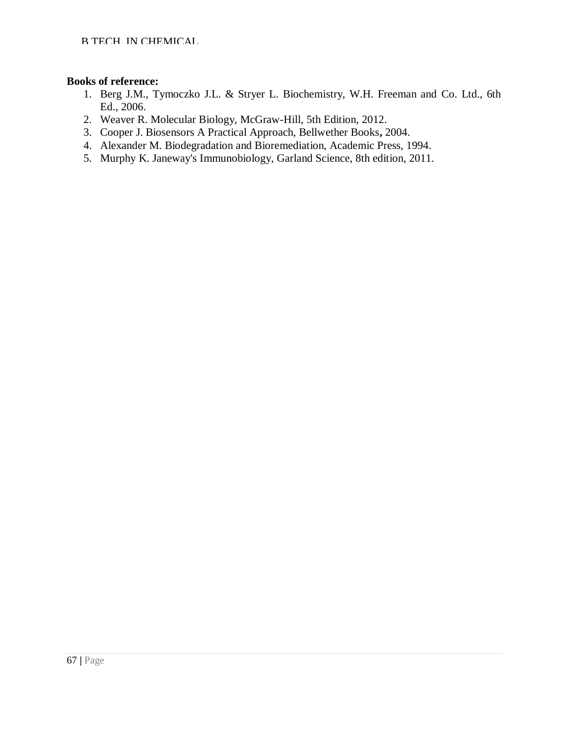**Books of reference:**

1. Berg J.M., Tymoczko J.L. & Stryer L. Biochemistry, W.H. Freeman and Co. Ltd., 6th Ed., 2006.
2. Weaver R. Molecular Biology, McGraw-Hill, 5th Edition, 2012.
3. Cooper J. Biosensors A Practical Approach, Bellwether Books**,** 2004.
4. Alexander M. Biodegradation and Bioremediation, Academic Press, 1994.
5. Murphy K. Janeway's Immunobiology, Garland Science, 8th edition, 2011.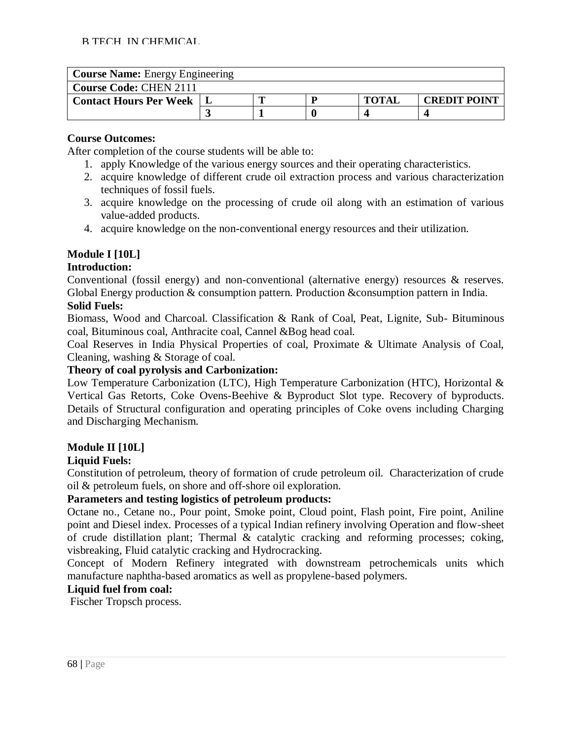| **Course Name:** Energy Engineering | | | | | |
|---|---|---|---|---|---|
| **Course Code:** CHEN 2111 | | | | | |
| **Contact Hours Per Week** | **L** | **T** | **P** | **TOTAL** | **CREDIT POINT** |
| | **3** | **1** | **0** | **4** | **4** |

**Course Outcomes:**

After completion of the course students will be able to:

1. apply Knowledge of the various energy sources and their operating characteristics.
2. acquire knowledge of different crude oil extraction process and various characterization techniques of fossil fuels.
3. acquire knowledge on the processing of crude oil along with an estimation of various value-added products.
4. acquire knowledge on the non-conventional energy resources and their utilization.

**Module I [10L]**

**Introduction:**

Conventional (fossil energy) and non-conventional (alternative energy) resources & reserves. Global Energy production & consumption pattern. Production &consumption pattern in India.

**Solid Fuels:**

Biomass, Wood and Charcoal. Classification & Rank of Coal, Peat, Lignite, Sub- Bituminous coal, Bituminous coal, Anthracite coal, Cannel &Bog head coal.

Coal Reserves in India Physical Properties of coal, Proximate & Ultimate Analysis of Coal, Cleaning, washing & Storage of coal.

**Theory of coal pyrolysis and Carbonization:**

Low Temperature Carbonization (LTC), High Temperature Carbonization (HTC), Horizontal & Vertical Gas Retorts, Coke Ovens-Beehive & Byproduct Slot type. Recovery of byproducts. Details of Structural configuration and operating principles of Coke ovens including Charging and Discharging Mechanism.

**Module II [10L]**

**Liquid Fuels:**

Constitution of petroleum, theory of formation of crude petroleum oil. Characterization of crude oil & petroleum fuels, on shore and off-shore oil exploration.

**Parameters and testing logistics of petroleum products:**

Octane no., Cetane no., Pour point, Smoke point, Cloud point, Flash point, Fire point, Aniline point and Diesel index. Processes of a typical Indian refinery involving Operation and flow-sheet of crude distillation plant; Thermal & catalytic cracking and reforming processes; coking, visbreaking, Fluid catalytic cracking and Hydrocracking.

Concept of Modern Refinery integrated with downstream petrochemicals units which manufacture naphtha-based aromatics as well as propylene-based polymers.

**Liquid fuel from coal:**

Fischer Tropsch process.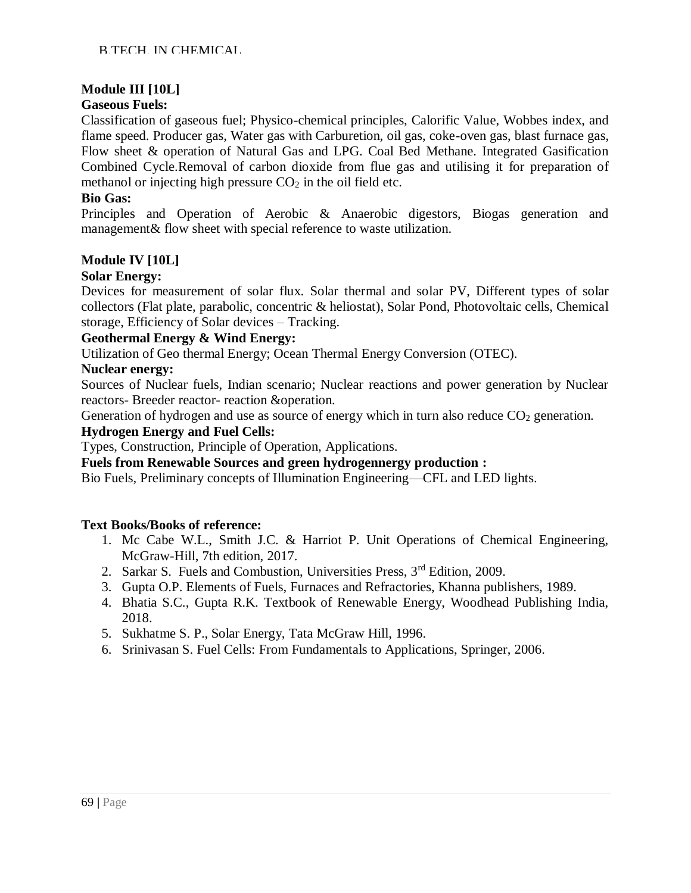**Module III [10L]**

**Gaseous Fuels:**

Classification of gaseous fuel; Physico-chemical principles, Calorific Value, Wobbes index, and flame speed. Producer gas, Water gas with Carburetion, oil gas, coke-oven gas, blast furnace gas, Flow sheet & operation of Natural Gas and LPG. Coal Bed Methane. Integrated Gasification Combined Cycle.Removal of carbon dioxide from flue gas and utilising it for preparation of methanol or injecting high pressure $CO_2$ in the oil field etc.

**Bio Gas:**

Principles and Operation of Aerobic & Anaerobic digestors, Biogas generation and management& flow sheet with special reference to waste utilization.

**Module IV [10L]**

**Solar Energy:**

Devices for measurement of solar flux. Solar thermal and solar PV, Different types of solar collectors (Flat plate, parabolic, concentric & heliostat), Solar Pond, Photovoltaic cells, Chemical storage, Efficiency of Solar devices – Tracking.

**Geothermal Energy & Wind Energy:**

Utilization of Geo thermal Energy; Ocean Thermal Energy Conversion (OTEC).

**Nuclear energy:**

Sources of Nuclear fuels, Indian scenario; Nuclear reactions and power generation by Nuclear reactors- Breeder reactor- reaction &operation.

Generation of hydrogen and use as source of energy which in turn also reduce $CO_2$ generation.

**Hydrogen Energy and Fuel Cells:**

Types, Construction, Principle of Operation, Applications.

**Fuels from Renewable Sources and green hydrogennergy production :**

Bio Fuels, Preliminary concepts of Illumination Engineering—CFL and LED lights.

**Text Books/Books of reference:**

1. Mc Cabe W.L., Smith J.C. & Harriot P. Unit Operations of Chemical Engineering, McGraw-Hill, 7th edition, 2017.
2. Sarkar S. Fuels and Combustion, Universities Press, 3rd Edition, 2009.
3. Gupta O.P. Elements of Fuels, Furnaces and Refractories, Khanna publishers, 1989.
4. Bhatia S.C., Gupta R.K. Textbook of Renewable Energy, Woodhead Publishing India, 2018.
5. Sukhatme S. P., Solar Energy, Tata McGraw Hill, 1996.
6. Srinivasan S. Fuel Cells: From Fundamentals to Applications, Springer, 2006.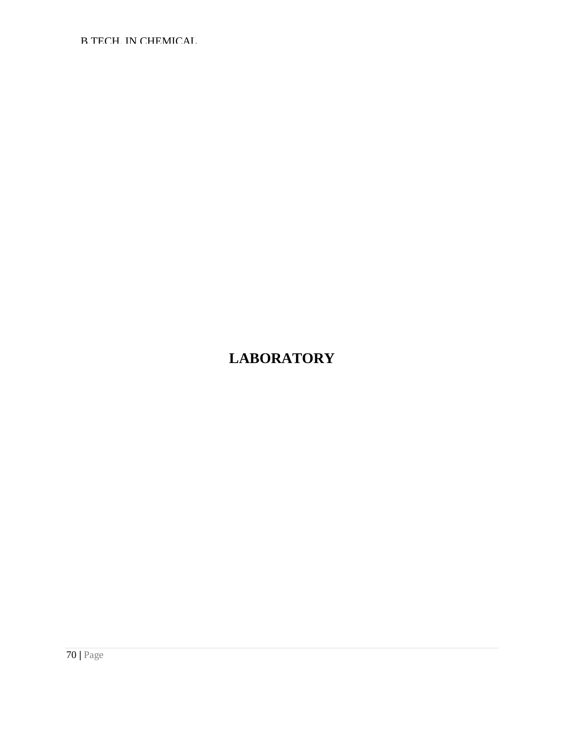# LABORATORY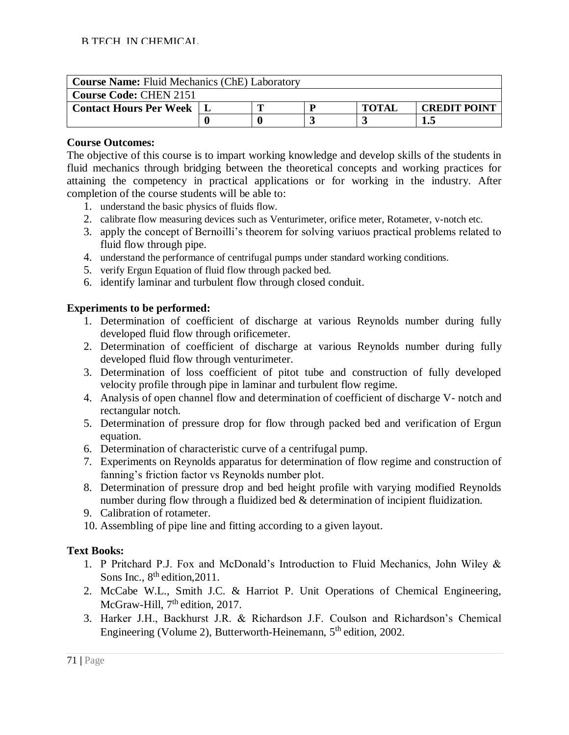| **Course Name:** Fluid Mechanics (ChE) Laboratory | | | | | |
|---|---|---|---|---|---|
| **Course Code:** CHEN 2151 | | | | | |
| **Contact Hours Per Week** | **L** | **T** | **P** | **TOTAL** | **CREDIT POINT** |
| | **0** | **0** | **3** | **3** | **1.5** |

**Course Outcomes:**

The objective of this course is to impart working knowledge and develop skills of the students in fluid mechanics through bridging between the theoretical concepts and working practices for attaining the competency in practical applications or for working in the industry. After completion of the course students will be able to:

1. understand the basic physics of fluids flow.
2. calibrate flow measuring devices such as Venturimeter, orifice meter, Rotameter, v-notch etc.
3. apply the concept of Bernoilli's theorem for solving variuos practical problems related to fluid flow through pipe.
4. understand the performance of centrifugal pumps under standard working conditions.
5. verify Ergun Equation of fluid flow through packed bed.
6. identify laminar and turbulent flow through closed conduit.

**Experiments to be performed:**

1. Determination of coefficient of discharge at various Reynolds number during fully developed fluid flow through orificemeter.
2. Determination of coefficient of discharge at various Reynolds number during fully developed fluid flow through venturimeter.
3. Determination of loss coefficient of pitot tube and construction of fully developed velocity profile through pipe in laminar and turbulent flow regime.
4. Analysis of open channel flow and determination of coefficient of discharge V- notch and rectangular notch.
5. Determination of pressure drop for flow through packed bed and verification of Ergun equation.
6. Determination of characteristic curve of a centrifugal pump.
7. Experiments on Reynolds apparatus for determination of flow regime and construction of fanning's friction factor vs Reynolds number plot.
8. Determination of pressure drop and bed height profile with varying modified Reynolds number during flow through a fluidized bed & determination of incipient fluidization.
9. Calibration of rotameter.
10. Assembling of pipe line and fitting according to a given layout.

**Text Books:**

1. P Pritchard P.J. Fox and McDonald's Introduction to Fluid Mechanics, John Wiley & Sons Inc., 8th edition,2011.
2. McCabe W.L., Smith J.C. & Harriot P. Unit Operations of Chemical Engineering, McGraw-Hill, 7th edition, 2017.
3. Harker J.H., Backhurst J.R. & Richardson J.F. Coulson and Richardson's Chemical Engineering (Volume 2), Butterworth-Heinemann, 5th edition, 2002.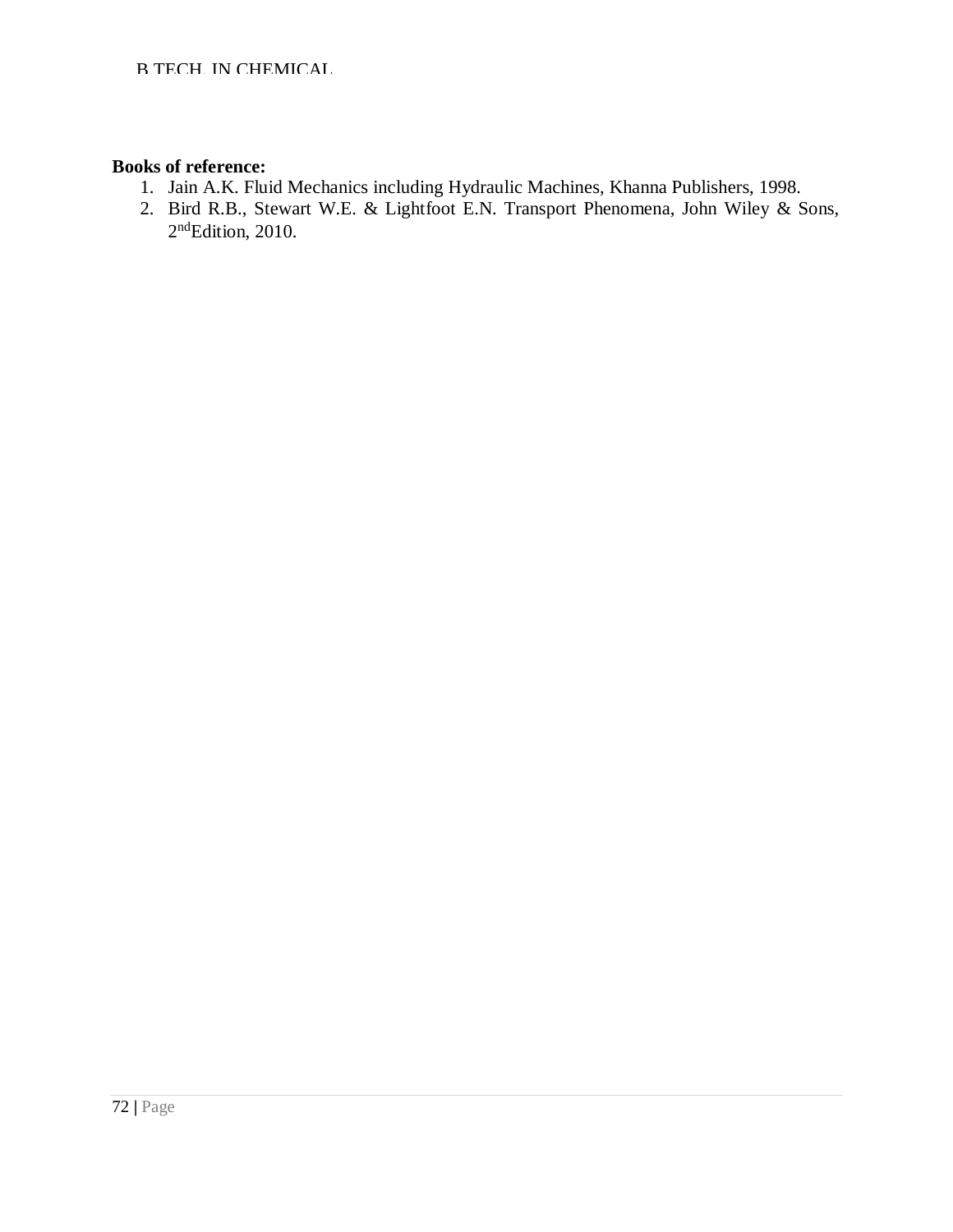**Books of reference:**

1. Jain A.K. Fluid Mechanics including Hydraulic Machines, Khanna Publishers, 1998.
2. Bird R.B., Stewart W.E. & Lightfoot E.N. Transport Phenomena, John Wiley & Sons, 2$^{nd}$Edition, 2010.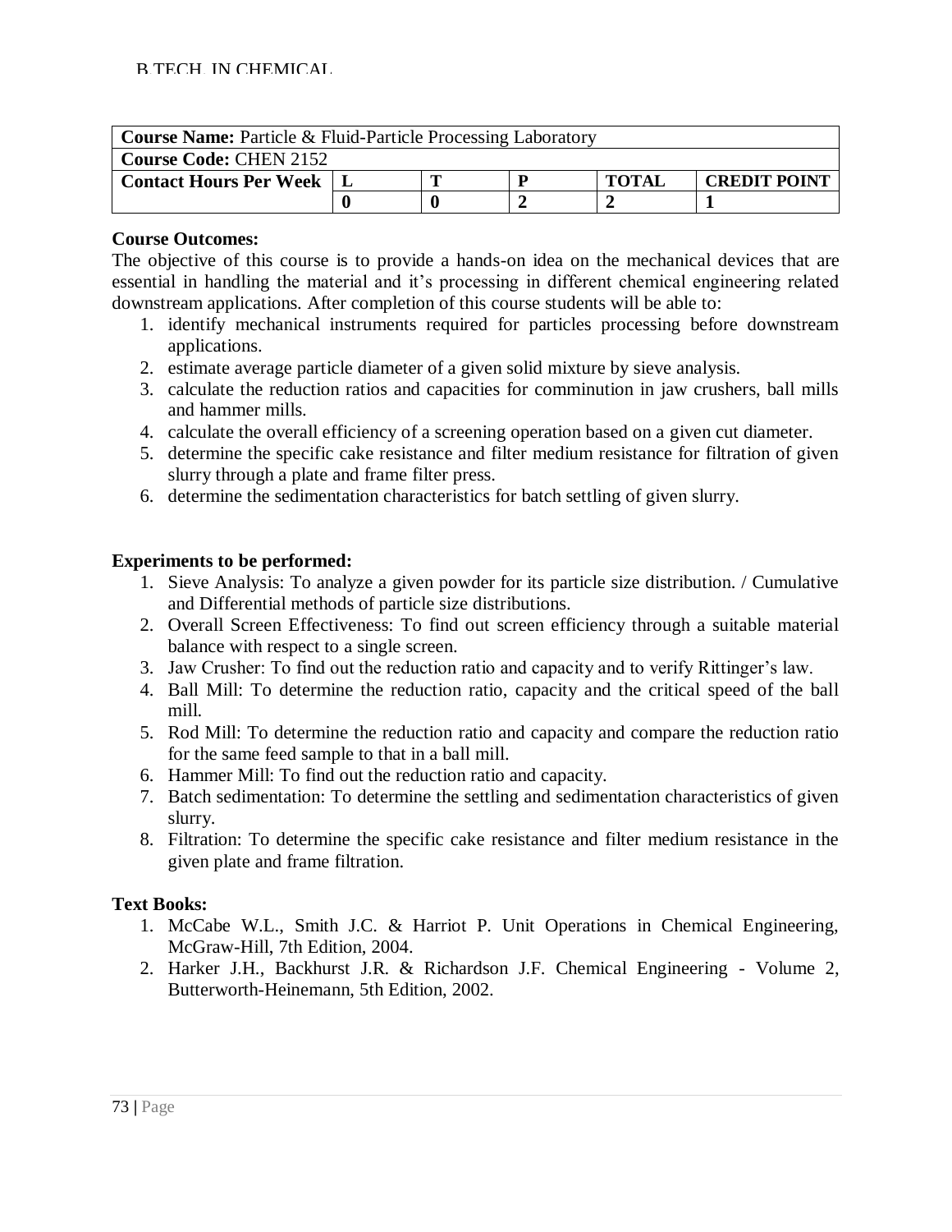| **Course Name:** Particle & Fluid-Particle Processing Laboratory | | | | | |
|---|---|---|---|---|---|
| **Course Code:** CHEN 2152 | | | | | |
| **Contact Hours Per Week** | **L** | **T** | **P** | **TOTAL** | **CREDIT POINT** |
| | **0** | **0** | **2** | **2** | **1** |

**Course Outcomes:**

The objective of this course is to provide a hands-on idea on the mechanical devices that are essential in handling the material and it's processing in different chemical engineering related downstream applications. After completion of this course students will be able to:

1. identify mechanical instruments required for particles processing before downstream applications.
2. estimate average particle diameter of a given solid mixture by sieve analysis.
3. calculate the reduction ratios and capacities for comminution in jaw crushers, ball mills and hammer mills.
4. calculate the overall efficiency of a screening operation based on a given cut diameter.
5. determine the specific cake resistance and filter medium resistance for filtration of given slurry through a plate and frame filter press.
6. determine the sedimentation characteristics for batch settling of given slurry.

**Experiments to be performed:**

1. Sieve Analysis: To analyze a given powder for its particle size distribution. / Cumulative and Differential methods of particle size distributions.
2. Overall Screen Effectiveness: To find out screen efficiency through a suitable material balance with respect to a single screen.
3. Jaw Crusher: To find out the reduction ratio and capacity and to verify Rittinger's law.
4. Ball Mill: To determine the reduction ratio, capacity and the critical speed of the ball mill.
5. Rod Mill: To determine the reduction ratio and capacity and compare the reduction ratio for the same feed sample to that in a ball mill.
6. Hammer Mill: To find out the reduction ratio and capacity.
7. Batch sedimentation: To determine the settling and sedimentation characteristics of given slurry.
8. Filtration: To determine the specific cake resistance and filter medium resistance in the given plate and frame filtration.

**Text Books:**

1. McCabe W.L., Smith J.C. & Harriot P. Unit Operations in Chemical Engineering, McGraw-Hill, 7th Edition, 2004.
2. Harker J.H., Backhurst J.R. & Richardson J.F. Chemical Engineering - Volume 2, Butterworth-Heinemann, 5th Edition, 2002.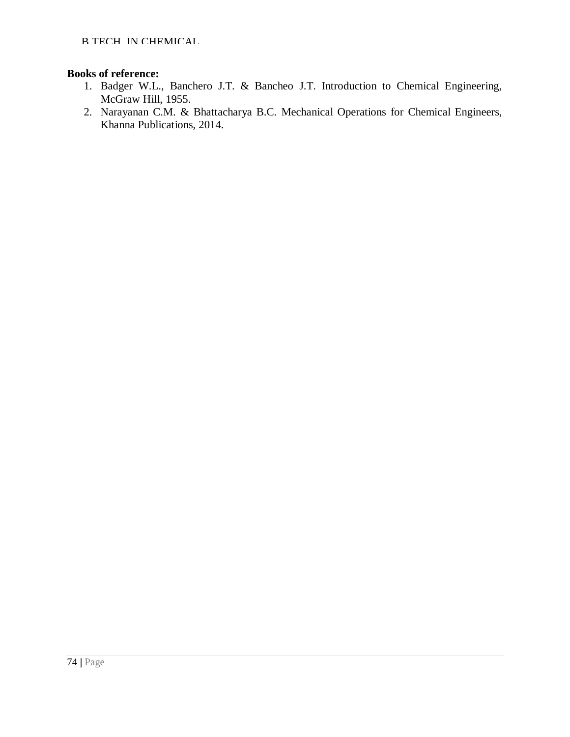**Books of reference:**

1. Badger W.L., Banchero J.T. & Bancheo J.T. Introduction to Chemical Engineering, McGraw Hill, 1955.
2. Narayanan C.M. & Bhattacharya B.C. Mechanical Operations for Chemical Engineers, Khanna Publications, 2014.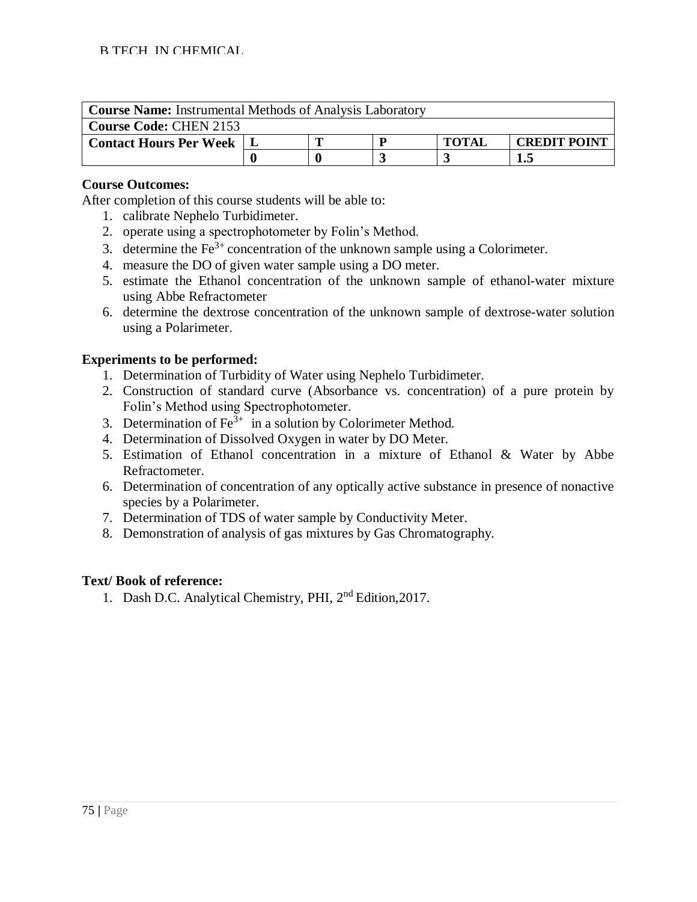| **Course Name:** Instrumental Methods of Analysis Laboratory | | | | | |
|---|---|---|---|---|---|
| **Course Code:** CHEN 2153 | | | | | |
| **Contact Hours Per Week** | **L** | **T** | **P** | **TOTAL** | **CREDIT POINT** |
| | **0** | **0** | **3** | **3** | **1.5** |

**Course Outcomes:**

After completion of this course students will be able to:

1. calibrate Nephelo Turbidimeter.
2. operate using a spectrophotometer by Folin's Method.
3. determine the $Fe^{3+}$ concentration of the unknown sample using a Colorimeter.
4. measure the DO of given water sample using a DO meter.
5. estimate the Ethanol concentration of the unknown sample of ethanol-water mixture using Abbe Refractometer
6. determine the dextrose concentration of the unknown sample of dextrose-water solution using a Polarimeter.

**Experiments to be performed:**

1. Determination of Turbidity of Water using Nephelo Turbidimeter.
2. Construction of standard curve (Absorbance vs. concentration) of a pure protein by Folin's Method using Spectrophotometer.
3. Determination of $Fe^{3+}$ in a solution by Colorimeter Method.
4. Determination of Dissolved Oxygen in water by DO Meter.
5. Estimation of Ethanol concentration in a mixture of Ethanol & Water by Abbe Refractometer.
6. Determination of concentration of any optically active substance in presence of nonactive species by a Polarimeter.
7. Determination of TDS of water sample by Conductivity Meter.
8. Demonstration of analysis of gas mixtures by Gas Chromatography.

**Text/ Book of reference:**

1. Dash D.C. Analytical Chemistry, PHI, 2nd Edition,2017.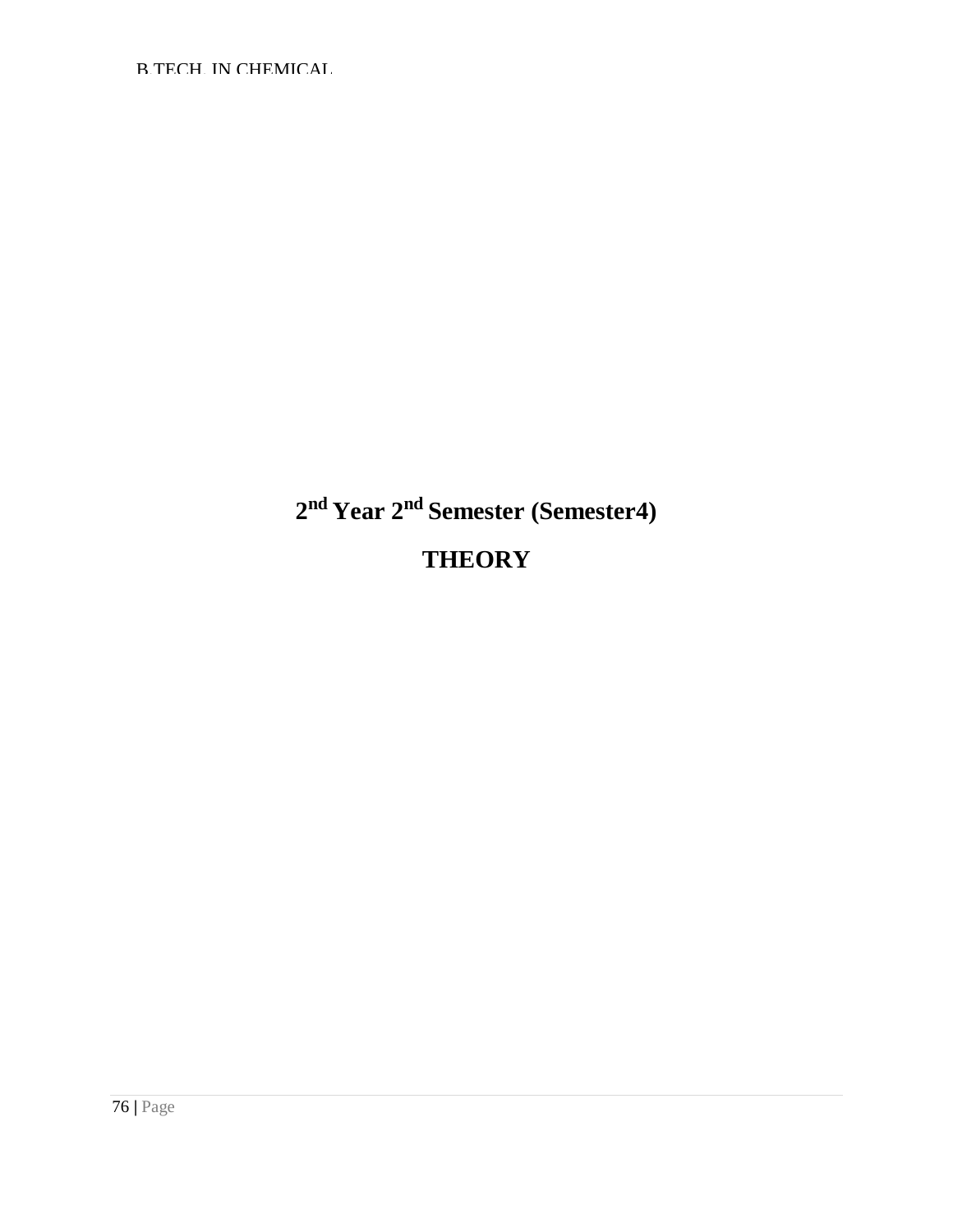# 2nd Year 2nd Semester (Semester4)

# THEORY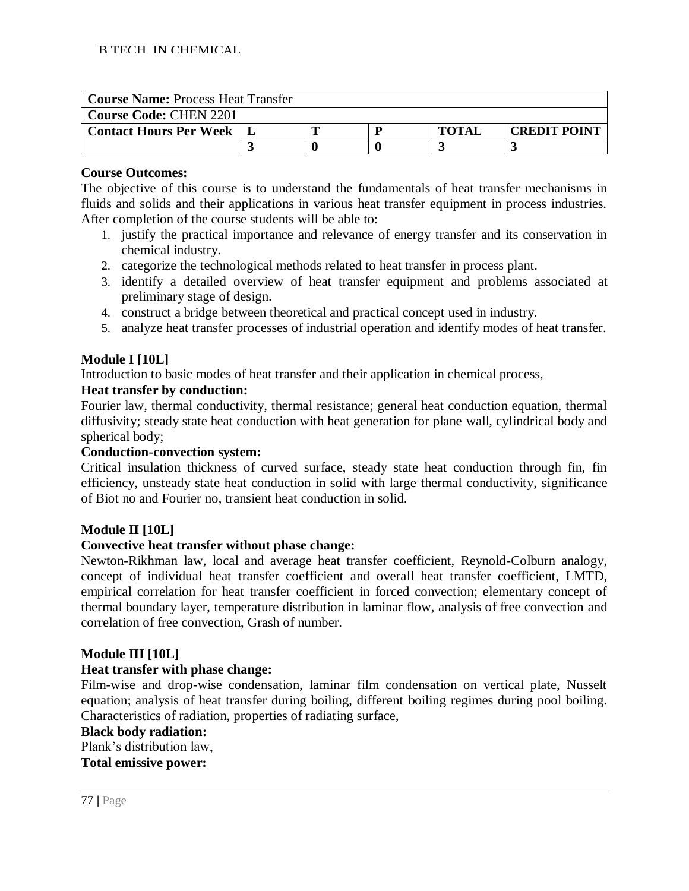| **Course Name:** Process Heat Transfer | | | | | |
|---|---|---|---|---|---|
| **Course Code:** CHEN 2201 | | | | | |
| **Contact Hours Per Week** | **L** | **T** | **P** | **TOTAL** | **CREDIT POINT** |
| | **3** | **0** | **0** | **3** | **3** |

**Course Outcomes:**

The objective of this course is to understand the fundamentals of heat transfer mechanisms in fluids and solids and their applications in various heat transfer equipment in process industries. After completion of the course students will be able to:

1. justify the practical importance and relevance of energy transfer and its conservation in chemical industry.
2. categorize the technological methods related to heat transfer in process plant.
3. identify a detailed overview of heat transfer equipment and problems associated at preliminary stage of design.
4. construct a bridge between theoretical and practical concept used in industry.
5. analyze heat transfer processes of industrial operation and identify modes of heat transfer.

**Module I [10L]**

Introduction to basic modes of heat transfer and their application in chemical process,

**Heat transfer by conduction:**

Fourier law, thermal conductivity, thermal resistance; general heat conduction equation, thermal diffusivity; steady state heat conduction with heat generation for plane wall, cylindrical body and spherical body;

**Conduction-convection system:**

Critical insulation thickness of curved surface, steady state heat conduction through fin, fin efficiency, unsteady state heat conduction in solid with large thermal conductivity, significance of Biot no and Fourier no, transient heat conduction in solid.

**Module II [10L]**

**Convective heat transfer without phase change:**

Newton-Rikhman law, local and average heat transfer coefficient, Reynold-Colburn analogy, concept of individual heat transfer coefficient and overall heat transfer coefficient, LMTD, empirical correlation for heat transfer coefficient in forced convection; elementary concept of thermal boundary layer, temperature distribution in laminar flow, analysis of free convection and correlation of free convection, Grash of number.

**Module III [10L]**

**Heat transfer with phase change:**

Film-wise and drop-wise condensation, laminar film condensation on vertical plate, Nusselt equation; analysis of heat transfer during boiling, different boiling regimes during pool boiling. Characteristics of radiation, properties of radiating surface,

**Black body radiation:**

Plank's distribution law,

**Total emissive power:**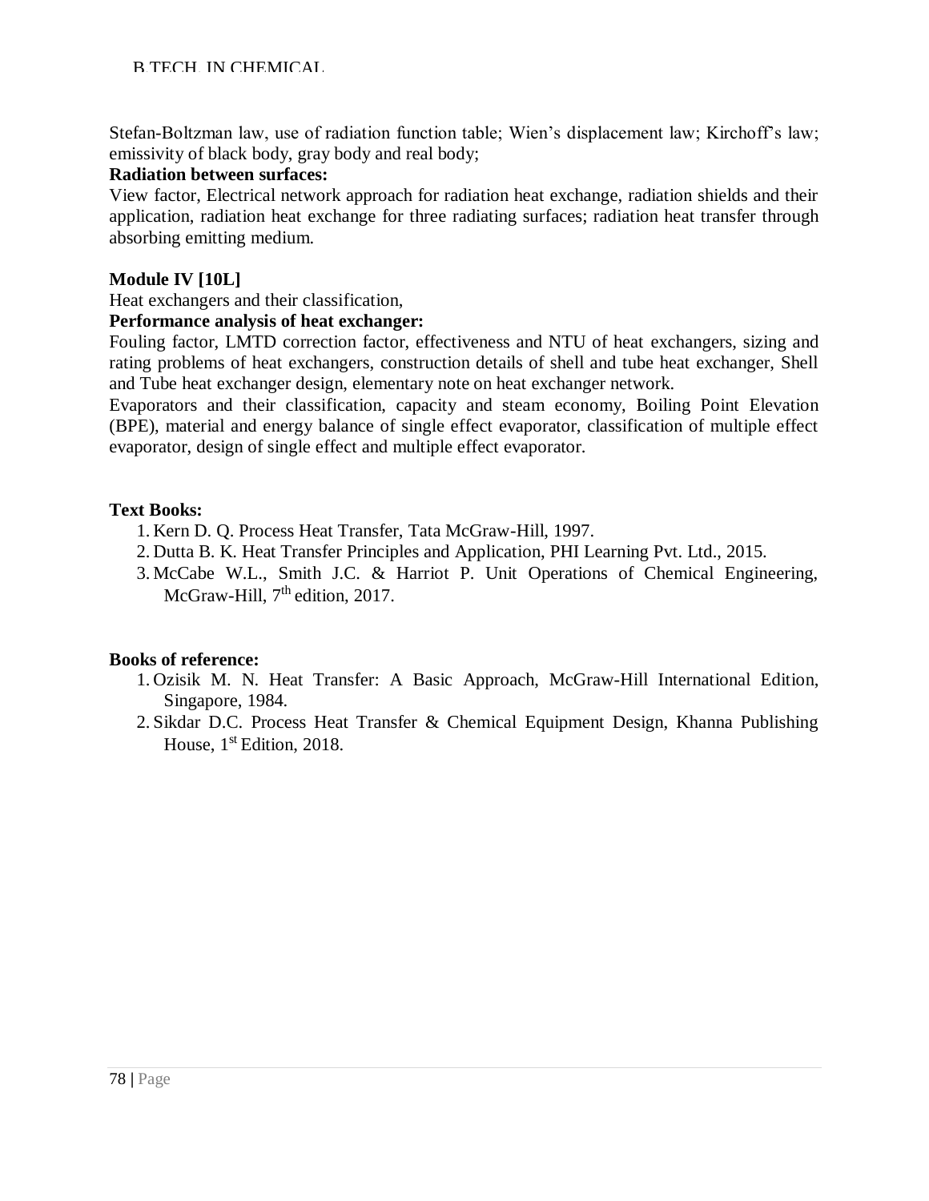Stefan-Boltzman law, use of radiation function table; Wien's displacement law; Kirchoff's law; emissivity of black body, gray body and real body;

**Radiation between surfaces:**

View factor, Electrical network approach for radiation heat exchange, radiation shields and their application, radiation heat exchange for three radiating surfaces; radiation heat transfer through absorbing emitting medium.

**Module IV [10L]**

Heat exchangers and their classification,

**Performance analysis of heat exchanger:**

Fouling factor, LMTD correction factor, effectiveness and NTU of heat exchangers, sizing and rating problems of heat exchangers, construction details of shell and tube heat exchanger, Shell and Tube heat exchanger design, elementary note on heat exchanger network.

Evaporators and their classification, capacity and steam economy, Boiling Point Elevation (BPE), material and energy balance of single effect evaporator, classification of multiple effect evaporator, design of single effect and multiple effect evaporator.

**Text Books:**

1. Kern D. Q. Process Heat Transfer, Tata McGraw-Hill, 1997.
2. Dutta B. K. Heat Transfer Principles and Application, PHI Learning Pvt. Ltd., 2015.
3. McCabe W.L., Smith J.C. & Harriot P. Unit Operations of Chemical Engineering, McGraw-Hill, 7th edition, 2017.

**Books of reference:**

1. Ozisik M. N. Heat Transfer: A Basic Approach, McGraw-Hill International Edition, Singapore, 1984.
2. Sikdar D.C. Process Heat Transfer & Chemical Equipment Design, Khanna Publishing House, 1st Edition, 2018.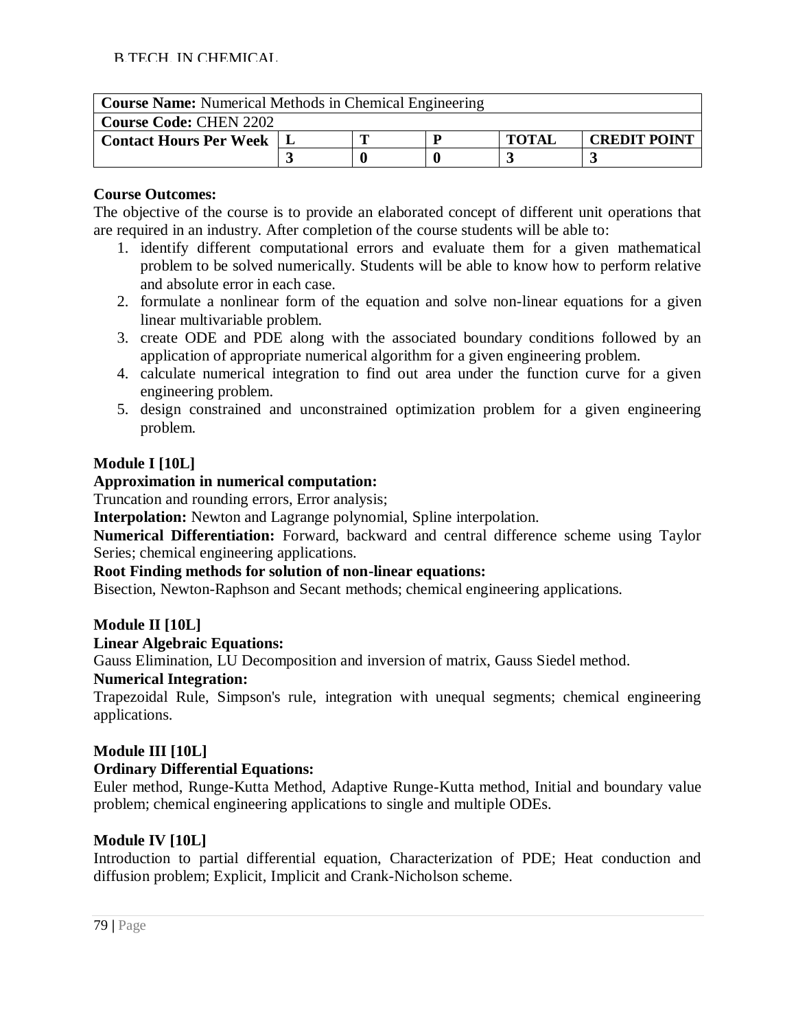B.TECH. IN CHEMICAL

| **Course Name:** Numerical Methods in Chemical Engineering | | | | | |
|---|---|---|---|---|---|
| **Course Code:** CHEN 2202 | | | | | |
| **Contact Hours Per Week** | **L** | **T** | **P** | **TOTAL** | **CREDIT POINT** |
| | **3** | **0** | **0** | **3** | **3** |

**Course Outcomes:**

The objective of the course is to provide an elaborated concept of different unit operations that are required in an industry. After completion of the course students will be able to:

1. identify different computational errors and evaluate them for a given mathematical problem to be solved numerically. Students will be able to know how to perform relative and absolute error in each case.
2. formulate a nonlinear form of the equation and solve non-linear equations for a given linear multivariable problem.
3. create ODE and PDE along with the associated boundary conditions followed by an application of appropriate numerical algorithm for a given engineering problem.
4. calculate numerical integration to find out area under the function curve for a given engineering problem.
5. design constrained and unconstrained optimization problem for a given engineering problem.

**Module I [10L]**

**Approximation in numerical computation:**

Truncation and rounding errors, Error analysis;

**Interpolation:** Newton and Lagrange polynomial, Spline interpolation.

**Numerical Differentiation:** Forward, backward and central difference scheme using Taylor Series; chemical engineering applications.

**Root Finding methods for solution of non-linear equations:**

Bisection, Newton-Raphson and Secant methods; chemical engineering applications.

**Module II [10L]**

**Linear Algebraic Equations:**

Gauss Elimination, LU Decomposition and inversion of matrix, Gauss Siedel method.

**Numerical Integration:**

Trapezoidal Rule, Simpson's rule, integration with unequal segments; chemical engineering applications.

**Module III [10L]**

**Ordinary Differential Equations:**

Euler method, Runge-Kutta Method, Adaptive Runge-Kutta method, Initial and boundary value problem; chemical engineering applications to single and multiple ODEs.

**Module IV [10L]**

Introduction to partial differential equation, Characterization of PDE; Heat conduction and diffusion problem; Explicit, Implicit and Crank-Nicholson scheme.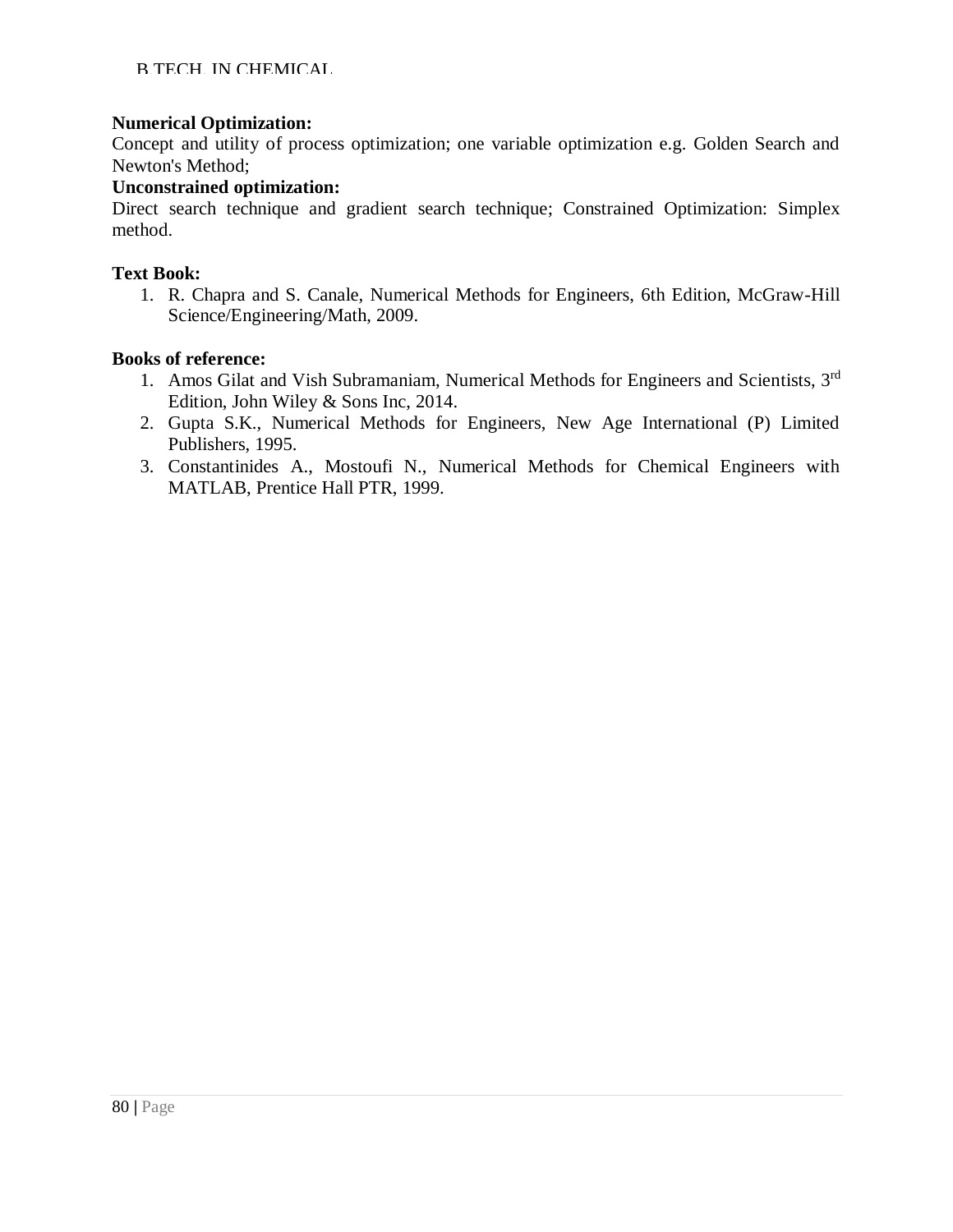**Numerical Optimization:**
Concept and utility of process optimization; one variable optimization e.g. Golden Search and Newton's Method;

**Unconstrained optimization:**
Direct search technique and gradient search technique; Constrained Optimization: Simplex method.

**Text Book:**

1. R. Chapra and S. Canale, Numerical Methods for Engineers, 6th Edition, McGraw-Hill Science/Engineering/Math, 2009.

**Books of reference:**

1. Amos Gilat and Vish Subramaniam, Numerical Methods for Engineers and Scientists, 3rd Edition, John Wiley & Sons Inc, 2014.
2. Gupta S.K., Numerical Methods for Engineers, New Age International (P) Limited Publishers, 1995.
3. Constantinides A., Mostoufi N., Numerical Methods for Chemical Engineers with MATLAB, Prentice Hall PTR, 1999.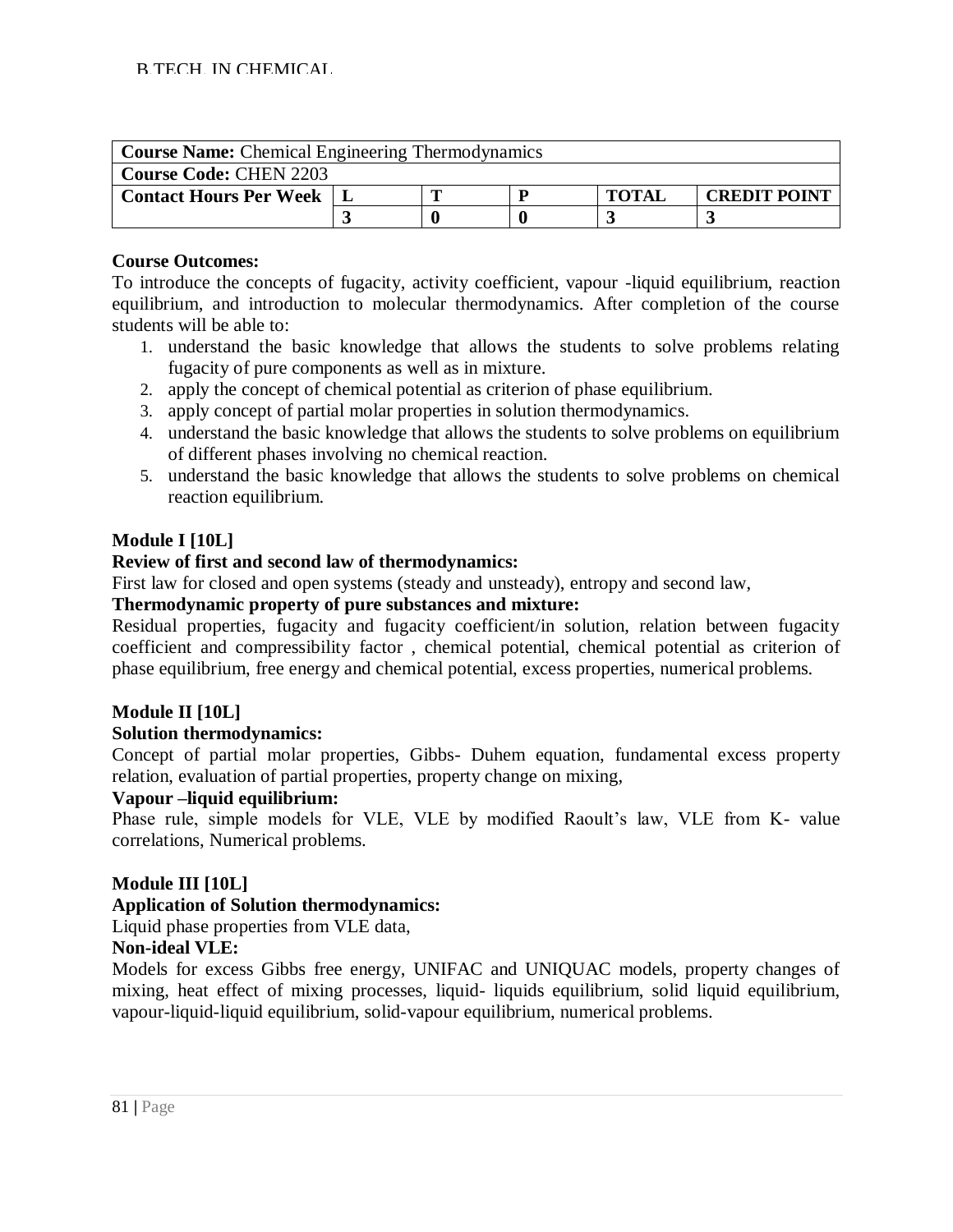| **Course Name:** Chemical Engineering Thermodynamics | | | | | |
|---|---|---|---|---|---|
| **Course Code:** CHEN 2203 | | | | | |
| **Contact Hours Per Week** | **L** | **T** | **P** | **TOTAL** | **CREDIT POINT** |
| | **3** | **0** | **0** | **3** | **3** |

**Course Outcomes:**

To introduce the concepts of fugacity, activity coefficient, vapour -liquid equilibrium, reaction equilibrium, and introduction to molecular thermodynamics. After completion of the course students will be able to:

1. understand the basic knowledge that allows the students to solve problems relating fugacity of pure components as well as in mixture.
2. apply the concept of chemical potential as criterion of phase equilibrium.
3. apply concept of partial molar properties in solution thermodynamics.
4. understand the basic knowledge that allows the students to solve problems on equilibrium of different phases involving no chemical reaction.
5. understand the basic knowledge that allows the students to solve problems on chemical reaction equilibrium.

**Module I [10L]**

**Review of first and second law of thermodynamics:**

First law for closed and open systems (steady and unsteady), entropy and second law,

**Thermodynamic property of pure substances and mixture:**

Residual properties, fugacity and fugacity coefficient/in solution, relation between fugacity coefficient and compressibility factor , chemical potential, chemical potential as criterion of phase equilibrium, free energy and chemical potential, excess properties, numerical problems.

**Module II [10L]**

**Solution thermodynamics:**

Concept of partial molar properties, Gibbs- Duhem equation, fundamental excess property relation, evaluation of partial properties, property change on mixing,

**Vapour –liquid equilibrium:**

Phase rule, simple models for VLE, VLE by modified Raoult's law, VLE from K- value correlations, Numerical problems.

**Module III [10L]**

**Application of Solution thermodynamics:**

Liquid phase properties from VLE data,

**Non-ideal VLE:**

Models for excess Gibbs free energy, UNIFAC and UNIQUAC models, property changes of mixing, heat effect of mixing processes, liquid- liquids equilibrium, solid liquid equilibrium, vapour-liquid-liquid equilibrium, solid-vapour equilibrium, numerical problems.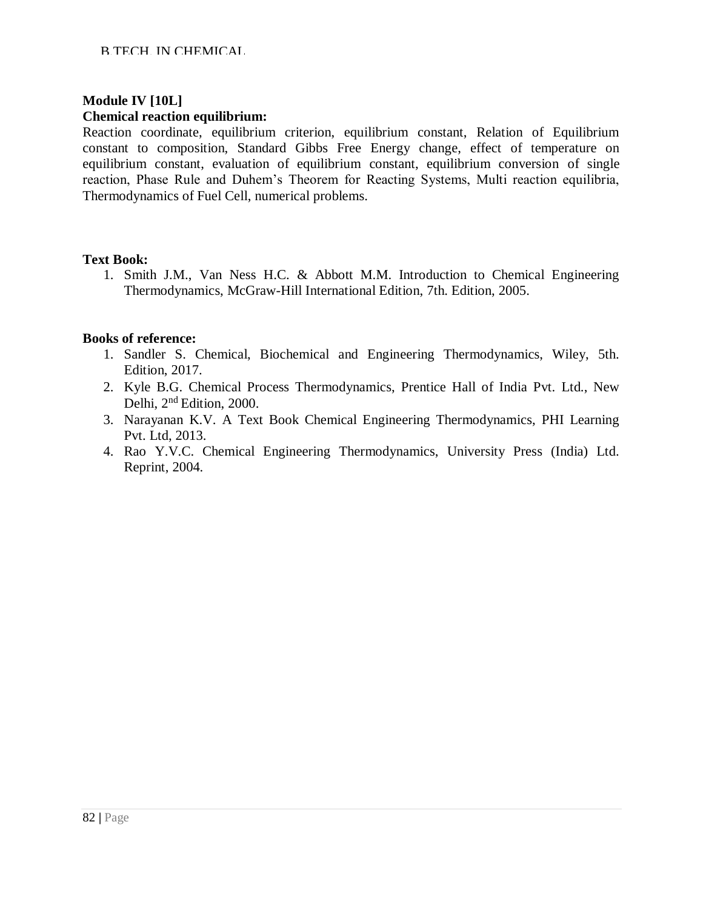**Module IV [10L]**

**Chemical reaction equilibrium:**

Reaction coordinate, equilibrium criterion, equilibrium constant, Relation of Equilibrium constant to composition, Standard Gibbs Free Energy change, effect of temperature on equilibrium constant, evaluation of equilibrium constant, equilibrium conversion of single reaction, Phase Rule and Duhem's Theorem for Reacting Systems, Multi reaction equilibria, Thermodynamics of Fuel Cell, numerical problems.

**Text Book:**

1. Smith J.M., Van Ness H.C. & Abbott M.M. Introduction to Chemical Engineering Thermodynamics, McGraw-Hill International Edition, 7th. Edition, 2005.

**Books of reference:**

1. Sandler S. Chemical, Biochemical and Engineering Thermodynamics, Wiley, 5th. Edition, 2017.
2. Kyle B.G. Chemical Process Thermodynamics, Prentice Hall of India Pvt. Ltd., New Delhi, 2nd Edition, 2000.
3. Narayanan K.V. A Text Book Chemical Engineering Thermodynamics, PHI Learning Pvt. Ltd, 2013.
4. Rao Y.V.C. Chemical Engineering Thermodynamics, University Press (India) Ltd. Reprint, 2004.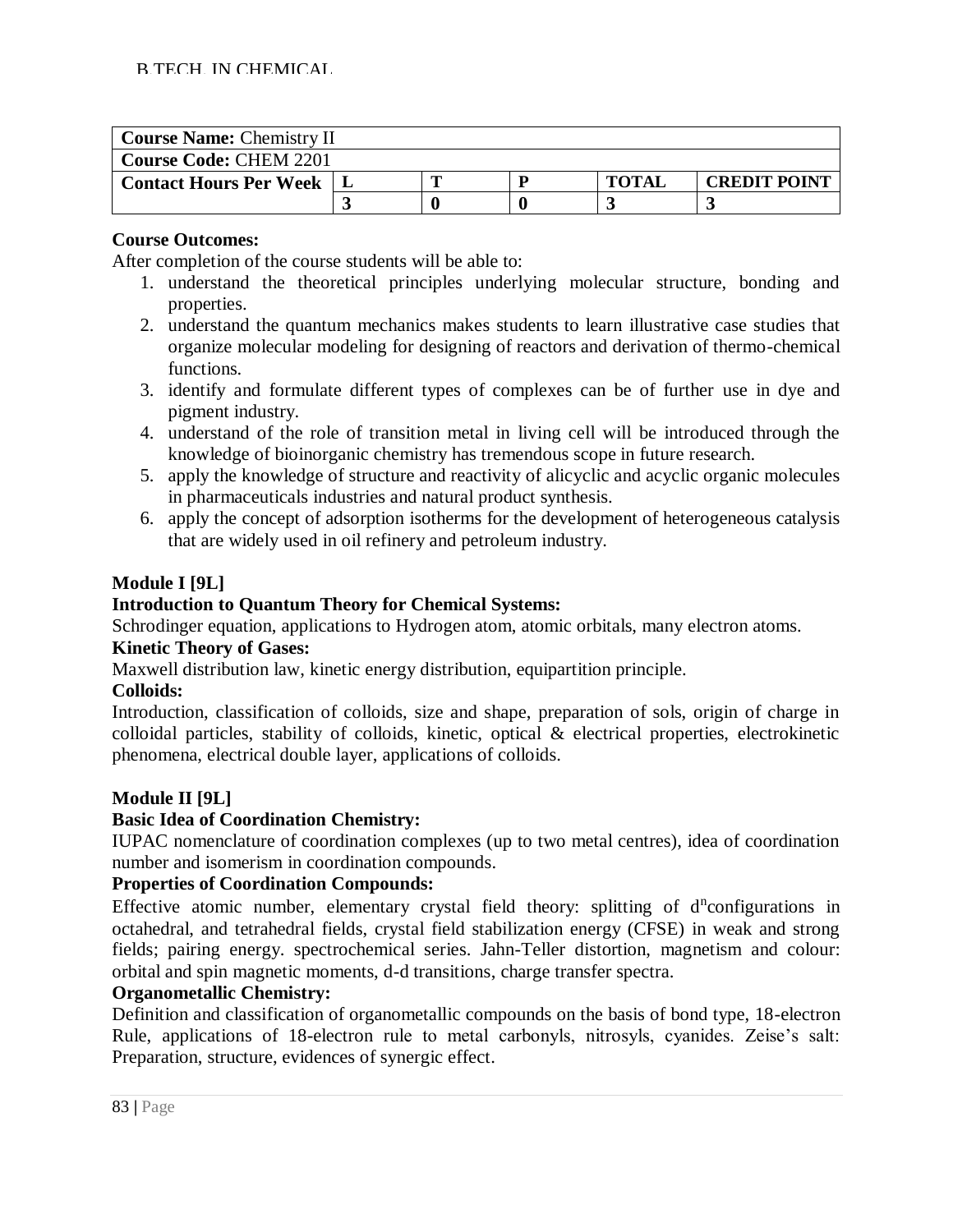| **Course Name:** Chemistry II | | | | | |
|---|---|---|---|---|---|
| **Course Code:** CHEM 2201 | | | | | |
| **Contact Hours Per Week** | **L** | **T** | **P** | **TOTAL** | **CREDIT POINT** |
| | **3** | **0** | **0** | **3** | **3** |

**Course Outcomes:**

After completion of the course students will be able to:

1. understand the theoretical principles underlying molecular structure, bonding and properties.
2. understand the quantum mechanics makes students to learn illustrative case studies that organize molecular modeling for designing of reactors and derivation of thermo-chemical functions.
3. identify and formulate different types of complexes can be of further use in dye and pigment industry.
4. understand of the role of transition metal in living cell will be introduced through the knowledge of bioinorganic chemistry has tremendous scope in future research.
5. apply the knowledge of structure and reactivity of alicyclic and acyclic organic molecules in pharmaceuticals industries and natural product synthesis.
6. apply the concept of adsorption isotherms for the development of heterogeneous catalysis that are widely used in oil refinery and petroleum industry.

**Module I [9L]**

**Introduction to Quantum Theory for Chemical Systems:**

Schrodinger equation, applications to Hydrogen atom, atomic orbitals, many electron atoms.

**Kinetic Theory of Gases:**

Maxwell distribution law, kinetic energy distribution, equipartition principle.

**Colloids:**

Introduction, classification of colloids, size and shape, preparation of sols, origin of charge in colloidal particles, stability of colloids, kinetic, optical & electrical properties, electrokinetic phenomena, electrical double layer, applications of colloids.

**Module II [9L]**

**Basic Idea of Coordination Chemistry:**

IUPAC nomenclature of coordination complexes (up to two metal centres), idea of coordination number and isomerism in coordination compounds.

**Properties of Coordination Compounds:**

Effective atomic number, elementary crystal field theory: splitting of $d^n$configurations in octahedral, and tetrahedral fields, crystal field stabilization energy (CFSE) in weak and strong fields; pairing energy. spectrochemical series. Jahn-Teller distortion, magnetism and colour: orbital and spin magnetic moments, d-d transitions, charge transfer spectra.

**Organometallic Chemistry:**

Definition and classification of organometallic compounds on the basis of bond type, 18-electron Rule, applications of 18-electron rule to metal carbonyls, nitrosyls, cyanides. Zeise's salt: Preparation, structure, evidences of synergic effect.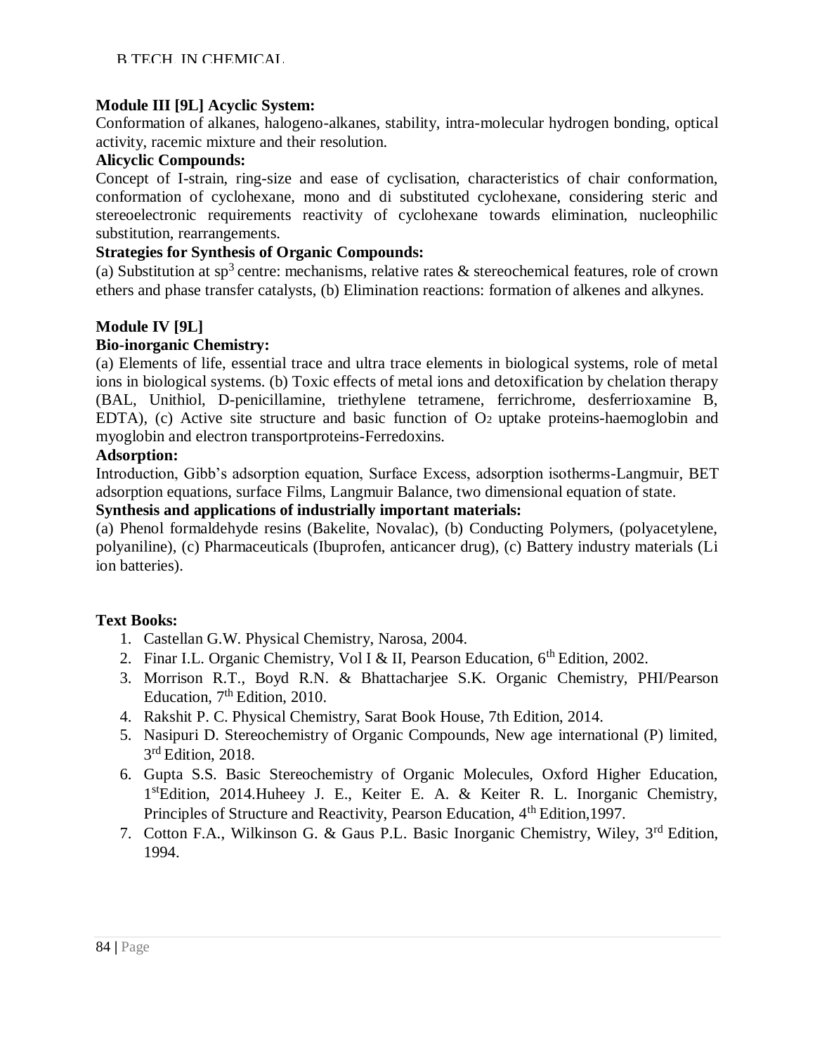**Module III [9L] Acyclic System:**

Conformation of alkanes, halogeno-alkanes, stability, intra-molecular hydrogen bonding, optical activity, racemic mixture and their resolution.

**Alicyclic Compounds:**

Concept of I-strain, ring-size and ease of cyclisation, characteristics of chair conformation, conformation of cyclohexane, mono and di substituted cyclohexane, considering steric and stereoelectronic requirements reactivity of cyclohexane towards elimination, nucleophilic substitution, rearrangements.

**Strategies for Synthesis of Organic Compounds:**

(a) Substitution at $sp^3$ centre: mechanisms, relative rates & stereochemical features, role of crown ethers and phase transfer catalysts, (b) Elimination reactions: formation of alkenes and alkynes.

**Module IV [9L]**

**Bio-inorganic Chemistry:**

(a) Elements of life, essential trace and ultra trace elements in biological systems, role of metal ions in biological systems. (b) Toxic effects of metal ions and detoxification by chelation therapy (BAL, Unithiol, D-penicillamine, triethylene tetramene, ferrichrome, desferrioxamine B, EDTA), (c) Active site structure and basic function of $O_2$ uptake proteins-haemoglobin and myoglobin and electron transportproteins-Ferredoxins.

**Adsorption:**

Introduction, Gibb's adsorption equation, Surface Excess, adsorption isotherms-Langmuir, BET adsorption equations, surface Films, Langmuir Balance, two dimensional equation of state.

**Synthesis and applications of industrially important materials:**

(a) Phenol formaldehyde resins (Bakelite, Novalac), (b) Conducting Polymers, (polyacetylene, polyaniline), (c) Pharmaceuticals (Ibuprofen, anticancer drug), (c) Battery industry materials (Li ion batteries).

**Text Books:**

1. Castellan G.W. Physical Chemistry, Narosa, 2004.
2. Finar I.L. Organic Chemistry, Vol I & II, Pearson Education, 6th Edition, 2002.
3. Morrison R.T., Boyd R.N. & Bhattacharjee S.K. Organic Chemistry, PHI/Pearson Education, 7th Edition, 2010.
4. Rakshit P. C. Physical Chemistry, Sarat Book House, 7th Edition, 2014.
5. Nasipuri D. Stereochemistry of Organic Compounds, New age international (P) limited, 3rd Edition, 2018.
6. Gupta S.S. Basic Stereochemistry of Organic Molecules, Oxford Higher Education, 1stEdition, 2014.Huheey J. E., Keiter E. A. & Keiter R. L. Inorganic Chemistry, Principles of Structure and Reactivity, Pearson Education, 4th Edition,1997.
7. Cotton F.A., Wilkinson G. & Gaus P.L. Basic Inorganic Chemistry, Wiley, 3rd Edition, 1994.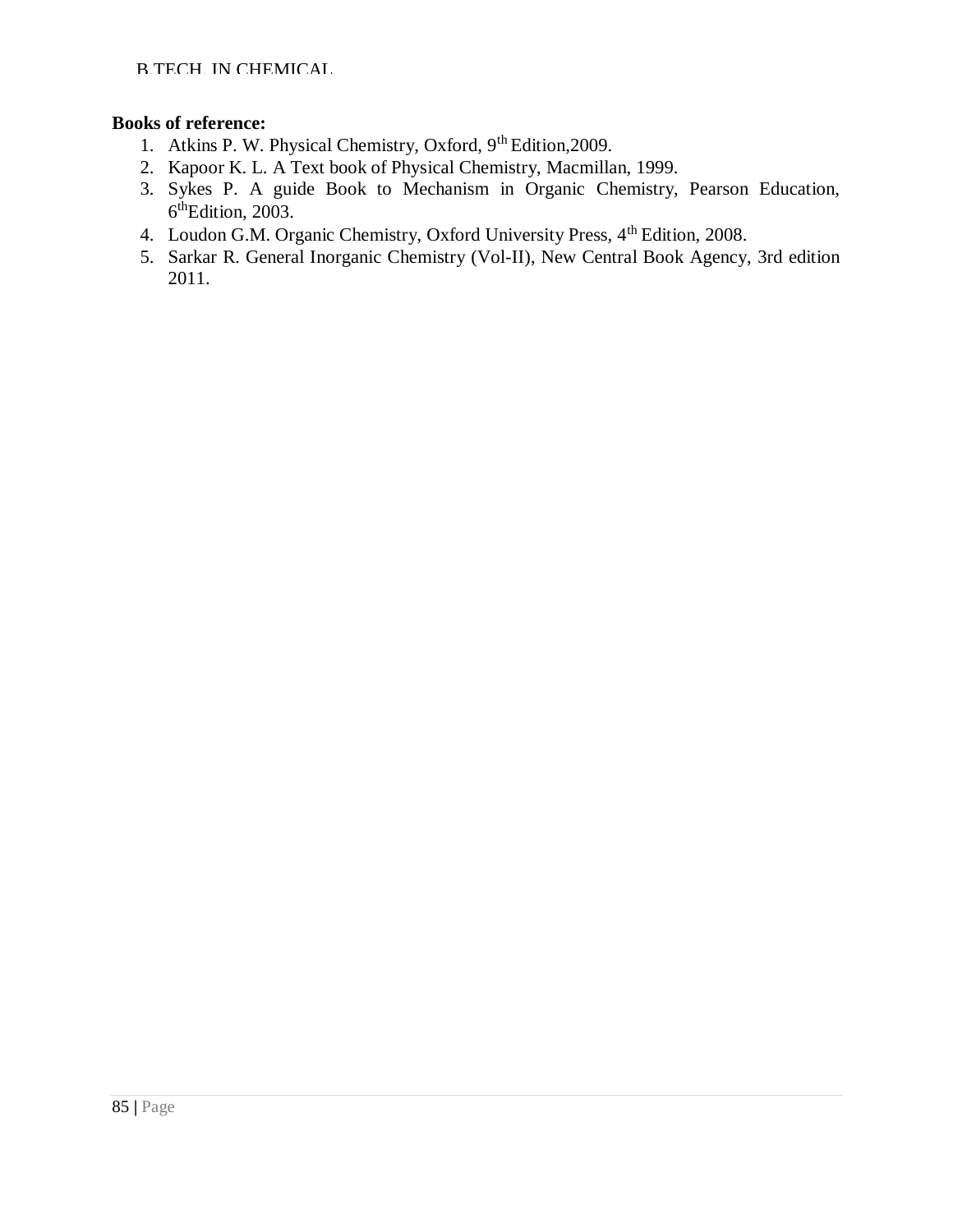**Books of reference:**

1. Atkins P. W. Physical Chemistry, Oxford, 9th Edition,2009.
2. Kapoor K. L. A Text book of Physical Chemistry, Macmillan, 1999.
3. Sykes P. A guide Book to Mechanism in Organic Chemistry, Pearson Education, 6thEdition, 2003.
4. Loudon G.M. Organic Chemistry, Oxford University Press, 4th Edition, 2008.
5. Sarkar R. General Inorganic Chemistry (Vol-II), New Central Book Agency, 3rd edition 2011.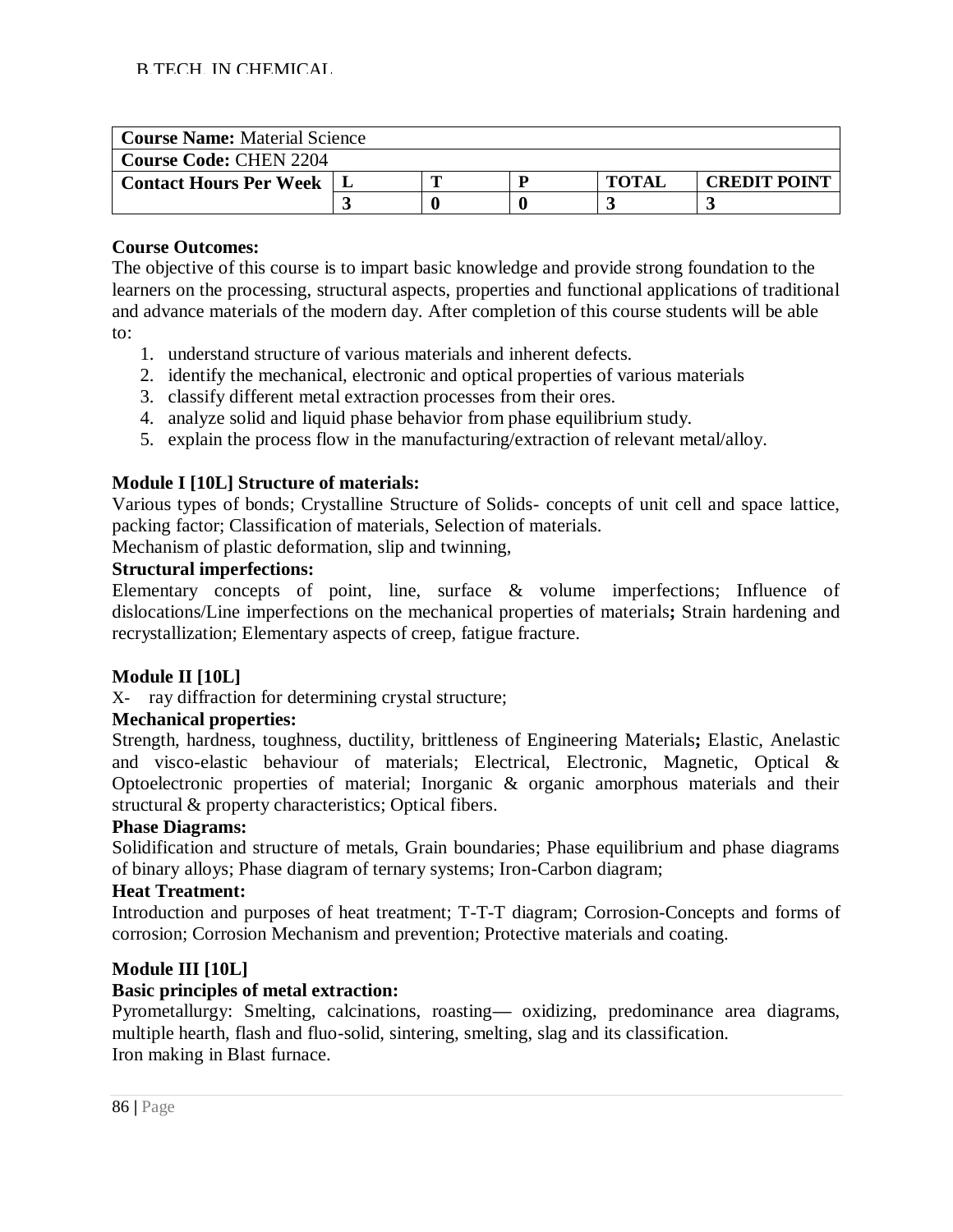| **Course Name:** Material Science | | | | | |
|---|---|---|---|---|---|
| **Course Code:** CHEN 2204 | | | | | |
| **Contact Hours Per Week** | **L** | **T** | **P** | **TOTAL** | **CREDIT POINT** |
| | **3** | **0** | **0** | **3** | **3** |

**Course Outcomes:**

The objective of this course is to impart basic knowledge and provide strong foundation to the learners on the processing, structural aspects, properties and functional applications of traditional and advance materials of the modern day. After completion of this course students will be able to:

1. understand structure of various materials and inherent defects.
2. identify the mechanical, electronic and optical properties of various materials
3. classify different metal extraction processes from their ores.
4. analyze solid and liquid phase behavior from phase equilibrium study.
5. explain the process flow in the manufacturing/extraction of relevant metal/alloy.

**Module I [10L] Structure of materials:**

Various types of bonds; Crystalline Structure of Solids- concepts of unit cell and space lattice, packing factor; Classification of materials, Selection of materials.

Mechanism of plastic deformation, slip and twinning,

**Structural imperfections:**

Elementary concepts of point, line, surface & volume imperfections; Influence of dislocations/Line imperfections on the mechanical properties of materials**;** Strain hardening and recrystallization; Elementary aspects of creep, fatigue fracture.

**Module II [10L]**

X- ray diffraction for determining crystal structure;

**Mechanical properties:**

Strength, hardness, toughness, ductility, brittleness of Engineering Materials**;** Elastic, Anelastic and visco-elastic behaviour of materials; Electrical, Electronic, Magnetic, Optical & Optoelectronic properties of material; Inorganic & organic amorphous materials and their structural & property characteristics; Optical fibers.

**Phase Diagrams:**

Solidification and structure of metals, Grain boundaries; Phase equilibrium and phase diagrams of binary alloys; Phase diagram of ternary systems; Iron-Carbon diagram;

**Heat Treatment:**

Introduction and purposes of heat treatment; T-T-T diagram; Corrosion-Concepts and forms of corrosion; Corrosion Mechanism and prevention; Protective materials and coating.

**Module III [10L]**

**Basic principles of metal extraction:**

Pyrometallurgy: Smelting, calcinations, roasting— oxidizing, predominance area diagrams, multiple hearth, flash and fluo-solid, sintering, smelting, slag and its classification.

Iron making in Blast furnace.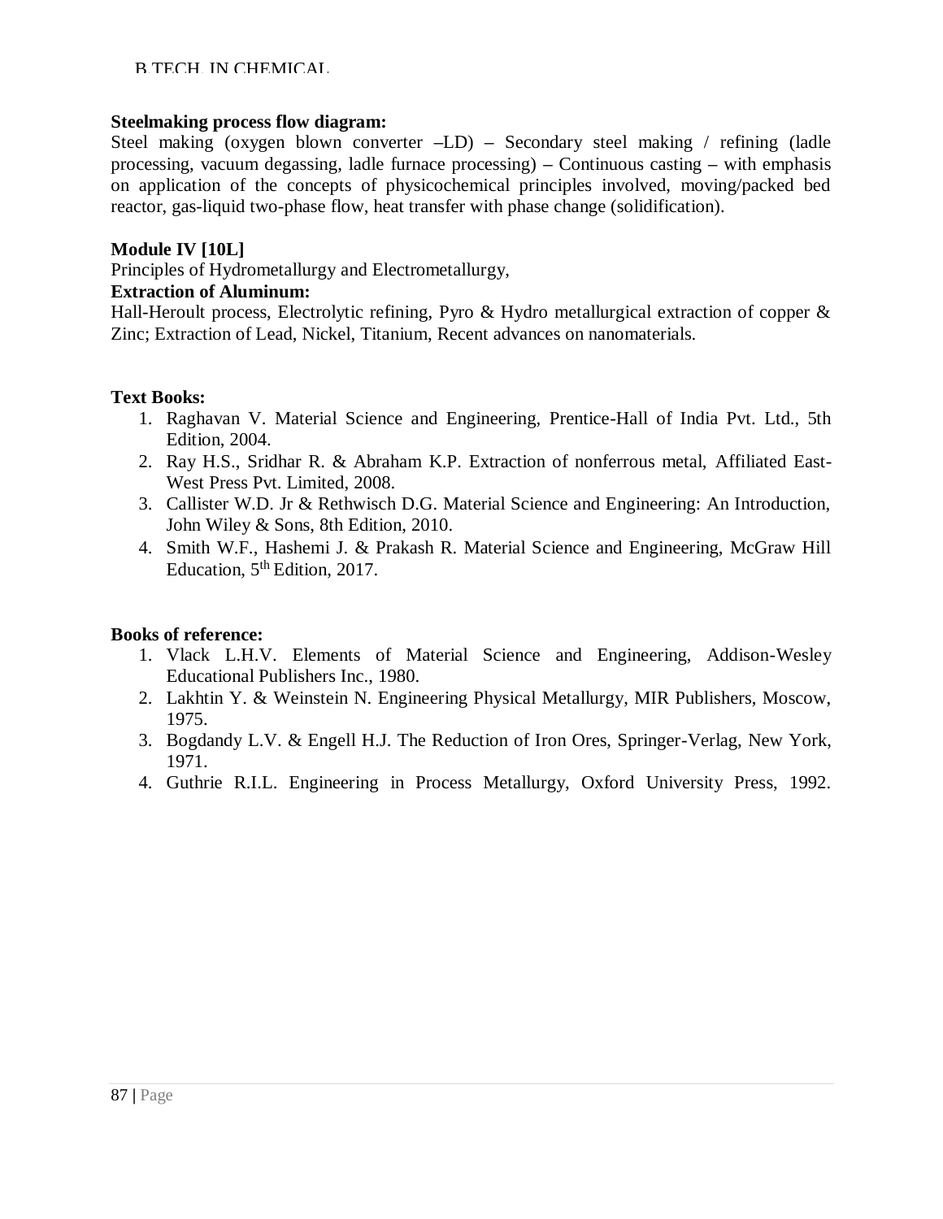**Steelmaking process flow diagram:**

Steel making (oxygen blown converter –LD) – Secondary steel making / refining (ladle processing, vacuum degassing, ladle furnace processing) – Continuous casting – with emphasis on application of the concepts of physicochemical principles involved, moving/packed bed reactor, gas-liquid two-phase flow, heat transfer with phase change (solidification).

**Module IV [10L]**

Principles of Hydrometallurgy and Electrometallurgy,

**Extraction of Aluminum:**

Hall-Heroult process, Electrolytic refining, Pyro & Hydro metallurgical extraction of copper & Zinc; Extraction of Lead, Nickel, Titanium, Recent advances on nanomaterials.

**Text Books:**

1. Raghavan V. Material Science and Engineering, Prentice-Hall of India Pvt. Ltd., 5th Edition, 2004.
2. Ray H.S., Sridhar R. & Abraham K.P. Extraction of nonferrous metal, Affiliated East-West Press Pvt. Limited, 2008.
3. Callister W.D. Jr & Rethwisch D.G. Material Science and Engineering: An Introduction, John Wiley & Sons, 8th Edition, 2010.
4. Smith W.F., Hashemi J. & Prakash R. Material Science and Engineering, McGraw Hill Education, 5th Edition, 2017.

**Books of reference:**

1. Vlack L.H.V. Elements of Material Science and Engineering, Addison-Wesley Educational Publishers Inc., 1980.
2. Lakhtin Y. & Weinstein N. Engineering Physical Metallurgy, MIR Publishers, Moscow, 1975.
3. Bogdandy L.V. & Engell H.J. The Reduction of Iron Ores, Springer-Verlag, New York, 1971.
4. Guthrie R.I.L. Engineering in Process Metallurgy, Oxford University Press, 1992.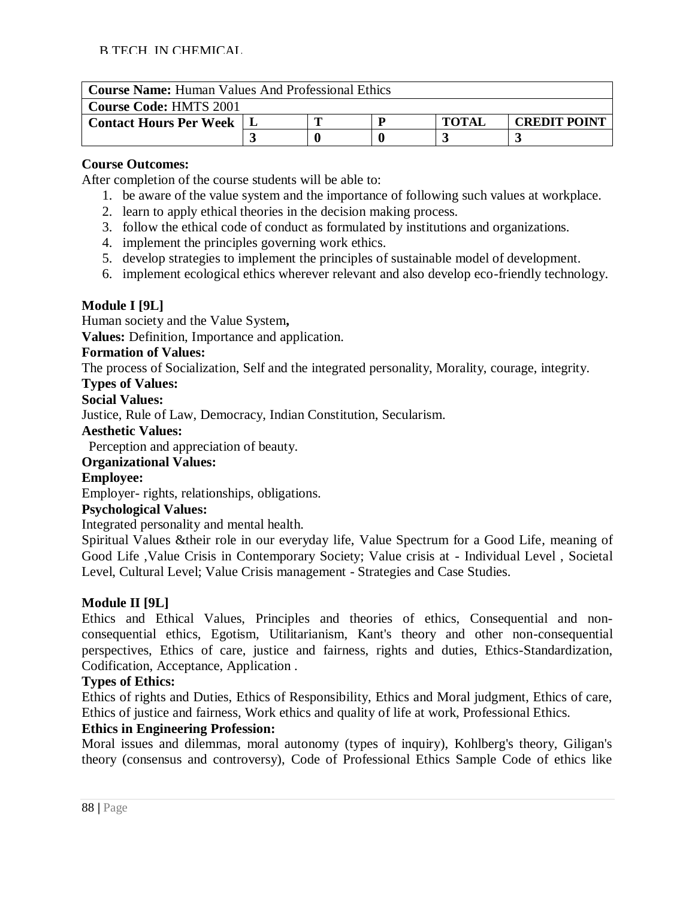| **Course Name:** Human Values And Professional Ethics | | | | | |
|---|---|---|---|---|---|
| **Course Code:** HMTS 2001 | | | | | |
| **Contact Hours Per Week** | **L** | **T** | **P** | **TOTAL** | **CREDIT POINT** |
| | **3** | **0** | **0** | **3** | **3** |

**Course Outcomes:**

After completion of the course students will be able to:

1. be aware of the value system and the importance of following such values at workplace.
2. learn to apply ethical theories in the decision making process.
3. follow the ethical code of conduct as formulated by institutions and organizations.
4. implement the principles governing work ethics.
5. develop strategies to implement the principles of sustainable model of development.
6. implement ecological ethics wherever relevant and also develop eco-friendly technology.

**Module I [9L]**

Human society and the Value System**,**

**Values:** Definition, Importance and application.

**Formation of Values:**

The process of Socialization, Self and the integrated personality, Morality, courage, integrity.

**Types of Values:**

**Social Values:**

Justice, Rule of Law, Democracy, Indian Constitution, Secularism.

**Aesthetic Values:**

Perception and appreciation of beauty.

**Organizational Values:**

**Employee:**

Employer- rights, relationships, obligations.

**Psychological Values:**

Integrated personality and mental health.

Spiritual Values &their role in our everyday life, Value Spectrum for a Good Life, meaning of Good Life ,Value Crisis in Contemporary Society; Value crisis at - Individual Level , Societal Level, Cultural Level; Value Crisis management - Strategies and Case Studies.

**Module II [9L]**

Ethics and Ethical Values, Principles and theories of ethics, Consequential and non-consequential ethics, Egotism, Utilitarianism, Kant's theory and other non-consequential perspectives, Ethics of care, justice and fairness, rights and duties, Ethics-Standardization, Codification, Acceptance, Application .

**Types of Ethics:**

Ethics of rights and Duties, Ethics of Responsibility, Ethics and Moral judgment, Ethics of care, Ethics of justice and fairness, Work ethics and quality of life at work, Professional Ethics.

**Ethics in Engineering Profession:**

Moral issues and dilemmas, moral autonomy (types of inquiry), Kohlberg's theory, Giligan's theory (consensus and controversy), Code of Professional Ethics Sample Code of ethics like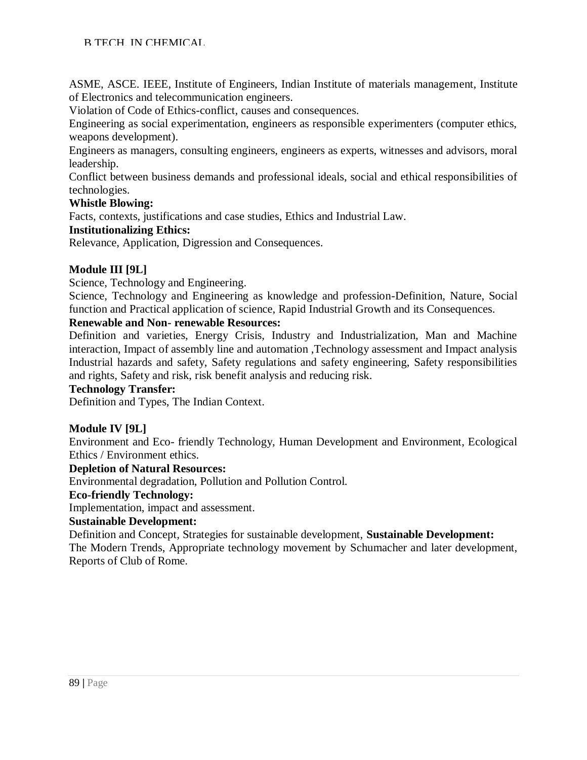ASME, ASCE. IEEE, Institute of Engineers, Indian Institute of materials management, Institute of Electronics and telecommunication engineers.

Violation of Code of Ethics-conflict, causes and consequences.

Engineering as social experimentation, engineers as responsible experimenters (computer ethics, weapons development).

Engineers as managers, consulting engineers, engineers as experts, witnesses and advisors, moral leadership.

Conflict between business demands and professional ideals, social and ethical responsibilities of technologies.

**Whistle Blowing:**

Facts, contexts, justifications and case studies, Ethics and Industrial Law.

**Institutionalizing Ethics:**

Relevance, Application, Digression and Consequences.

**Module III [9L]**

Science, Technology and Engineering.

Science, Technology and Engineering as knowledge and profession-Definition, Nature, Social function and Practical application of science, Rapid Industrial Growth and its Consequences.

**Renewable and Non- renewable Resources:**

Definition and varieties, Energy Crisis, Industry and Industrialization, Man and Machine interaction, Impact of assembly line and automation ,Technology assessment and Impact analysis Industrial hazards and safety, Safety regulations and safety engineering, Safety responsibilities and rights, Safety and risk, risk benefit analysis and reducing risk.

**Technology Transfer:**

Definition and Types, The Indian Context.

**Module IV [9L]**

Environment and Eco- friendly Technology, Human Development and Environment, Ecological Ethics / Environment ethics.

**Depletion of Natural Resources:**

Environmental degradation, Pollution and Pollution Control.

**Eco-friendly Technology:**

Implementation, impact and assessment.

**Sustainable Development:**

Definition and Concept, Strategies for sustainable development, **Sustainable Development:**

The Modern Trends, Appropriate technology movement by Schumacher and later development, Reports of Club of Rome.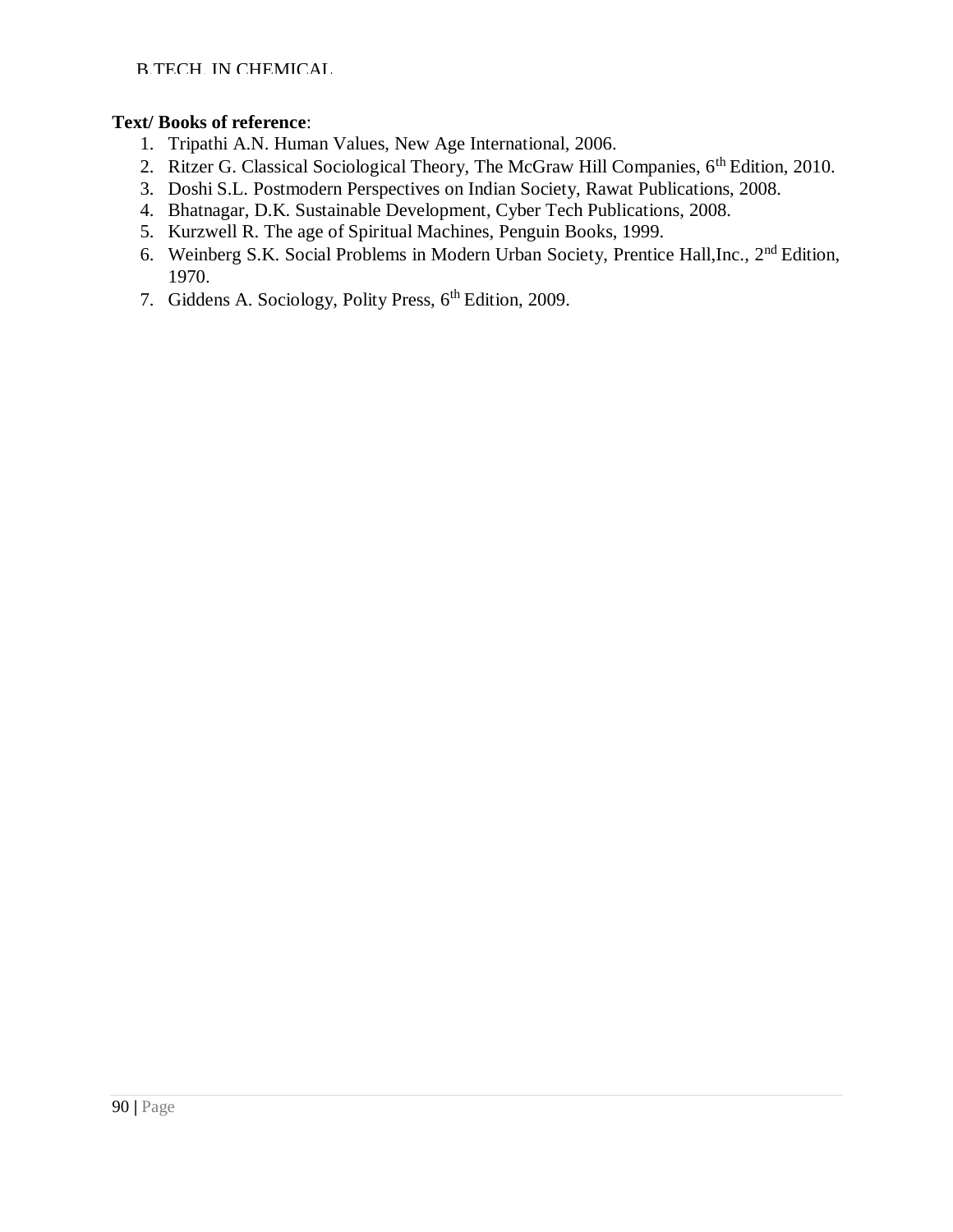**Text/ Books of reference**:

1. Tripathi A.N. Human Values, New Age International, 2006.
2. Ritzer G. Classical Sociological Theory, The McGraw Hill Companies, 6th Edition, 2010.
3. Doshi S.L. Postmodern Perspectives on Indian Society, Rawat Publications, 2008.
4. Bhatnagar, D.K. Sustainable Development, Cyber Tech Publications, 2008.
5. Kurzwell R. The age of Spiritual Machines, Penguin Books, 1999.
6. Weinberg S.K. Social Problems in Modern Urban Society, Prentice Hall,Inc., 2nd Edition, 1970.
7. Giddens A. Sociology, Polity Press, 6th Edition, 2009.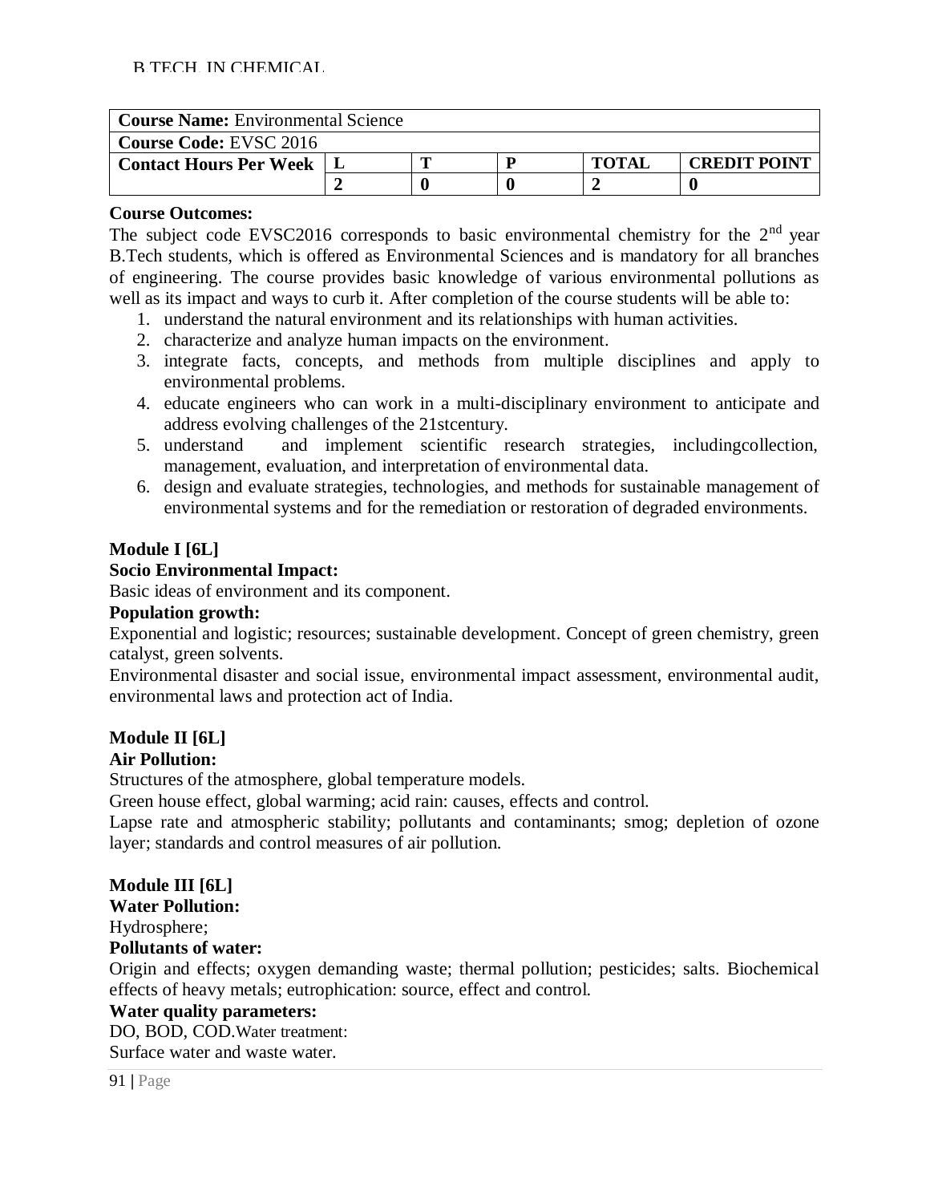B.TECH. IN CHEMICAL

| **Course Name:** Environmental Science | | | | | |
|---|---|---|---|---|---|
| **Course Code:** EVSC 2016 | | | | | |
| **Contact Hours Per Week** | **L** | **T** | **P** | **TOTAL** | **CREDIT POINT** |
| | **2** | **0** | **0** | **2** | **0** |

**Course Outcomes:**

The subject code EVSC2016 corresponds to basic environmental chemistry for the 2nd year B.Tech students, which is offered as Environmental Sciences and is mandatory for all branches of engineering. The course provides basic knowledge of various environmental pollutions as well as its impact and ways to curb it. After completion of the course students will be able to:

1. understand the natural environment and its relationships with human activities.
2. characterize and analyze human impacts on the environment.
3. integrate facts, concepts, and methods from multiple disciplines and apply to environmental problems.
4. educate engineers who can work in a multi-disciplinary environment to anticipate and address evolving challenges of the 21stcentury.
5. understand and implement scientific research strategies, includingcollection, management, evaluation, and interpretation of environmental data.
6. design and evaluate strategies, technologies, and methods for sustainable management of environmental systems and for the remediation or restoration of degraded environments.

**Module I [6L]**

**Socio Environmental Impact:**

Basic ideas of environment and its component.

**Population growth:**

Exponential and logistic; resources; sustainable development. Concept of green chemistry, green catalyst, green solvents.

Environmental disaster and social issue, environmental impact assessment, environmental audit, environmental laws and protection act of India.

**Module II [6L]**

**Air Pollution:**

Structures of the atmosphere, global temperature models.

Green house effect, global warming; acid rain: causes, effects and control.

Lapse rate and atmospheric stability; pollutants and contaminants; smog; depletion of ozone layer; standards and control measures of air pollution.

**Module III [6L]**

**Water Pollution:**

Hydrosphere;

**Pollutants of water:**

Origin and effects; oxygen demanding waste; thermal pollution; pesticides; salts. Biochemical effects of heavy metals; eutrophication: source, effect and control.

**Water quality parameters:**

DO, BOD, COD.Water treatment:

Surface water and waste water.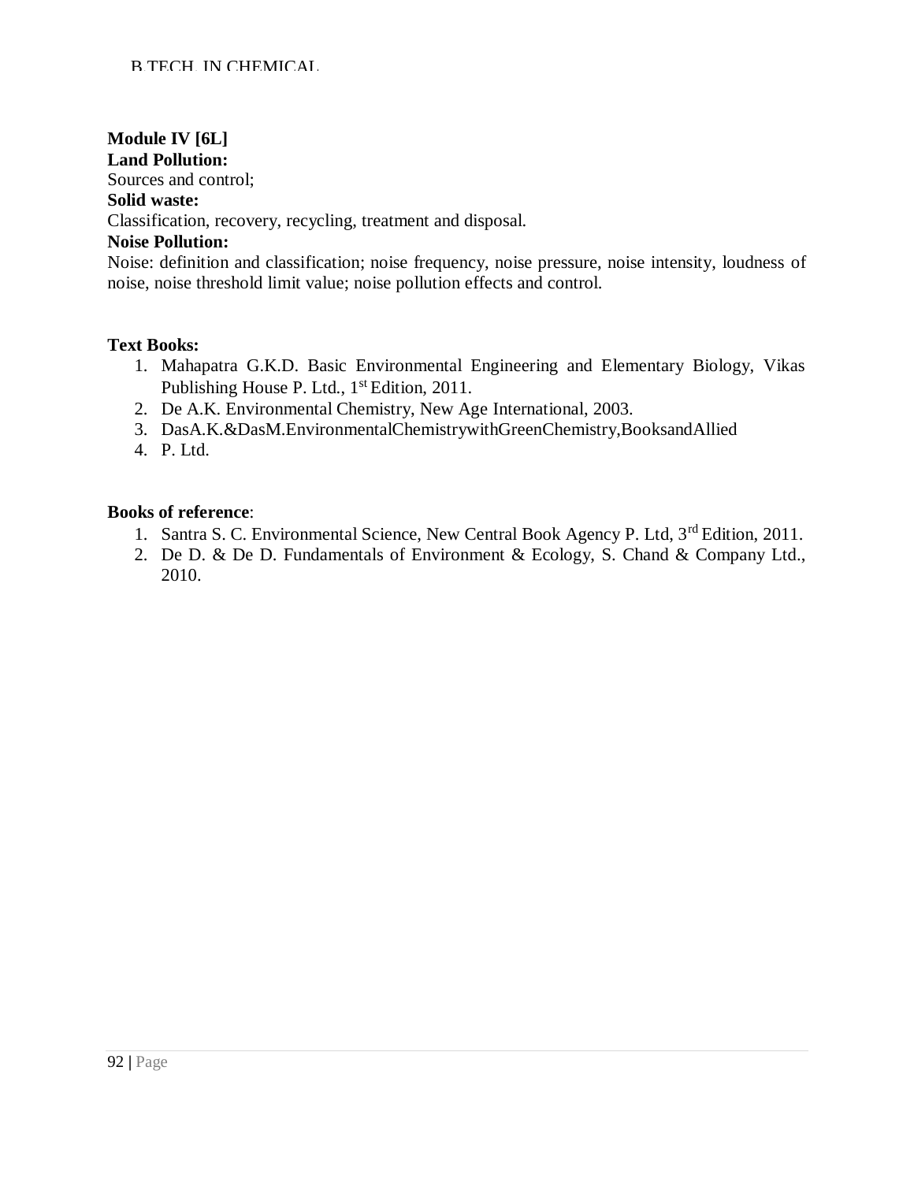**Module IV [6L]**

**Land Pollution:**

Sources and control;

**Solid waste:**

Classification, recovery, recycling, treatment and disposal.

**Noise Pollution:**

Noise: definition and classification; noise frequency, noise pressure, noise intensity, loudness of noise, noise threshold limit value; noise pollution effects and control.

**Text Books:**

1. Mahapatra G.K.D. Basic Environmental Engineering and Elementary Biology, Vikas Publishing House P. Ltd., 1st Edition, 2011.
2. De A.K. Environmental Chemistry, New Age International, 2003.
3. DasA.K.&DasM.EnvironmentalChemistrywithGreenChemistry,BooksandAllied
4. P. Ltd.

**Books of reference**:

1. Santra S. C. Environmental Science, New Central Book Agency P. Ltd, 3rd Edition, 2011.
2. De D. & De D. Fundamentals of Environment & Ecology, S. Chand & Company Ltd., 2010.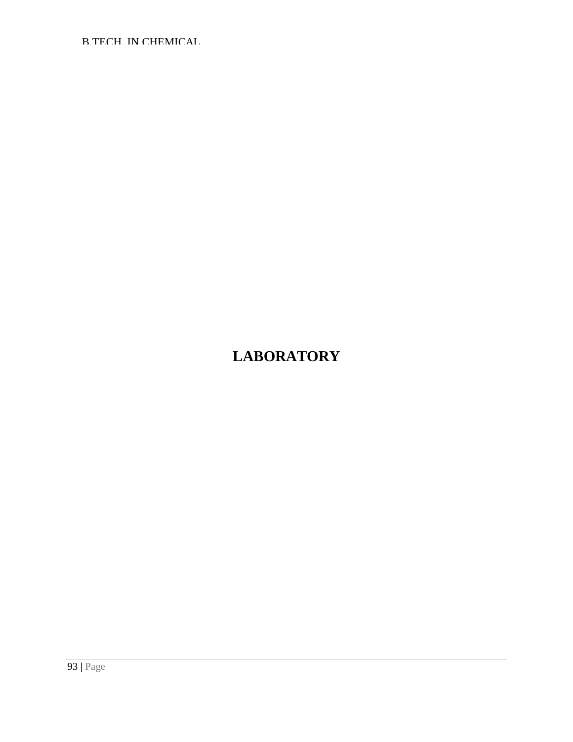# LABORATORY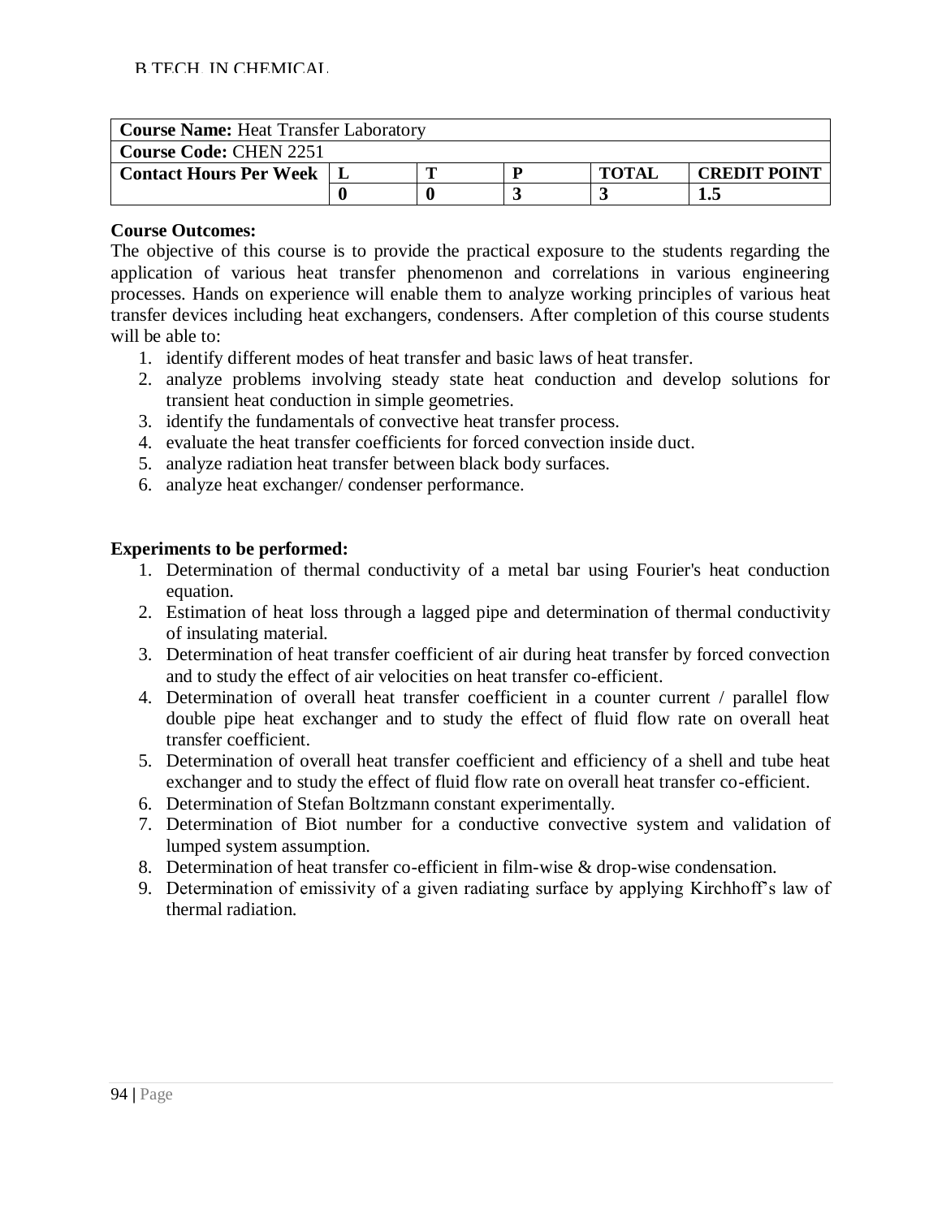| **Course Name:** Heat Transfer Laboratory | | | | | |
|---|---|---|---|---|---|
| **Course Code:** CHEN 2251 | | | | | |
| **Contact Hours Per Week** | **L** | **T** | **P** | **TOTAL** | **CREDIT POINT** |
| | **0** | **0** | **3** | **3** | **1.5** |

**Course Outcomes:**

The objective of this course is to provide the practical exposure to the students regarding the application of various heat transfer phenomenon and correlations in various engineering processes. Hands on experience will enable them to analyze working principles of various heat transfer devices including heat exchangers, condensers. After completion of this course students will be able to:

1. identify different modes of heat transfer and basic laws of heat transfer.
2. analyze problems involving steady state heat conduction and develop solutions for transient heat conduction in simple geometries.
3. identify the fundamentals of convective heat transfer process.
4. evaluate the heat transfer coefficients for forced convection inside duct.
5. analyze radiation heat transfer between black body surfaces.
6. analyze heat exchanger/ condenser performance.

**Experiments to be performed:**

1. Determination of thermal conductivity of a metal bar using Fourier's heat conduction equation.
2. Estimation of heat loss through a lagged pipe and determination of thermal conductivity of insulating material.
3. Determination of heat transfer coefficient of air during heat transfer by forced convection and to study the effect of air velocities on heat transfer co-efficient.
4. Determination of overall heat transfer coefficient in a counter current / parallel flow double pipe heat exchanger and to study the effect of fluid flow rate on overall heat transfer coefficient.
5. Determination of overall heat transfer coefficient and efficiency of a shell and tube heat exchanger and to study the effect of fluid flow rate on overall heat transfer co-efficient.
6. Determination of Stefan Boltzmann constant experimentally.
7. Determination of Biot number for a conductive convective system and validation of lumped system assumption.
8. Determination of heat transfer co-efficient in film-wise & drop-wise condensation.
9. Determination of emissivity of a given radiating surface by applying Kirchhoff's law of thermal radiation.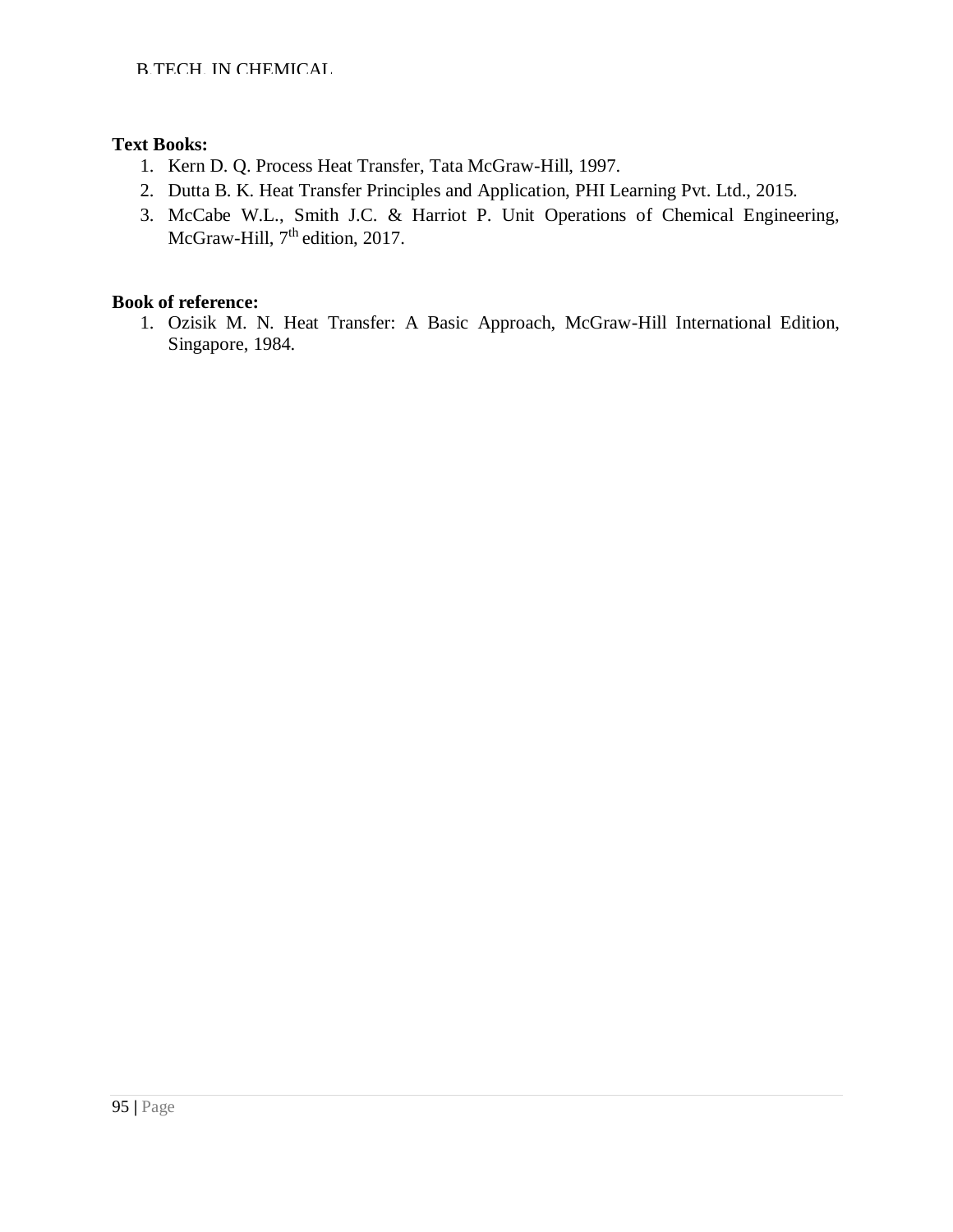**Text Books:**

1. Kern D. Q. Process Heat Transfer, Tata McGraw-Hill, 1997.
2. Dutta B. K. Heat Transfer Principles and Application, PHI Learning Pvt. Ltd., 2015.
3. McCabe W.L., Smith J.C. & Harriot P. Unit Operations of Chemical Engineering, McGraw-Hill, 7th edition, 2017.

**Book of reference:**

1. Ozisik M. N. Heat Transfer: A Basic Approach, McGraw-Hill International Edition, Singapore, 1984.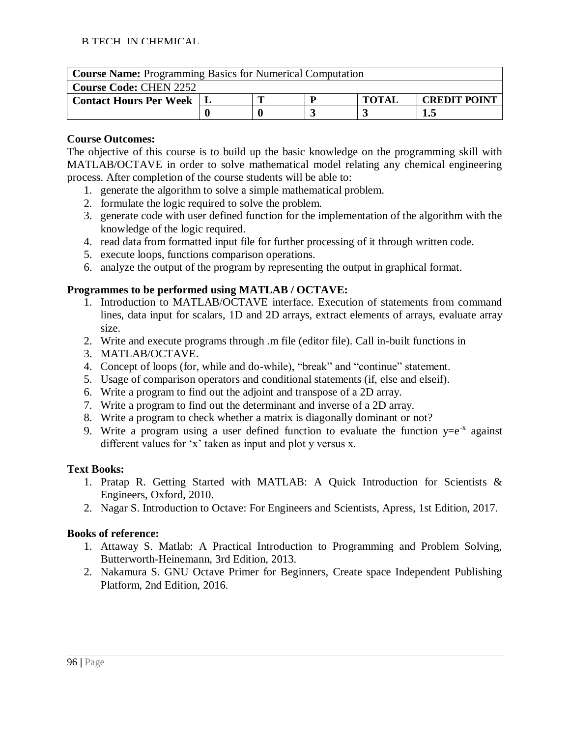| **Course Name:** Programming Basics for Numerical Computation | | | | | |
|---|---|---|---|---|---|
| **Course Code:** CHEN 2252 | | | | | |
| **Contact Hours Per Week** | **L** | **T** | **P** | **TOTAL** | **CREDIT POINT** |
| | **0** | **0** | **3** | **3** | **1.5** |

**Course Outcomes:**

The objective of this course is to build up the basic knowledge on the programming skill with MATLAB/OCTAVE in order to solve mathematical model relating any chemical engineering process. After completion of the course students will be able to:

1. generate the algorithm to solve a simple mathematical problem.
2. formulate the logic required to solve the problem.
3. generate code with user defined function for the implementation of the algorithm with the knowledge of the logic required.
4. read data from formatted input file for further processing of it through written code.
5. execute loops, functions comparison operations.
6. analyze the output of the program by representing the output in graphical format.

**Programmes to be performed using MATLAB / OCTAVE:**

1. Introduction to MATLAB/OCTAVE interface. Execution of statements from command lines, data input for scalars, 1D and 2D arrays, extract elements of arrays, evaluate array size.
2. Write and execute programs through .m file (editor file). Call in-built functions in
3. MATLAB/OCTAVE.
4. Concept of loops (for, while and do-while), "break" and "continue" statement.
5. Usage of comparison operators and conditional statements (if, else and elseif).
6. Write a program to find out the adjoint and transpose of a 2D array.
7. Write a program to find out the determinant and inverse of a 2D array.
8. Write a program to check whether a matrix is diagonally dominant or not?
9. Write a program using a user defined function to evaluate the function $y=e^{-x}$ against different values for 'x' taken as input and plot y versus x.

**Text Books:**

1. Pratap R. Getting Started with MATLAB: A Quick Introduction for Scientists & Engineers, Oxford, 2010.
2. Nagar S. Introduction to Octave: For Engineers and Scientists, Apress, 1st Edition, 2017.

**Books of reference:**

1. Attaway S. Matlab: A Practical Introduction to Programming and Problem Solving, Butterworth-Heinemann, 3rd Edition, 2013.
2. Nakamura S. GNU Octave Primer for Beginners, Create space Independent Publishing Platform, 2nd Edition, 2016.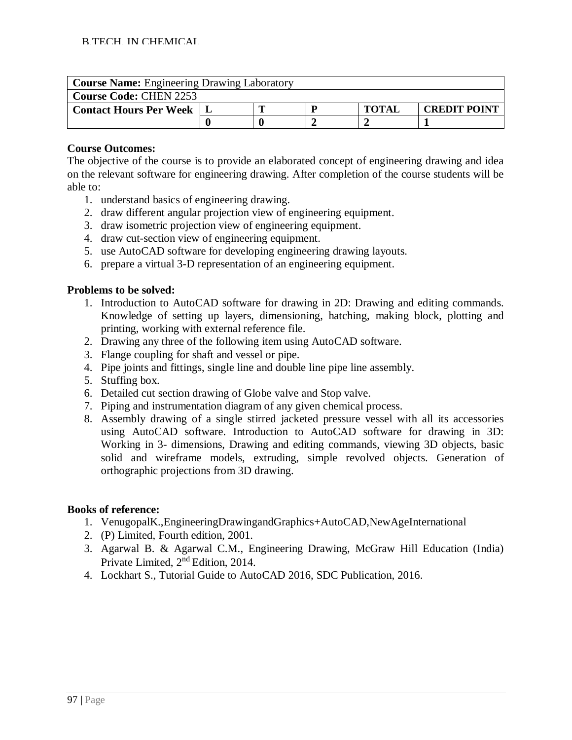| **Course Name:** Engineering Drawing Laboratory | | | | | |
|---|---|---|---|---|---|
| **Course Code:** CHEN 2253 | | | | | |
| **Contact Hours Per Week** | **L** | **T** | **P** | **TOTAL** | **CREDIT POINT** |
| | **0** | **0** | **2** | **2** | **1** |

**Course Outcomes:**

The objective of the course is to provide an elaborated concept of engineering drawing and idea on the relevant software for engineering drawing. After completion of the course students will be able to:

1. understand basics of engineering drawing.
2. draw different angular projection view of engineering equipment.
3. draw isometric projection view of engineering equipment.
4. draw cut-section view of engineering equipment.
5. use AutoCAD software for developing engineering drawing layouts.
6. prepare a virtual 3-D representation of an engineering equipment.

**Problems to be solved:**

1. Introduction to AutoCAD software for drawing in 2D: Drawing and editing commands. Knowledge of setting up layers, dimensioning, hatching, making block, plotting and printing, working with external reference file.
2. Drawing any three of the following item using AutoCAD software.
3. Flange coupling for shaft and vessel or pipe.
4. Pipe joints and fittings, single line and double line pipe line assembly.
5. Stuffing box.
6. Detailed cut section drawing of Globe valve and Stop valve.
7. Piping and instrumentation diagram of any given chemical process.
8. Assembly drawing of a single stirred jacketed pressure vessel with all its accessories using AutoCAD software. Introduction to AutoCAD software for drawing in 3D: Working in 3- dimensions, Drawing and editing commands, viewing 3D objects, basic solid and wireframe models, extruding, simple revolved objects. Generation of orthographic projections from 3D drawing.

**Books of reference:**

1. VenugopalK.,EngineeringDrawingandGraphics+AutoCAD,NewAgeInternational
2. (P) Limited, Fourth edition, 2001.
3. Agarwal B. & Agarwal C.M., Engineering Drawing, McGraw Hill Education (India) Private Limited, 2nd Edition, 2014.
4. Lockhart S., Tutorial Guide to AutoCAD 2016, SDC Publication, 2016.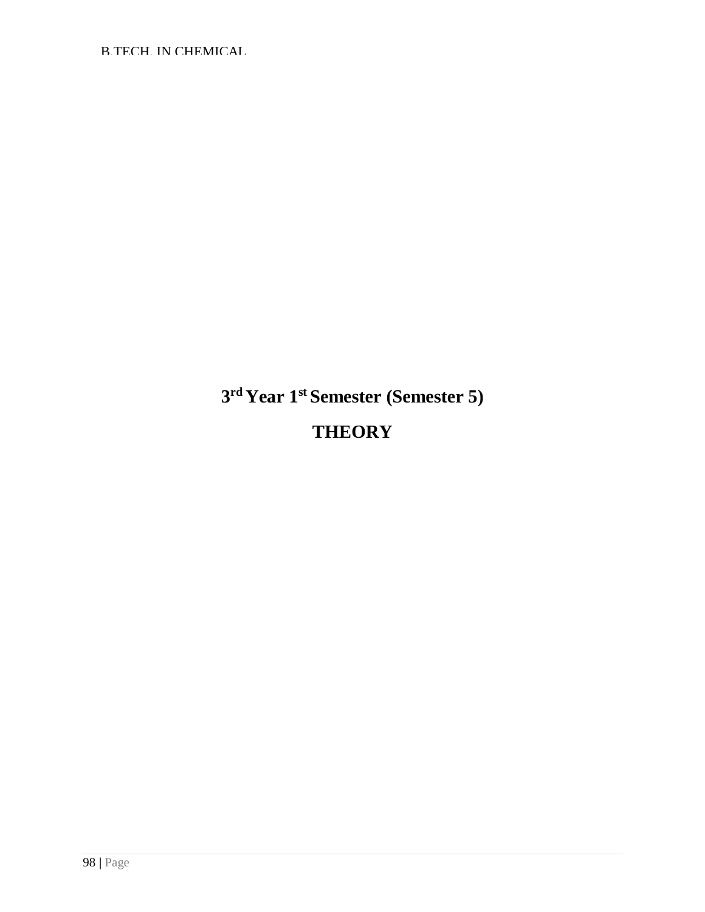# 3rd Year 1st Semester (Semester 5)

# THEORY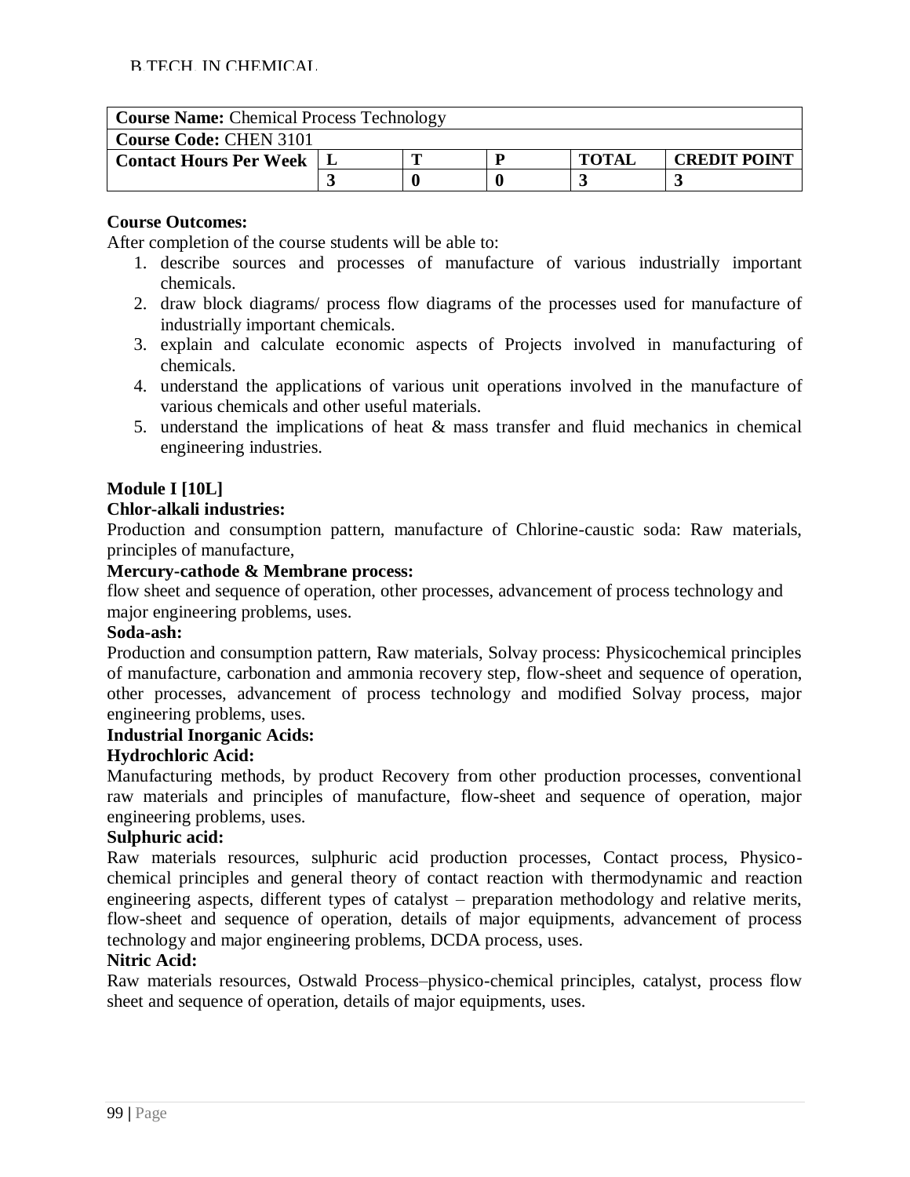B.TECH. IN CHEMICAL

| **Course Name:** Chemical Process Technology | | | | | |
|---|---|---|---|---|---|
| **Course Code:** CHEN 3101 | | | | | |
| **Contact Hours Per Week** | **L** | **T** | **P** | **TOTAL** | **CREDIT POINT** |
| | **3** | **0** | **0** | **3** | **3** |

**Course Outcomes:**

After completion of the course students will be able to:

1. describe sources and processes of manufacture of various industrially important chemicals.
2. draw block diagrams/ process flow diagrams of the processes used for manufacture of industrially important chemicals.
3. explain and calculate economic aspects of Projects involved in manufacturing of chemicals.
4. understand the applications of various unit operations involved in the manufacture of various chemicals and other useful materials.
5. understand the implications of heat & mass transfer and fluid mechanics in chemical engineering industries.

**Module I [10L]**

**Chlor-alkali industries:**

Production and consumption pattern, manufacture of Chlorine-caustic soda: Raw materials, principles of manufacture,

**Mercury-cathode & Membrane process:**

flow sheet and sequence of operation, other processes, advancement of process technology and major engineering problems, uses.

**Soda-ash:**

Production and consumption pattern, Raw materials, Solvay process: Physicochemical principles of manufacture, carbonation and ammonia recovery step, flow-sheet and sequence of operation, other processes, advancement of process technology and modified Solvay process, major engineering problems, uses.

**Industrial Inorganic Acids:**

**Hydrochloric Acid:**

Manufacturing methods, by product Recovery from other production processes, conventional raw materials and principles of manufacture, flow-sheet and sequence of operation, major engineering problems, uses.

**Sulphuric acid:**

Raw materials resources, sulphuric acid production processes, Contact process, Physico-chemical principles and general theory of contact reaction with thermodynamic and reaction engineering aspects, different types of catalyst – preparation methodology and relative merits, flow-sheet and sequence of operation, details of major equipments, advancement of process technology and major engineering problems, DCDA process, uses.

**Nitric Acid:**

Raw materials resources, Ostwald Process–physico-chemical principles, catalyst, process flow sheet and sequence of operation, details of major equipments, uses.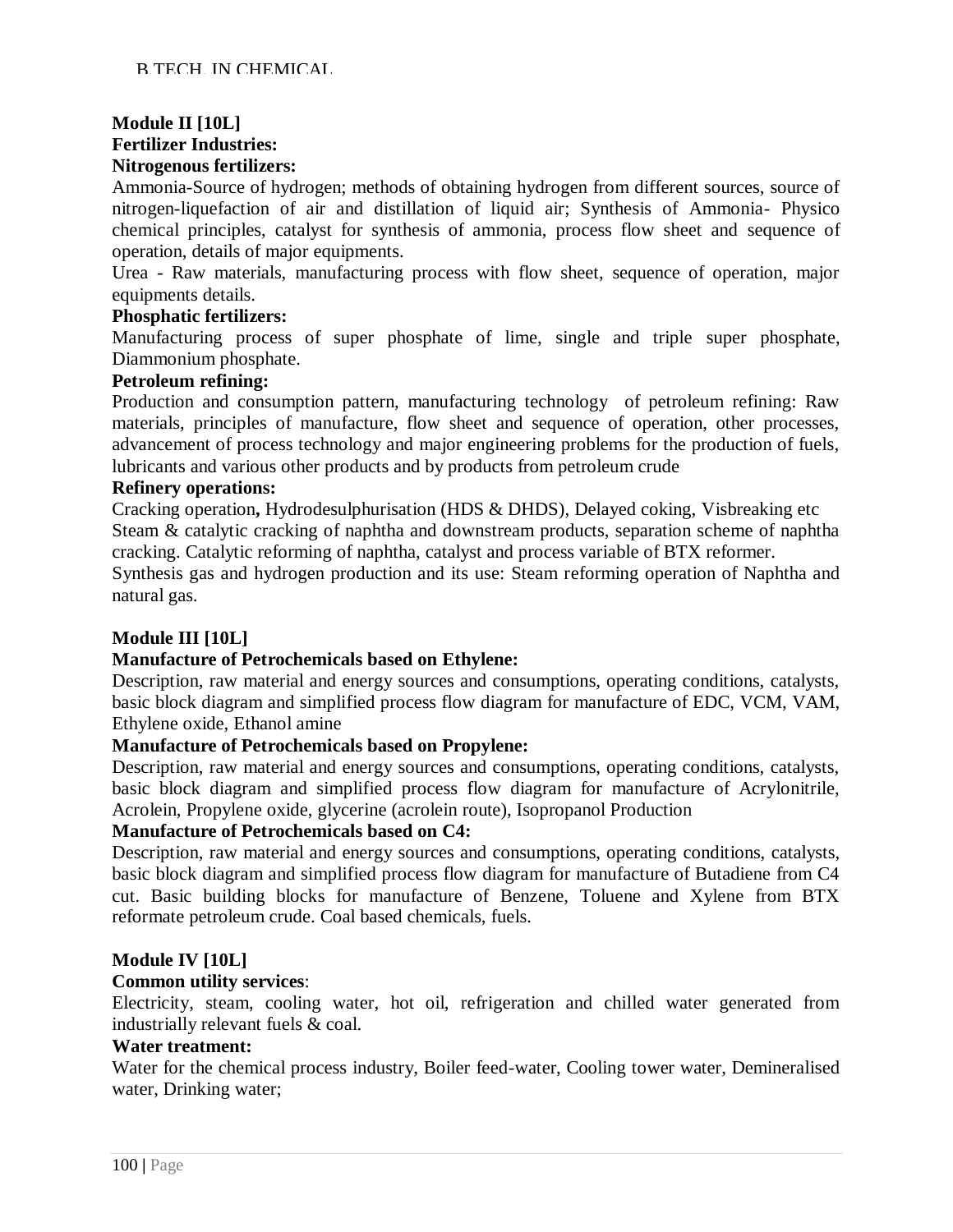**Module II [10L]**

**Fertilizer Industries:**

**Nitrogenous fertilizers:**

Ammonia-Source of hydrogen; methods of obtaining hydrogen from different sources, source of nitrogen-liquefaction of air and distillation of liquid air; Synthesis of Ammonia- Physico chemical principles, catalyst for synthesis of ammonia, process flow sheet and sequence of operation, details of major equipments.

Urea - Raw materials, manufacturing process with flow sheet, sequence of operation, major equipments details.

**Phosphatic fertilizers:**

Manufacturing process of super phosphate of lime, single and triple super phosphate, Diammonium phosphate.

**Petroleum refining:**

Production and consumption pattern, manufacturing technology of petroleum refining: Raw materials, principles of manufacture, flow sheet and sequence of operation, other processes, advancement of process technology and major engineering problems for the production of fuels, lubricants and various other products and by products from petroleum crude

**Refinery operations:**

Cracking operation**,** Hydrodesulphurisation (HDS & DHDS), Delayed coking, Visbreaking etc

Steam & catalytic cracking of naphtha and downstream products, separation scheme of naphtha cracking. Catalytic reforming of naphtha, catalyst and process variable of BTX reformer.

Synthesis gas and hydrogen production and its use: Steam reforming operation of Naphtha and natural gas.

**Module III [10L]**

**Manufacture of Petrochemicals based on Ethylene:**

Description, raw material and energy sources and consumptions, operating conditions, catalysts, basic block diagram and simplified process flow diagram for manufacture of EDC, VCM, VAM, Ethylene oxide, Ethanol amine

**Manufacture of Petrochemicals based on Propylene:**

Description, raw material and energy sources and consumptions, operating conditions, catalysts, basic block diagram and simplified process flow diagram for manufacture of Acrylonitrile, Acrolein, Propylene oxide, glycerine (acrolein route), Isopropanol Production

**Manufacture of Petrochemicals based on C4:**

Description, raw material and energy sources and consumptions, operating conditions, catalysts, basic block diagram and simplified process flow diagram for manufacture of Butadiene from C4 cut. Basic building blocks for manufacture of Benzene, Toluene and Xylene from BTX reformate petroleum crude. Coal based chemicals, fuels.

**Module IV [10L]**

**Common utility services**:

Electricity, steam, cooling water, hot oil, refrigeration and chilled water generated from industrially relevant fuels & coal.

**Water treatment:**

Water for the chemical process industry, Boiler feed-water, Cooling tower water, Demineralised water, Drinking water;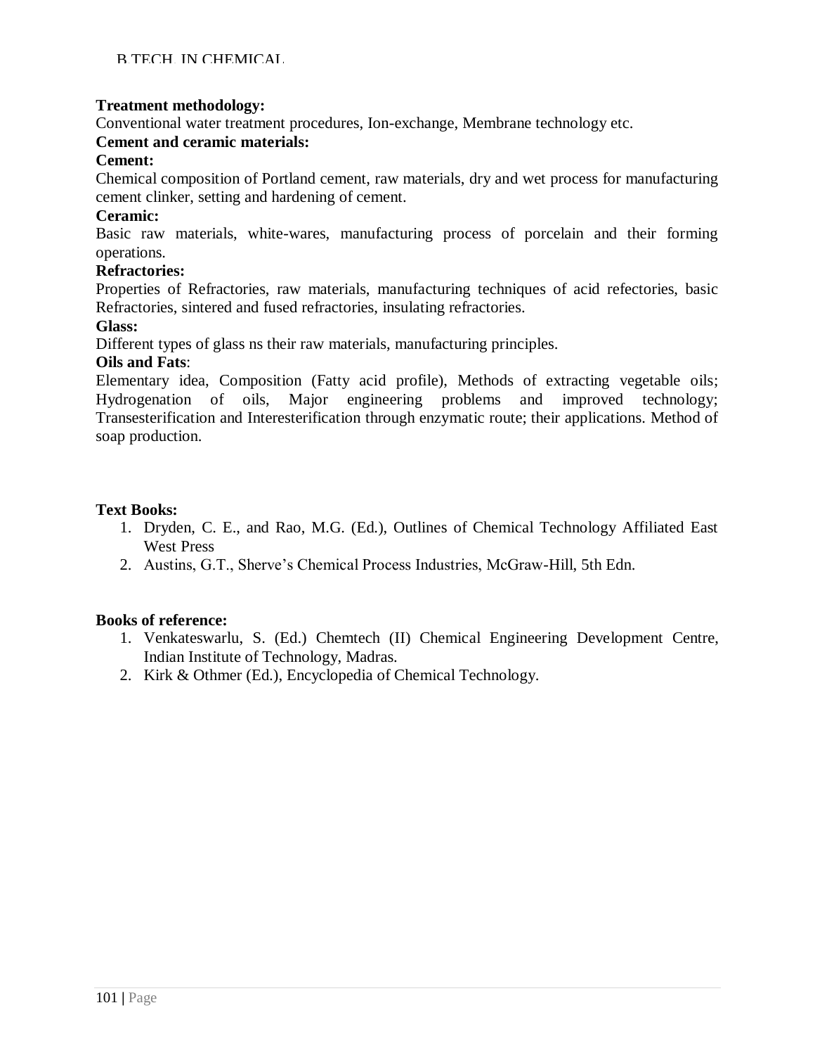**Treatment methodology:**

Conventional water treatment procedures, Ion-exchange, Membrane technology etc.

**Cement and ceramic materials:**

**Cement:**

Chemical composition of Portland cement, raw materials, dry and wet process for manufacturing cement clinker, setting and hardening of cement.

**Ceramic:**

Basic raw materials, white-wares, manufacturing process of porcelain and their forming operations.

**Refractories:**

Properties of Refractories, raw materials, manufacturing techniques of acid refectories, basic Refractories, sintered and fused refractories, insulating refractories.

**Glass:**

Different types of glass ns their raw materials, manufacturing principles.

**Oils and Fats**:

Elementary idea, Composition (Fatty acid profile), Methods of extracting vegetable oils; Hydrogenation of oils, Major engineering problems and improved technology; Transesterification and Interesterification through enzymatic route; their applications. Method of soap production.

**Text Books:**

1. Dryden, C. E., and Rao, M.G. (Ed.), Outlines of Chemical Technology Affiliated East West Press
2. Austins, G.T., Sherve's Chemical Process Industries, McGraw-Hill, 5th Edn.

**Books of reference:**

1. Venkateswarlu, S. (Ed.) Chemtech (II) Chemical Engineering Development Centre, Indian Institute of Technology, Madras.
2. Kirk & Othmer (Ed.), Encyclopedia of Chemical Technology.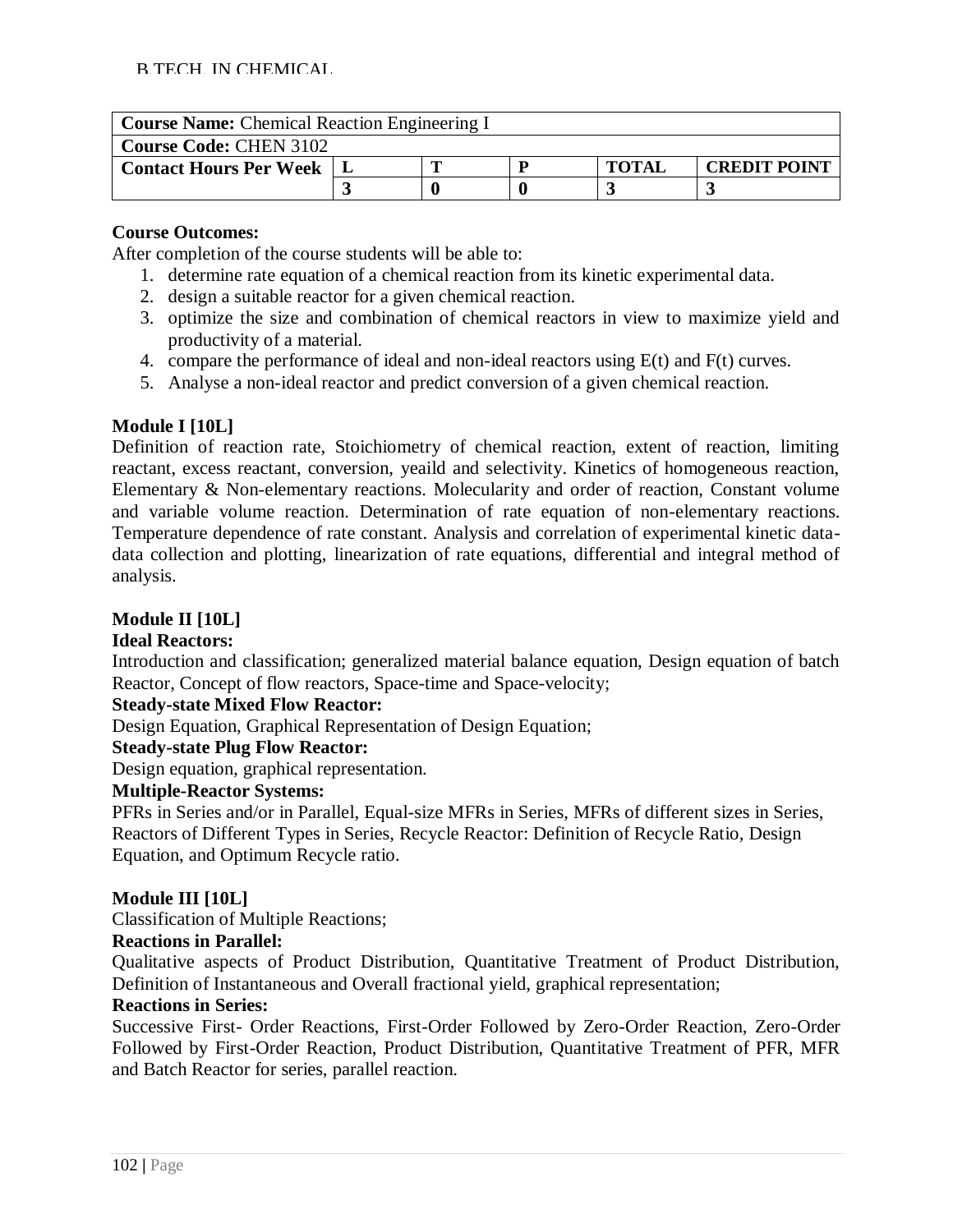B.TECH. IN CHEMICAL

| **Course Name:** Chemical Reaction Engineering I | | | | | |
|---|---|---|---|---|---|
| **Course Code:** CHEN 3102 | | | | | |
| **Contact Hours Per Week** | **L** | **T** | **P** | **TOTAL** | **CREDIT POINT** |
| | **3** | **0** | **0** | **3** | **3** |

**Course Outcomes:**

After completion of the course students will be able to:

1. determine rate equation of a chemical reaction from its kinetic experimental data.
2. design a suitable reactor for a given chemical reaction.
3. optimize the size and combination of chemical reactors in view to maximize yield and productivity of a material.
4. compare the performance of ideal and non-ideal reactors using E(t) and F(t) curves.
5. Analyse a non-ideal reactor and predict conversion of a given chemical reaction.

**Module I [10L]**

Definition of reaction rate, Stoichiometry of chemical reaction, extent of reaction, limiting reactant, excess reactant, conversion, yeaild and selectivity. Kinetics of homogeneous reaction, Elementary & Non-elementary reactions. Molecularity and order of reaction, Constant volume and variable volume reaction. Determination of rate equation of non-elementary reactions. Temperature dependence of rate constant. Analysis and correlation of experimental kinetic data-data collection and plotting, linearization of rate equations, differential and integral method of analysis.

**Module II [10L]**

**Ideal Reactors:**

Introduction and classification; generalized material balance equation, Design equation of batch Reactor, Concept of flow reactors, Space-time and Space-velocity;

**Steady-state Mixed Flow Reactor:**

Design Equation, Graphical Representation of Design Equation;

**Steady-state Plug Flow Reactor:**

Design equation, graphical representation.

**Multiple-Reactor Systems:**

PFRs in Series and/or in Parallel, Equal-size MFRs in Series, MFRs of different sizes in Series, Reactors of Different Types in Series, Recycle Reactor: Definition of Recycle Ratio, Design Equation, and Optimum Recycle ratio.

**Module III [10L]**

Classification of Multiple Reactions;

**Reactions in Parallel:**

Qualitative aspects of Product Distribution, Quantitative Treatment of Product Distribution, Definition of Instantaneous and Overall fractional yield, graphical representation;

**Reactions in Series:**

Successive First- Order Reactions, First-Order Followed by Zero-Order Reaction, Zero-Order Followed by First-Order Reaction, Product Distribution, Quantitative Treatment of PFR, MFR and Batch Reactor for series, parallel reaction.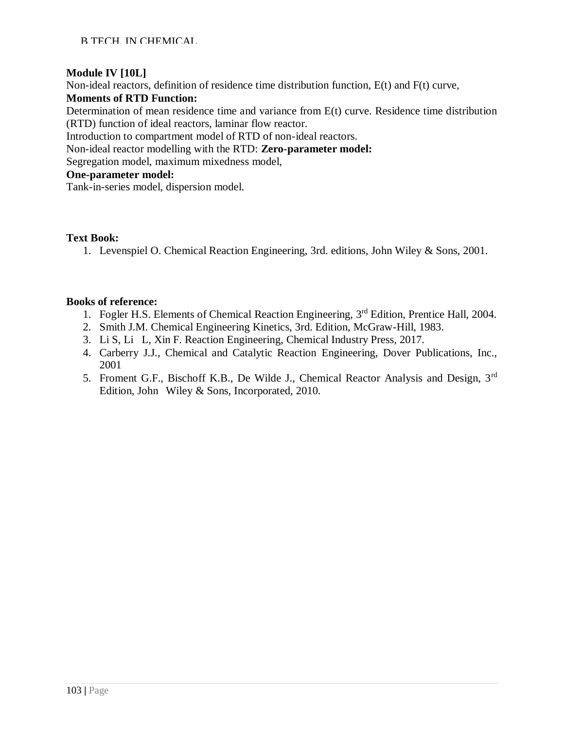**Module IV [10L]**

Non-ideal reactors, definition of residence time distribution function, E(t) and F(t) curve,

**Moments of RTD Function:**

Determination of mean residence time and variance from E(t) curve. Residence time distribution (RTD) function of ideal reactors, laminar flow reactor.

Introduction to compartment model of RTD of non-ideal reactors.

Non-ideal reactor modelling with the RTD: **Zero-parameter model:**

Segregation model, maximum mixedness model,

**One-parameter model:**

Tank-in-series model, dispersion model.

**Text Book:**

1. Levenspiel O. Chemical Reaction Engineering, 3rd. editions, John Wiley & Sons, 2001.

**Books of reference:**

1. Fogler H.S. Elements of Chemical Reaction Engineering, 3rd Edition, Prentice Hall, 2004.
2. Smith J.M. Chemical Engineering Kinetics, 3rd. Edition, McGraw-Hill, 1983.
3. Li S, Li L, Xin F. Reaction Engineering, Chemical Industry Press, 2017.
4. Carberry J.J., Chemical and Catalytic Reaction Engineering, Dover Publications, Inc., 2001
5. Froment G.F., Bischoff K.B., De Wilde J., Chemical Reactor Analysis and Design, 3rd Edition, John Wiley & Sons, Incorporated, 2010.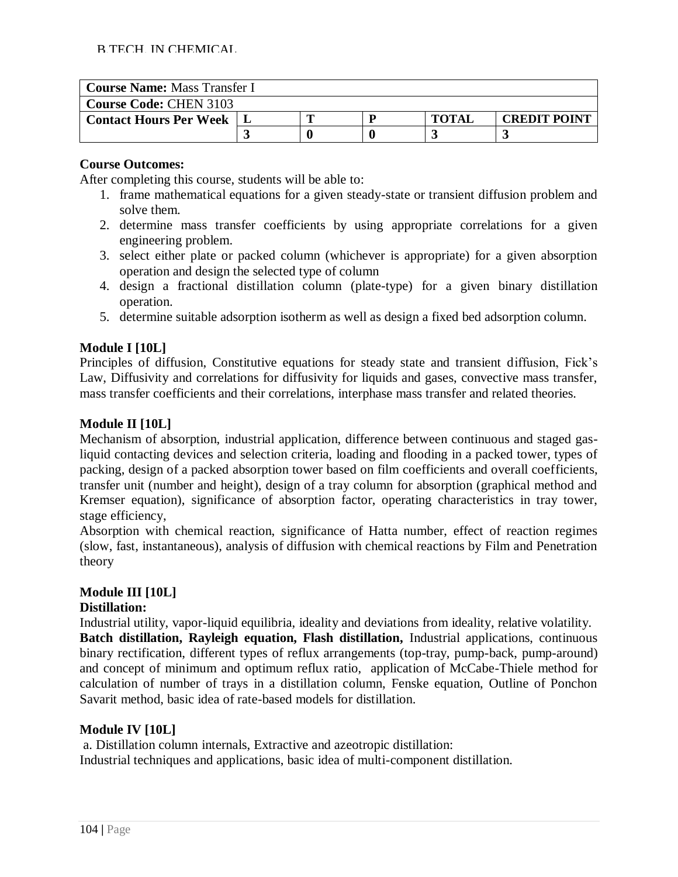| **Course Name:** Mass Transfer I | | | | | |
|---|---|---|---|---|---|
| **Course Code:** CHEN 3103 | | | | | |
| **Contact Hours Per Week** | **L** | **T** | **P** | **TOTAL** | **CREDIT POINT** |
| | **3** | **0** | **0** | **3** | **3** |

**Course Outcomes:**

After completing this course, students will be able to:

1. frame mathematical equations for a given steady-state or transient diffusion problem and solve them.
2. determine mass transfer coefficients by using appropriate correlations for a given engineering problem.
3. select either plate or packed column (whichever is appropriate) for a given absorption operation and design the selected type of column
4. design a fractional distillation column (plate-type) for a given binary distillation operation.
5. determine suitable adsorption isotherm as well as design a fixed bed adsorption column.

**Module I [10L]**

Principles of diffusion, Constitutive equations for steady state and transient diffusion, Fick's Law, Diffusivity and correlations for diffusivity for liquids and gases, convective mass transfer, mass transfer coefficients and their correlations, interphase mass transfer and related theories.

**Module II [10L]**

Mechanism of absorption, industrial application, difference between continuous and staged gas-liquid contacting devices and selection criteria, loading and flooding in a packed tower, types of packing, design of a packed absorption tower based on film coefficients and overall coefficients, transfer unit (number and height), design of a tray column for absorption (graphical method and Kremser equation), significance of absorption factor, operating characteristics in tray tower, stage efficiency,

Absorption with chemical reaction, significance of Hatta number, effect of reaction regimes (slow, fast, instantaneous), analysis of diffusion with chemical reactions by Film and Penetration theory

**Module III [10L]**

**Distillation:**

Industrial utility, vapor-liquid equilibria, ideality and deviations from ideality, relative volatility.

**Batch distillation, Rayleigh equation, Flash distillation,** Industrial applications, continuous binary rectification, different types of reflux arrangements (top-tray, pump-back, pump-around) and concept of minimum and optimum reflux ratio, application of McCabe-Thiele method for calculation of number of trays in a distillation column, Fenske equation, Outline of Ponchon Savarit method, basic idea of rate-based models for distillation.

**Module IV [10L]**

a. Distillation column internals, Extractive and azeotropic distillation:

Industrial techniques and applications, basic idea of multi-component distillation.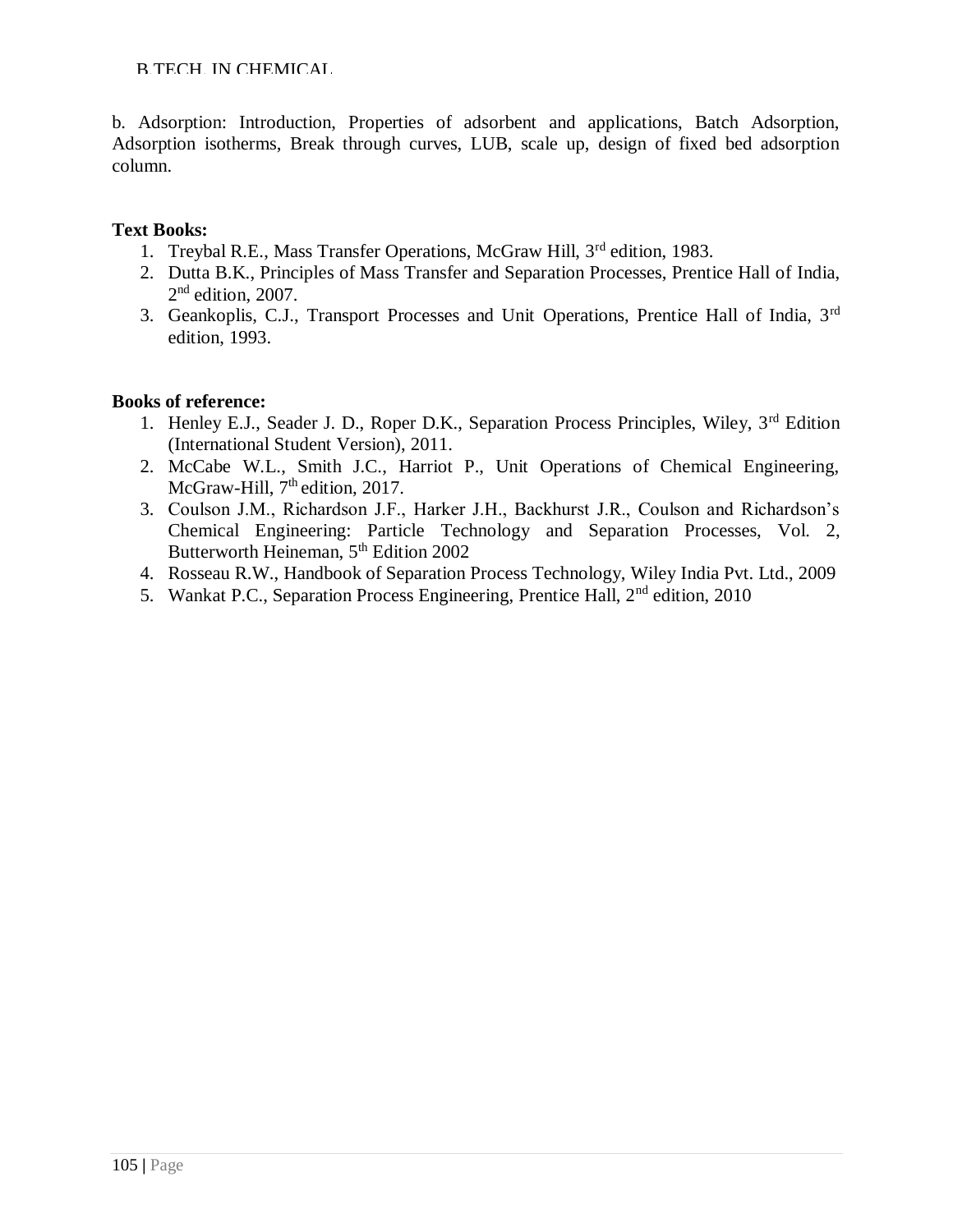b. Adsorption: Introduction, Properties of adsorbent and applications, Batch Adsorption, Adsorption isotherms, Break through curves, LUB, scale up, design of fixed bed adsorption column.

**Text Books:**

1. Treybal R.E., Mass Transfer Operations, McGraw Hill, 3rd edition, 1983.
2. Dutta B.K., Principles of Mass Transfer and Separation Processes, Prentice Hall of India, 2nd edition, 2007.
3. Geankoplis, C.J., Transport Processes and Unit Operations, Prentice Hall of India, 3rd edition, 1993.

**Books of reference:**

1. Henley E.J., Seader J. D., Roper D.K., Separation Process Principles, Wiley, 3rd Edition (International Student Version), 2011.
2. McCabe W.L., Smith J.C., Harriot P., Unit Operations of Chemical Engineering, McGraw-Hill, 7th edition, 2017.
3. Coulson J.M., Richardson J.F., Harker J.H., Backhurst J.R., Coulson and Richardson's Chemical Engineering: Particle Technology and Separation Processes, Vol. 2, Butterworth Heineman, 5th Edition 2002
4. Rosseau R.W., Handbook of Separation Process Technology, Wiley India Pvt. Ltd., 2009
5. Wankat P.C., Separation Process Engineering, Prentice Hall, 2nd edition, 2010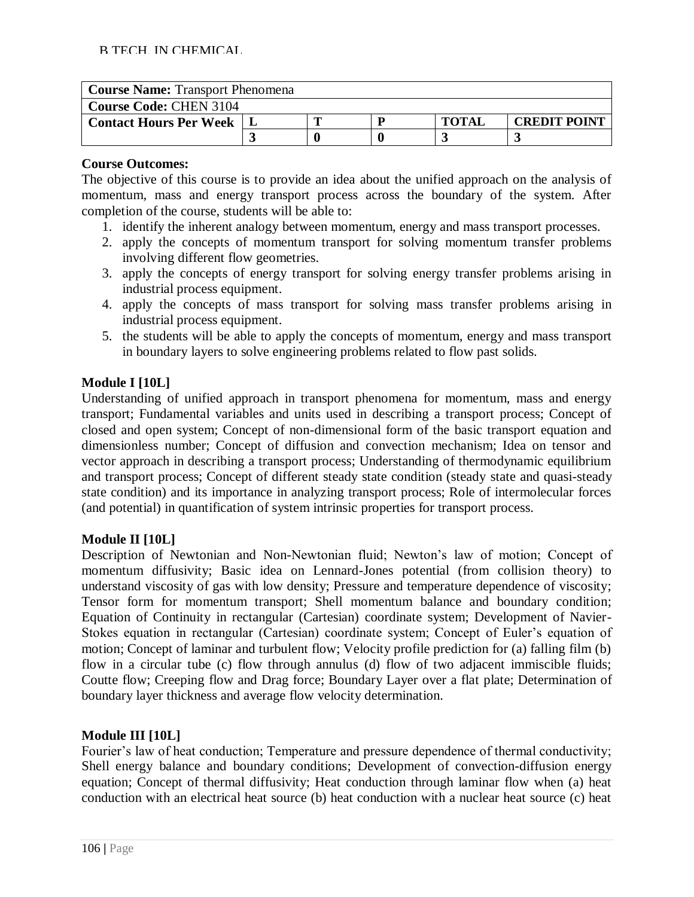| **Course Name:** Transport Phenomena | | | | | |
|---|---|---|---|---|---|
| **Course Code:** CHEN 3104 | | | | | |
| **Contact Hours Per Week** | **L** | **T** | **P** | **TOTAL** | **CREDIT POINT** |
| | **3** | **0** | **0** | **3** | **3** |

**Course Outcomes:**

The objective of this course is to provide an idea about the unified approach on the analysis of momentum, mass and energy transport process across the boundary of the system. After completion of the course, students will be able to:

1. identify the inherent analogy between momentum, energy and mass transport processes.
2. apply the concepts of momentum transport for solving momentum transfer problems involving different flow geometries.
3. apply the concepts of energy transport for solving energy transfer problems arising in industrial process equipment.
4. apply the concepts of mass transport for solving mass transfer problems arising in industrial process equipment.
5. the students will be able to apply the concepts of momentum, energy and mass transport in boundary layers to solve engineering problems related to flow past solids.

**Module I [10L]**

Understanding of unified approach in transport phenomena for momentum, mass and energy transport; Fundamental variables and units used in describing a transport process; Concept of closed and open system; Concept of non-dimensional form of the basic transport equation and dimensionless number; Concept of diffusion and convection mechanism; Idea on tensor and vector approach in describing a transport process; Understanding of thermodynamic equilibrium and transport process; Concept of different steady state condition (steady state and quasi-steady state condition) and its importance in analyzing transport process; Role of intermolecular forces (and potential) in quantification of system intrinsic properties for transport process.

**Module II [10L]**

Description of Newtonian and Non-Newtonian fluid; Newton's law of motion; Concept of momentum diffusivity; Basic idea on Lennard-Jones potential (from collision theory) to understand viscosity of gas with low density; Pressure and temperature dependence of viscosity; Tensor form for momentum transport; Shell momentum balance and boundary condition; Equation of Continuity in rectangular (Cartesian) coordinate system; Development of Navier-Stokes equation in rectangular (Cartesian) coordinate system; Concept of Euler's equation of motion; Concept of laminar and turbulent flow; Velocity profile prediction for (a) falling film (b) flow in a circular tube (c) flow through annulus (d) flow of two adjacent immiscible fluids; Coutte flow; Creeping flow and Drag force; Boundary Layer over a flat plate; Determination of boundary layer thickness and average flow velocity determination.

**Module III [10L]**

Fourier's law of heat conduction; Temperature and pressure dependence of thermal conductivity; Shell energy balance and boundary conditions; Development of convection-diffusion energy equation; Concept of thermal diffusivity; Heat conduction through laminar flow when (a) heat conduction with an electrical heat source (b) heat conduction with a nuclear heat source (c) heat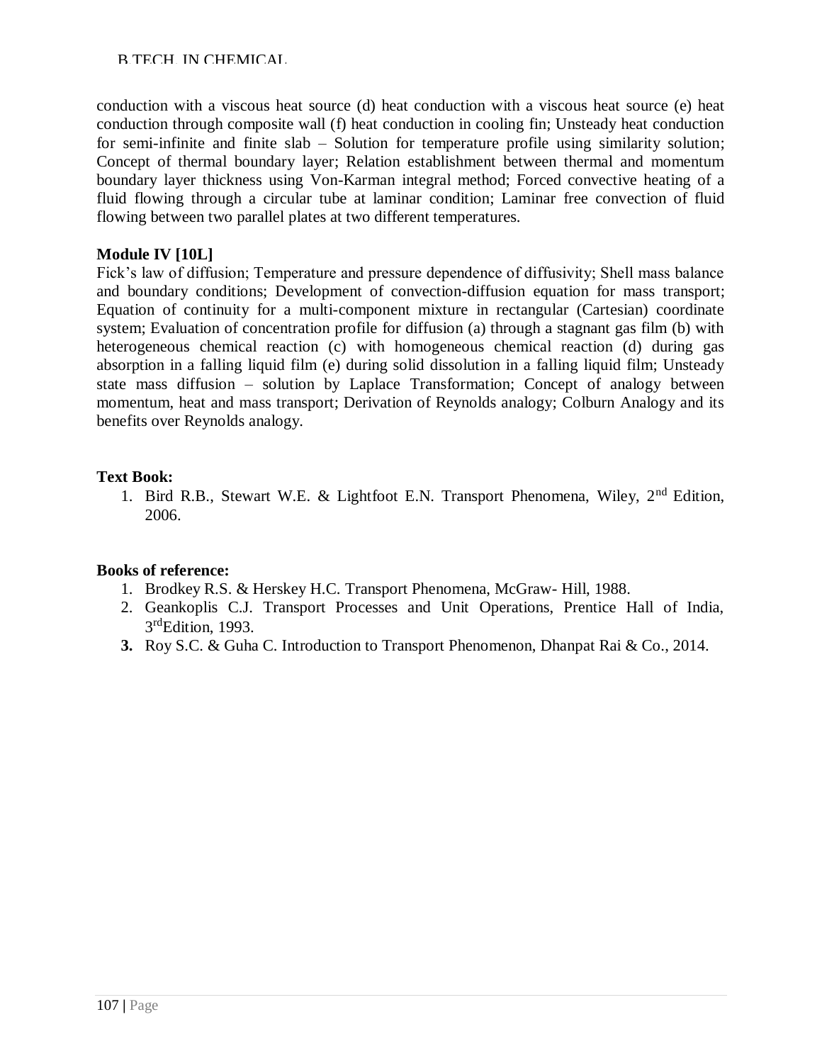conduction with a viscous heat source (d) heat conduction with a viscous heat source (e) heat conduction through composite wall (f) heat conduction in cooling fin; Unsteady heat conduction for semi-infinite and finite slab – Solution for temperature profile using similarity solution; Concept of thermal boundary layer; Relation establishment between thermal and momentum boundary layer thickness using Von-Karman integral method; Forced convective heating of a fluid flowing through a circular tube at laminar condition; Laminar free convection of fluid flowing between two parallel plates at two different temperatures.

**Module IV [10L]**

Fick's law of diffusion; Temperature and pressure dependence of diffusivity; Shell mass balance and boundary conditions; Development of convection-diffusion equation for mass transport; Equation of continuity for a multi-component mixture in rectangular (Cartesian) coordinate system; Evaluation of concentration profile for diffusion (a) through a stagnant gas film (b) with heterogeneous chemical reaction (c) with homogeneous chemical reaction (d) during gas absorption in a falling liquid film (e) during solid dissolution in a falling liquid film; Unsteady state mass diffusion – solution by Laplace Transformation; Concept of analogy between momentum, heat and mass transport; Derivation of Reynolds analogy; Colburn Analogy and its benefits over Reynolds analogy.

**Text Book:**

1. Bird R.B., Stewart W.E. & Lightfoot E.N. Transport Phenomena, Wiley, 2nd Edition, 2006.

**Books of reference:**

1. Brodkey R.S. & Herskey H.C. Transport Phenomena, McGraw- Hill, 1988.
2. Geankoplis C.J. Transport Processes and Unit Operations, Prentice Hall of India, 3rd Edition, 1993.
3. Roy S.C. & Guha C. Introduction to Transport Phenomenon, Dhanpat Rai & Co., 2014.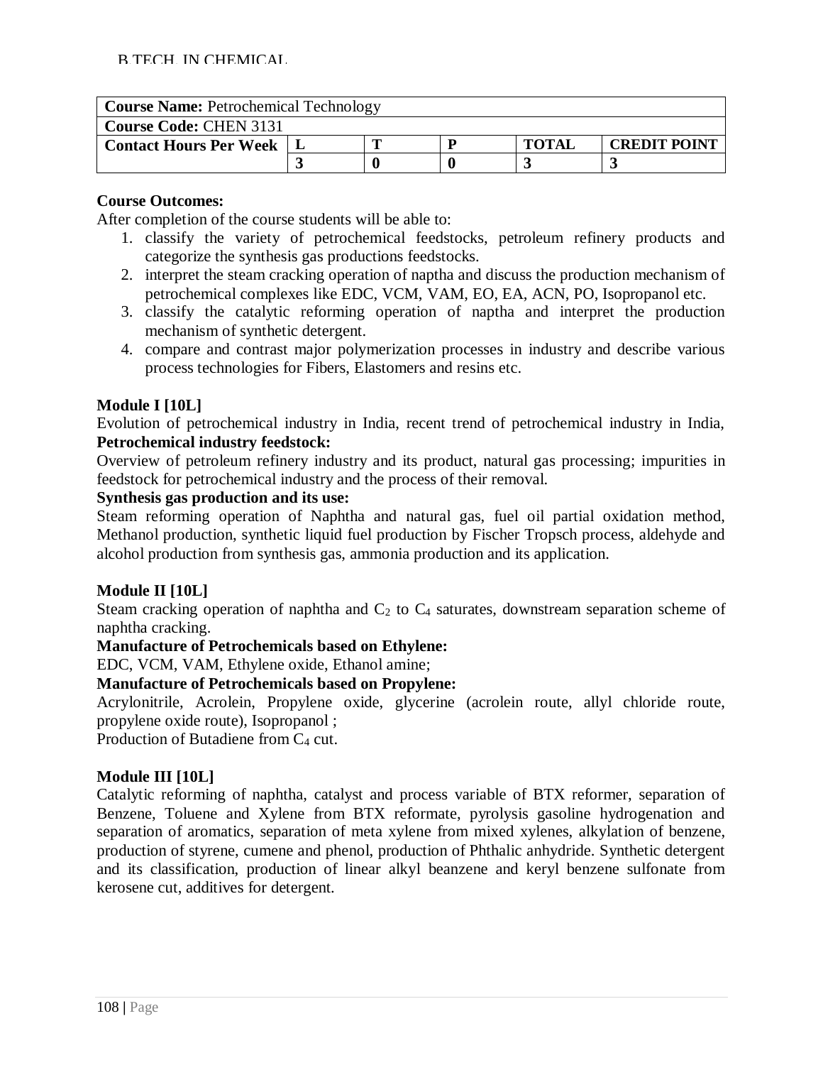| **Course Name:** Petrochemical Technology | | | | | |
|---|---|---|---|---|---|
| **Course Code:** CHEN 3131 | | | | | |
| **Contact Hours Per Week** | **L** | **T** | **P** | **TOTAL** | **CREDIT POINT** |
| | **3** | **0** | **0** | **3** | **3** |

**Course Outcomes:**

After completion of the course students will be able to:

1. classify the variety of petrochemical feedstocks, petroleum refinery products and categorize the synthesis gas productions feedstocks.
2. interpret the steam cracking operation of naptha and discuss the production mechanism of petrochemical complexes like EDC, VCM, VAM, EO, EA, ACN, PO, Isopropanol etc.
3. classify the catalytic reforming operation of naptha and interpret the production mechanism of synthetic detergent.
4. compare and contrast major polymerization processes in industry and describe various process technologies for Fibers, Elastomers and resins etc.

**Module I [10L]**

Evolution of petrochemical industry in India, recent trend of petrochemical industry in India,

**Petrochemical industry feedstock:**

Overview of petroleum refinery industry and its product, natural gas processing; impurities in feedstock for petrochemical industry and the process of their removal.

**Synthesis gas production and its use:**

Steam reforming operation of Naphtha and natural gas, fuel oil partial oxidation method, Methanol production, synthetic liquid fuel production by Fischer Tropsch process, aldehyde and alcohol production from synthesis gas, ammonia production and its application.

**Module II [10L]**

Steam cracking operation of naphtha and $C_2$ to $C_4$ saturates, downstream separation scheme of naphtha cracking.

**Manufacture of Petrochemicals based on Ethylene:**

EDC, VCM, VAM, Ethylene oxide, Ethanol amine;

**Manufacture of Petrochemicals based on Propylene:**

Acrylonitrile, Acrolein, Propylene oxide, glycerine (acrolein route, allyl chloride route, propylene oxide route), Isopropanol ;

Production of Butadiene from $C_4$ cut.

**Module III [10L]**

Catalytic reforming of naphtha, catalyst and process variable of BTX reformer, separation of Benzene, Toluene and Xylene from BTX reformate, pyrolysis gasoline hydrogenation and separation of aromatics, separation of meta xylene from mixed xylenes, alkylation of benzene, production of styrene, cumene and phenol, production of Phthalic anhydride. Synthetic detergent and its classification, production of linear alkyl beanzene and keryl benzene sulfonate from kerosene cut, additives for detergent.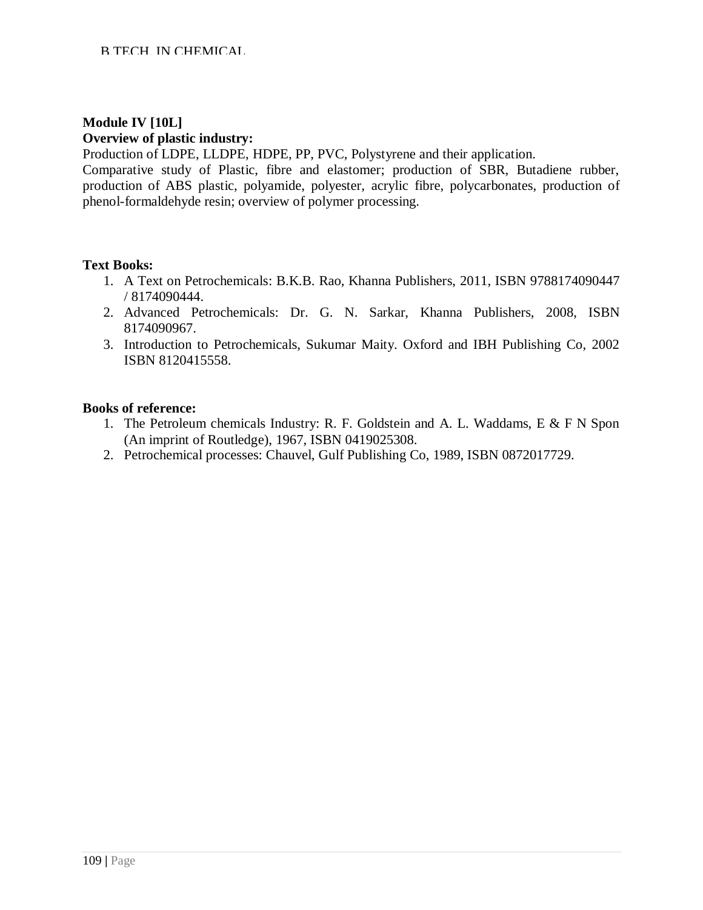**Module IV [10L]**

**Overview of plastic industry:**

Production of LDPE, LLDPE, HDPE, PP, PVC, Polystyrene and their application.

Comparative study of Plastic, fibre and elastomer; production of SBR, Butadiene rubber, production of ABS plastic, polyamide, polyester, acrylic fibre, polycarbonates, production of phenol-formaldehyde resin; overview of polymer processing.

**Text Books:**

1. A Text on Petrochemicals: B.K.B. Rao, Khanna Publishers, 2011, ISBN 9788174090447 / 8174090444.
2. Advanced Petrochemicals: Dr. G. N. Sarkar, Khanna Publishers, 2008, ISBN 8174090967.
3. Introduction to Petrochemicals, Sukumar Maity. Oxford and IBH Publishing Co, 2002 ISBN 8120415558.

**Books of reference:**

1. The Petroleum chemicals Industry: R. F. Goldstein and A. L. Waddams, E & F N Spon (An imprint of Routledge), 1967, ISBN 0419025308.
2. Petrochemical processes: Chauvel, Gulf Publishing Co, 1989, ISBN 0872017729.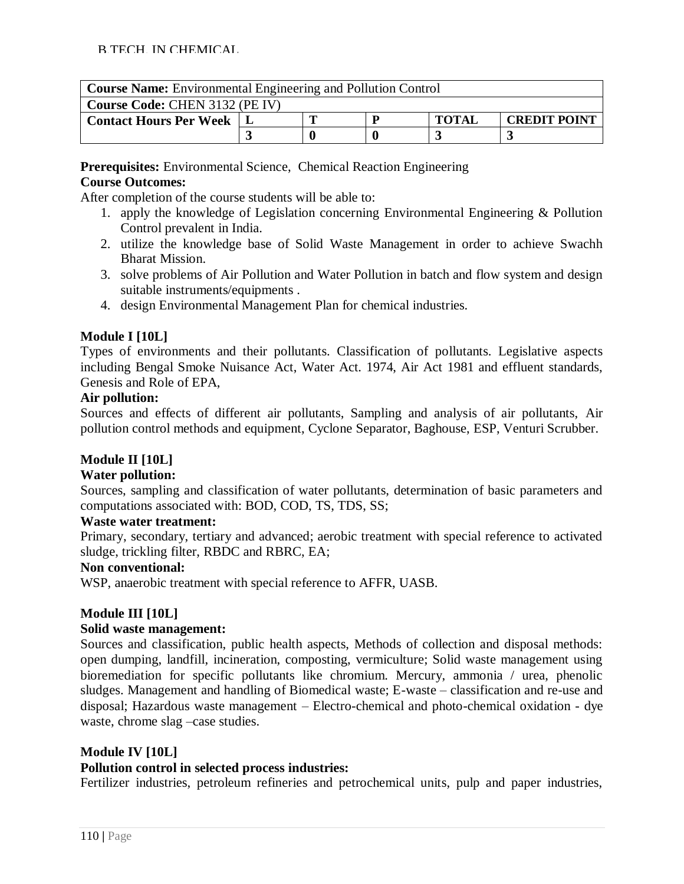| **Course Name:** Environmental Engineering and Pollution Control | | | | | |
|---|---|---|---|---|---|
| **Course Code:** CHEN 3132 (PE IV) | | | | | |
| **Contact Hours Per Week** | **L** | **T** | **P** | **TOTAL** | **CREDIT POINT** |
| | **3** | **0** | **0** | **3** | **3** |

**Prerequisites:** Environmental Science, Chemical Reaction Engineering

**Course Outcomes:**

After completion of the course students will be able to:

1. apply the knowledge of Legislation concerning Environmental Engineering & Pollution Control prevalent in India.
2. utilize the knowledge base of Solid Waste Management in order to achieve Swachh Bharat Mission.
3. solve problems of Air Pollution and Water Pollution in batch and flow system and design suitable instruments/equipments .
4. design Environmental Management Plan for chemical industries.

**Module I [10L]**

Types of environments and their pollutants. Classification of pollutants. Legislative aspects including Bengal Smoke Nuisance Act, Water Act. 1974, Air Act 1981 and effluent standards, Genesis and Role of EPA,

**Air pollution:**

Sources and effects of different air pollutants, Sampling and analysis of air pollutants, Air pollution control methods and equipment, Cyclone Separator, Baghouse, ESP, Venturi Scrubber.

**Module II [10L]**

**Water pollution:**

Sources, sampling and classification of water pollutants, determination of basic parameters and computations associated with: BOD, COD, TS, TDS, SS;

**Waste water treatment:**

Primary, secondary, tertiary and advanced; aerobic treatment with special reference to activated sludge, trickling filter, RBDC and RBRC, EA;

**Non conventional:**

WSP, anaerobic treatment with special reference to AFFR, UASB.

**Module III [10L]**

**Solid waste management:**

Sources and classification, public health aspects, Methods of collection and disposal methods: open dumping, landfill, incineration, composting, vermiculture; Solid waste management using bioremediation for specific pollutants like chromium. Mercury, ammonia / urea, phenolic sludges. Management and handling of Biomedical waste; E-waste – classification and re-use and disposal; Hazardous waste management – Electro-chemical and photo-chemical oxidation - dye waste, chrome slag –case studies.

**Module IV [10L]**

**Pollution control in selected process industries:**

Fertilizer industries, petroleum refineries and petrochemical units, pulp and paper industries,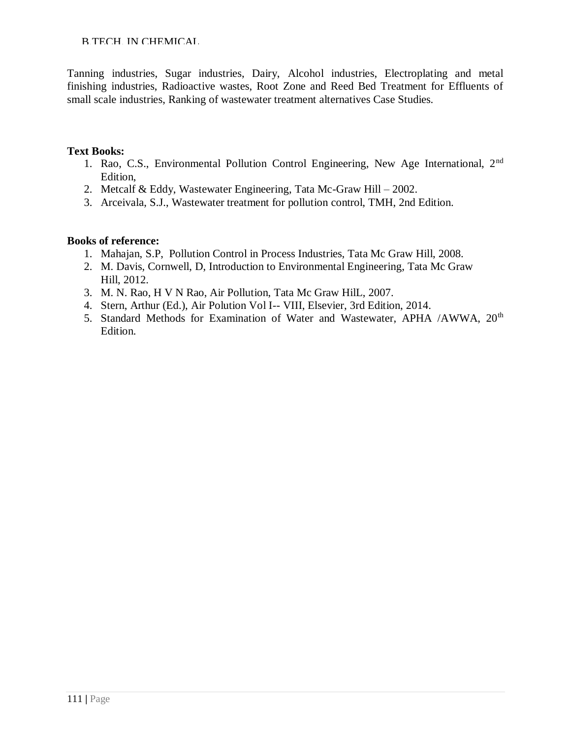Tanning industries, Sugar industries, Dairy, Alcohol industries, Electroplating and metal finishing industries, Radioactive wastes, Root Zone and Reed Bed Treatment for Effluents of small scale industries, Ranking of wastewater treatment alternatives Case Studies.

**Text Books:**

1. Rao, C.S., Environmental Pollution Control Engineering, New Age International, 2nd Edition,
2. Metcalf & Eddy, Wastewater Engineering, Tata Mc-Graw Hill – 2002.
3. Arceivala, S.J., Wastewater treatment for pollution control, TMH, 2nd Edition.

**Books of reference:**

1. Mahajan, S.P, Pollution Control in Process Industries, Tata Mc Graw Hill, 2008.
2. M. Davis, Cornwell, D, Introduction to Environmental Engineering, Tata Mc Graw Hill, 2012.
3. M. N. Rao, H V N Rao, Air Pollution, Tata Mc Graw HilL, 2007.
4. Stern, Arthur (Ed.), Air Polution Vol I-- VIII, Elsevier, 3rd Edition, 2014.
5. Standard Methods for Examination of Water and Wastewater, APHA /AWWA, 20th Edition.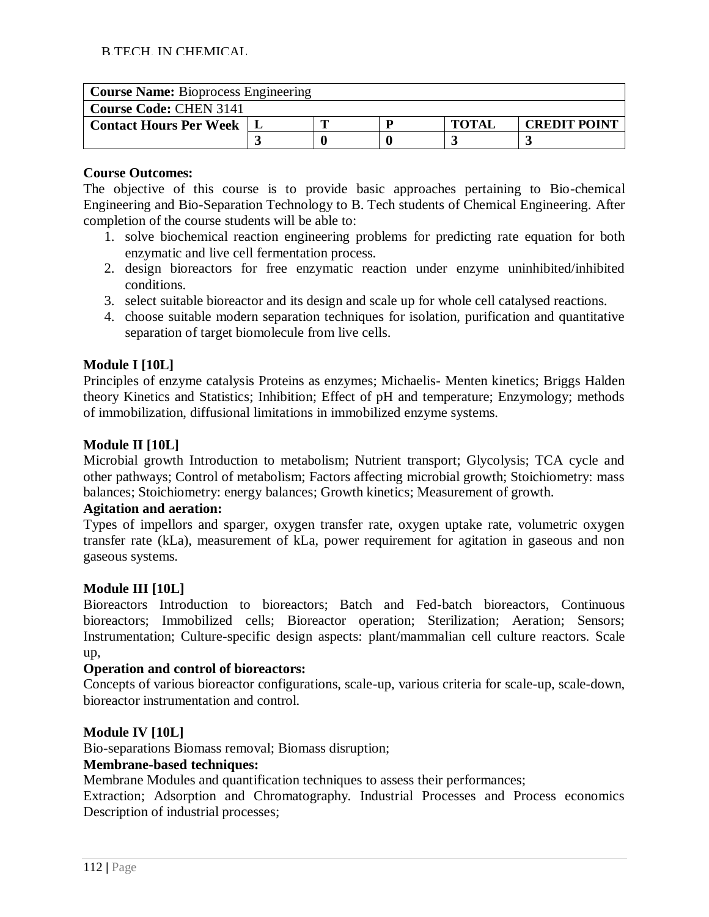| **Course Name:** Bioprocess Engineering | | | | | |
|---|---|---|---|---|---|
| **Course Code:** CHEN 3141 | | | | | |
| **Contact Hours Per Week** | **L** | **T** | **P** | **TOTAL** | **CREDIT POINT** |
| | **3** | **0** | **0** | **3** | **3** |

**Course Outcomes:**

The objective of this course is to provide basic approaches pertaining to Bio-chemical Engineering and Bio-Separation Technology to B. Tech students of Chemical Engineering. After completion of the course students will be able to:

1. solve biochemical reaction engineering problems for predicting rate equation for both enzymatic and live cell fermentation process.
2. design bioreactors for free enzymatic reaction under enzyme uninhibited/inhibited conditions.
3. select suitable bioreactor and its design and scale up for whole cell catalysed reactions.
4. choose suitable modern separation techniques for isolation, purification and quantitative separation of target biomolecule from live cells.

**Module I [10L]**

Principles of enzyme catalysis Proteins as enzymes; Michaelis- Menten kinetics; Briggs Halden theory Kinetics and Statistics; Inhibition; Effect of pH and temperature; Enzymology; methods of immobilization, diffusional limitations in immobilized enzyme systems.

**Module II [10L]**

Microbial growth Introduction to metabolism; Nutrient transport; Glycolysis; TCA cycle and other pathways; Control of metabolism; Factors affecting microbial growth; Stoichiometry: mass balances; Stoichiometry: energy balances; Growth kinetics; Measurement of growth.

**Agitation and aeration:**

Types of impellors and sparger, oxygen transfer rate, oxygen uptake rate, volumetric oxygen transfer rate (kLa), measurement of kLa, power requirement for agitation in gaseous and non gaseous systems.

**Module III [10L]**

Bioreactors Introduction to bioreactors; Batch and Fed-batch bioreactors, Continuous bioreactors; Immobilized cells; Bioreactor operation; Sterilization; Aeration; Sensors; Instrumentation; Culture-specific design aspects: plant/mammalian cell culture reactors. Scale up,

**Operation and control of bioreactors:**

Concepts of various bioreactor configurations, scale-up, various criteria for scale-up, scale-down, bioreactor instrumentation and control.

**Module IV [10L]**

Bio-separations Biomass removal; Biomass disruption;

**Membrane-based techniques:**

Membrane Modules and quantification techniques to assess their performances;

Extraction; Adsorption and Chromatography. Industrial Processes and Process economics Description of industrial processes;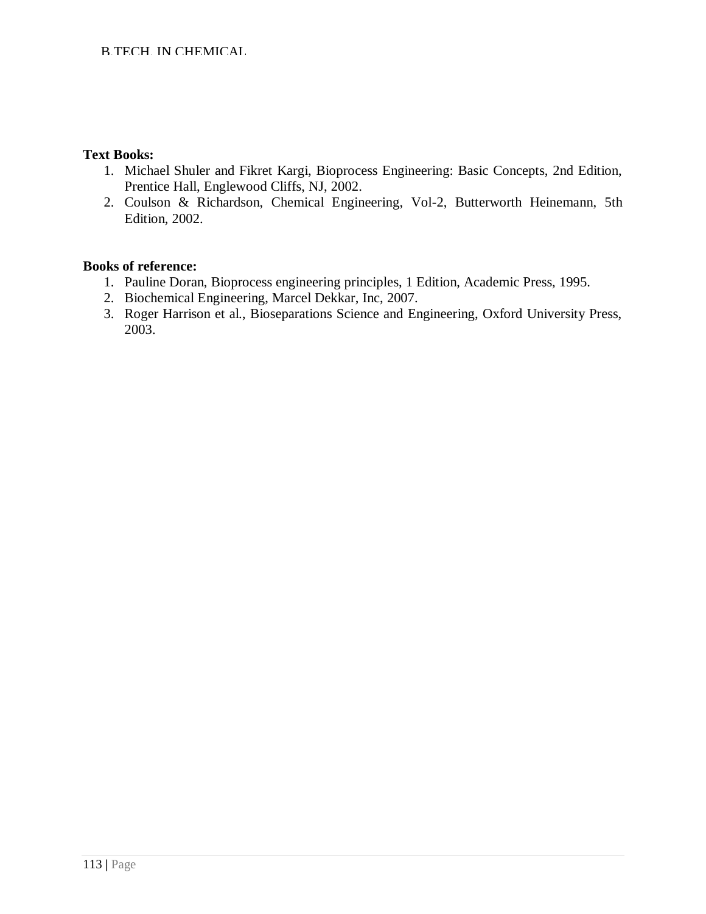**Text Books:**

1. Michael Shuler and Fikret Kargi, Bioprocess Engineering: Basic Concepts, 2nd Edition, Prentice Hall, Englewood Cliffs, NJ, 2002.
2. Coulson & Richardson, Chemical Engineering, Vol-2, Butterworth Heinemann, 5th Edition, 2002.

**Books of reference:**

1. Pauline Doran, Bioprocess engineering principles, 1 Edition, Academic Press, 1995.
2. Biochemical Engineering, Marcel Dekkar, Inc, 2007.
3. Roger Harrison et al., Bioseparations Science and Engineering, Oxford University Press, 2003.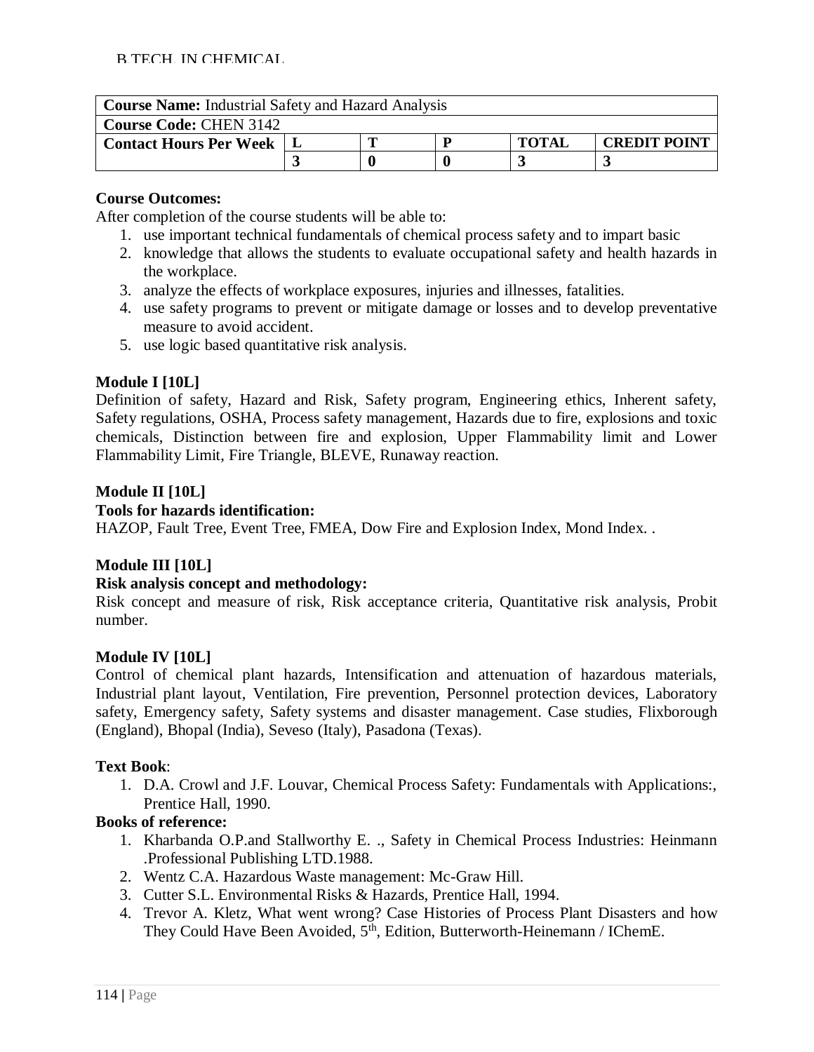| **Course Name:** Industrial Safety and Hazard Analysis | | | | | |
|---|---|---|---|---|---|
| **Course Code:** CHEN 3142 | | | | | |
| **Contact Hours Per Week** | **L** | **T** | **P** | **TOTAL** | **CREDIT POINT** |
| | **3** | **0** | **0** | **3** | **3** |

**Course Outcomes:**

After completion of the course students will be able to:

1. use important technical fundamentals of chemical process safety and to impart basic
2. knowledge that allows the students to evaluate occupational safety and health hazards in the workplace.
3. analyze the effects of workplace exposures, injuries and illnesses, fatalities.
4. use safety programs to prevent or mitigate damage or losses and to develop preventative measure to avoid accident.
5. use logic based quantitative risk analysis.

**Module I [10L]**

Definition of safety, Hazard and Risk, Safety program, Engineering ethics, Inherent safety, Safety regulations, OSHA, Process safety management, Hazards due to fire, explosions and toxic chemicals, Distinction between fire and explosion, Upper Flammability limit and Lower Flammability Limit, Fire Triangle, BLEVE, Runaway reaction.

**Module II [10L]**

**Tools for hazards identification:**

HAZOP, Fault Tree, Event Tree, FMEA, Dow Fire and Explosion Index, Mond Index. .

**Module III [10L]**

**Risk analysis concept and methodology:**

Risk concept and measure of risk, Risk acceptance criteria, Quantitative risk analysis, Probit number.

**Module IV [10L]**

Control of chemical plant hazards, Intensification and attenuation of hazardous materials, Industrial plant layout, Ventilation, Fire prevention, Personnel protection devices, Laboratory safety, Emergency safety, Safety systems and disaster management. Case studies, Flixborough (England), Bhopal (India), Seveso (Italy), Pasadona (Texas).

**Text Book**:

1. D.A. Crowl and J.F. Louvar, Chemical Process Safety: Fundamentals with Applications:, Prentice Hall, 1990.

**Books of reference:**

1. Kharbanda O.P.and Stallworthy E. ., Safety in Chemical Process Industries: Heinmann .Professional Publishing LTD.1988.
2. Wentz C.A. Hazardous Waste management: Mc-Graw Hill.
3. Cutter S.L. Environmental Risks & Hazards, Prentice Hall, 1994.
4. Trevor A. Kletz, What went wrong? Case Histories of Process Plant Disasters and how They Could Have Been Avoided, 5th, Edition, Butterworth-Heinemann / IChemE.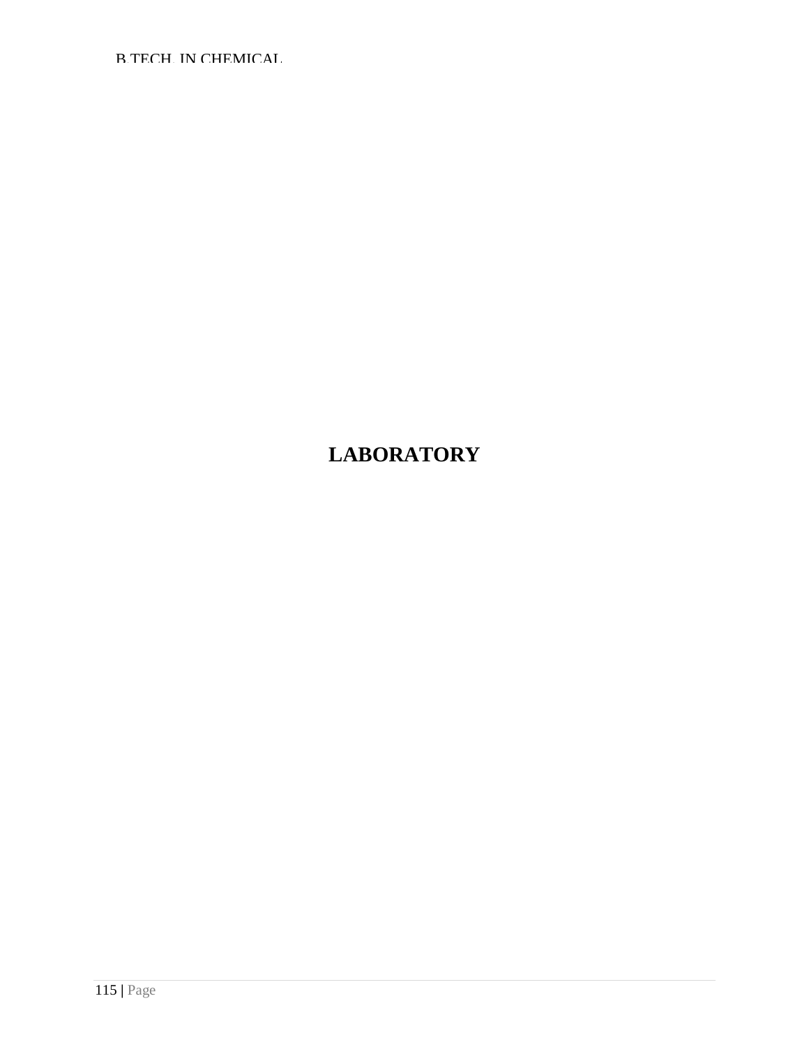# LABORATORY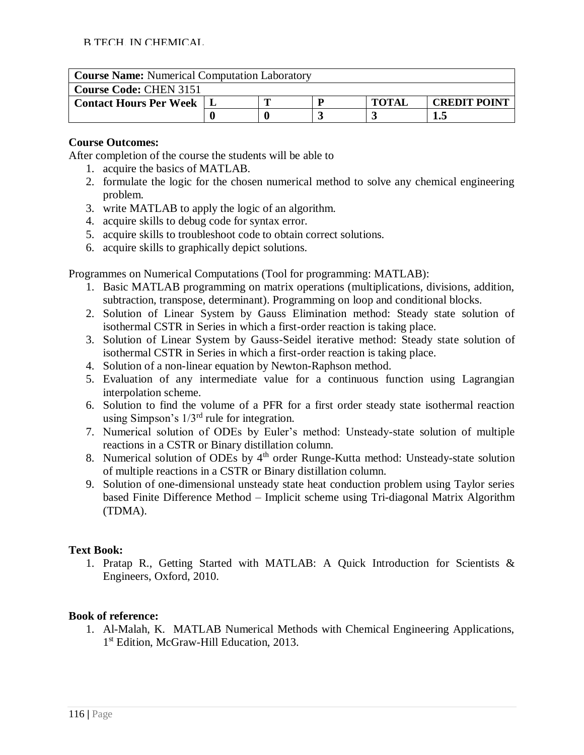| **Course Name:** Numerical Computation Laboratory | | | | | |
|---|---|---|---|---|---|
| **Course Code:** CHEN 3151 | | | | | |
| **Contact Hours Per Week** | **L** | **T** | **P** | **TOTAL** | **CREDIT POINT** |
| | **0** | **0** | **3** | **3** | **1.5** |

**Course Outcomes:**

After completion of the course the students will be able to

1. acquire the basics of MATLAB.
2. formulate the logic for the chosen numerical method to solve any chemical engineering problem.
3. write MATLAB to apply the logic of an algorithm.
4. acquire skills to debug code for syntax error.
5. acquire skills to troubleshoot code to obtain correct solutions.
6. acquire skills to graphically depict solutions.

Programmes on Numerical Computations (Tool for programming: MATLAB):

1. Basic MATLAB programming on matrix operations (multiplications, divisions, addition, subtraction, transpose, determinant). Programming on loop and conditional blocks.
2. Solution of Linear System by Gauss Elimination method: Steady state solution of isothermal CSTR in Series in which a first-order reaction is taking place.
3. Solution of Linear System by Gauss-Seidel iterative method: Steady state solution of isothermal CSTR in Series in which a first-order reaction is taking place.
4. Solution of a non-linear equation by Newton-Raphson method.
5. Evaluation of any intermediate value for a continuous function using Lagrangian interpolation scheme.
6. Solution to find the volume of a PFR for a first order steady state isothermal reaction using Simpson's $1/3^{rd}$ rule for integration.
7. Numerical solution of ODEs by Euler's method: Unsteady-state solution of multiple reactions in a CSTR or Binary distillation column.
8. Numerical solution of ODEs by $4^{th}$ order Runge-Kutta method: Unsteady-state solution of multiple reactions in a CSTR or Binary distillation column.
9. Solution of one-dimensional unsteady state heat conduction problem using Taylor series based Finite Difference Method – Implicit scheme using Tri-diagonal Matrix Algorithm (TDMA).

**Text Book:**

1. Pratap R., Getting Started with MATLAB: A Quick Introduction for Scientists & Engineers, Oxford, 2010.

**Book of reference:**

1. Al-Malah, K. MATLAB Numerical Methods with Chemical Engineering Applications, $1^{st}$ Edition, McGraw-Hill Education, 2013.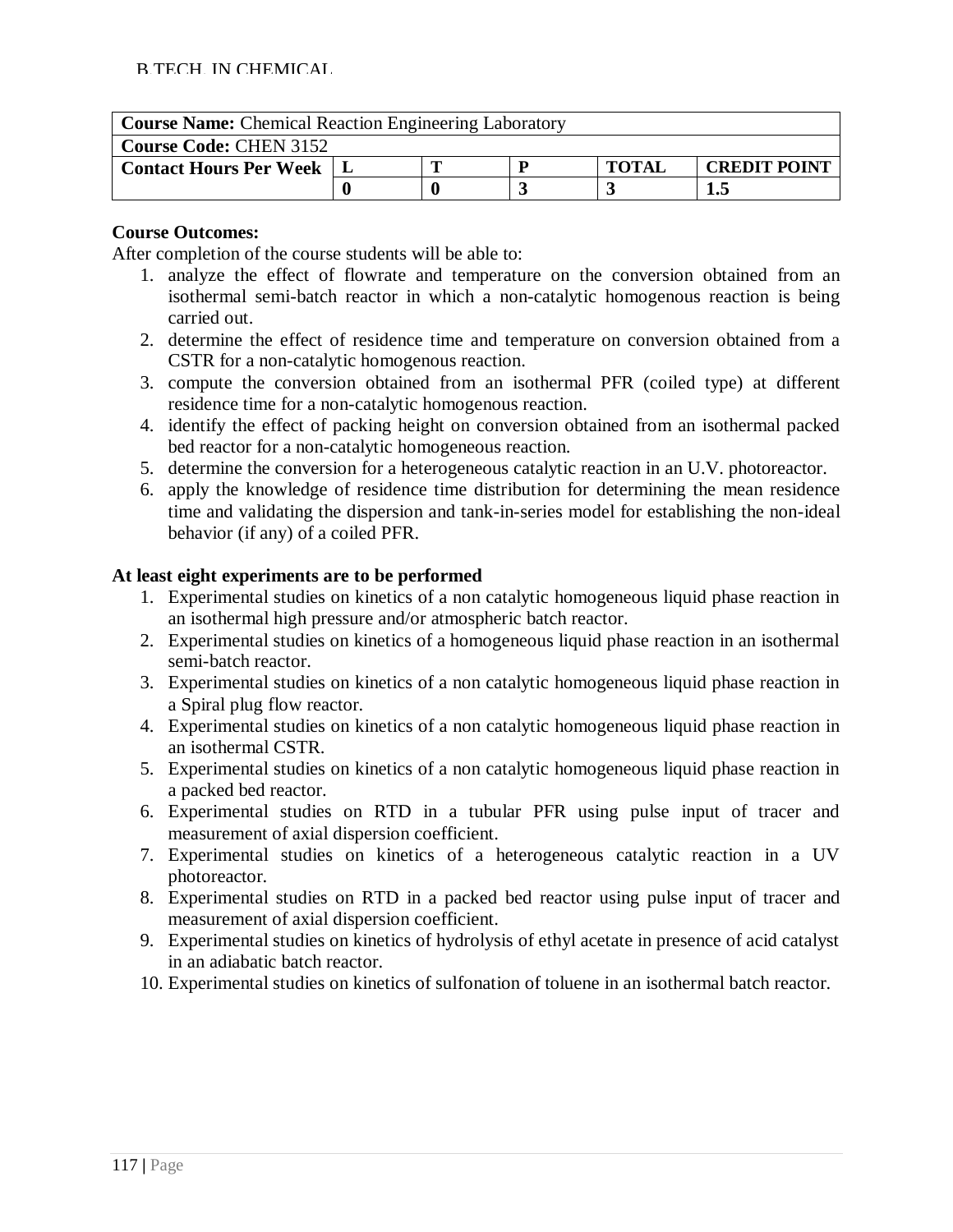| **Course Name:** Chemical Reaction Engineering Laboratory | | | | | |
|---|---|---|---|---|---|
| **Course Code:** CHEN 3152 | | | | | |
| **Contact Hours Per Week** | **L** | **T** | **P** | **TOTAL** | **CREDIT POINT** |
| | **0** | **0** | **3** | **3** | **1.5** |

**Course Outcomes:**

After completion of the course students will be able to:

1. analyze the effect of flowrate and temperature on the conversion obtained from an isothermal semi-batch reactor in which a non-catalytic homogenous reaction is being carried out.
2. determine the effect of residence time and temperature on conversion obtained from a CSTR for a non-catalytic homogenous reaction.
3. compute the conversion obtained from an isothermal PFR (coiled type) at different residence time for a non-catalytic homogenous reaction.
4. identify the effect of packing height on conversion obtained from an isothermal packed bed reactor for a non-catalytic homogeneous reaction.
5. determine the conversion for a heterogeneous catalytic reaction in an U.V. photoreactor.
6. apply the knowledge of residence time distribution for determining the mean residence time and validating the dispersion and tank-in-series model for establishing the non-ideal behavior (if any) of a coiled PFR.

**At least eight experiments are to be performed**

1. Experimental studies on kinetics of a non catalytic homogeneous liquid phase reaction in an isothermal high pressure and/or atmospheric batch reactor.
2. Experimental studies on kinetics of a homogeneous liquid phase reaction in an isothermal semi-batch reactor.
3. Experimental studies on kinetics of a non catalytic homogeneous liquid phase reaction in a Spiral plug flow reactor.
4. Experimental studies on kinetics of a non catalytic homogeneous liquid phase reaction in an isothermal CSTR.
5. Experimental studies on kinetics of a non catalytic homogeneous liquid phase reaction in a packed bed reactor.
6. Experimental studies on RTD in a tubular PFR using pulse input of tracer and measurement of axial dispersion coefficient.
7. Experimental studies on kinetics of a heterogeneous catalytic reaction in a UV photoreactor.
8. Experimental studies on RTD in a packed bed reactor using pulse input of tracer and measurement of axial dispersion coefficient.
9. Experimental studies on kinetics of hydrolysis of ethyl acetate in presence of acid catalyst in an adiabatic batch reactor.
10. Experimental studies on kinetics of sulfonation of toluene in an isothermal batch reactor.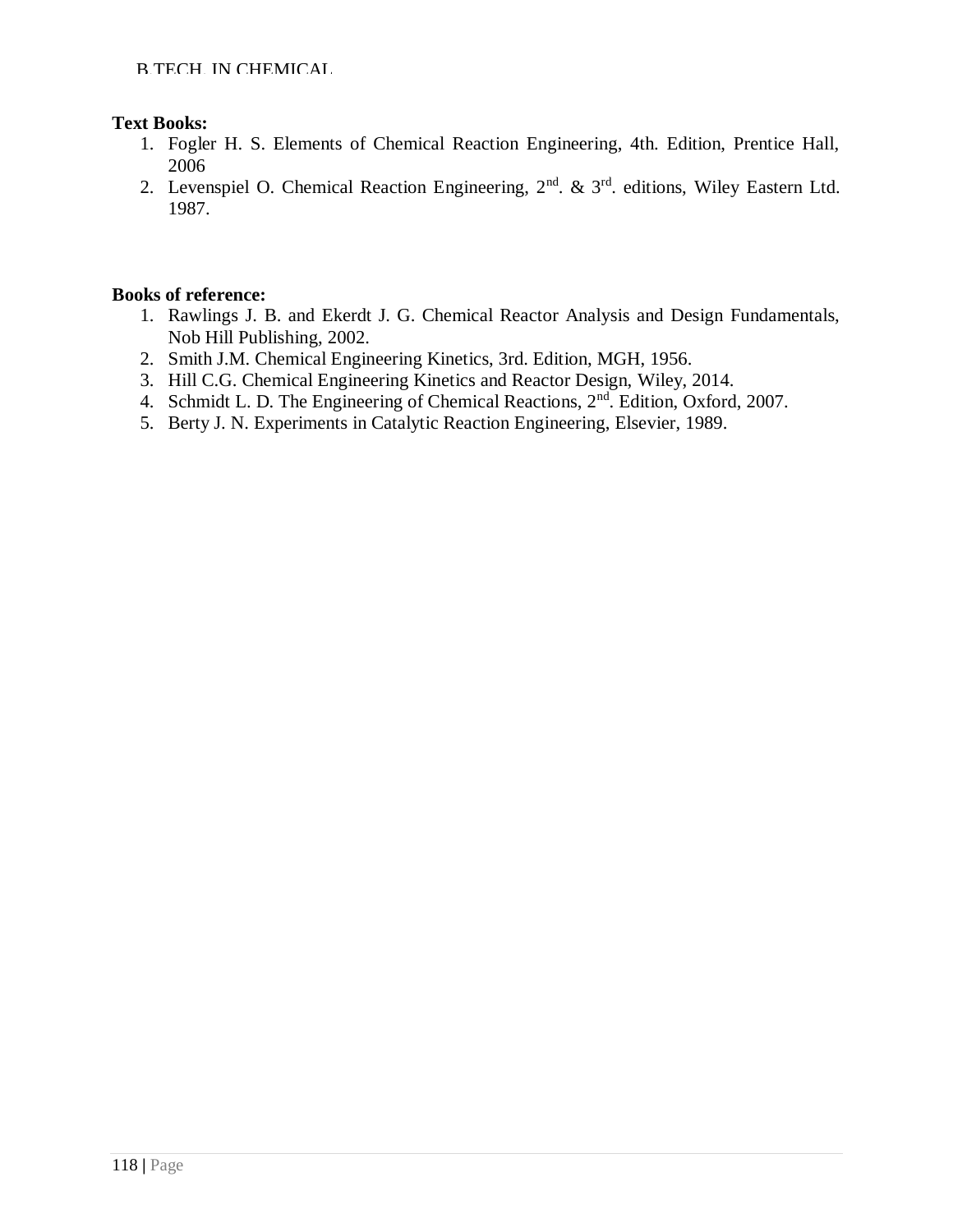**Text Books:**

1. Fogler H. S. Elements of Chemical Reaction Engineering, 4th. Edition, Prentice Hall, 2006
2. Levenspiel O. Chemical Reaction Engineering, 2nd. & 3rd. editions, Wiley Eastern Ltd. 1987.

**Books of reference:**

1. Rawlings J. B. and Ekerdt J. G. Chemical Reactor Analysis and Design Fundamentals, Nob Hill Publishing, 2002.
2. Smith J.M. Chemical Engineering Kinetics, 3rd. Edition, MGH, 1956.
3. Hill C.G. Chemical Engineering Kinetics and Reactor Design, Wiley, 2014.
4. Schmidt L. D. The Engineering of Chemical Reactions, 2nd. Edition, Oxford, 2007.
5. Berty J. N. Experiments in Catalytic Reaction Engineering, Elsevier, 1989.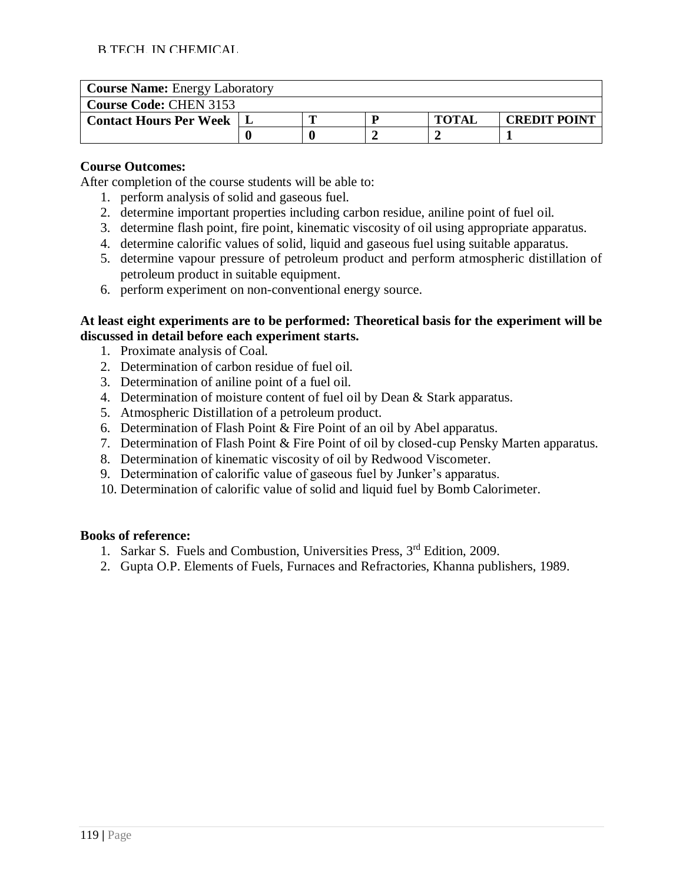| **Course Name:** Energy Laboratory | | | | | |
|---|---|---|---|---|---|
| **Course Code:** CHEN 3153 | | | | | |
| **Contact Hours Per Week** | **L** | **T** | **P** | **TOTAL** | **CREDIT POINT** |
| | **0** | **0** | **2** | **2** | **1** |

**Course Outcomes:**

After completion of the course students will be able to:

1. perform analysis of solid and gaseous fuel.
2. determine important properties including carbon residue, aniline point of fuel oil.
3. determine flash point, fire point, kinematic viscosity of oil using appropriate apparatus.
4. determine calorific values of solid, liquid and gaseous fuel using suitable apparatus.
5. determine vapour pressure of petroleum product and perform atmospheric distillation of petroleum product in suitable equipment.
6. perform experiment on non-conventional energy source.

**At least eight experiments are to be performed: Theoretical basis for the experiment will be discussed in detail before each experiment starts.**

1. Proximate analysis of Coal.
2. Determination of carbon residue of fuel oil.
3. Determination of aniline point of a fuel oil.
4. Determination of moisture content of fuel oil by Dean & Stark apparatus.
5. Atmospheric Distillation of a petroleum product.
6. Determination of Flash Point & Fire Point of an oil by Abel apparatus.
7. Determination of Flash Point & Fire Point of oil by closed-cup Pensky Marten apparatus.
8. Determination of kinematic viscosity of oil by Redwood Viscometer.
9. Determination of calorific value of gaseous fuel by Junker's apparatus.
10. Determination of calorific value of solid and liquid fuel by Bomb Calorimeter.

**Books of reference:**

1. Sarkar S. Fuels and Combustion, Universities Press, 3rd Edition, 2009.
2. Gupta O.P. Elements of Fuels, Furnaces and Refractories, Khanna publishers, 1989.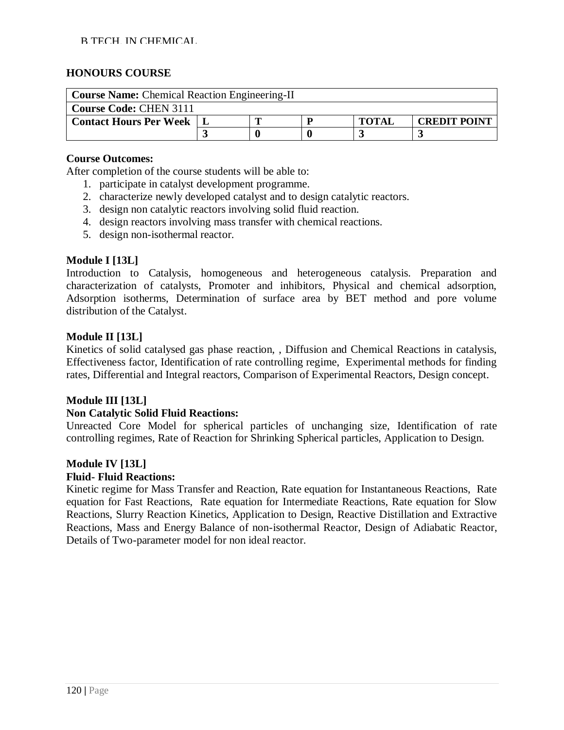## HONOURS COURSE

| **Course Name:** Chemical Reaction Engineering-II | | | | | |
|---|---|---|---|---|---|
| **Course Code:** CHEN 3111 | | | | | |
| **Contact Hours Per Week** | **L** | **T** | **P** | **TOTAL** | **CREDIT POINT** |
| | **3** | **0** | **0** | **3** | **3** |

**Course Outcomes:**

After completion of the course students will be able to:

1. participate in catalyst development programme.
2. characterize newly developed catalyst and to design catalytic reactors.
3. design non catalytic reactors involving solid fluid reaction.
4. design reactors involving mass transfer with chemical reactions.
5. design non-isothermal reactor.

**Module I [13L]**

Introduction to Catalysis, homogeneous and heterogeneous catalysis. Preparation and characterization of catalysts, Promoter and inhibitors, Physical and chemical adsorption, Adsorption isotherms, Determination of surface area by BET method and pore volume distribution of the Catalyst.

**Module II [13L]**

Kinetics of solid catalysed gas phase reaction, , Diffusion and Chemical Reactions in catalysis, Effectiveness factor, Identification of rate controlling regime, Experimental methods for finding rates, Differential and Integral reactors, Comparison of Experimental Reactors, Design concept.

**Module III [13L]**

**Non Catalytic Solid Fluid Reactions:**

Unreacted Core Model for spherical particles of unchanging size, Identification of rate controlling regimes, Rate of Reaction for Shrinking Spherical particles, Application to Design.

**Module IV [13L]**

**Fluid- Fluid Reactions:**

Kinetic regime for Mass Transfer and Reaction, Rate equation for Instantaneous Reactions, Rate equation for Fast Reactions, Rate equation for Intermediate Reactions, Rate equation for Slow Reactions, Slurry Reaction Kinetics, Application to Design, Reactive Distillation and Extractive Reactions, Mass and Energy Balance of non-isothermal Reactor, Design of Adiabatic Reactor, Details of Two-parameter model for non ideal reactor.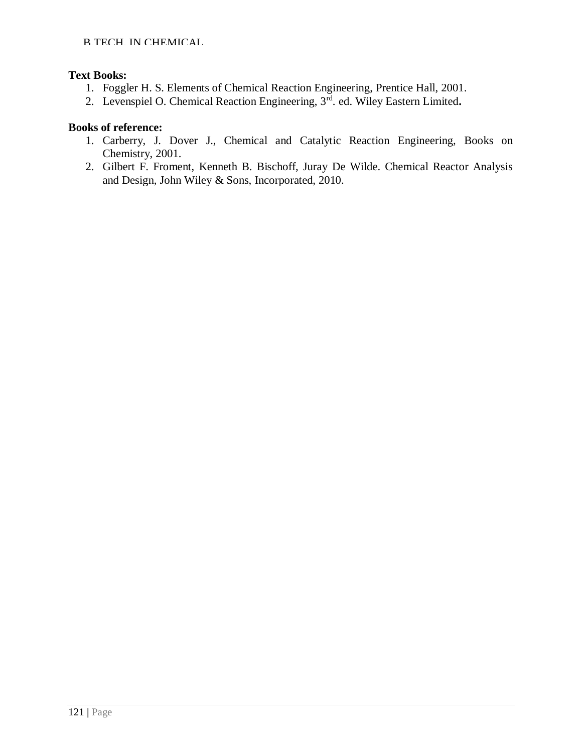**Text Books:**

1. Foggler H. S. Elements of Chemical Reaction Engineering, Prentice Hall, 2001.
2. Levenspiel O. Chemical Reaction Engineering, 3rd. ed. Wiley Eastern Limited**.**

**Books of reference:**

1. Carberry, J. Dover J., Chemical and Catalytic Reaction Engineering, Books on Chemistry, 2001.
2. Gilbert F. Froment, Kenneth B. Bischoff, Juray De Wilde. Chemical Reactor Analysis and Design, John Wiley & Sons, Incorporated, 2010.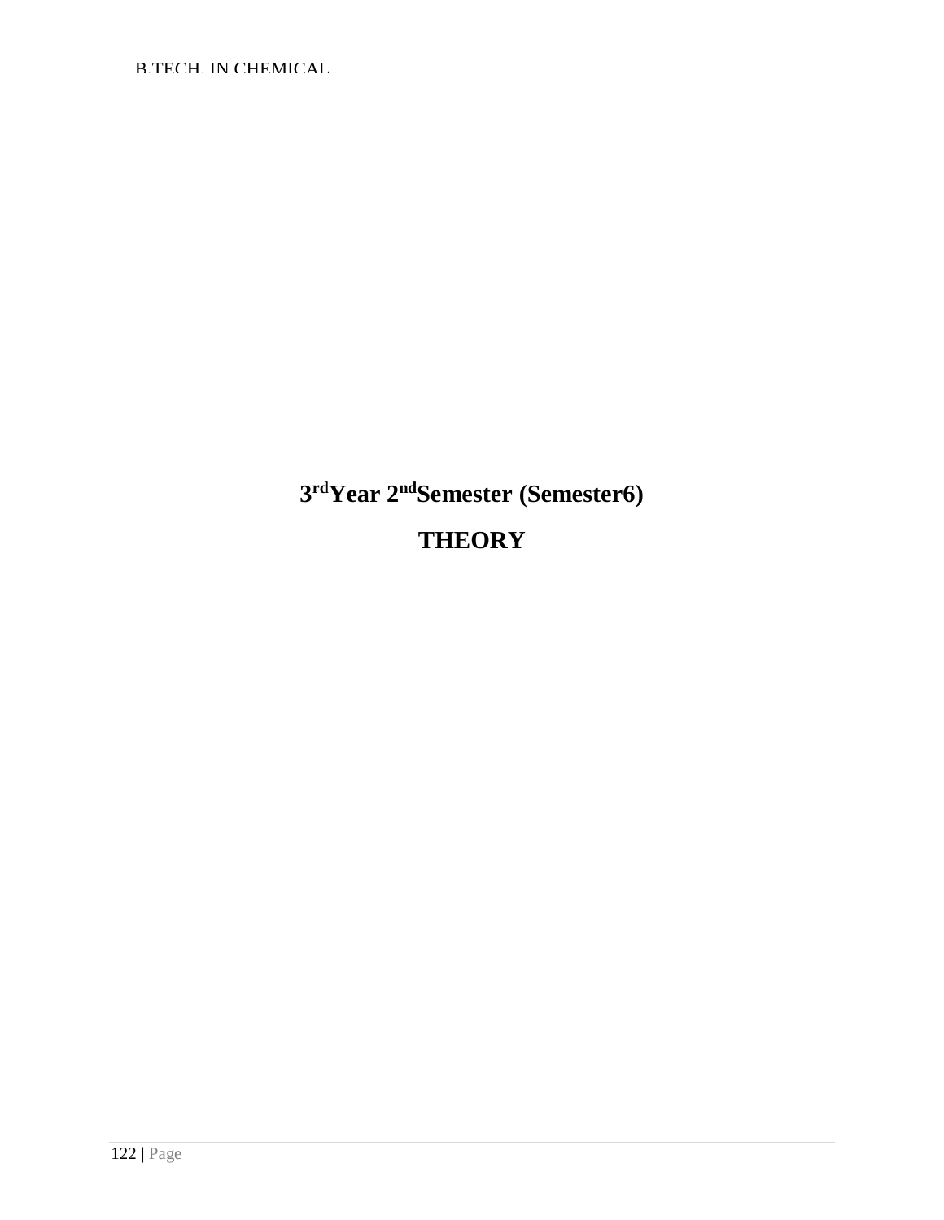# 3rd Year 2nd Semester (Semester6)

# THEORY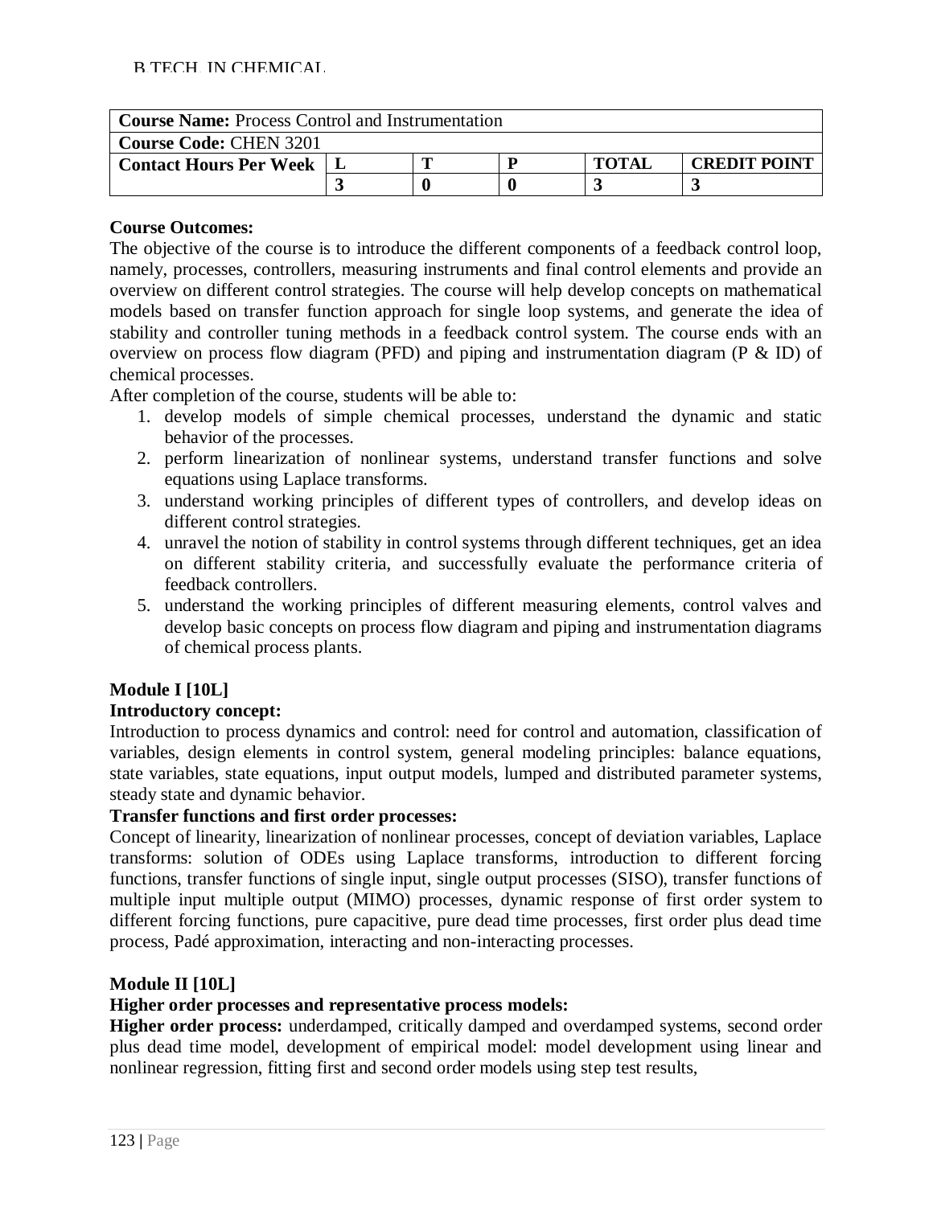| **Course Name:** Process Control and Instrumentation | | | | | |
|---|---|---|---|---|---|
| **Course Code:** CHEN 3201 | | | | | |
| **Contact Hours Per Week** | **L** | **T** | **P** | **TOTAL** | **CREDIT POINT** |
| | **3** | **0** | **0** | **3** | **3** |

**Course Outcomes:**

The objective of the course is to introduce the different components of a feedback control loop, namely, processes, controllers, measuring instruments and final control elements and provide an overview on different control strategies. The course will help develop concepts on mathematical models based on transfer function approach for single loop systems, and generate the idea of stability and controller tuning methods in a feedback control system. The course ends with an overview on process flow diagram (PFD) and piping and instrumentation diagram (P & ID) of chemical processes.

After completion of the course, students will be able to:

1. develop models of simple chemical processes, understand the dynamic and static behavior of the processes.
2. perform linearization of nonlinear systems, understand transfer functions and solve equations using Laplace transforms.
3. understand working principles of different types of controllers, and develop ideas on different control strategies.
4. unravel the notion of stability in control systems through different techniques, get an idea on different stability criteria, and successfully evaluate the performance criteria of feedback controllers.
5. understand the working principles of different measuring elements, control valves and develop basic concepts on process flow diagram and piping and instrumentation diagrams of chemical process plants.

**Module I [10L]**

**Introductory concept:**

Introduction to process dynamics and control: need for control and automation, classification of variables, design elements in control system, general modeling principles: balance equations, state variables, state equations, input output models, lumped and distributed parameter systems, steady state and dynamic behavior.

**Transfer functions and first order processes:**

Concept of linearity, linearization of nonlinear processes, concept of deviation variables, Laplace transforms: solution of ODEs using Laplace transforms, introduction to different forcing functions, transfer functions of single input, single output processes (SISO), transfer functions of multiple input multiple output (MIMO) processes, dynamic response of first order system to different forcing functions, pure capacitive, pure dead time processes, first order plus dead time process, Padé approximation, interacting and non-interacting processes.

**Module II [10L]**

**Higher order processes and representative process models:**

**Higher order process:** underdamped, critically damped and overdamped systems, second order plus dead time model, development of empirical model: model development using linear and nonlinear regression, fitting first and second order models using step test results,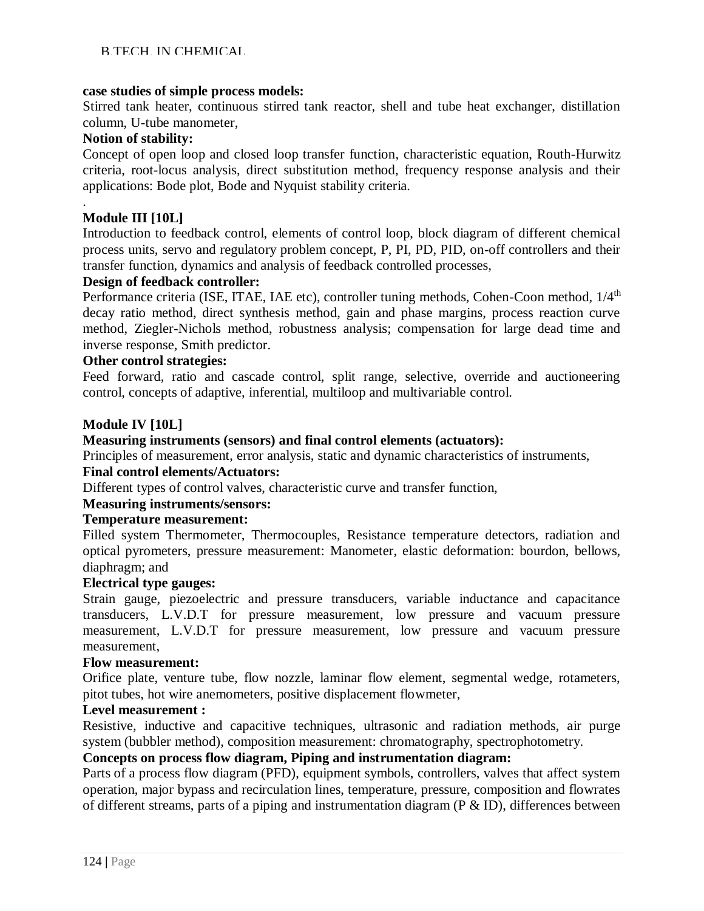**case studies of simple process models:**

Stirred tank heater, continuous stirred tank reactor, shell and tube heat exchanger, distillation column, U-tube manometer,

**Notion of stability:**

Concept of open loop and closed loop transfer function, characteristic equation, Routh-Hurwitz criteria, root-locus analysis, direct substitution method, frequency response analysis and their applications: Bode plot, Bode and Nyquist stability criteria.

.

**Module III [10L]**

Introduction to feedback control, elements of control loop, block diagram of different chemical process units, servo and regulatory problem concept, P, PI, PD, PID, on-off controllers and their transfer function, dynamics and analysis of feedback controlled processes,

**Design of feedback controller:**

Performance criteria (ISE, ITAE, IAE etc), controller tuning methods, Cohen-Coon method, $1/4^{th}$ decay ratio method, direct synthesis method, gain and phase margins, process reaction curve method, Ziegler-Nichols method, robustness analysis; compensation for large dead time and inverse response, Smith predictor.

**Other control strategies:**

Feed forward, ratio and cascade control, split range, selective, override and auctioneering control, concepts of adaptive, inferential, multiloop and multivariable control.

**Module IV [10L]**

**Measuring instruments (sensors) and final control elements (actuators):**

Principles of measurement, error analysis, static and dynamic characteristics of instruments,

**Final control elements/Actuators:**

Different types of control valves, characteristic curve and transfer function,

**Measuring instruments/sensors:**

**Temperature measurement:**

Filled system Thermometer, Thermocouples, Resistance temperature detectors, radiation and optical pyrometers, pressure measurement: Manometer, elastic deformation: bourdon, bellows, diaphragm; and

**Electrical type gauges:**

Strain gauge, piezoelectric and pressure transducers, variable inductance and capacitance transducers, L.V.D.T for pressure measurement, low pressure and vacuum pressure measurement, L.V.D.T for pressure measurement, low pressure and vacuum pressure measurement,

**Flow measurement:**

Orifice plate, venture tube, flow nozzle, laminar flow element, segmental wedge, rotameters, pitot tubes, hot wire anemometers, positive displacement flowmeter,

**Level measurement :**

Resistive, inductive and capacitive techniques, ultrasonic and radiation methods, air purge system (bubbler method), composition measurement: chromatography, spectrophotometry.

**Concepts on process flow diagram, Piping and instrumentation diagram:**

Parts of a process flow diagram (PFD), equipment symbols, controllers, valves that affect system operation, major bypass and recirculation lines, temperature, pressure, composition and flowrates of different streams, parts of a piping and instrumentation diagram (P & ID), differences between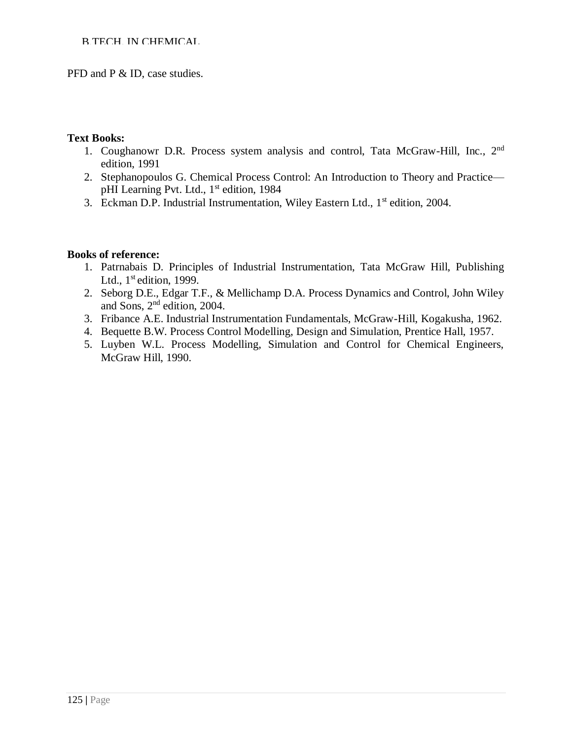PFD and P & ID, case studies.

**Text Books:**

1. Coughanowr D.R. Process system analysis and control, Tata McGraw-Hill, Inc., 2nd edition, 1991
2. Stephanopoulos G. Chemical Process Control: An Introduction to Theory and Practice—pHI Learning Pvt. Ltd., 1st edition, 1984
3. Eckman D.P. Industrial Instrumentation, Wiley Eastern Ltd., 1st edition, 2004.

**Books of reference:**

1. Patrnabais D. Principles of Industrial Instrumentation, Tata McGraw Hill, Publishing Ltd., 1st edition, 1999.
2. Seborg D.E., Edgar T.F., & Mellichamp D.A. Process Dynamics and Control, John Wiley and Sons, 2nd edition, 2004.
3. Fribance A.E. Industrial Instrumentation Fundamentals, McGraw-Hill, Kogakusha, 1962.
4. Bequette B.W. Process Control Modelling, Design and Simulation, Prentice Hall, 1957.
5. Luyben W.L. Process Modelling, Simulation and Control for Chemical Engineers, McGraw Hill, 1990.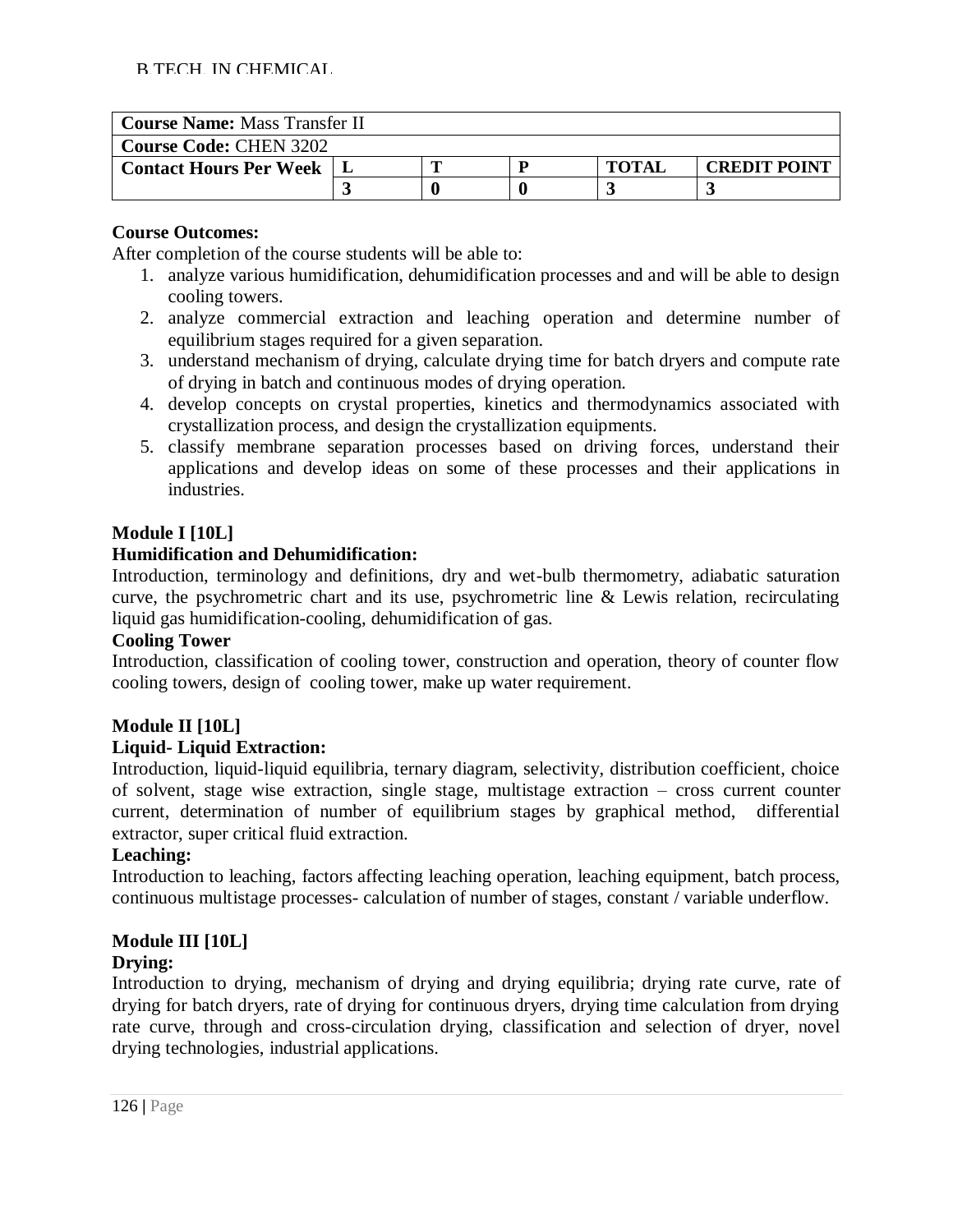| **Course Name:** Mass Transfer II | | | | | |
|---|---|---|---|---|---|
| **Course Code:** CHEN 3202 | | | | | |
| **Contact Hours Per Week** | **L** | **T** | **P** | **TOTAL** | **CREDIT POINT** |
| | **3** | **0** | **0** | **3** | **3** |

**Course Outcomes:**

After completion of the course students will be able to:

1. analyze various humidification, dehumidification processes and and will be able to design cooling towers.
2. analyze commercial extraction and leaching operation and determine number of equilibrium stages required for a given separation.
3. understand mechanism of drying, calculate drying time for batch dryers and compute rate of drying in batch and continuous modes of drying operation.
4. develop concepts on crystal properties, kinetics and thermodynamics associated with crystallization process, and design the crystallization equipments.
5. classify membrane separation processes based on driving forces, understand their applications and develop ideas on some of these processes and their applications in industries.

**Module I [10L]**

**Humidification and Dehumidification:**

Introduction, terminology and definitions, dry and wet-bulb thermometry, adiabatic saturation curve, the psychrometric chart and its use, psychrometric line & Lewis relation, recirculating liquid gas humidification-cooling, dehumidification of gas.

**Cooling Tower**

Introduction, classification of cooling tower, construction and operation, theory of counter flow cooling towers, design of cooling tower, make up water requirement.

**Module II [10L]**

**Liquid- Liquid Extraction:**

Introduction, liquid-liquid equilibria, ternary diagram, selectivity, distribution coefficient, choice of solvent, stage wise extraction, single stage, multistage extraction – cross current counter current, determination of number of equilibrium stages by graphical method, differential extractor, super critical fluid extraction.

**Leaching:**

Introduction to leaching, factors affecting leaching operation, leaching equipment, batch process, continuous multistage processes- calculation of number of stages, constant / variable underflow.

**Module III [10L]**

**Drying:**

Introduction to drying, mechanism of drying and drying equilibria; drying rate curve, rate of drying for batch dryers, rate of drying for continuous dryers, drying time calculation from drying rate curve, through and cross-circulation drying, classification and selection of dryer, novel drying technologies, industrial applications.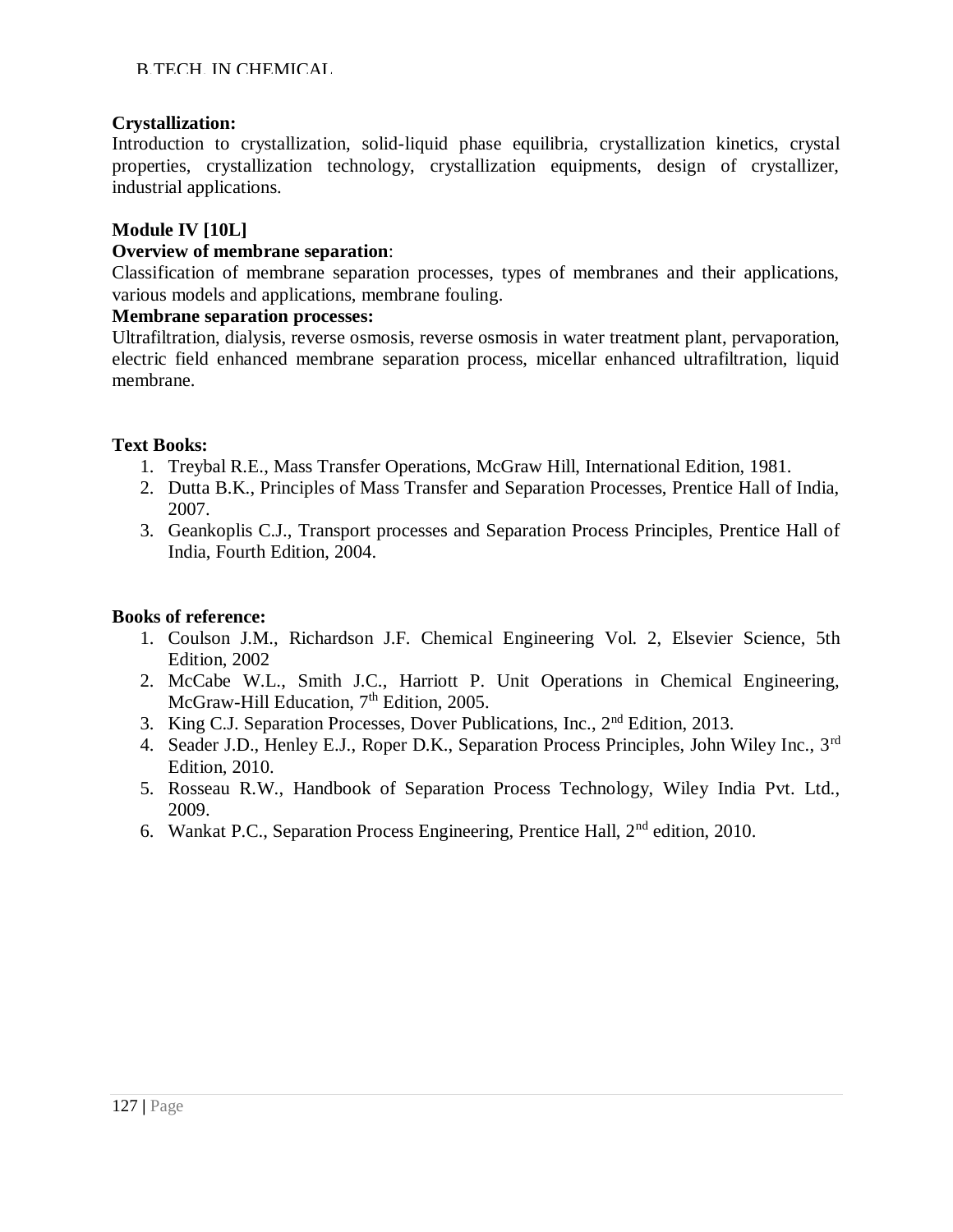**Crystallization:**
Introduction to crystallization, solid-liquid phase equilibria, crystallization kinetics, crystal properties, crystallization technology, crystallization equipments, design of crystallizer, industrial applications.

**Module IV [10L]**

**Overview of membrane separation**:
Classification of membrane separation processes, types of membranes and their applications, various models and applications, membrane fouling.

**Membrane separation processes:**
Ultrafiltration, dialysis, reverse osmosis, reverse osmosis in water treatment plant, pervaporation, electric field enhanced membrane separation process, micellar enhanced ultrafiltration, liquid membrane.

**Text Books:**

1. Treybal R.E., Mass Transfer Operations, McGraw Hill, International Edition, 1981.
2. Dutta B.K., Principles of Mass Transfer and Separation Processes, Prentice Hall of India, 2007.
3. Geankoplis C.J., Transport processes and Separation Process Principles, Prentice Hall of India, Fourth Edition, 2004.

**Books of reference:**

1. Coulson J.M., Richardson J.F. Chemical Engineering Vol. 2, Elsevier Science, 5th Edition, 2002
2. McCabe W.L., Smith J.C., Harriott P. Unit Operations in Chemical Engineering, McGraw-Hill Education, 7th Edition, 2005.
3. King C.J. Separation Processes, Dover Publications, Inc., 2nd Edition, 2013.
4. Seader J.D., Henley E.J., Roper D.K., Separation Process Principles, John Wiley Inc., 3rd Edition, 2010.
5. Rosseau R.W., Handbook of Separation Process Technology, Wiley India Pvt. Ltd., 2009.
6. Wankat P.C., Separation Process Engineering, Prentice Hall, 2nd edition, 2010.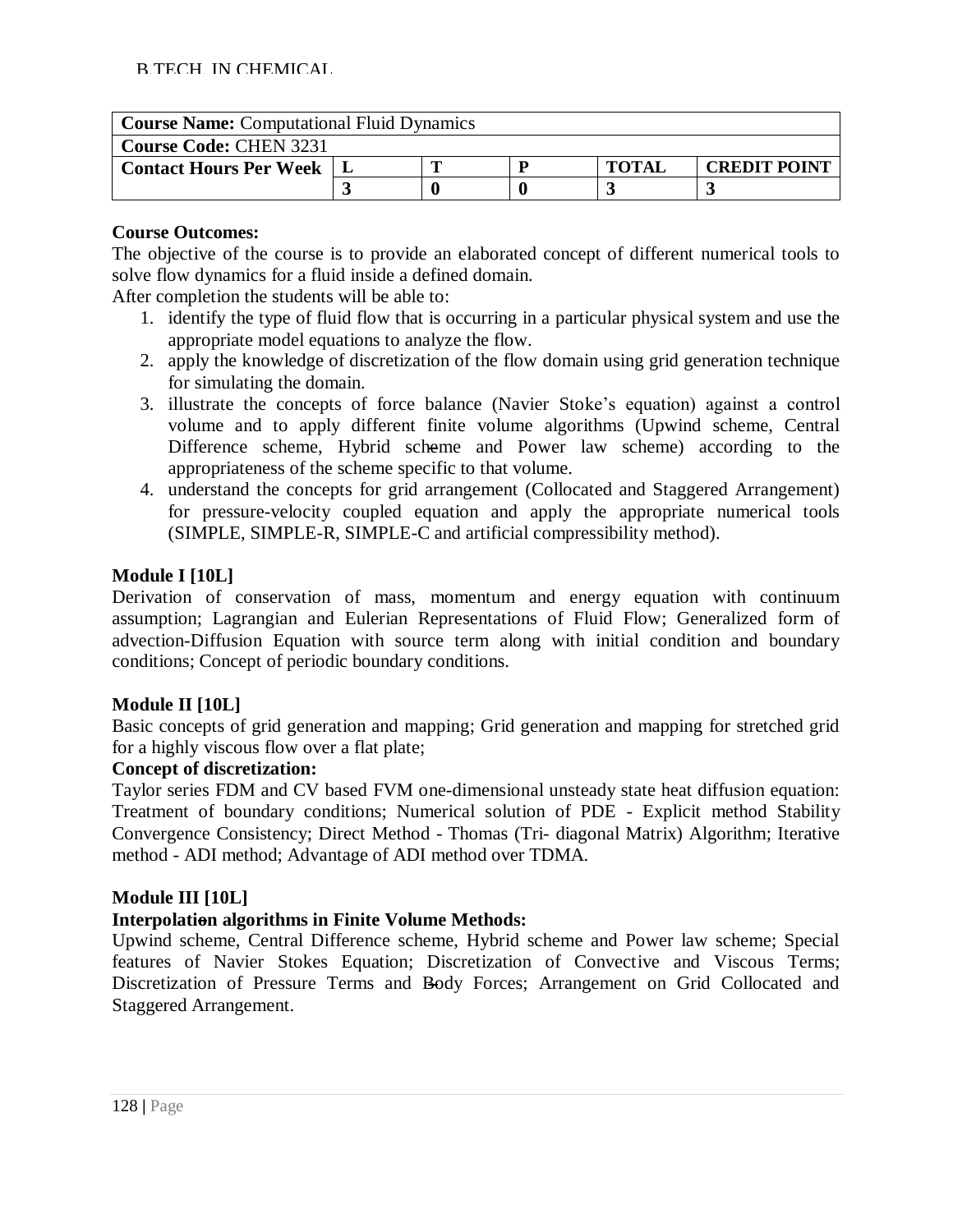| **Course Name:** Computational Fluid Dynamics | | | | | |
|---|---|---|---|---|---|
| **Course Code:** CHEN 3231 | | | | | |
| **Contact Hours Per Week** | **L** | **T** | **P** | **TOTAL** | **CREDIT POINT** |
| | **3** | **0** | **0** | **3** | **3** |

**Course Outcomes:**

The objective of the course is to provide an elaborated concept of different numerical tools to solve flow dynamics for a fluid inside a defined domain.

After completion the students will be able to:

1. identify the type of fluid flow that is occurring in a particular physical system and use the appropriate model equations to analyze the flow.
2. apply the knowledge of discretization of the flow domain using grid generation technique for simulating the domain.
3. illustrate the concepts of force balance (Navier Stoke's equation) against a control volume and to apply different finite volume algorithms (Upwind scheme, Central Difference scheme, Hybrid scheme and Power law scheme) according to the appropriateness of the scheme specific to that volume.
4. understand the concepts for grid arrangement (Collocated and Staggered Arrangement) for pressure-velocity coupled equation and apply the appropriate numerical tools (SIMPLE, SIMPLE-R, SIMPLE-C and artificial compressibility method).

**Module I [10L]**

Derivation of conservation of mass, momentum and energy equation with continuum assumption; Lagrangian and Eulerian Representations of Fluid Flow; Generalized form of advection-Diffusion Equation with source term along with initial condition and boundary conditions; Concept of periodic boundary conditions.

**Module II [10L]**

Basic concepts of grid generation and mapping; Grid generation and mapping for stretched grid for a highly viscous flow over a flat plate;

**Concept of discretization:**

Taylor series FDM and CV based FVM one-dimensional unsteady state heat diffusion equation: Treatment of boundary conditions; Numerical solution of PDE - Explicit method Stability Convergence Consistency; Direct Method - Thomas (Tri- diagonal Matrix) Algorithm; Iterative method - ADI method; Advantage of ADI method over TDMA.

**Module III [10L]**

**Interpolation algorithms in Finite Volume Methods:**

Upwind scheme, Central Difference scheme, Hybrid scheme and Power law scheme; Special features of Navier Stokes Equation; Discretization of Convective and Viscous Terms; Discretization of Pressure Terms and Body Forces; Arrangement on Grid Collocated and Staggered Arrangement.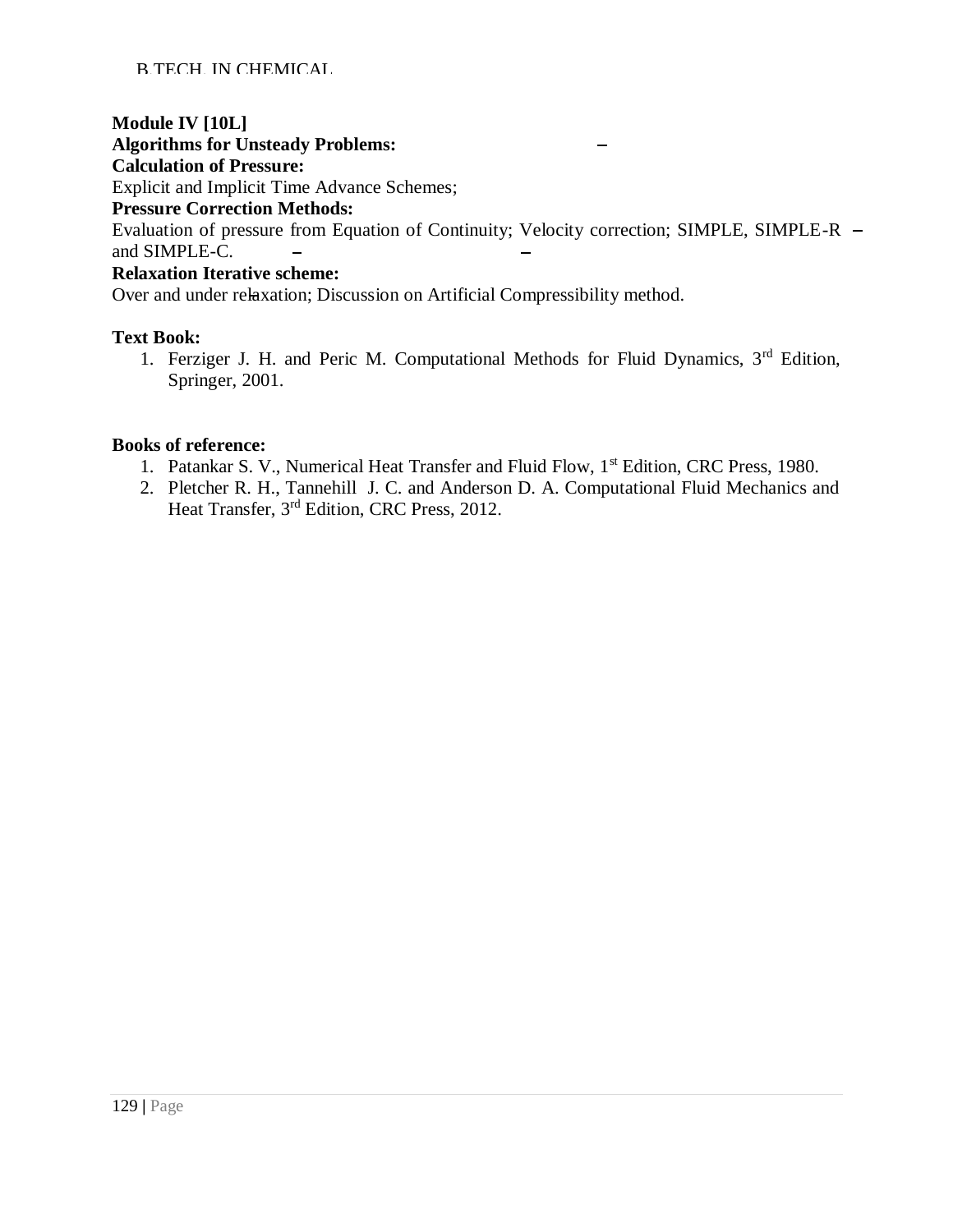**Module IV [10L]**

**Algorithms for Unsteady Problems:**

**Calculation of Pressure:**

Explicit and Implicit Time Advance Schemes;

**Pressure Correction Methods:**

Evaluation of pressure from Equation of Continuity; Velocity correction; SIMPLE, SIMPLE-R and SIMPLE-C.

**Relaxation Iterative scheme:**

Over and under relaxation; Discussion on Artificial Compressibility method.

**Text Book:**

1. Ferziger J. H. and Peric M. Computational Methods for Fluid Dynamics, 3rd Edition, Springer, 2001.

**Books of reference:**

1. Patankar S. V., Numerical Heat Transfer and Fluid Flow, 1st Edition, CRC Press, 1980.
2. Pletcher R. H., Tannehill J. C. and Anderson D. A. Computational Fluid Mechanics and Heat Transfer, 3rd Edition, CRC Press, 2012.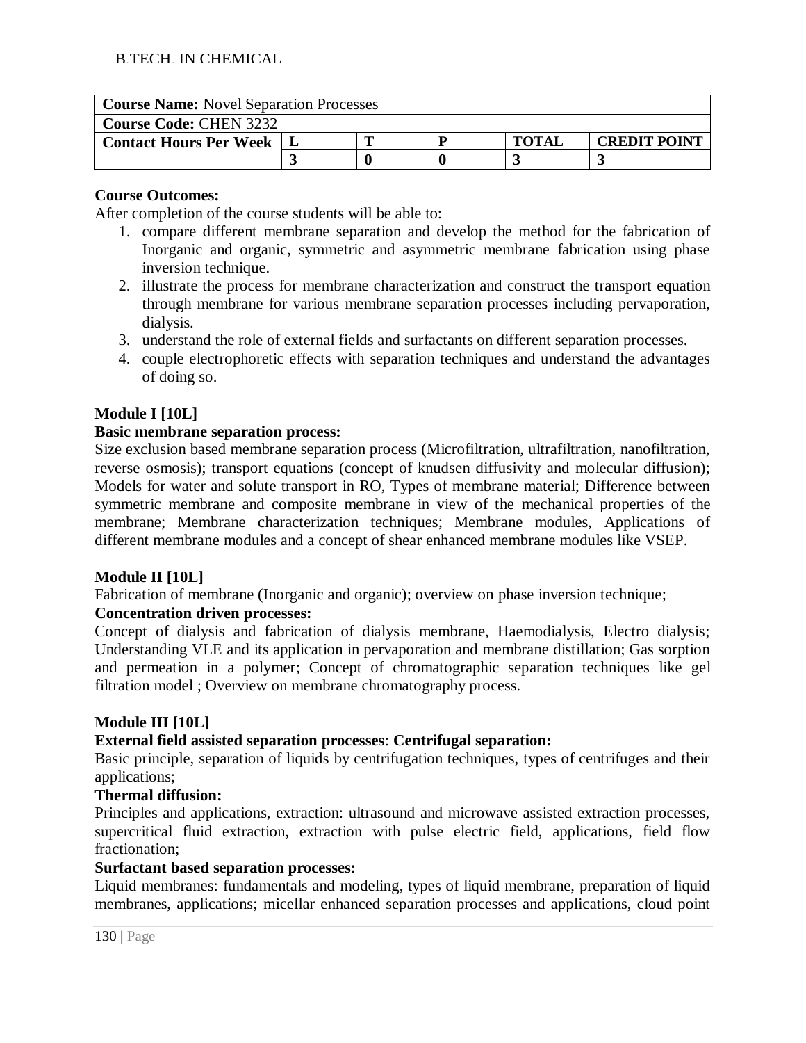| **Course Name:** Novel Separation Processes | | | | | |
|---|---|---|---|---|---|
| **Course Code:** CHEN 3232 | | | | | |
| **Contact Hours Per Week** | **L** | **T** | **P** | **TOTAL** | **CREDIT POINT** |
| | **3** | **0** | **0** | **3** | **3** |

**Course Outcomes:**

After completion of the course students will be able to:

1. compare different membrane separation and develop the method for the fabrication of Inorganic and organic, symmetric and asymmetric membrane fabrication using phase inversion technique.
2. illustrate the process for membrane characterization and construct the transport equation through membrane for various membrane separation processes including pervaporation, dialysis.
3. understand the role of external fields and surfactants on different separation processes.
4. couple electrophoretic effects with separation techniques and understand the advantages of doing so.

**Module I [10L]**

**Basic membrane separation process:**

Size exclusion based membrane separation process (Microfiltration, ultrafiltration, nanofiltration, reverse osmosis); transport equations (concept of knudsen diffusivity and molecular diffusion); Models for water and solute transport in RO, Types of membrane material; Difference between symmetric membrane and composite membrane in view of the mechanical properties of the membrane; Membrane characterization techniques; Membrane modules, Applications of different membrane modules and a concept of shear enhanced membrane modules like VSEP.

**Module II [10L]**

Fabrication of membrane (Inorganic and organic); overview on phase inversion technique;

**Concentration driven processes:**

Concept of dialysis and fabrication of dialysis membrane, Haemodialysis, Electro dialysis; Understanding VLE and its application in pervaporation and membrane distillation; Gas sorption and permeation in a polymer; Concept of chromatographic separation techniques like gel filtration model ; Overview on membrane chromatography process.

**Module III [10L]**

**External field assisted separation processes**: **Centrifugal separation:**

Basic principle, separation of liquids by centrifugation techniques, types of centrifuges and their applications;

**Thermal diffusion:**

Principles and applications, extraction: ultrasound and microwave assisted extraction processes, supercritical fluid extraction, extraction with pulse electric field, applications, field flow fractionation;

**Surfactant based separation processes:**

Liquid membranes: fundamentals and modeling, types of liquid membrane, preparation of liquid membranes, applications; micellar enhanced separation processes and applications, cloud point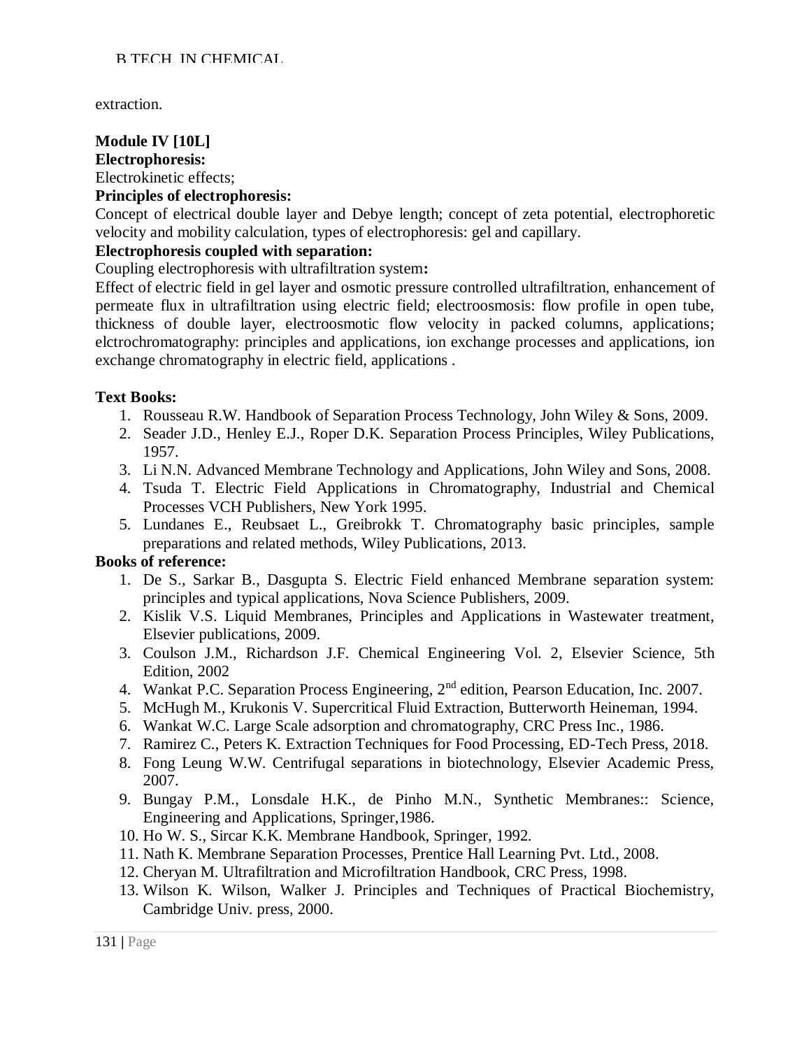extraction.

**Module IV [10L]**

**Electrophoresis:**

Electrokinetic effects;

**Principles of electrophoresis:**

Concept of electrical double layer and Debye length; concept of zeta potential, electrophoretic velocity and mobility calculation, types of electrophoresis: gel and capillary.

**Electrophoresis coupled with separation:**

Coupling electrophoresis with ultrafiltration system**:**

Effect of electric field in gel layer and osmotic pressure controlled ultrafiltration, enhancement of permeate flux in ultrafiltration using electric field; electroosmosis: flow profile in open tube, thickness of double layer, electroosmotic flow velocity in packed columns, applications; elctrochromatography: principles and applications, ion exchange processes and applications, ion exchange chromatography in electric field, applications .

**Text Books:**

1. Rousseau R.W. Handbook of Separation Process Technology, John Wiley & Sons, 2009.
2. Seader J.D., Henley E.J., Roper D.K. Separation Process Principles, Wiley Publications, 1957.
3. Li N.N. Advanced Membrane Technology and Applications, John Wiley and Sons, 2008.
4. Tsuda T. Electric Field Applications in Chromatography, Industrial and Chemical Processes VCH Publishers, New York 1995.
5. Lundanes E., Reubsaet L., Greibrokk T. Chromatography basic principles, sample preparations and related methods, Wiley Publications, 2013.

**Books of reference:**

1. De S., Sarkar B., Dasgupta S. Electric Field enhanced Membrane separation system: principles and typical applications, Nova Science Publishers, 2009.
2. Kislik V.S. Liquid Membranes, Principles and Applications in Wastewater treatment, Elsevier publications, 2009.
3. Coulson J.M., Richardson J.F. Chemical Engineering Vol. 2, Elsevier Science, 5th Edition, 2002
4. Wankat P.C. Separation Process Engineering, 2nd edition, Pearson Education, Inc. 2007.
5. McHugh M., Krukonis V. Supercritical Fluid Extraction, Butterworth Heineman, 1994.
6. Wankat W.C. Large Scale adsorption and chromatography, CRC Press Inc., 1986.
7. Ramirez C., Peters K. Extraction Techniques for Food Processing, ED-Tech Press, 2018.
8. Fong Leung W.W. Centrifugal separations in biotechnology, Elsevier Academic Press, 2007.
9. Bungay P.M., Lonsdale H.K., de Pinho M.N., Synthetic Membranes:: Science, Engineering and Applications, Springer,1986.
10. Ho W. S., Sircar K.K. Membrane Handbook, Springer, 1992.
11. Nath K. Membrane Separation Processes, Prentice Hall Learning Pvt. Ltd., 2008.
12. Cheryan M. Ultrafiltration and Microfiltration Handbook, CRC Press, 1998.
13. Wilson K. Wilson, Walker J. Principles and Techniques of Practical Biochemistry, Cambridge Univ. press, 2000.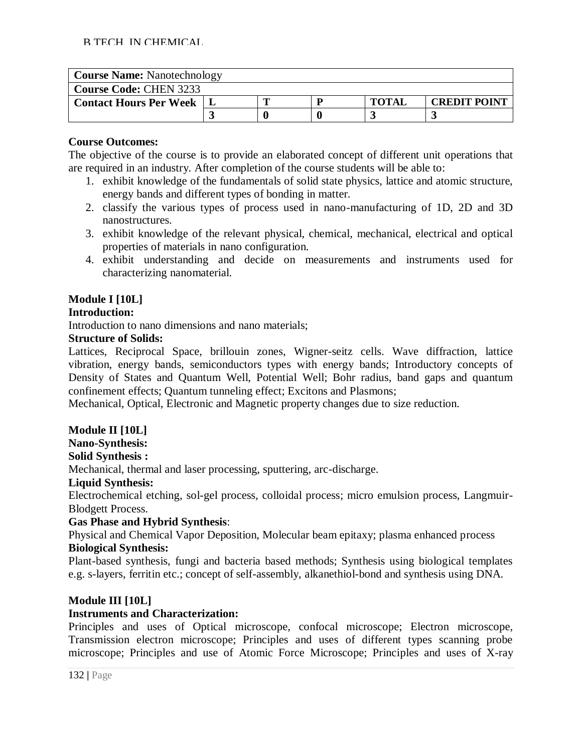| **Course Name:** Nanotechnology | | | | | |
|---|---|---|---|---|---|
| **Course Code:** CHEN 3233 | | | | | |
| **Contact Hours Per Week** | **L** | **T** | **P** | **TOTAL** | **CREDIT POINT** |
| | **3** | **0** | **0** | **3** | **3** |

**Course Outcomes:**

The objective of the course is to provide an elaborated concept of different unit operations that are required in an industry. After completion of the course students will be able to:

1. exhibit knowledge of the fundamentals of solid state physics, lattice and atomic structure, energy bands and different types of bonding in matter.
2. classify the various types of process used in nano-manufacturing of 1D, 2D and 3D nanostructures.
3. exhibit knowledge of the relevant physical, chemical, mechanical, electrical and optical properties of materials in nano configuration.
4. exhibit understanding and decide on measurements and instruments used for characterizing nanomaterial.

**Module I [10L]**

**Introduction:**

Introduction to nano dimensions and nano materials;

**Structure of Solids:**

Lattices, Reciprocal Space, brillouin zones, Wigner-seitz cells. Wave diffraction, lattice vibration, energy bands, semiconductors types with energy bands; Introductory concepts of Density of States and Quantum Well, Potential Well; Bohr radius, band gaps and quantum confinement effects; Quantum tunneling effect; Excitons and Plasmons;

Mechanical, Optical, Electronic and Magnetic property changes due to size reduction.

**Module II [10L]**

**Nano-Synthesis:**

**Solid Synthesis :**

Mechanical, thermal and laser processing, sputtering, arc-discharge.

**Liquid Synthesis:**

Electrochemical etching, sol-gel process, colloidal process; micro emulsion process, Langmuir-Blodgett Process.

**Gas Phase and Hybrid Synthesis**:

Physical and Chemical Vapor Deposition, Molecular beam epitaxy; plasma enhanced process

**Biological Synthesis:**

Plant-based synthesis, fungi and bacteria based methods; Synthesis using biological templates e.g. s-layers, ferritin etc.; concept of self-assembly, alkanethiol-bond and synthesis using DNA.

**Module III [10L]**

**Instruments and Characterization:**

Principles and uses of Optical microscope, confocal microscope; Electron microscope, Transmission electron microscope; Principles and uses of different types scanning probe microscope; Principles and use of Atomic Force Microscope; Principles and uses of X-ray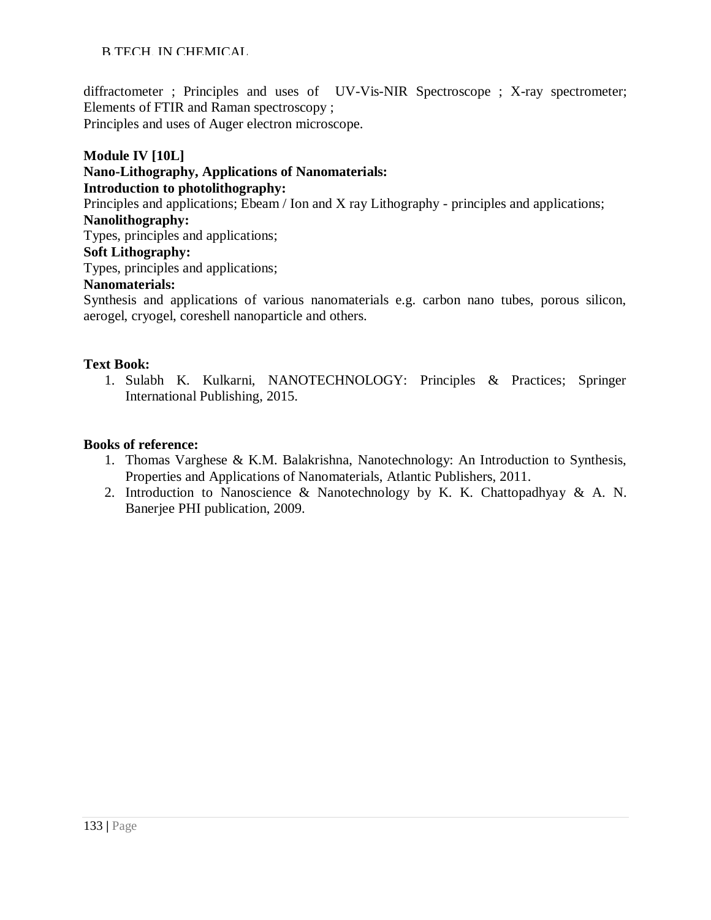diffractometer ; Principles and uses of UV-Vis-NIR Spectroscope ; X-ray spectrometer; Elements of FTIR and Raman spectroscopy ;
Principles and uses of Auger electron microscope.

**Module IV [10L]**
**Nano-Lithography, Applications of Nanomaterials:**
**Introduction to photolithography:**
Principles and applications; Ebeam / Ion and X ray Lithography - principles and applications;
**Nanolithography:**
Types, principles and applications;
**Soft Lithography:**
Types, principles and applications;
**Nanomaterials:**
Synthesis and applications of various nanomaterials e.g. carbon nano tubes, porous silicon, aerogel, cryogel, coreshell nanoparticle and others.

**Text Book:**

1. Sulabh K. Kulkarni, NANOTECHNOLOGY: Principles & Practices; Springer International Publishing, 2015.

**Books of reference:**

1. Thomas Varghese & K.M. Balakrishna, Nanotechnology: An Introduction to Synthesis, Properties and Applications of Nanomaterials, Atlantic Publishers, 2011.
2. Introduction to Nanoscience & Nanotechnology by K. K. Chattopadhyay & A. N. Banerjee PHI publication, 2009.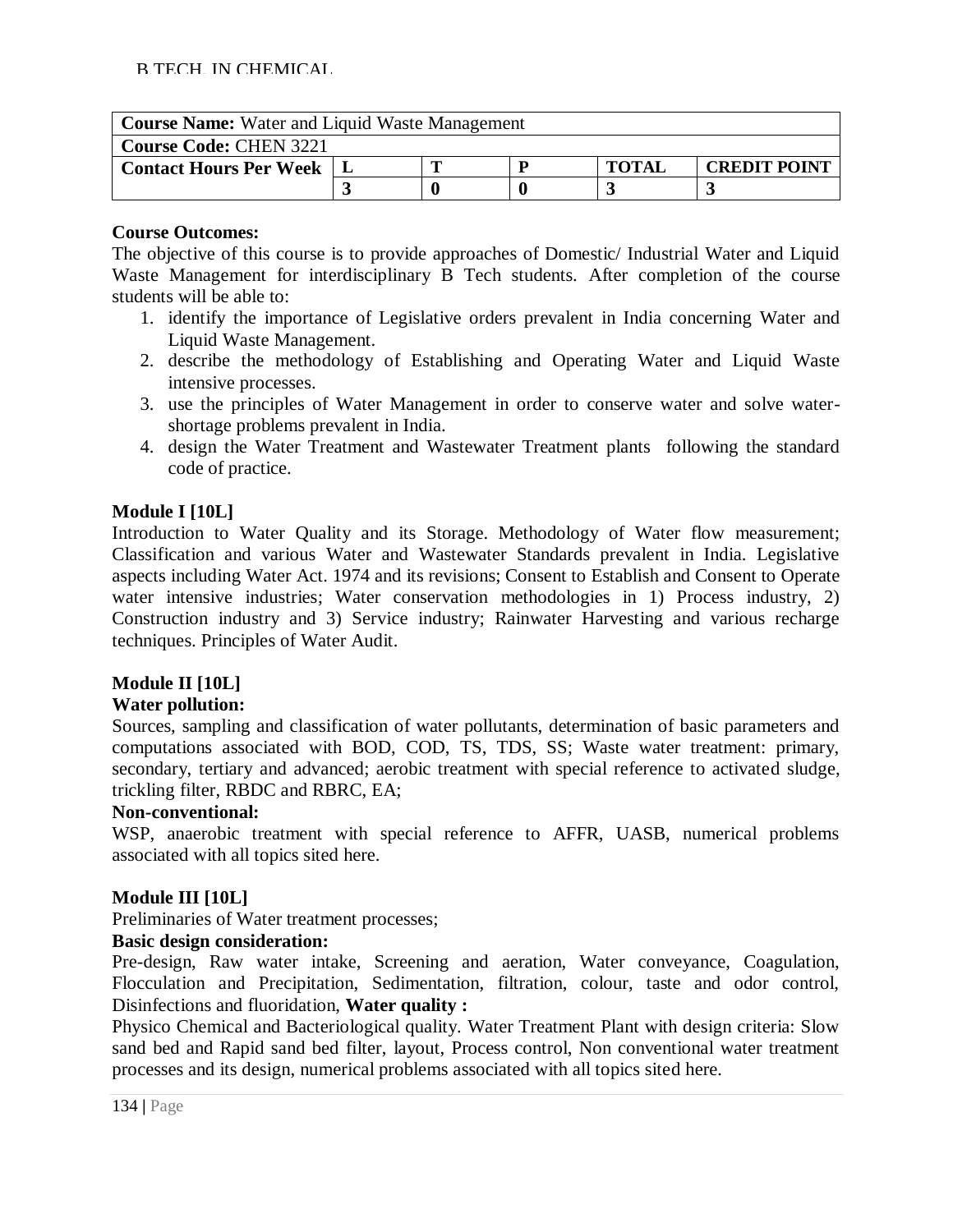| **Course Name:** Water and Liquid Waste Management | | | | | |
|---|---|---|---|---|---|
| **Course Code:** CHEN 3221 | | | | | |
| **Contact Hours Per Week** | **L** | **T** | **P** | **TOTAL** | **CREDIT POINT** |
| | **3** | **0** | **0** | **3** | **3** |

**Course Outcomes:**

The objective of this course is to provide approaches of Domestic/ Industrial Water and Liquid Waste Management for interdisciplinary B Tech students. After completion of the course students will be able to:

1. identify the importance of Legislative orders prevalent in India concerning Water and Liquid Waste Management.
2. describe the methodology of Establishing and Operating Water and Liquid Waste intensive processes.
3. use the principles of Water Management in order to conserve water and solve water-shortage problems prevalent in India.
4. design the Water Treatment and Wastewater Treatment plants following the standard code of practice.

**Module I [10L]**

Introduction to Water Quality and its Storage. Methodology of Water flow measurement; Classification and various Water and Wastewater Standards prevalent in India. Legislative aspects including Water Act. 1974 and its revisions; Consent to Establish and Consent to Operate water intensive industries; Water conservation methodologies in 1) Process industry, 2) Construction industry and 3) Service industry; Rainwater Harvesting and various recharge techniques. Principles of Water Audit.

**Module II [10L]**

**Water pollution:**

Sources, sampling and classification of water pollutants, determination of basic parameters and computations associated with BOD, COD, TS, TDS, SS; Waste water treatment: primary, secondary, tertiary and advanced; aerobic treatment with special reference to activated sludge, trickling filter, RBDC and RBRC, EA;

**Non-conventional:**

WSP, anaerobic treatment with special reference to AFFR, UASB, numerical problems associated with all topics sited here.

**Module III [10L]**

Preliminaries of Water treatment processes;

**Basic design consideration:**

Pre-design, Raw water intake, Screening and aeration, Water conveyance, Coagulation, Flocculation and Precipitation, Sedimentation, filtration, colour, taste and odor control, Disinfections and fluoridation, **Water quality :**

Physico Chemical and Bacteriological quality. Water Treatment Plant with design criteria: Slow sand bed and Rapid sand bed filter, layout, Process control, Non conventional water treatment processes and its design, numerical problems associated with all topics sited here.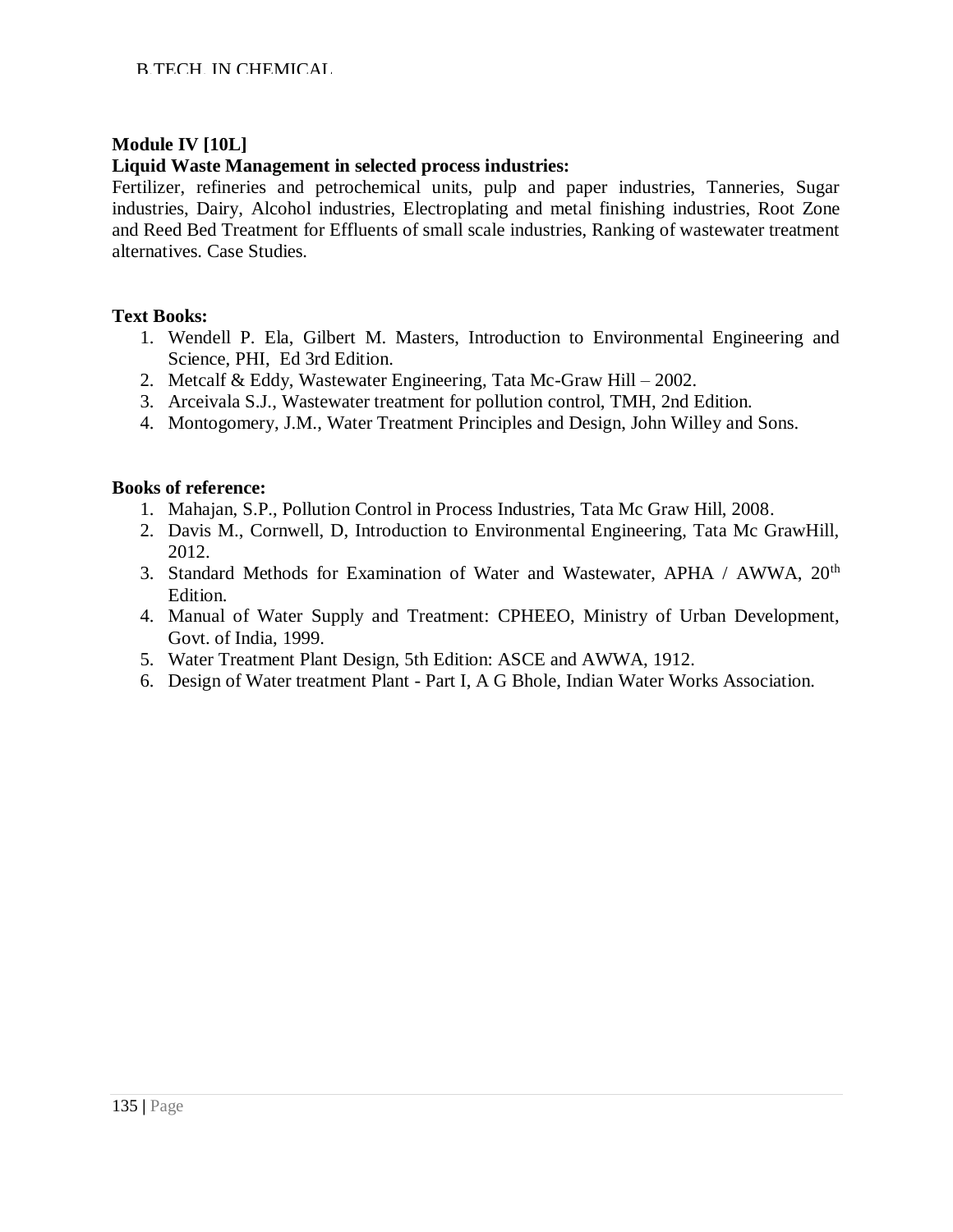**Module IV [10L]**

**Liquid Waste Management in selected process industries:**

Fertilizer, refineries and petrochemical units, pulp and paper industries, Tanneries, Sugar industries, Dairy, Alcohol industries, Electroplating and metal finishing industries, Root Zone and Reed Bed Treatment for Effluents of small scale industries, Ranking of wastewater treatment alternatives. Case Studies.

**Text Books:**

1. Wendell P. Ela, Gilbert M. Masters, Introduction to Environmental Engineering and Science, PHI, Ed 3rd Edition.
2. Metcalf & Eddy, Wastewater Engineering, Tata Mc-Graw Hill – 2002.
3. Arceivala S.J., Wastewater treatment for pollution control, TMH, 2nd Edition.
4. Montogomery, J.M., Water Treatment Principles and Design, John Willey and Sons.

**Books of reference:**

1. Mahajan, S.P., Pollution Control in Process Industries, Tata Mc Graw Hill, 2008.
2. Davis M., Cornwell, D, Introduction to Environmental Engineering, Tata Mc GrawHill, 2012.
3. Standard Methods for Examination of Water and Wastewater, APHA / AWWA, 20$^{th}$ Edition.
4. Manual of Water Supply and Treatment: CPHEEO, Ministry of Urban Development, Govt. of India, 1999.
5. Water Treatment Plant Design, 5th Edition: ASCE and AWWA, 1912.
6. Design of Water treatment Plant - Part I, A G Bhole, Indian Water Works Association.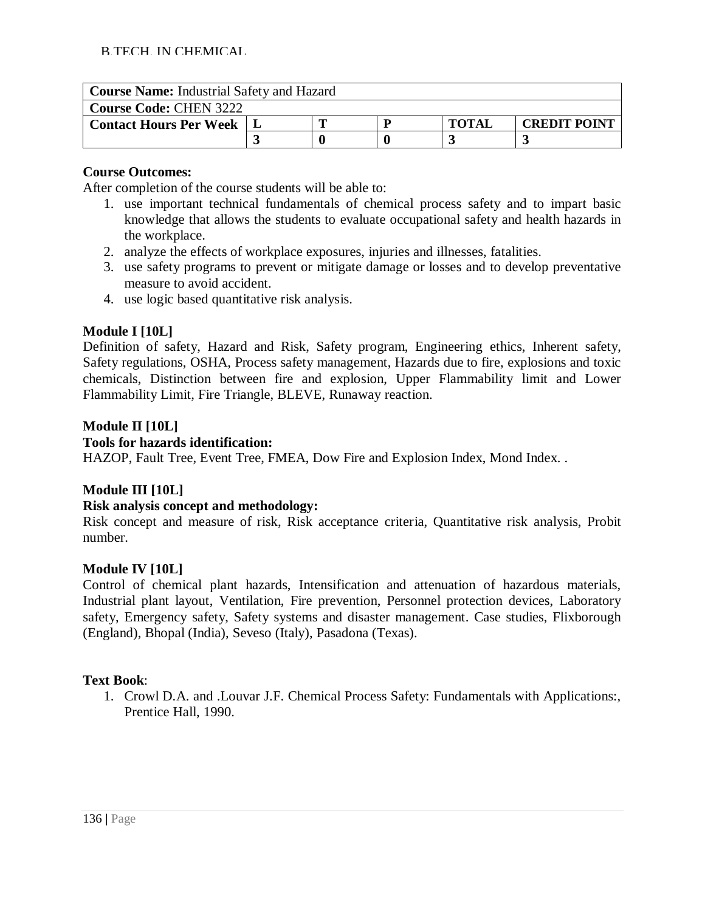| **Course Name:** Industrial Safety and Hazard | | | | | |
|---|---|---|---|---|---|
| **Course Code:** CHEN 3222 | | | | | |
| **Contact Hours Per Week** | **L** | **T** | **P** | **TOTAL** | **CREDIT POINT** |
| | **3** | **0** | **0** | **3** | **3** |

**Course Outcomes:**

After completion of the course students will be able to:

1. use important technical fundamentals of chemical process safety and to impart basic knowledge that allows the students to evaluate occupational safety and health hazards in the workplace.
2. analyze the effects of workplace exposures, injuries and illnesses, fatalities.
3. use safety programs to prevent or mitigate damage or losses and to develop preventative measure to avoid accident.
4. use logic based quantitative risk analysis.

**Module I [10L]**

Definition of safety, Hazard and Risk, Safety program, Engineering ethics, Inherent safety, Safety regulations, OSHA, Process safety management, Hazards due to fire, explosions and toxic chemicals, Distinction between fire and explosion, Upper Flammability limit and Lower Flammability Limit, Fire Triangle, BLEVE, Runaway reaction.

**Module II [10L]**

**Tools for hazards identification:**

HAZOP, Fault Tree, Event Tree, FMEA, Dow Fire and Explosion Index, Mond Index. .

**Module III [10L]**

**Risk analysis concept and methodology:**

Risk concept and measure of risk, Risk acceptance criteria, Quantitative risk analysis, Probit number.

**Module IV [10L]**

Control of chemical plant hazards, Intensification and attenuation of hazardous materials, Industrial plant layout, Ventilation, Fire prevention, Personnel protection devices, Laboratory safety, Emergency safety, Safety systems and disaster management. Case studies, Flixborough (England), Bhopal (India), Seveso (Italy), Pasadona (Texas).

**Text Book**:

1. Crowl D.A. and .Louvar J.F. Chemical Process Safety: Fundamentals with Applications:, Prentice Hall, 1990.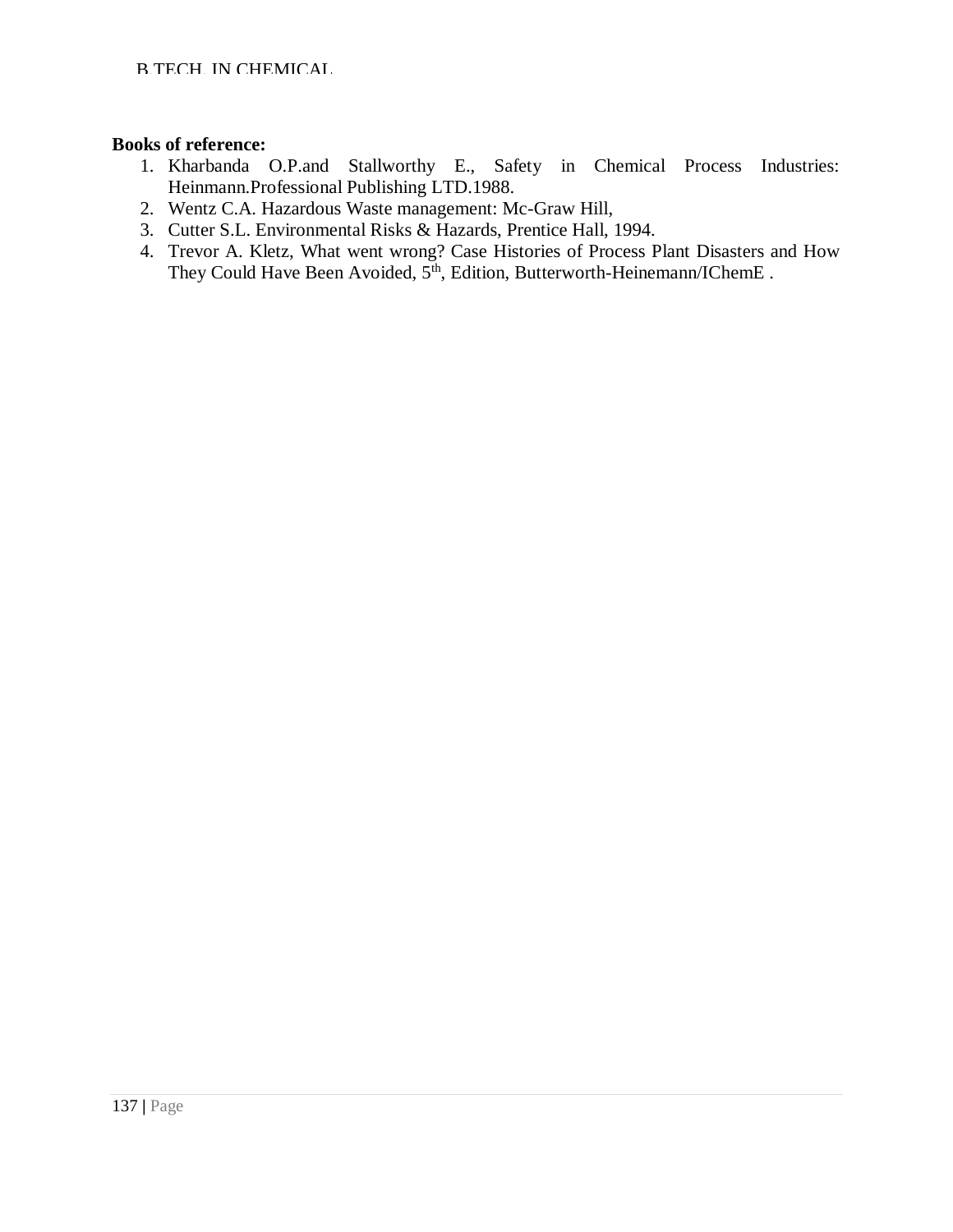**Books of reference:**

1. Kharbanda O.P.and Stallworthy E., Safety in Chemical Process Industries: Heinmann.Professional Publishing LTD.1988.
2. Wentz C.A. Hazardous Waste management: Mc-Graw Hill,
3. Cutter S.L. Environmental Risks & Hazards, Prentice Hall, 1994.
4. Trevor A. Kletz, What went wrong? Case Histories of Process Plant Disasters and How They Could Have Been Avoided, 5th, Edition, Butterworth-Heinemann/IChemE .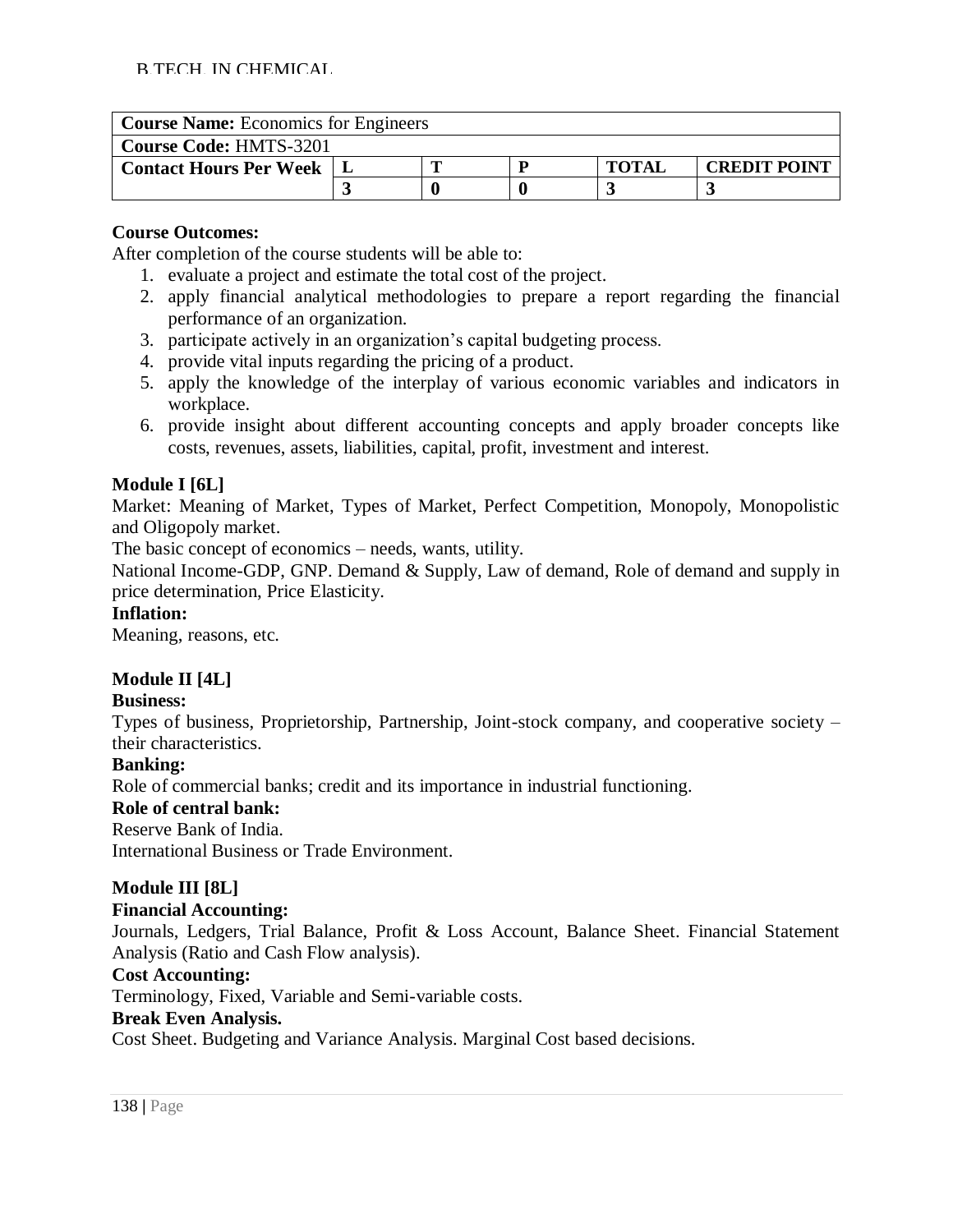| **Course Name:** Economics for Engineers | | | | | |
|---|---|---|---|---|---|
| **Course Code:** HMTS-3201 | | | | | |
| **Contact Hours Per Week** | **L** | **T** | **P** | **TOTAL** | **CREDIT POINT** |
| | **3** | **0** | **0** | **3** | **3** |

**Course Outcomes:**

After completion of the course students will be able to:

1. evaluate a project and estimate the total cost of the project.
2. apply financial analytical methodologies to prepare a report regarding the financial performance of an organization.
3. participate actively in an organization's capital budgeting process.
4. provide vital inputs regarding the pricing of a product.
5. apply the knowledge of the interplay of various economic variables and indicators in workplace.
6. provide insight about different accounting concepts and apply broader concepts like costs, revenues, assets, liabilities, capital, profit, investment and interest.

### Module I [6L]

Market: Meaning of Market, Types of Market, Perfect Competition, Monopoly, Monopolistic and Oligopoly market.

The basic concept of economics – needs, wants, utility.

National Income-GDP, GNP. Demand & Supply, Law of demand, Role of demand and supply in price determination, Price Elasticity.

**Inflation:**

Meaning, reasons, etc.

### Module II [4L]

**Business:**

Types of business, Proprietorship, Partnership, Joint-stock company, and cooperative society – their characteristics.

**Banking:**

Role of commercial banks; credit and its importance in industrial functioning.

**Role of central bank:**

Reserve Bank of India.

International Business or Trade Environment.

### Module III [8L]

**Financial Accounting:**

Journals, Ledgers, Trial Balance, Profit & Loss Account, Balance Sheet. Financial Statement Analysis (Ratio and Cash Flow analysis).

**Cost Accounting:**

Terminology, Fixed, Variable and Semi-variable costs.

**Break Even Analysis.**

Cost Sheet. Budgeting and Variance Analysis. Marginal Cost based decisions.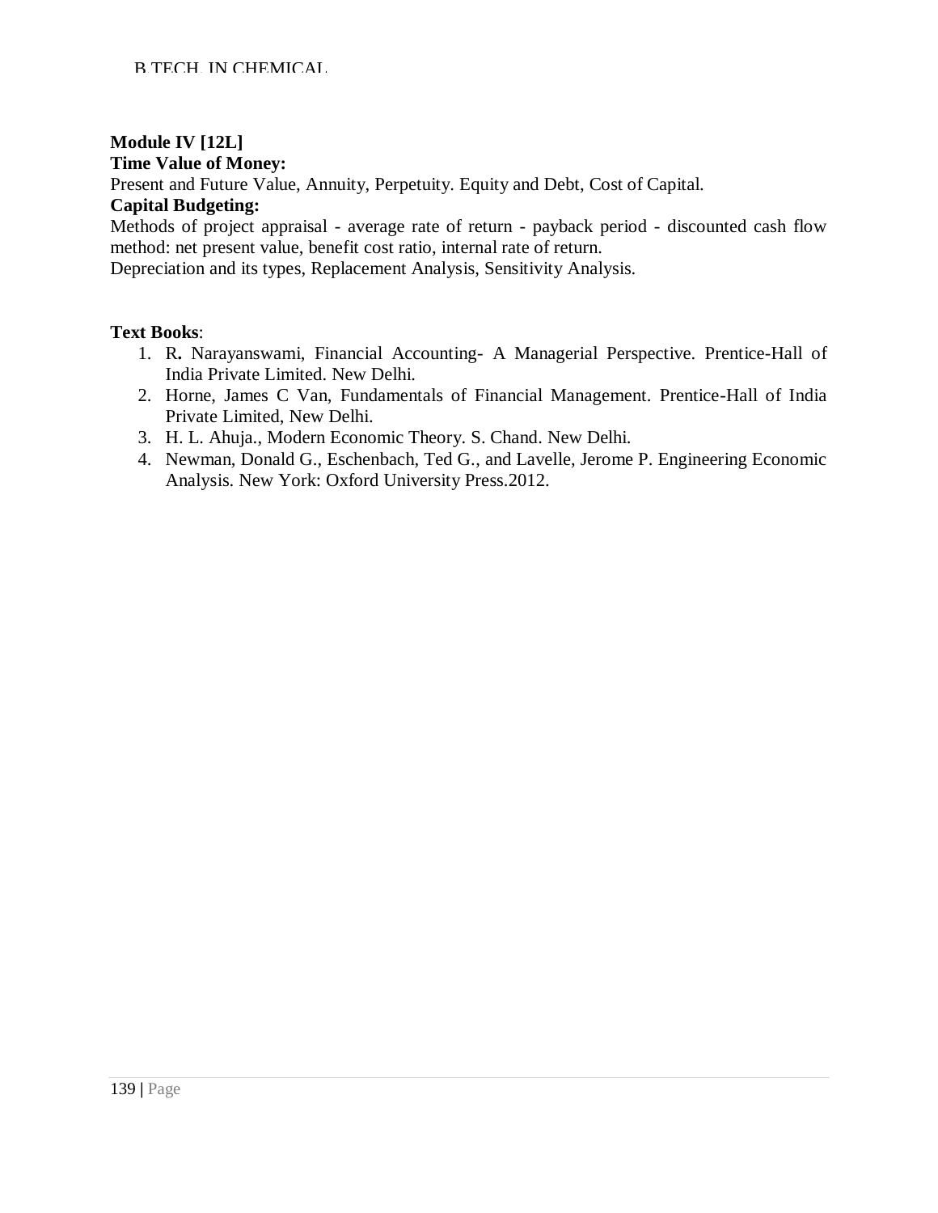**Module IV [12L]**

**Time Value of Money:**

Present and Future Value, Annuity, Perpetuity. Equity and Debt, Cost of Capital.

**Capital Budgeting:**

Methods of project appraisal - average rate of return - payback period - discounted cash flow method: net present value, benefit cost ratio, internal rate of return.

Depreciation and its types, Replacement Analysis, Sensitivity Analysis.

**Text Books**:

1. R**.** Narayanswami, Financial Accounting- A Managerial Perspective. Prentice-Hall of India Private Limited. New Delhi.
2. Horne, James C Van, Fundamentals of Financial Management. Prentice-Hall of India Private Limited, New Delhi.
3. H. L. Ahuja., Modern Economic Theory. S. Chand. New Delhi.
4. Newman, Donald G., Eschenbach, Ted G., and Lavelle, Jerome P. Engineering Economic Analysis. New York: Oxford University Press.2012.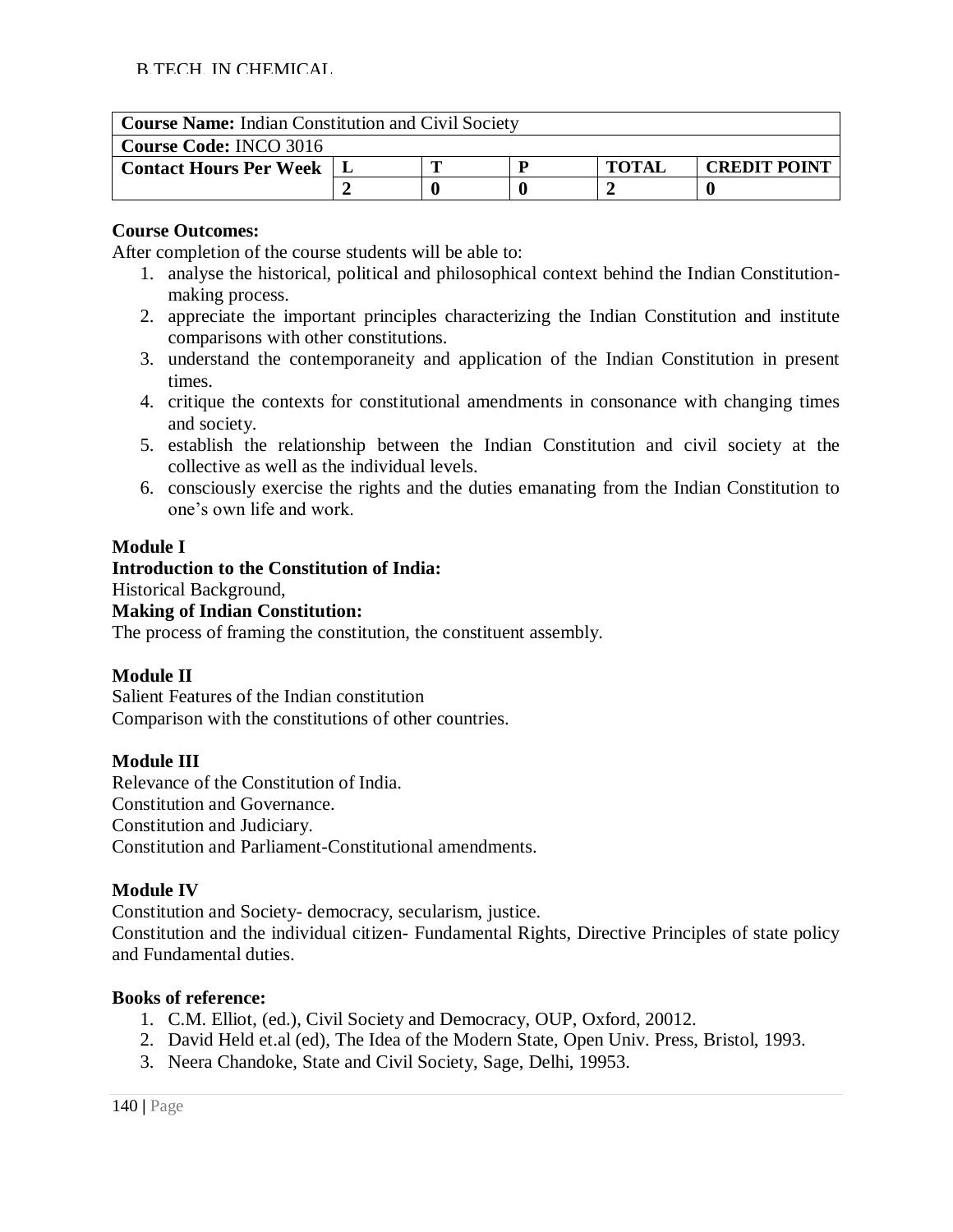| **Course Name:** Indian Constitution and Civil Society | | | | | |
|---|---|---|---|---|---|
| **Course Code:** INCO 3016 | | | | | |
| **Contact Hours Per Week** | **L** | **T** | **P** | **TOTAL** | **CREDIT POINT** |
| | **2** | **0** | **0** | **2** | **0** |

**Course Outcomes:**

After completion of the course students will be able to:

1. analyse the historical, political and philosophical context behind the Indian Constitution-making process.
2. appreciate the important principles characterizing the Indian Constitution and institute comparisons with other constitutions.
3. understand the contemporaneity and application of the Indian Constitution in present times.
4. critique the contexts for constitutional amendments in consonance with changing times and society.
5. establish the relationship between the Indian Constitution and civil society at the collective as well as the individual levels.
6. consciously exercise the rights and the duties emanating from the Indian Constitution to one's own life and work.

**Module I**

**Introduction to the Constitution of India:**

Historical Background,

**Making of Indian Constitution:**

The process of framing the constitution, the constituent assembly.

**Module II**

Salient Features of the Indian constitution

Comparison with the constitutions of other countries.

**Module III**

Relevance of the Constitution of India.

Constitution and Governance.

Constitution and Judiciary.

Constitution and Parliament-Constitutional amendments.

**Module IV**

Constitution and Society- democracy, secularism, justice.

Constitution and the individual citizen- Fundamental Rights, Directive Principles of state policy and Fundamental duties.

**Books of reference:**

1. C.M. Elliot, (ed.), Civil Society and Democracy, OUP, Oxford, 20012.
2. David Held et.al (ed), The Idea of the Modern State, Open Univ. Press, Bristol, 1993.
3. Neera Chandoke, State and Civil Society, Sage, Delhi, 19953.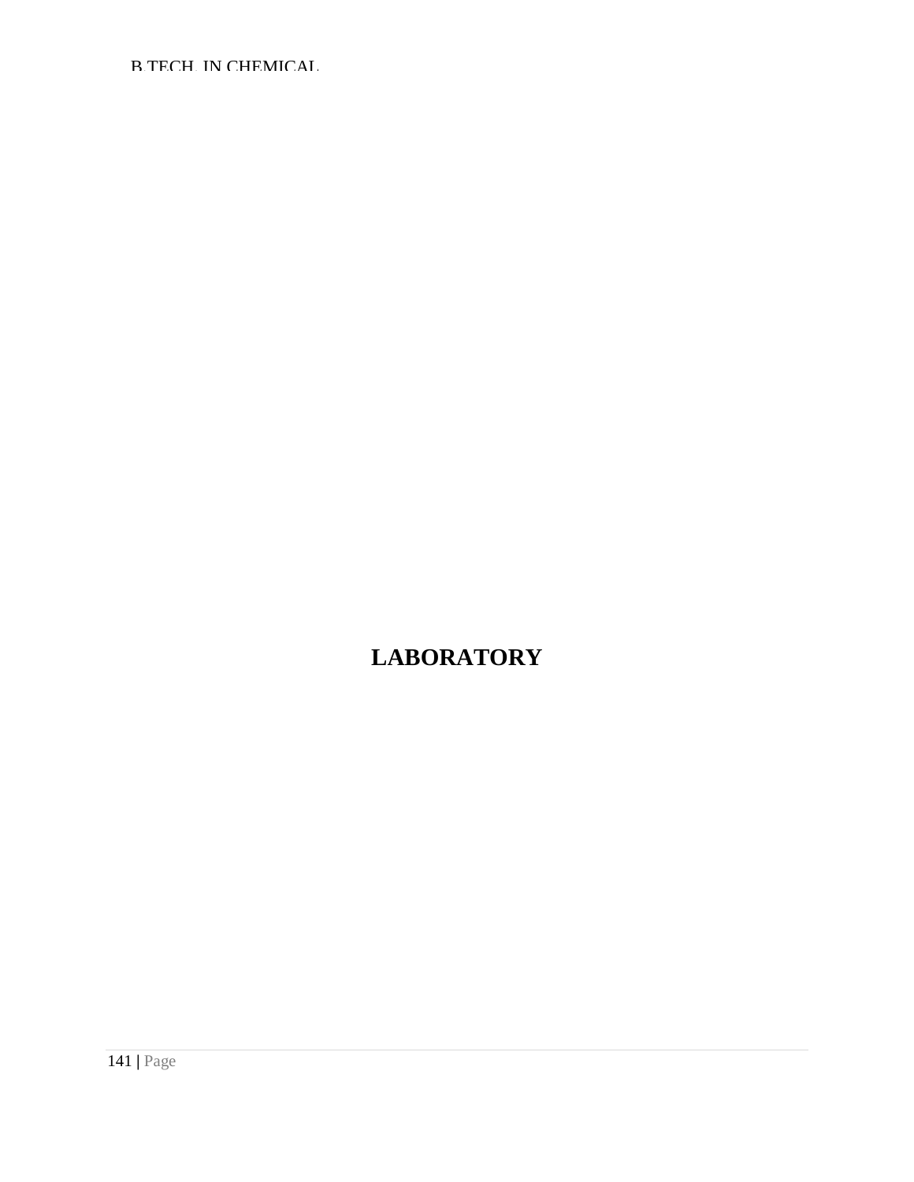# LABORATORY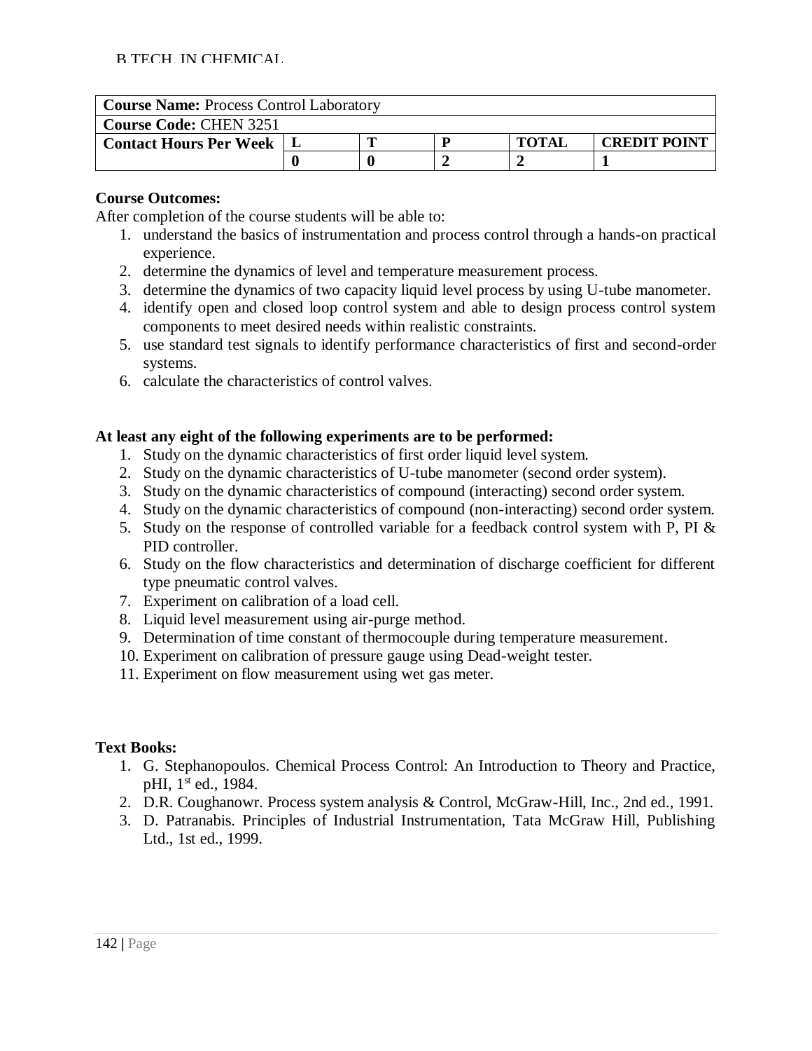| **Course Name:** Process Control Laboratory | | | | | |
|---|---|---|---|---|---|
| **Course Code:** CHEN 3251 | | | | | |
| **Contact Hours Per Week** | **L** | **T** | **P** | **TOTAL** | **CREDIT POINT** |
| | **0** | **0** | **2** | **2** | **1** |

**Course Outcomes:**

After completion of the course students will be able to:

1. understand the basics of instrumentation and process control through a hands-on practical experience.
2. determine the dynamics of level and temperature measurement process.
3. determine the dynamics of two capacity liquid level process by using U-tube manometer.
4. identify open and closed loop control system and able to design process control system components to meet desired needs within realistic constraints.
5. use standard test signals to identify performance characteristics of first and second-order systems.
6. calculate the characteristics of control valves.

**At least any eight of the following experiments are to be performed:**

1. Study on the dynamic characteristics of first order liquid level system.
2. Study on the dynamic characteristics of U-tube manometer (second order system).
3. Study on the dynamic characteristics of compound (interacting) second order system.
4. Study on the dynamic characteristics of compound (non-interacting) second order system.
5. Study on the response of controlled variable for a feedback control system with P, PI & PID controller.
6. Study on the flow characteristics and determination of discharge coefficient for different type pneumatic control valves.
7. Experiment on calibration of a load cell.
8. Liquid level measurement using air-purge method.
9. Determination of time constant of thermocouple during temperature measurement.
10. Experiment on calibration of pressure gauge using Dead-weight tester.
11. Experiment on flow measurement using wet gas meter.

**Text Books:**

1. G. Stephanopoulos. Chemical Process Control: An Introduction to Theory and Practice, pHI, 1st ed., 1984.
2. D.R. Coughanowr. Process system analysis & Control, McGraw-Hill, Inc., 2nd ed., 1991.
3. D. Patranabis. Principles of Industrial Instrumentation, Tata McGraw Hill, Publishing Ltd., 1st ed., 1999.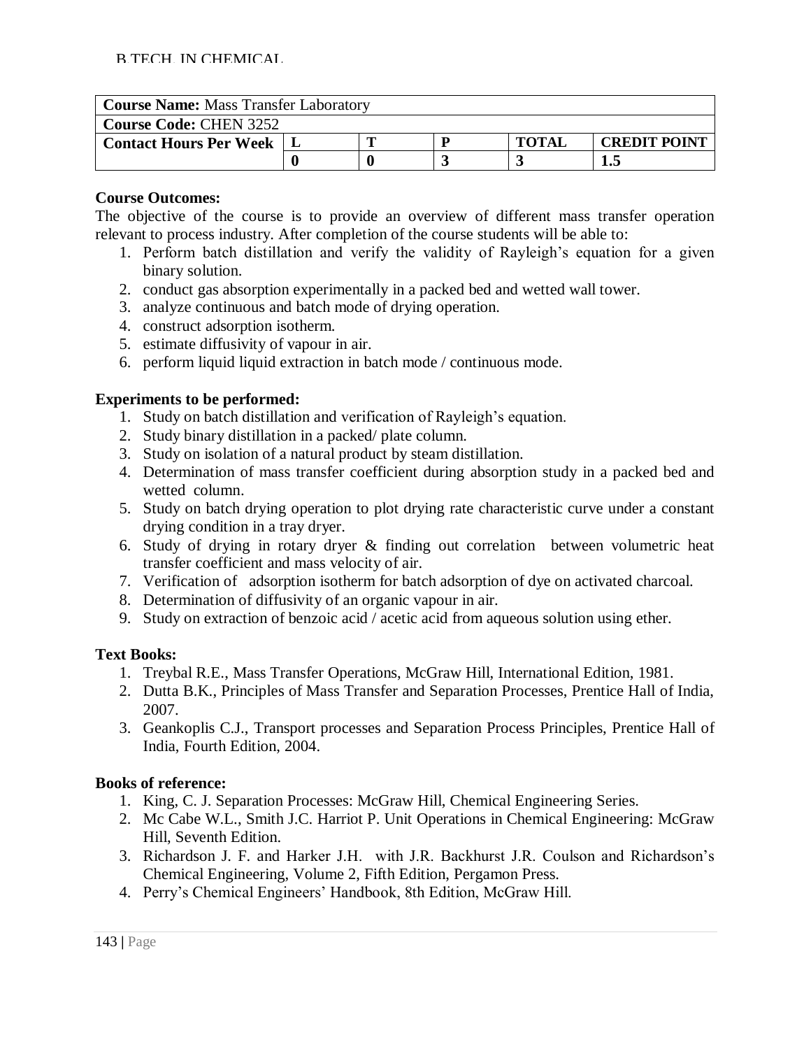| **Course Name:** Mass Transfer Laboratory | | | | | |
|---|---|---|---|---|---|
| **Course Code:** CHEN 3252 | | | | | |
| **Contact Hours Per Week** | **L** | **T** | **P** | **TOTAL** | **CREDIT POINT** |
| | **0** | **0** | **3** | **3** | **1.5** |

**Course Outcomes:**

The objective of the course is to provide an overview of different mass transfer operation relevant to process industry. After completion of the course students will be able to:

1. Perform batch distillation and verify the validity of Rayleigh's equation for a given binary solution.
2. conduct gas absorption experimentally in a packed bed and wetted wall tower.
3. analyze continuous and batch mode of drying operation.
4. construct adsorption isotherm.
5. estimate diffusivity of vapour in air.
6. perform liquid liquid extraction in batch mode / continuous mode.

**Experiments to be performed:**

1. Study on batch distillation and verification of Rayleigh's equation.
2. Study binary distillation in a packed/ plate column.
3. Study on isolation of a natural product by steam distillation.
4. Determination of mass transfer coefficient during absorption study in a packed bed and wetted column.
5. Study on batch drying operation to plot drying rate characteristic curve under a constant drying condition in a tray dryer.
6. Study of drying in rotary dryer & finding out correlation between volumetric heat transfer coefficient and mass velocity of air.
7. Verification of adsorption isotherm for batch adsorption of dye on activated charcoal.
8. Determination of diffusivity of an organic vapour in air.
9. Study on extraction of benzoic acid / acetic acid from aqueous solution using ether.

**Text Books:**

1. Treybal R.E., Mass Transfer Operations, McGraw Hill, International Edition, 1981.
2. Dutta B.K., Principles of Mass Transfer and Separation Processes, Prentice Hall of India, 2007.
3. Geankoplis C.J., Transport processes and Separation Process Principles, Prentice Hall of India, Fourth Edition, 2004.

**Books of reference:**

1. King, C. J. Separation Processes: McGraw Hill, Chemical Engineering Series.
2. Mc Cabe W.L., Smith J.C. Harriot P. Unit Operations in Chemical Engineering: McGraw Hill, Seventh Edition.
3. Richardson J. F. and Harker J.H. with J.R. Backhurst J.R. Coulson and Richardson's Chemical Engineering, Volume 2, Fifth Edition, Pergamon Press.
4. Perry's Chemical Engineers' Handbook, 8th Edition, McGraw Hill.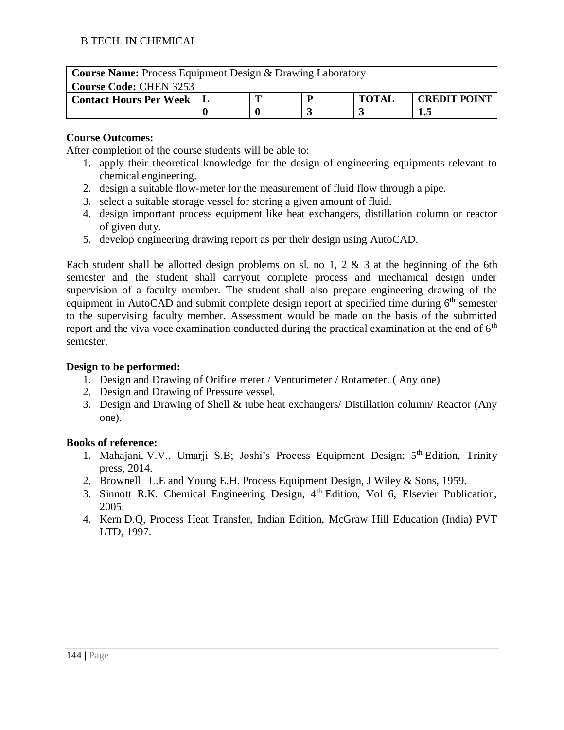| **Course Name:** Process Equipment Design & Drawing Laboratory | | | | | |
|---|---|---|---|---|---|
| **Course Code:** CHEN 3253 | | | | | |
| **Contact Hours Per Week** | **L** | **T** | **P** | **TOTAL** | **CREDIT POINT** |
| | **0** | **0** | **3** | **3** | **1.5** |

**Course Outcomes:**

After completion of the course students will be able to:

1. apply their theoretical knowledge for the design of engineering equipments relevant to chemical engineering.
2. design a suitable flow-meter for the measurement of fluid flow through a pipe.
3. select a suitable storage vessel for storing a given amount of fluid.
4. design important process equipment like heat exchangers, distillation column or reactor of given duty.
5. develop engineering drawing report as per their design using AutoCAD.

Each student shall be allotted design problems on sl. no 1, 2 & 3 at the beginning of the 6th semester and the student shall carryout complete process and mechanical design under supervision of a faculty member. The student shall also prepare engineering drawing of the equipment in AutoCAD and submit complete design report at specified time during 6th semester to the supervising faculty member. Assessment would be made on the basis of the submitted report and the viva voce examination conducted during the practical examination at the end of 6th semester.

**Design to be performed:**

1. Design and Drawing of Orifice meter / Venturimeter / Rotameter. ( Any one)
2. Design and Drawing of Pressure vessel.
3. Design and Drawing of Shell & tube heat exchangers/ Distillation column/ Reactor (Any one).

**Books of reference:**

1. Mahajani, V.V., Umarji S.B; Joshi's Process Equipment Design; 5th Edition, Trinity press, 2014.
2. Brownell L.E and Young E.H. Process Equipment Design, J Wiley & Sons, 1959.
3. Sinnott R.K. Chemical Engineering Design, 4th Edition, Vol 6, Elsevier Publication, 2005.
4. Kern D.Q, Process Heat Transfer, Indian Edition, McGraw Hill Education (India) PVT LTD, 1997.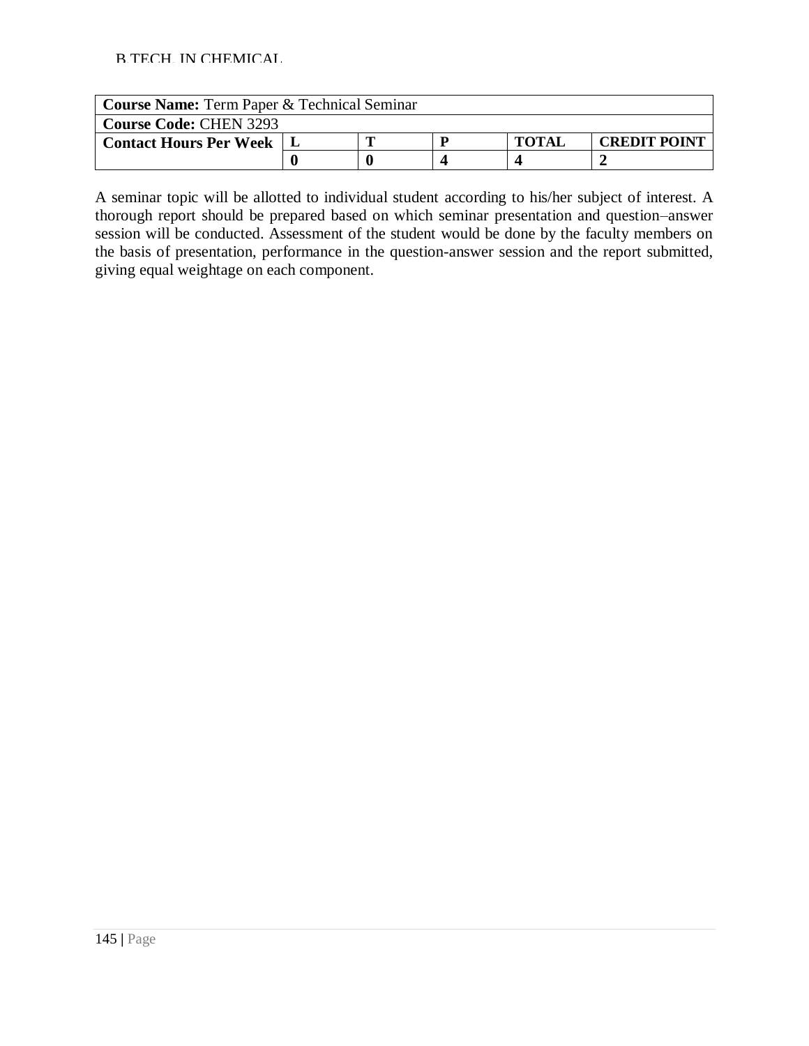| **Course Name:** Term Paper & Technical Seminar | | | | | |
|---|---|---|---|---|---|
| **Course Code:** CHEN 3293 | | | | | |
| **Contact Hours Per Week** | **L** | **T** | **P** | **TOTAL** | **CREDIT POINT** |
| | **0** | **0** | **4** | **4** | **2** |

A seminar topic will be allotted to individual student according to his/her subject of interest. A thorough report should be prepared based on which seminar presentation and question–answer session will be conducted. Assessment of the student would be done by the faculty members on the basis of presentation, performance in the question-answer session and the report submitted, giving equal weightage on each component.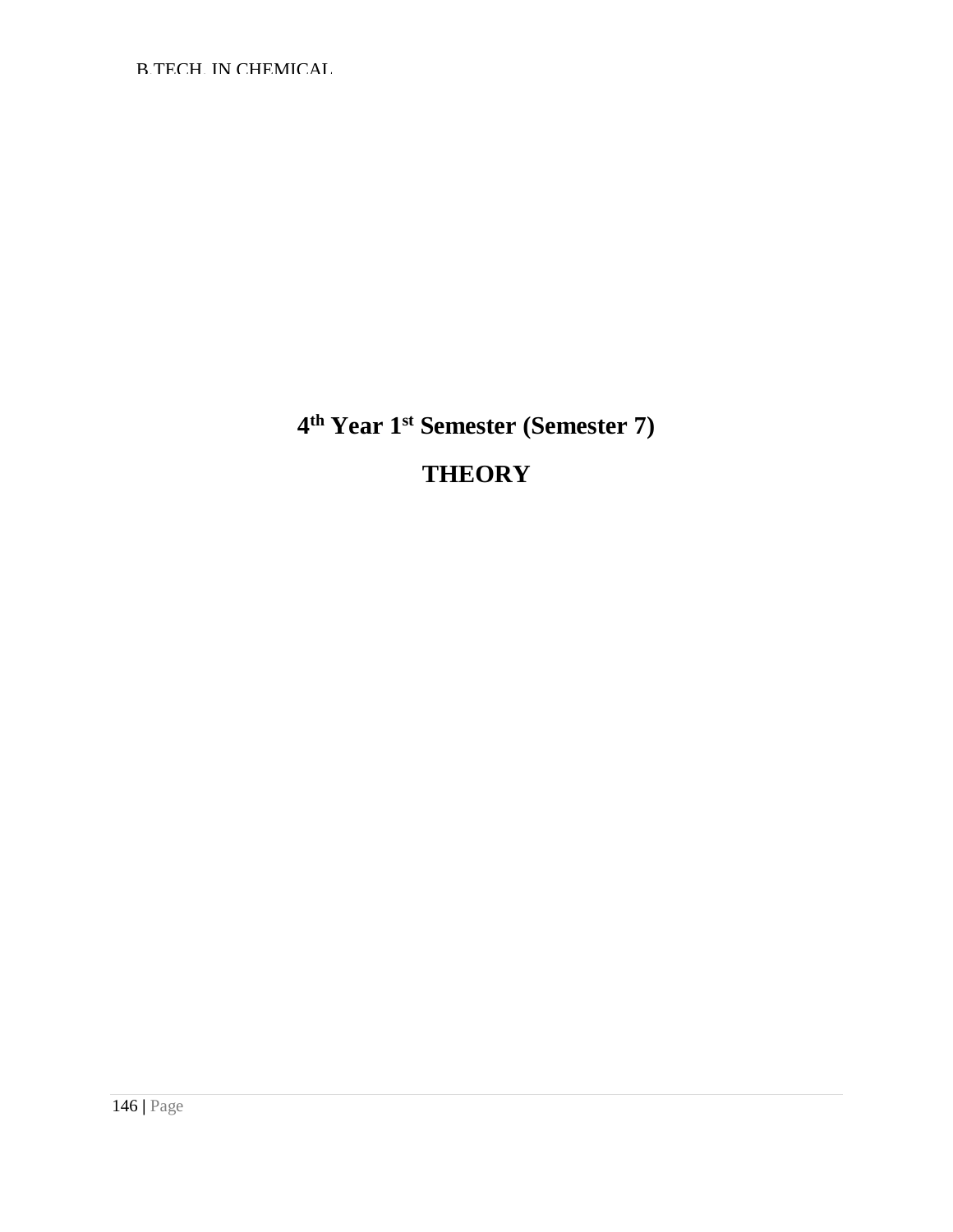# 4th Year 1st Semester (Semester 7)

# THEORY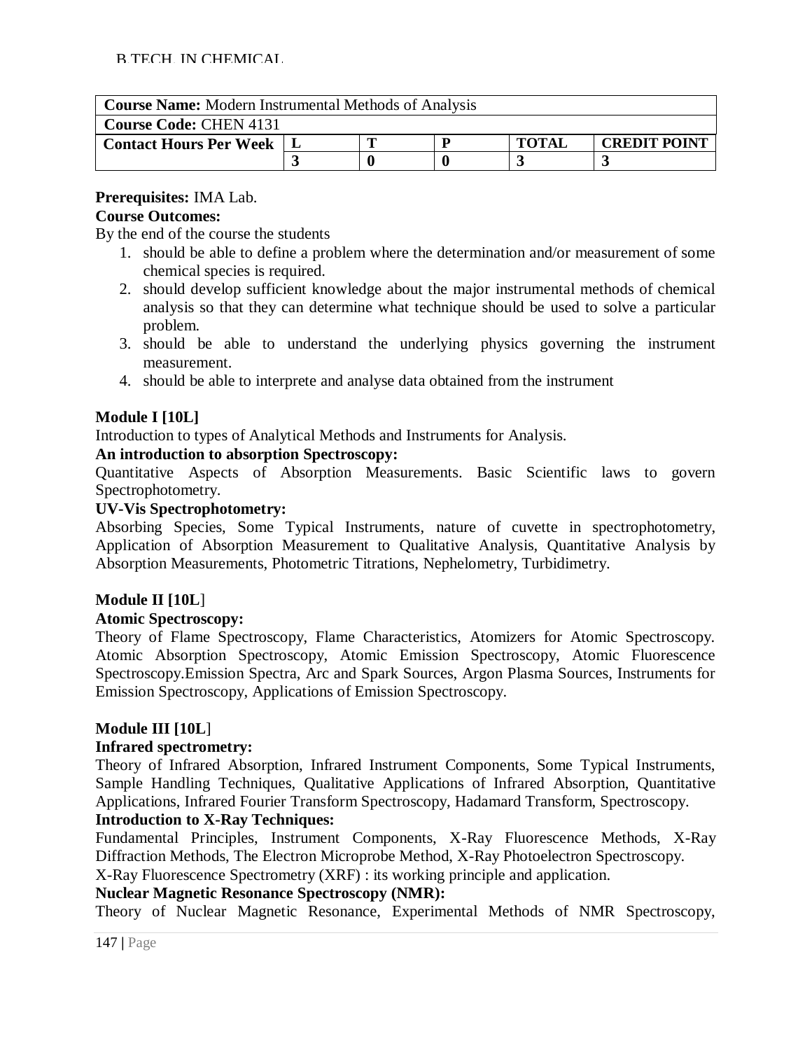| **Course Name:** Modern Instrumental Methods of Analysis | | | | | |
|---|---|---|---|---|---|
| **Course Code:** CHEN 4131 | | | | | |
| **Contact Hours Per Week** | **L** | **T** | **P** | **TOTAL** | **CREDIT POINT** |
| | **3** | **0** | **0** | **3** | **3** |

**Prerequisites:** IMA Lab.

**Course Outcomes:**

By the end of the course the students

1. should be able to define a problem where the determination and/or measurement of some chemical species is required.
2. should develop sufficient knowledge about the major instrumental methods of chemical analysis so that they can determine what technique should be used to solve a particular problem.
3. should be able to understand the underlying physics governing the instrument measurement.
4. should be able to interprete and analyse data obtained from the instrument

**Module I [10L]**

Introduction to types of Analytical Methods and Instruments for Analysis.

**An introduction to absorption Spectroscopy:**

Quantitative Aspects of Absorption Measurements. Basic Scientific laws to govern Spectrophotometry.

**UV-Vis Spectrophotometry:**

Absorbing Species, Some Typical Instruments, nature of cuvette in spectrophotometry, Application of Absorption Measurement to Qualitative Analysis, Quantitative Analysis by Absorption Measurements, Photometric Titrations, Nephelometry, Turbidimetry.

**Module II [10L]**

**Atomic Spectroscopy:**

Theory of Flame Spectroscopy, Flame Characteristics, Atomizers for Atomic Spectroscopy. Atomic Absorption Spectroscopy, Atomic Emission Spectroscopy, Atomic Fluorescence Spectroscopy.Emission Spectra, Arc and Spark Sources, Argon Plasma Sources, Instruments for Emission Spectroscopy, Applications of Emission Spectroscopy.

**Module III [10L]**

**Infrared spectrometry:**

Theory of Infrared Absorption, Infrared Instrument Components, Some Typical Instruments, Sample Handling Techniques, Qualitative Applications of Infrared Absorption, Quantitative Applications, Infrared Fourier Transform Spectroscopy, Hadamard Transform, Spectroscopy.

**Introduction to X-Ray Techniques:**

Fundamental Principles, Instrument Components, X-Ray Fluorescence Methods, X-Ray Diffraction Methods, The Electron Microprobe Method, X-Ray Photoelectron Spectroscopy.

X-Ray Fluorescence Spectrometry (XRF) : its working principle and application.

**Nuclear Magnetic Resonance Spectroscopy (NMR):**

Theory of Nuclear Magnetic Resonance, Experimental Methods of NMR Spectroscopy,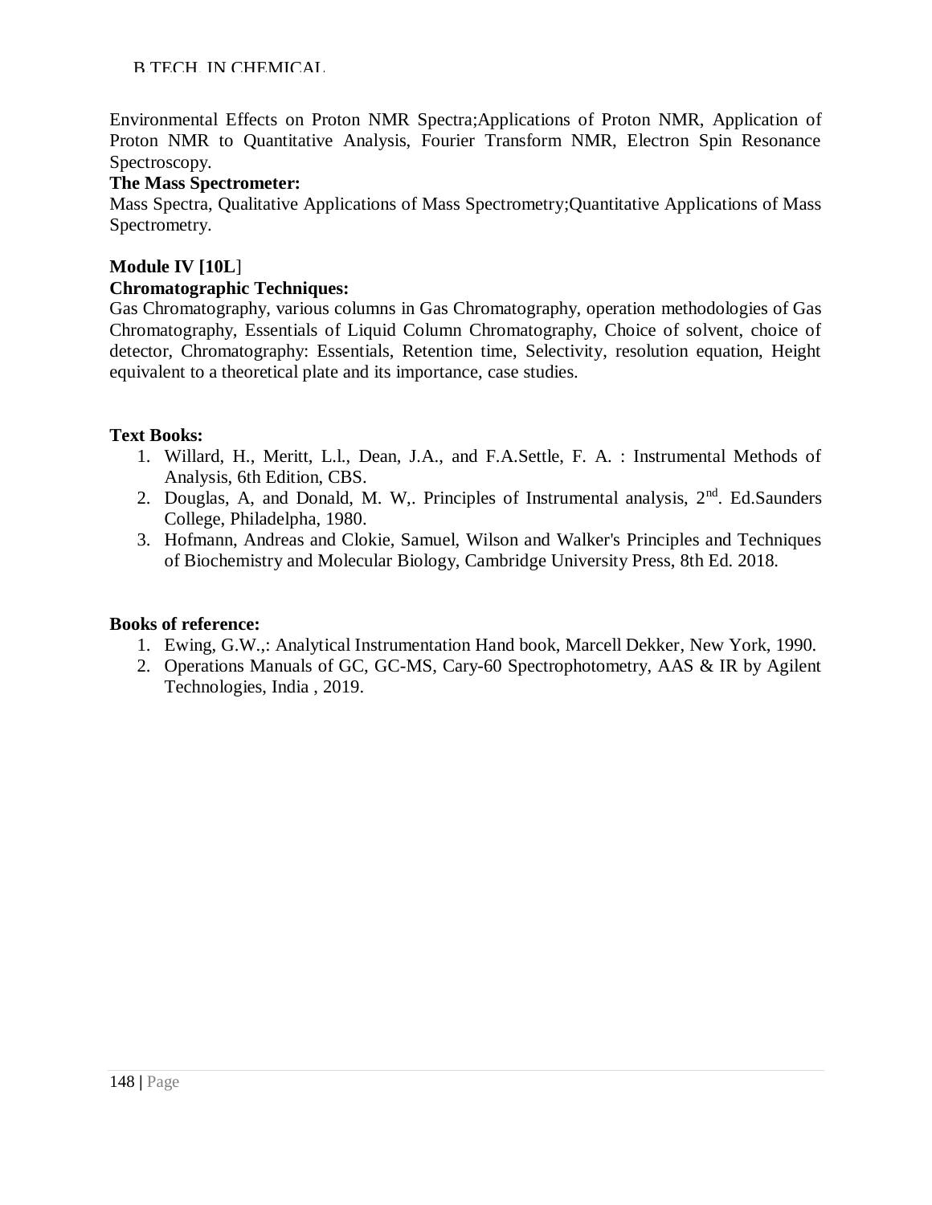Environmental Effects on Proton NMR Spectra;Applications of Proton NMR, Application of Proton NMR to Quantitative Analysis, Fourier Transform NMR, Electron Spin Resonance Spectroscopy.

**The Mass Spectrometer:**

Mass Spectra, Qualitative Applications of Mass Spectrometry;Quantitative Applications of Mass Spectrometry.

**Module IV [10L]**

**Chromatographic Techniques:**

Gas Chromatography, various columns in Gas Chromatography, operation methodologies of Gas Chromatography, Essentials of Liquid Column Chromatography, Choice of solvent, choice of detector, Chromatography: Essentials, Retention time, Selectivity, resolution equation, Height equivalent to a theoretical plate and its importance, case studies.

**Text Books:**

1. Willard, H., Meritt, L.l., Dean, J.A., and F.A.Settle, F. A. : Instrumental Methods of Analysis, 6th Edition, CBS.
2. Douglas, A, and Donald, M. W,. Principles of Instrumental analysis, 2nd. Ed.Saunders College, Philadelpha, 1980.
3. Hofmann, Andreas and Clokie, Samuel, Wilson and Walker's Principles and Techniques of Biochemistry and Molecular Biology, Cambridge University Press, 8th Ed. 2018.

**Books of reference:**

1. Ewing, G.W.,: Analytical Instrumentation Hand book, Marcell Dekker, New York, 1990.
2. Operations Manuals of GC, GC-MS, Cary-60 Spectrophotometry, AAS & IR by Agilent Technologies, India , 2019.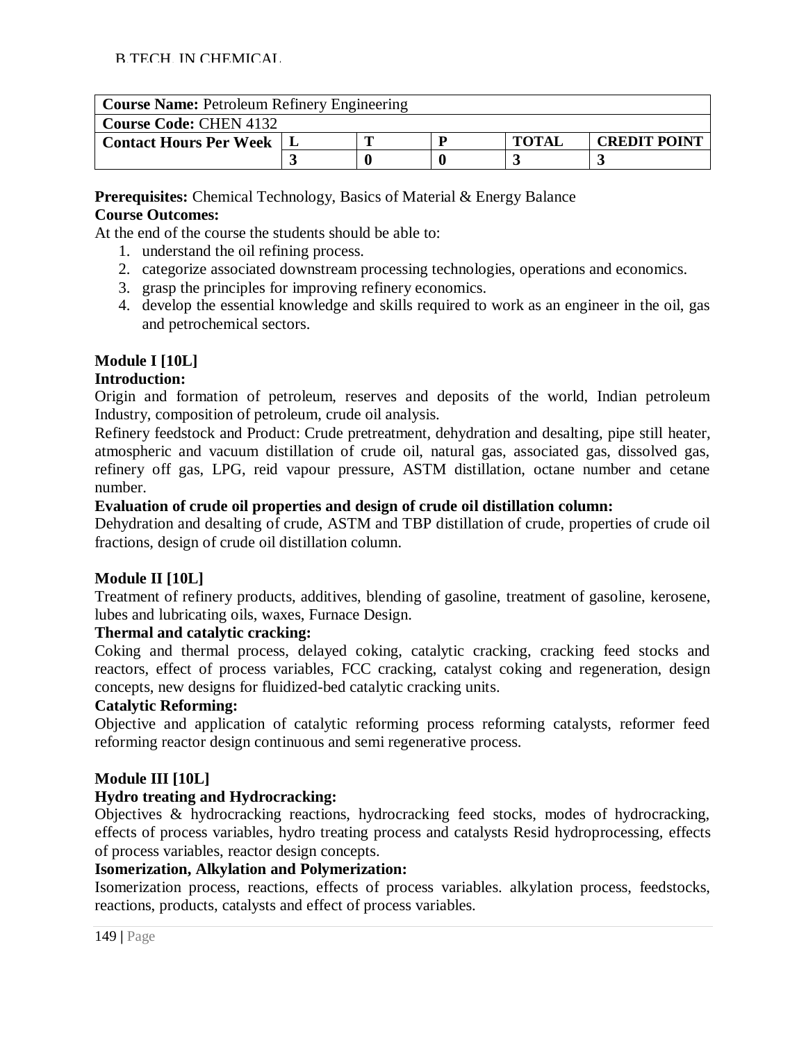| **Course Name:** Petroleum Refinery Engineering | | | | | |
|---|---|---|---|---|---|
| **Course Code:** CHEN 4132 | | | | | |
| **Contact Hours Per Week** | **L** | **T** | **P** | **TOTAL** | **CREDIT POINT** |
| | **3** | **0** | **0** | **3** | **3** |

**Prerequisites:** Chemical Technology, Basics of Material & Energy Balance

**Course Outcomes:**

At the end of the course the students should be able to:

1. understand the oil refining process.
2. categorize associated downstream processing technologies, operations and economics.
3. grasp the principles for improving refinery economics.
4. develop the essential knowledge and skills required to work as an engineer in the oil, gas and petrochemical sectors.

**Module I [10L]**

**Introduction:**

Origin and formation of petroleum, reserves and deposits of the world, Indian petroleum Industry, composition of petroleum, crude oil analysis.

Refinery feedstock and Product: Crude pretreatment, dehydration and desalting, pipe still heater, atmospheric and vacuum distillation of crude oil, natural gas, associated gas, dissolved gas, refinery off gas, LPG, reid vapour pressure, ASTM distillation, octane number and cetane number.

**Evaluation of crude oil properties and design of crude oil distillation column:**

Dehydration and desalting of crude, ASTM and TBP distillation of crude, properties of crude oil fractions, design of crude oil distillation column.

**Module II [10L]**

Treatment of refinery products, additives, blending of gasoline, treatment of gasoline, kerosene, lubes and lubricating oils, waxes, Furnace Design.

**Thermal and catalytic cracking:**

Coking and thermal process, delayed coking, catalytic cracking, cracking feed stocks and reactors, effect of process variables, FCC cracking, catalyst coking and regeneration, design concepts, new designs for fluidized-bed catalytic cracking units.

**Catalytic Reforming:**

Objective and application of catalytic reforming process reforming catalysts, reformer feed reforming reactor design continuous and semi regenerative process.

**Module III [10L]**

**Hydro treating and Hydrocracking:**

Objectives & hydrocracking reactions, hydrocracking feed stocks, modes of hydrocracking, effects of process variables, hydro treating process and catalysts Resid hydroprocessing, effects of process variables, reactor design concepts.

**Isomerization, Alkylation and Polymerization:**

Isomerization process, reactions, effects of process variables. alkylation process, feedstocks, reactions, products, catalysts and effect of process variables.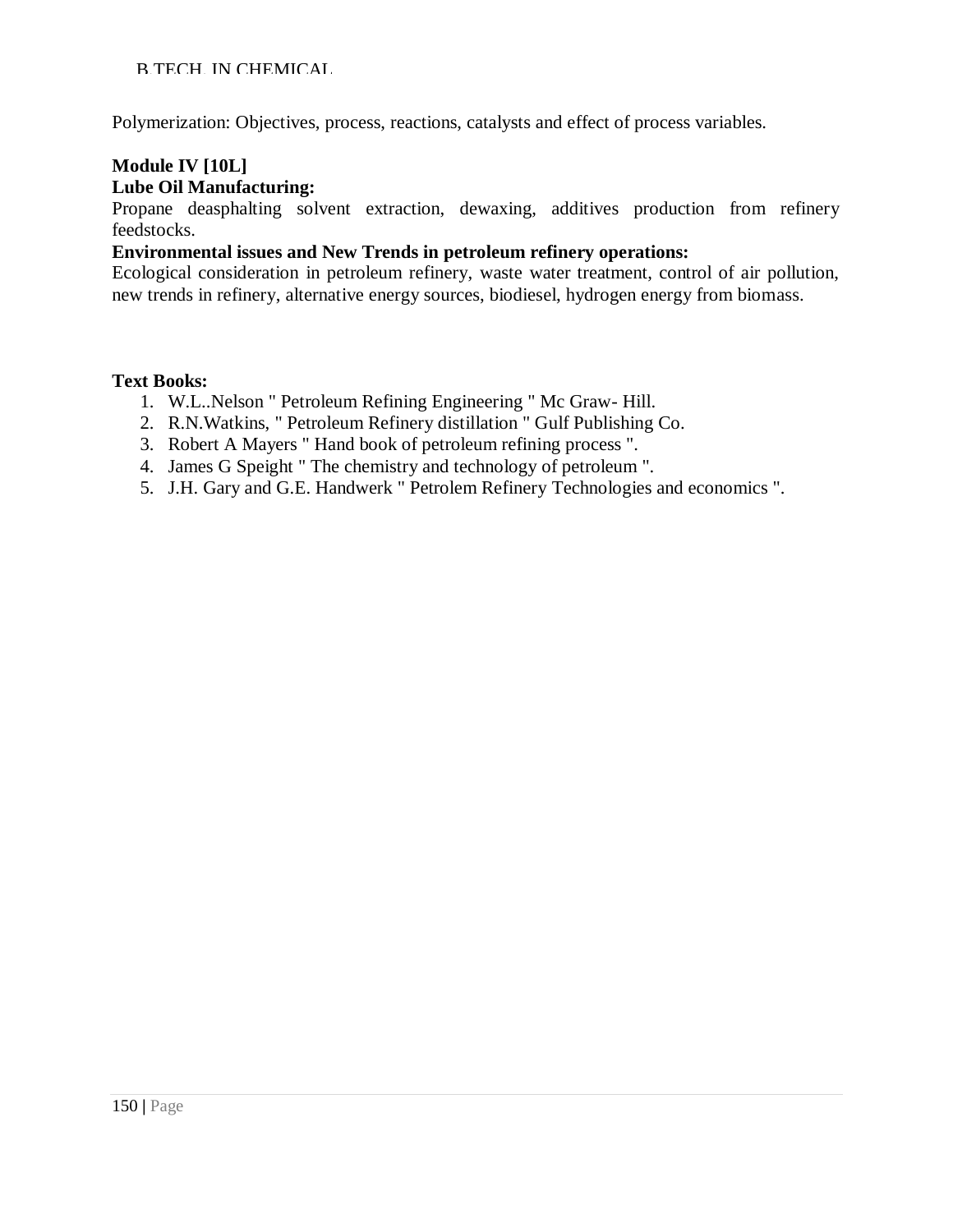Polymerization: Objectives, process, reactions, catalysts and effect of process variables.

**Module IV [10L]**

**Lube Oil Manufacturing:**

Propane deasphalting solvent extraction, dewaxing, additives production from refinery feedstocks.

**Environmental issues and New Trends in petroleum refinery operations:**

Ecological consideration in petroleum refinery, waste water treatment, control of air pollution, new trends in refinery, alternative energy sources, biodiesel, hydrogen energy from biomass.

**Text Books:**

1. W.L..Nelson " Petroleum Refining Engineering " Mc Graw- Hill.
2. R.N.Watkins, " Petroleum Refinery distillation " Gulf Publishing Co.
3. Robert A Mayers " Hand book of petroleum refining process ".
4. James G Speight " The chemistry and technology of petroleum ".
5. J.H. Gary and G.E. Handwerk " Petrolem Refinery Technologies and economics ".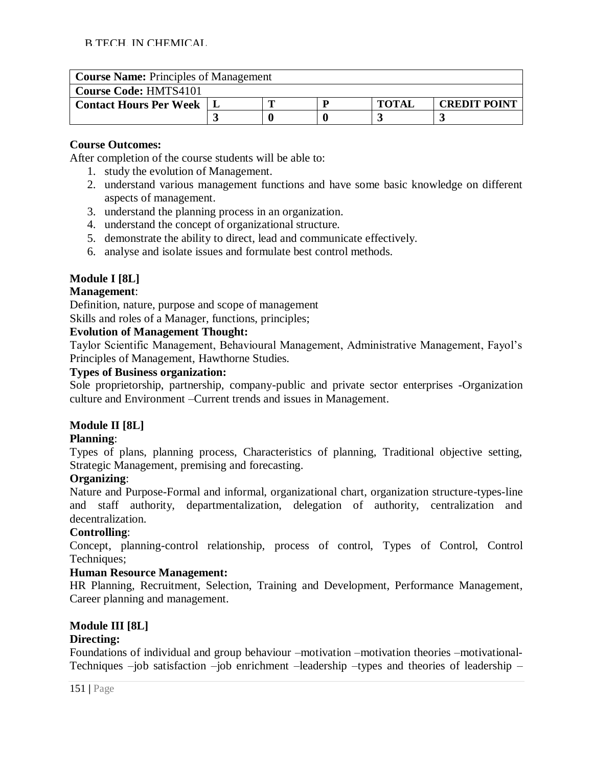| **Course Name:** Principles of Management | | | | | |
|---|---|---|---|---|---|
| **Course Code:** HMTS4101 | | | | | |
| **Contact Hours Per Week** | **L** | **T** | **P** | **TOTAL** | **CREDIT POINT** |
| | **3** | **0** | **0** | **3** | **3** |

**Course Outcomes:**

After completion of the course students will be able to:

1. study the evolution of Management.
2. understand various management functions and have some basic knowledge on different aspects of management.
3. understand the planning process in an organization.
4. understand the concept of organizational structure.
5. demonstrate the ability to direct, lead and communicate effectively.
6. analyse and isolate issues and formulate best control methods.

**Module I [8L]**

**Management**:

Definition, nature, purpose and scope of management

Skills and roles of a Manager, functions, principles;

**Evolution of Management Thought:**

Taylor Scientific Management, Behavioural Management, Administrative Management, Fayol's Principles of Management, Hawthorne Studies.

**Types of Business organization:**

Sole proprietorship, partnership, company-public and private sector enterprises -Organization culture and Environment –Current trends and issues in Management.

**Module II [8L]**

**Planning**:

Types of plans, planning process, Characteristics of planning, Traditional objective setting, Strategic Management, premising and forecasting.

**Organizing**:

Nature and Purpose-Formal and informal, organizational chart, organization structure-types-line and staff authority, departmentalization, delegation of authority, centralization and decentralization.

**Controlling**:

Concept, planning-control relationship, process of control, Types of Control, Control Techniques;

**Human Resource Management:**

HR Planning, Recruitment, Selection, Training and Development, Performance Management, Career planning and management.

**Module III [8L]**

**Directing:**

Foundations of individual and group behaviour –motivation –motivation theories –motivational-Techniques –job satisfaction –job enrichment –leadership –types and theories of leadership –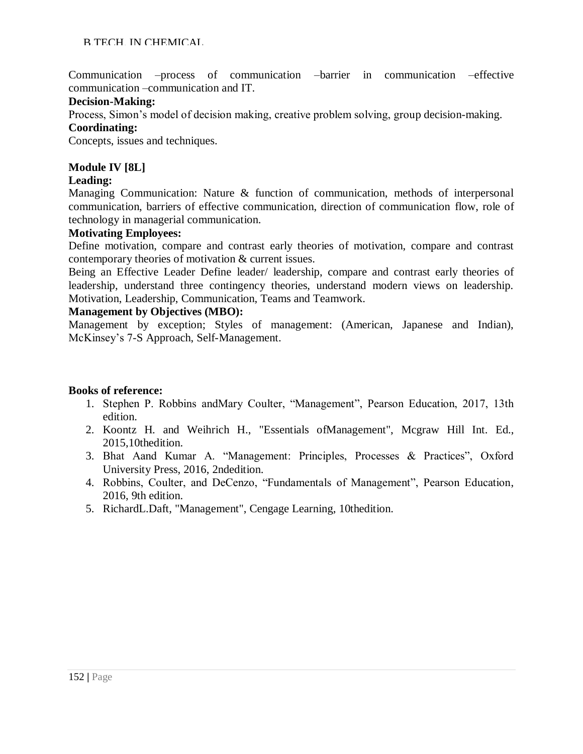Communication –process of communication –barrier in communication –effective communication –communication and IT.

**Decision-Making:**

Process, Simon's model of decision making, creative problem solving, group decision-making.

**Coordinating:**

Concepts, issues and techniques.

**Module IV [8L]**

**Leading:**

Managing Communication: Nature & function of communication, methods of interpersonal communication, barriers of effective communication, direction of communication flow, role of technology in managerial communication.

**Motivating Employees:**

Define motivation, compare and contrast early theories of motivation, compare and contrast contemporary theories of motivation & current issues.

Being an Effective Leader Define leader/ leadership, compare and contrast early theories of leadership, understand three contingency theories, understand modern views on leadership. Motivation, Leadership, Communication, Teams and Teamwork.

**Management by Objectives (MBO):**

Management by exception; Styles of management: (American, Japanese and Indian), McKinsey's 7-S Approach, Self-Management.

**Books of reference:**

1. Stephen P. Robbins andMary Coulter, "Management", Pearson Education, 2017, 13th edition.
2. Koontz H. and Weihrich H., "Essentials ofManagement", Mcgraw Hill Int. Ed., 2015,10thedition.
3. Bhat Aand Kumar A. "Management: Principles, Processes & Practices", Oxford University Press, 2016, 2ndedition.
4. Robbins, Coulter, and DeCenzo, "Fundamentals of Management", Pearson Education, 2016, 9th edition.
5. RichardL.Daft, "Management", Cengage Learning, 10thedition.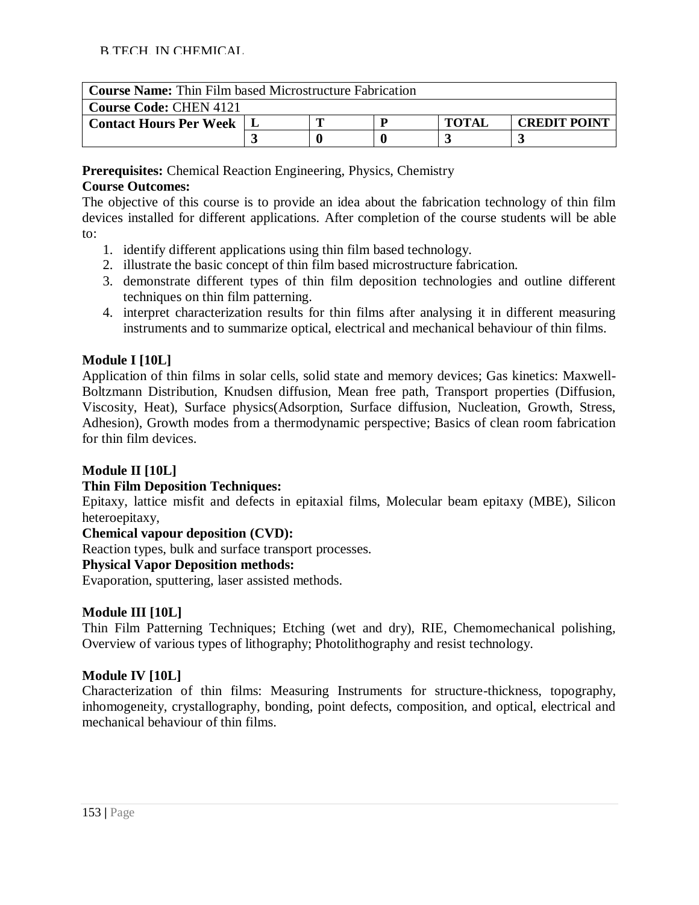| **Course Name:** Thin Film based Microstructure Fabrication | | | | | |
|---|---|---|---|---|---|
| **Course Code:** CHEN 4121 | | | | | |
| **Contact Hours Per Week** | **L** | **T** | **P** | **TOTAL** | **CREDIT POINT** |
| | **3** | **0** | **0** | **3** | **3** |

**Prerequisites:** Chemical Reaction Engineering, Physics, Chemistry

**Course Outcomes:**

The objective of this course is to provide an idea about the fabrication technology of thin film devices installed for different applications. After completion of the course students will be able to:

1. identify different applications using thin film based technology.
2. illustrate the basic concept of thin film based microstructure fabrication.
3. demonstrate different types of thin film deposition technologies and outline different techniques on thin film patterning.
4. interpret characterization results for thin films after analysing it in different measuring instruments and to summarize optical, electrical and mechanical behaviour of thin films.

**Module I [10L]**

Application of thin films in solar cells, solid state and memory devices; Gas kinetics: Maxwell-Boltzmann Distribution, Knudsen diffusion, Mean free path, Transport properties (Diffusion, Viscosity, Heat), Surface physics(Adsorption, Surface diffusion, Nucleation, Growth, Stress, Adhesion), Growth modes from a thermodynamic perspective; Basics of clean room fabrication for thin film devices.

**Module II [10L]**

**Thin Film Deposition Techniques:**

Epitaxy, lattice misfit and defects in epitaxial films, Molecular beam epitaxy (MBE), Silicon heteroepitaxy,

**Chemical vapour deposition (CVD):**

Reaction types, bulk and surface transport processes.

**Physical Vapor Deposition methods:**

Evaporation, sputtering, laser assisted methods.

**Module III [10L]**

Thin Film Patterning Techniques; Etching (wet and dry), RIE, Chemomechanical polishing, Overview of various types of lithography; Photolithography and resist technology.

**Module IV [10L]**

Characterization of thin films: Measuring Instruments for structure-thickness, topography, inhomogeneity, crystallography, bonding, point defects, composition, and optical, electrical and mechanical behaviour of thin films.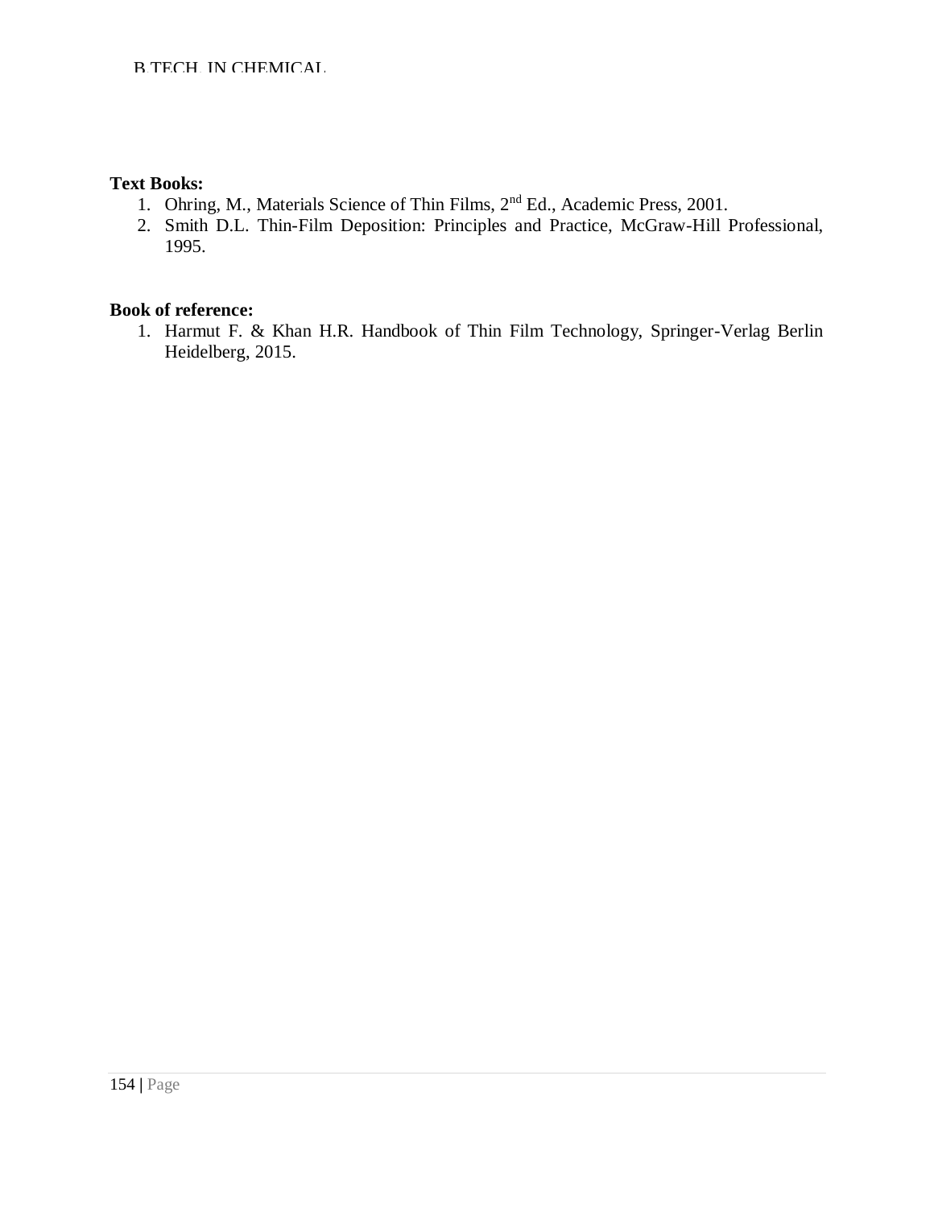**Text Books:**

1. Ohring, M., Materials Science of Thin Films, 2nd Ed., Academic Press, 2001.
2. Smith D.L. Thin-Film Deposition: Principles and Practice, McGraw-Hill Professional, 1995.

**Book of reference:**

1. Harmut F. & Khan H.R. Handbook of Thin Film Technology, Springer-Verlag Berlin Heidelberg, 2015.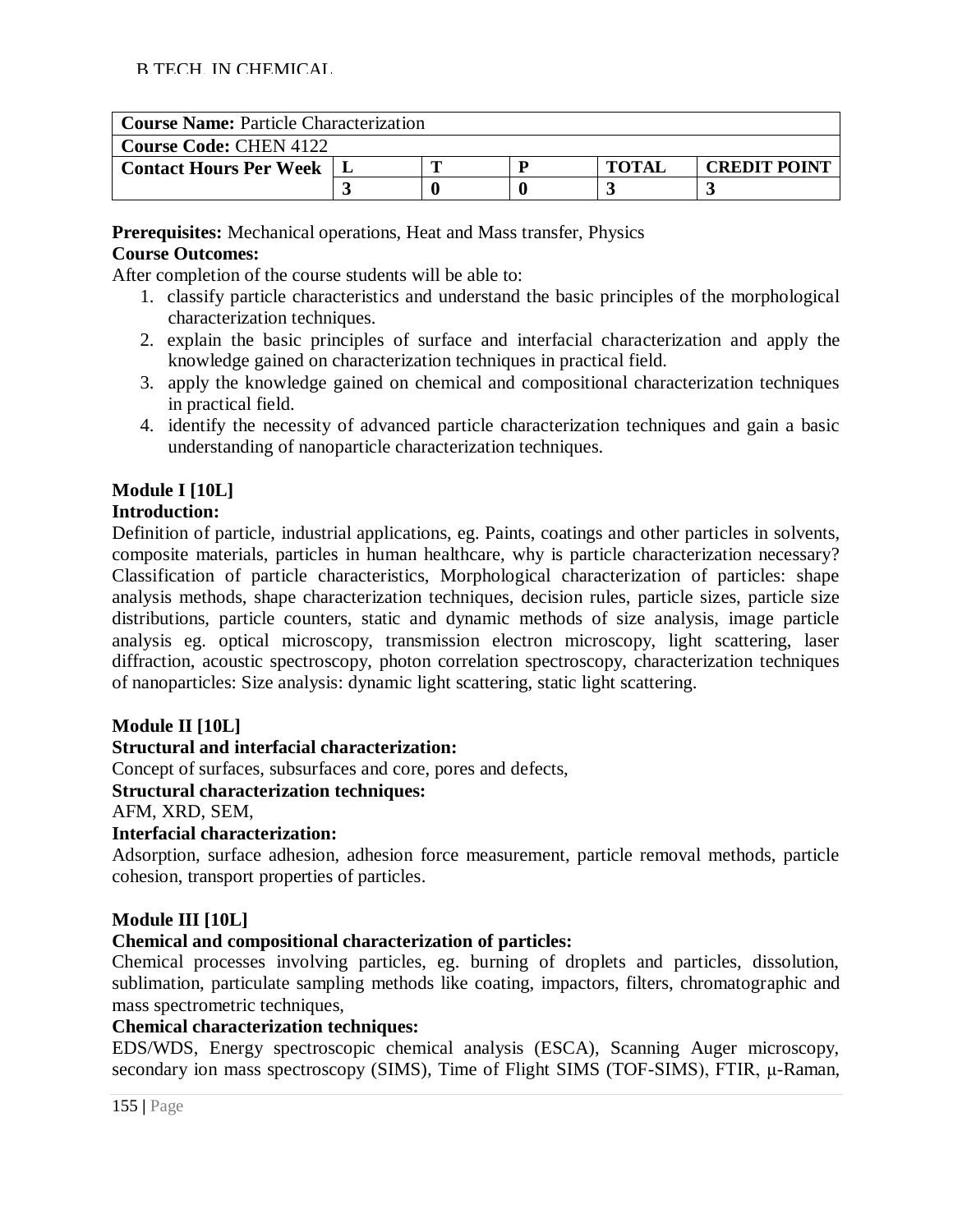| **Course Name:** Particle Characterization | | | | | |
|---|---|---|---|---|---|
| **Course Code:** CHEN 4122 | | | | | |
| **Contact Hours Per Week** | **L** | **T** | **P** | **TOTAL** | **CREDIT POINT** |
| | **3** | **0** | **0** | **3** | **3** |

**Prerequisites:** Mechanical operations, Heat and Mass transfer, Physics

**Course Outcomes:**

After completion of the course students will be able to:

1. classify particle characteristics and understand the basic principles of the morphological characterization techniques.
2. explain the basic principles of surface and interfacial characterization and apply the knowledge gained on characterization techniques in practical field.
3. apply the knowledge gained on chemical and compositional characterization techniques in practical field.
4. identify the necessity of advanced particle characterization techniques and gain a basic understanding of nanoparticle characterization techniques.

**Module I [10L]**

**Introduction:**

Definition of particle, industrial applications, eg. Paints, coatings and other particles in solvents, composite materials, particles in human healthcare, why is particle characterization necessary? Classification of particle characteristics, Morphological characterization of particles: shape analysis methods, shape characterization techniques, decision rules, particle sizes, particle size distributions, particle counters, static and dynamic methods of size analysis, image particle analysis eg. optical microscopy, transmission electron microscopy, light scattering, laser diffraction, acoustic spectroscopy, photon correlation spectroscopy, characterization techniques of nanoparticles: Size analysis: dynamic light scattering, static light scattering.

**Module II [10L]**

**Structural and interfacial characterization:**

Concept of surfaces, subsurfaces and core, pores and defects,

**Structural characterization techniques:**

AFM, XRD, SEM,

**Interfacial characterization:**

Adsorption, surface adhesion, adhesion force measurement, particle removal methods, particle cohesion, transport properties of particles.

**Module III [10L]**

**Chemical and compositional characterization of particles:**

Chemical processes involving particles, eg. burning of droplets and particles, dissolution, sublimation, particulate sampling methods like coating, impactors, filters, chromatographic and mass spectrometric techniques,

**Chemical characterization techniques:**

EDS/WDS, Energy spectroscopic chemical analysis (ESCA), Scanning Auger microscopy, secondary ion mass spectroscopy (SIMS), Time of Flight SIMS (TOF-SIMS), FTIR, μ-Raman,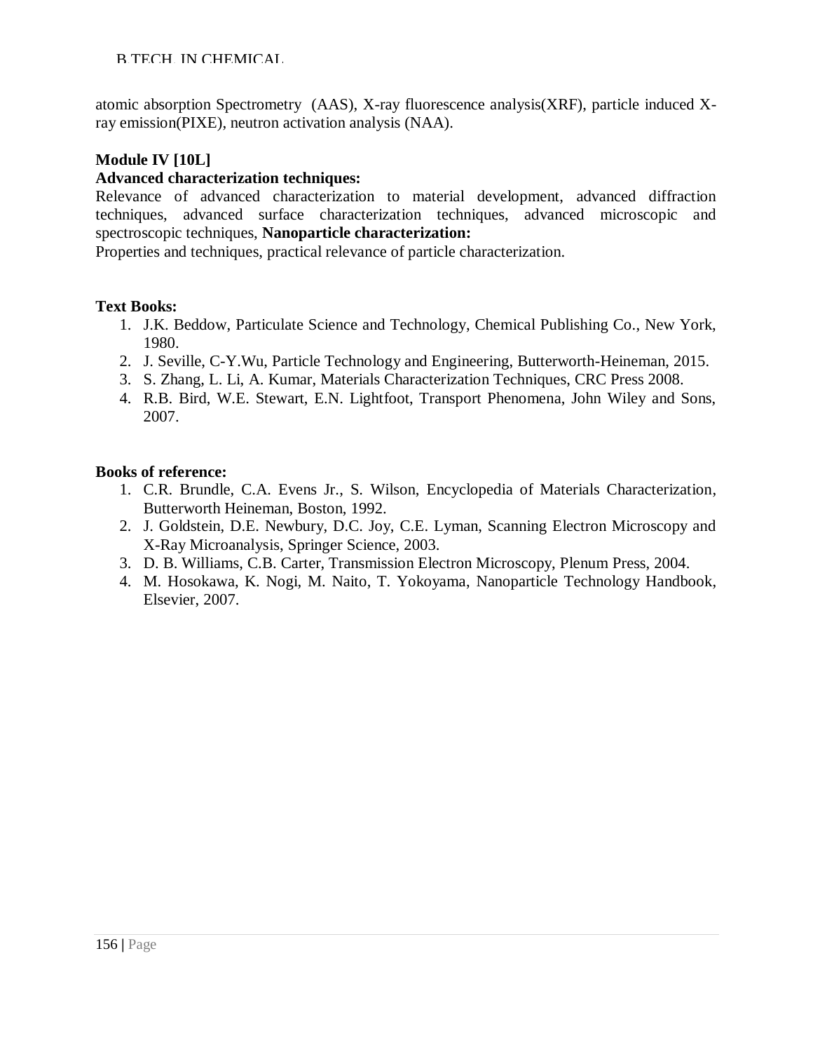atomic absorption Spectrometry (AAS), X-ray fluorescence analysis(XRF), particle induced X-ray emission(PIXE), neutron activation analysis (NAA).

**Module IV [10L]**

**Advanced characterization techniques:**

Relevance of advanced characterization to material development, advanced diffraction techniques, advanced surface characterization techniques, advanced microscopic and spectroscopic techniques, **Nanoparticle characterization:**

Properties and techniques, practical relevance of particle characterization.

**Text Books:**

1. J.K. Beddow, Particulate Science and Technology, Chemical Publishing Co., New York, 1980.
2. J. Seville, C-Y.Wu, Particle Technology and Engineering, Butterworth-Heineman, 2015.
3. S. Zhang, L. Li, A. Kumar, Materials Characterization Techniques, CRC Press 2008.
4. R.B. Bird, W.E. Stewart, E.N. Lightfoot, Transport Phenomena, John Wiley and Sons, 2007.

**Books of reference:**

1. C.R. Brundle, C.A. Evens Jr., S. Wilson, Encyclopedia of Materials Characterization, Butterworth Heineman, Boston, 1992.
2. J. Goldstein, D.E. Newbury, D.C. Joy, C.E. Lyman, Scanning Electron Microscopy and X-Ray Microanalysis, Springer Science, 2003.
3. D. B. Williams, C.B. Carter, Transmission Electron Microscopy, Plenum Press, 2004.
4. M. Hosokawa, K. Nogi, M. Naito, T. Yokoyama, Nanoparticle Technology Handbook, Elsevier, 2007.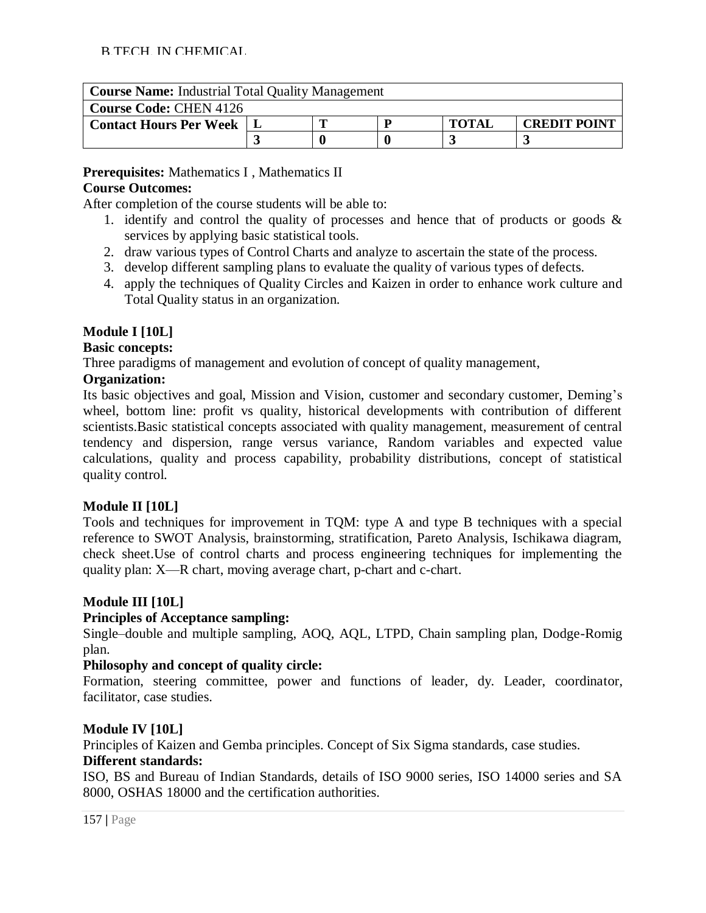| **Course Name:** Industrial Total Quality Management | | | | | |
|---|---|---|---|---|---|
| **Course Code:** CHEN 4126 | | | | | |
| **Contact Hours Per Week** | **L** | **T** | **P** | **TOTAL** | **CREDIT POINT** |
| | **3** | **0** | **0** | **3** | **3** |

**Prerequisites:** Mathematics I , Mathematics II

**Course Outcomes:**

After completion of the course students will be able to:

1. identify and control the quality of processes and hence that of products or goods & services by applying basic statistical tools.
2. draw various types of Control Charts and analyze to ascertain the state of the process.
3. develop different sampling plans to evaluate the quality of various types of defects.
4. apply the techniques of Quality Circles and Kaizen in order to enhance work culture and Total Quality status in an organization.

**Module I [10L]**

**Basic concepts:**

Three paradigms of management and evolution of concept of quality management,

**Organization:**

Its basic objectives and goal, Mission and Vision, customer and secondary customer, Deming's wheel, bottom line: profit vs quality, historical developments with contribution of different scientists.Basic statistical concepts associated with quality management, measurement of central tendency and dispersion, range versus variance, Random variables and expected value calculations, quality and process capability, probability distributions, concept of statistical quality control.

**Module II [10L]**

Tools and techniques for improvement in TQM: type A and type B techniques with a special reference to SWOT Analysis, brainstorming, stratification, Pareto Analysis, Ischikawa diagram, check sheet.Use of control charts and process engineering techniques for implementing the quality plan: X—R chart, moving average chart, p-chart and c-chart.

**Module III [10L]**

**Principles of Acceptance sampling:**

Single–double and multiple sampling, AOQ, AQL, LTPD, Chain sampling plan, Dodge-Romig plan.

**Philosophy and concept of quality circle:**

Formation, steering committee, power and functions of leader, dy. Leader, coordinator, facilitator, case studies.

**Module IV [10L]**

Principles of Kaizen and Gemba principles. Concept of Six Sigma standards, case studies.

**Different standards:**

ISO, BS and Bureau of Indian Standards, details of ISO 9000 series, ISO 14000 series and SA 8000, OSHAS 18000 and the certification authorities.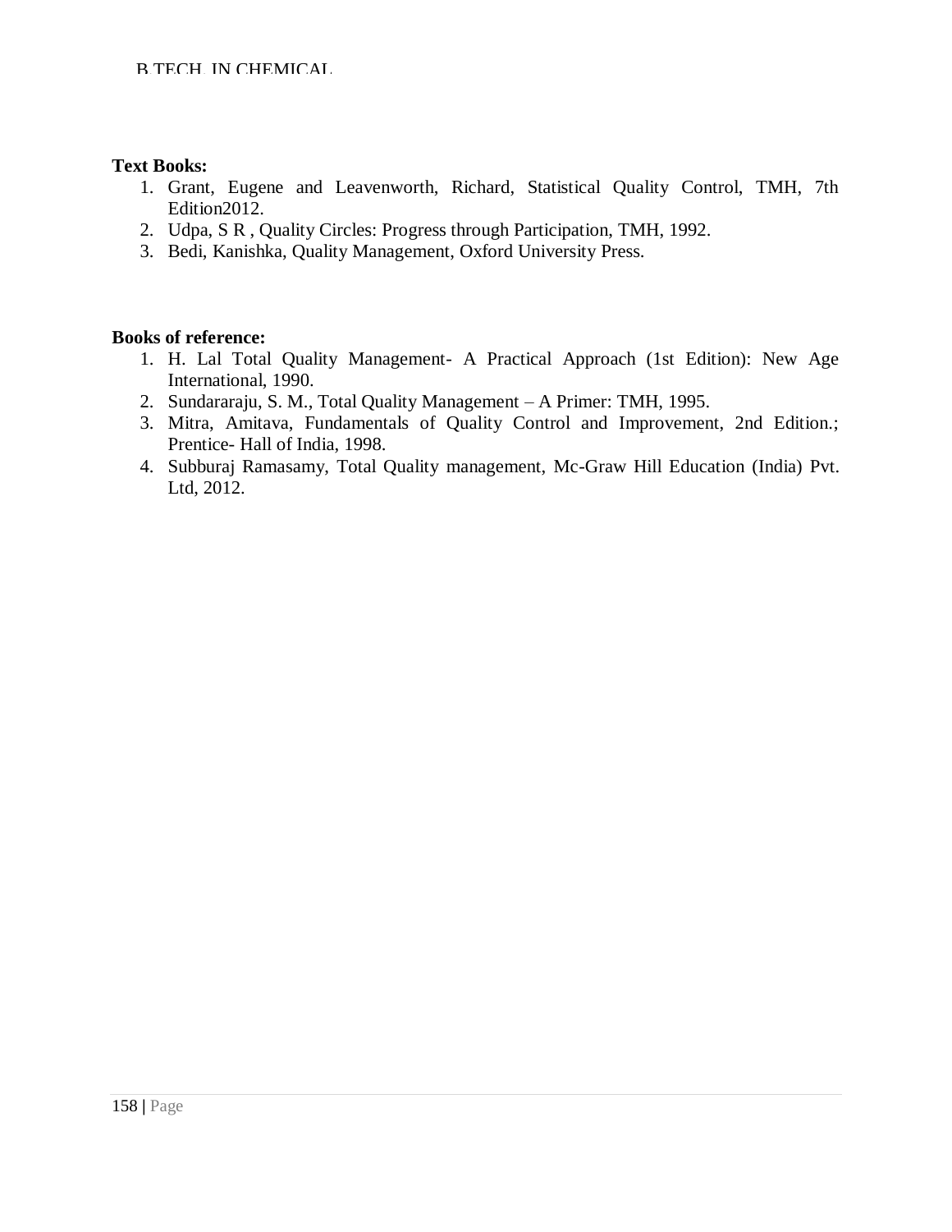**Text Books:**

1. Grant, Eugene and Leavenworth, Richard, Statistical Quality Control, TMH, 7th Edition2012.
2. Udpa, S R , Quality Circles: Progress through Participation, TMH, 1992.
3. Bedi, Kanishka, Quality Management, Oxford University Press.

**Books of reference:**

1. H. Lal Total Quality Management- A Practical Approach (1st Edition): New Age International, 1990.
2. Sundararaju, S. M., Total Quality Management – A Primer: TMH, 1995.
3. Mitra, Amitava, Fundamentals of Quality Control and Improvement, 2nd Edition.; Prentice- Hall of India, 1998.
4. Subburaj Ramasamy, Total Quality management, Mc-Graw Hill Education (India) Pvt. Ltd, 2012.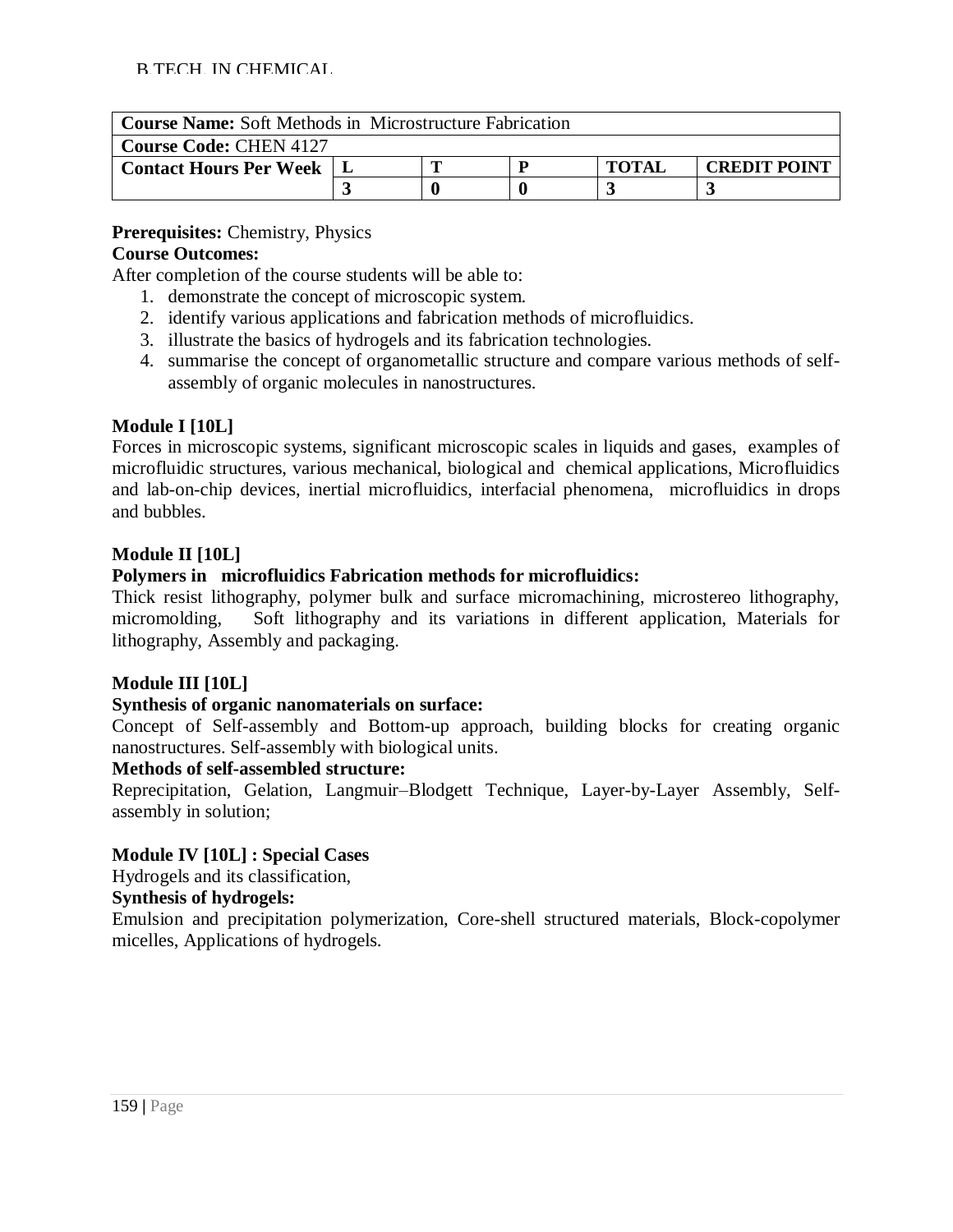| **Course Name:** Soft Methods in Microstructure Fabrication | | | | | |
|---|---|---|---|---|---|
| **Course Code:** CHEN 4127 | | | | | |
| **Contact Hours Per Week** | **L** | **T** | **P** | **TOTAL** | **CREDIT POINT** |
| | **3** | **0** | **0** | **3** | **3** |

**Prerequisites:** Chemistry, Physics

**Course Outcomes:**

After completion of the course students will be able to:

1. demonstrate the concept of microscopic system.
2. identify various applications and fabrication methods of microfluidics.
3. illustrate the basics of hydrogels and its fabrication technologies.
4. summarise the concept of organometallic structure and compare various methods of self-assembly of organic molecules in nanostructures.

**Module I [10L]**

Forces in microscopic systems, significant microscopic scales in liquids and gases, examples of microfluidic structures, various mechanical, biological and chemical applications, Microfluidics and lab-on-chip devices, inertial microfluidics, interfacial phenomena, microfluidics in drops and bubbles.

**Module II [10L]**

**Polymers in microfluidics Fabrication methods for microfluidics:**

Thick resist lithography, polymer bulk and surface micromachining, microstereo lithography, micromolding, Soft lithography and its variations in different application, Materials for lithography, Assembly and packaging.

**Module III [10L]**

**Synthesis of organic nanomaterials on surface:**

Concept of Self-assembly and Bottom-up approach, building blocks for creating organic nanostructures. Self-assembly with biological units.

**Methods of self-assembled structure:**

Reprecipitation, Gelation, Langmuir–Blodgett Technique, Layer-by-Layer Assembly, Self-assembly in solution;

**Module IV [10L] : Special Cases**

Hydrogels and its classification,

**Synthesis of hydrogels:**

Emulsion and precipitation polymerization, Core-shell structured materials, Block-copolymer micelles, Applications of hydrogels.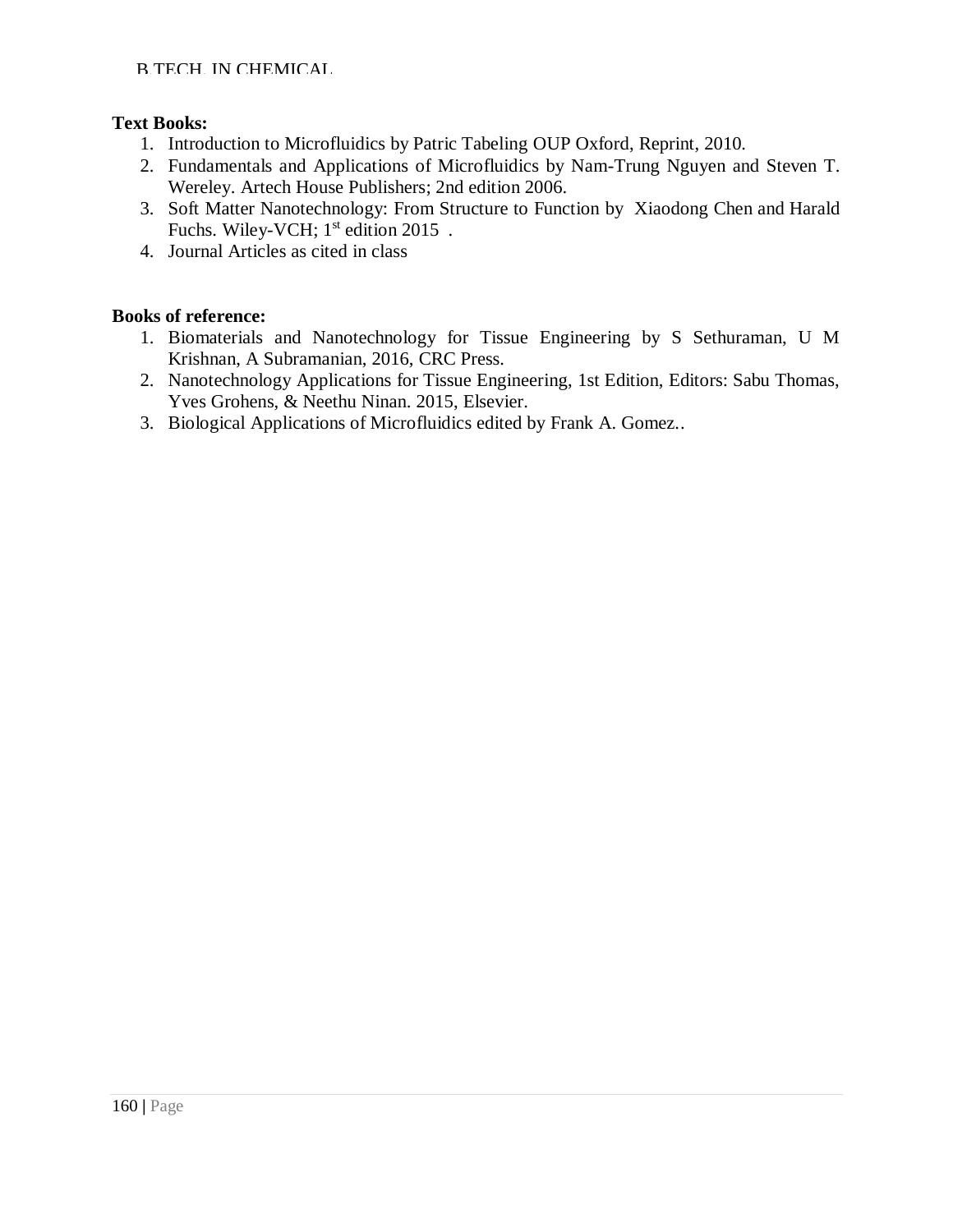**Text Books:**

1. Introduction to Microfluidics by Patric Tabeling OUP Oxford, Reprint, 2010.
2. Fundamentals and Applications of Microfluidics by Nam-Trung Nguyen and Steven T. Wereley. Artech House Publishers; 2nd edition 2006.
3. Soft Matter Nanotechnology: From Structure to Function by Xiaodong Chen and Harald Fuchs. Wiley-VCH; 1st edition 2015 .
4. Journal Articles as cited in class

**Books of reference:**

1. Biomaterials and Nanotechnology for Tissue Engineering by S Sethuraman, U M Krishnan, A Subramanian, 2016, CRC Press.
2. Nanotechnology Applications for Tissue Engineering, 1st Edition, Editors: Sabu Thomas, Yves Grohens, & Neethu Ninan. 2015, Elsevier.
3. Biological Applications of Microfluidics edited by Frank A. Gomez..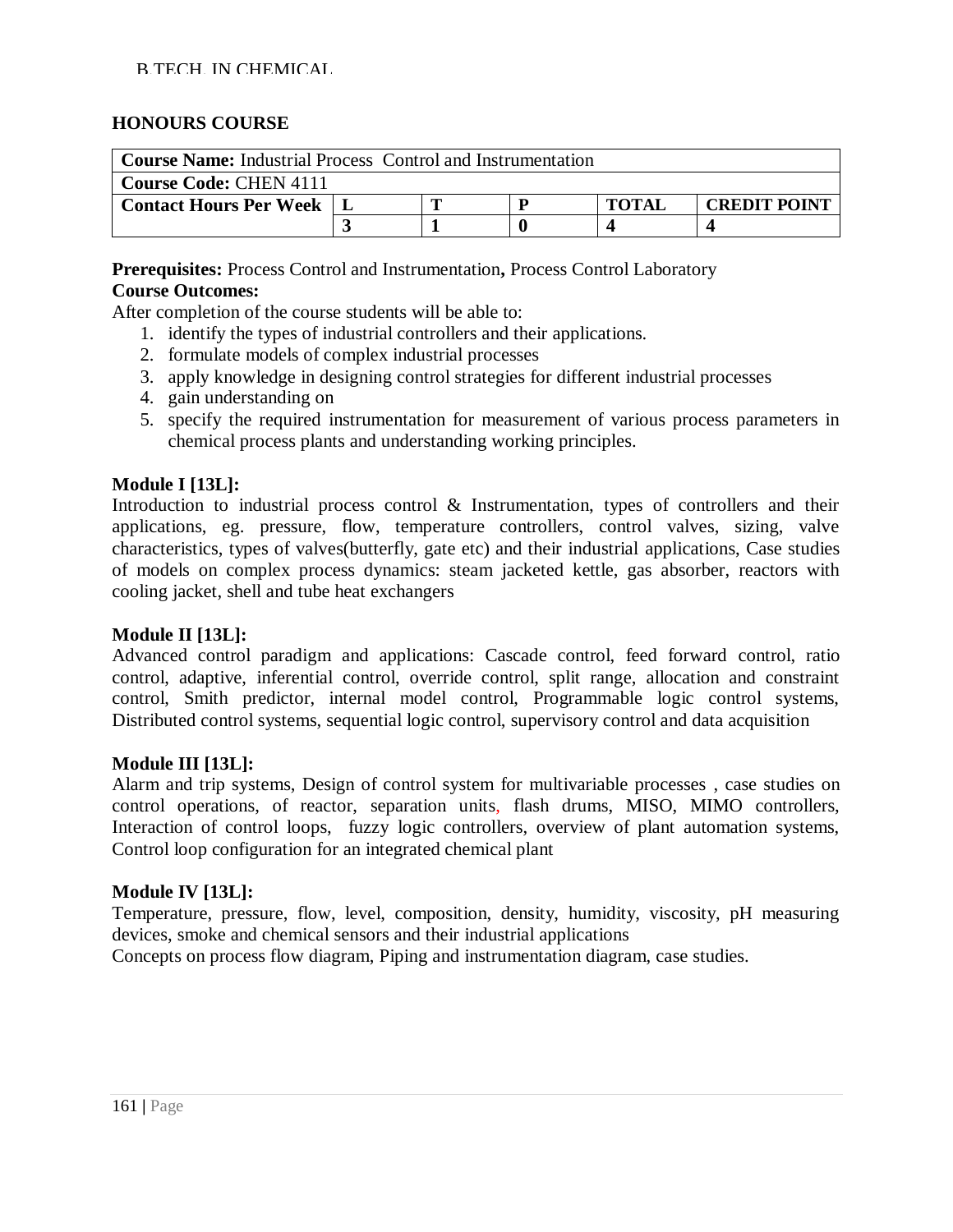## HONOURS COURSE

| **Course Name:** Industrial Process Control and Instrumentation | | | | | |
|---|---|---|---|---|---|
| **Course Code:** CHEN 4111 | | | | | |
| **Contact Hours Per Week** | **L** | **T** | **P** | **TOTAL** | **CREDIT POINT** |
| | **3** | **1** | **0** | **4** | **4** |

**Prerequisites:** Process Control and Instrumentation**,** Process Control Laboratory

**Course Outcomes:**

After completion of the course students will be able to:

1. identify the types of industrial controllers and their applications.
2. formulate models of complex industrial processes
3. apply knowledge in designing control strategies for different industrial processes
4. gain understanding on
5. specify the required instrumentation for measurement of various process parameters in chemical process plants and understanding working principles.

**Module I [13L]:**

Introduction to industrial process control & Instrumentation, types of controllers and their applications, eg. pressure, flow, temperature controllers, control valves, sizing, valve characteristics, types of valves(butterfly, gate etc) and their industrial applications, Case studies of models on complex process dynamics: steam jacketed kettle, gas absorber, reactors with cooling jacket, shell and tube heat exchangers

**Module II [13L]:**

Advanced control paradigm and applications: Cascade control, feed forward control, ratio control, adaptive, inferential control, override control, split range, allocation and constraint control, Smith predictor, internal model control, Programmable logic control systems, Distributed control systems, sequential logic control, supervisory control and data acquisition

**Module III [13L]:**

Alarm and trip systems, Design of control system for multivariable processes , case studies on control operations, of reactor, separation units, flash drums, MISO, MIMO controllers, Interaction of control loops, fuzzy logic controllers, overview of plant automation systems, Control loop configuration for an integrated chemical plant

**Module IV [13L]:**

Temperature, pressure, flow, level, composition, density, humidity, viscosity, pH measuring devices, smoke and chemical sensors and their industrial applications

Concepts on process flow diagram, Piping and instrumentation diagram, case studies.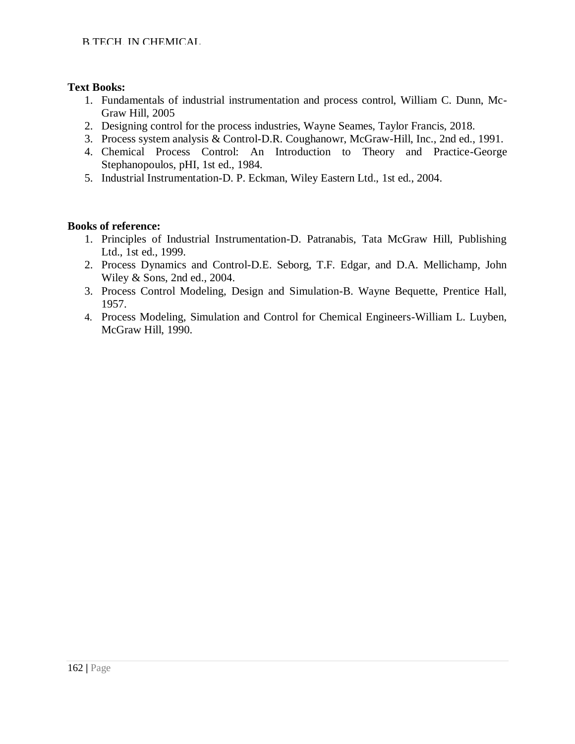**Text Books:**

1. Fundamentals of industrial instrumentation and process control, William C. Dunn, Mc-Graw Hill, 2005
2. Designing control for the process industries, Wayne Seames, Taylor Francis, 2018.
3. Process system analysis & Control-D.R. Coughanowr, McGraw-Hill, Inc., 2nd ed., 1991.
4. Chemical Process Control: An Introduction to Theory and Practice-George Stephanopoulos, pHI, 1st ed., 1984.
5. Industrial Instrumentation-D. P. Eckman, Wiley Eastern Ltd., 1st ed., 2004.

**Books of reference:**

1. Principles of Industrial Instrumentation-D. Patranabis, Tata McGraw Hill, Publishing Ltd., 1st ed., 1999.
2. Process Dynamics and Control-D.E. Seborg, T.F. Edgar, and D.A. Mellichamp, John Wiley & Sons, 2nd ed., 2004.
3. Process Control Modeling, Design and Simulation-B. Wayne Bequette, Prentice Hall, 1957.
4. Process Modeling, Simulation and Control for Chemical Engineers-William L. Luyben, McGraw Hill, 1990.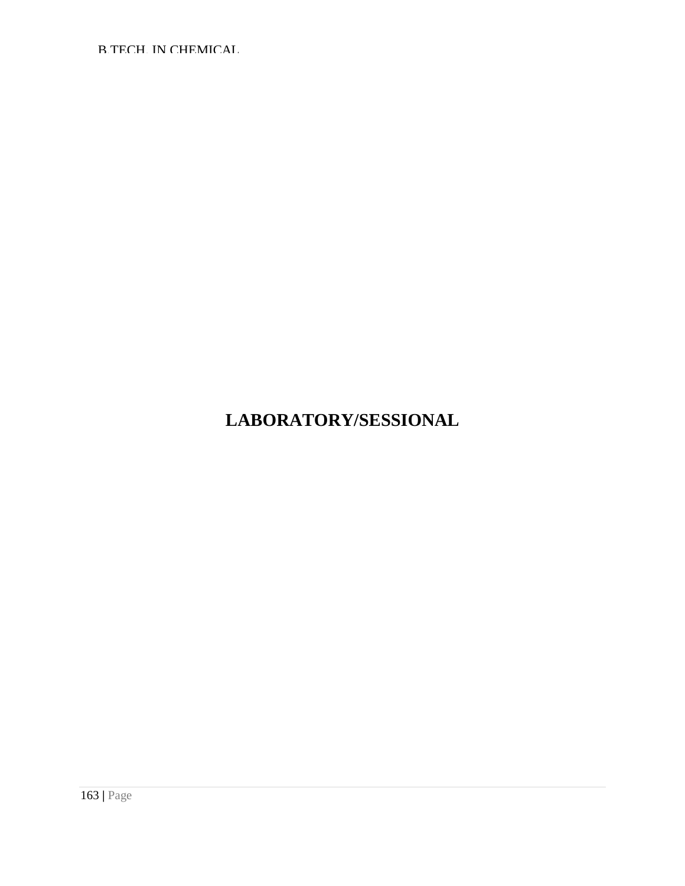# LABORATORY/SESSIONAL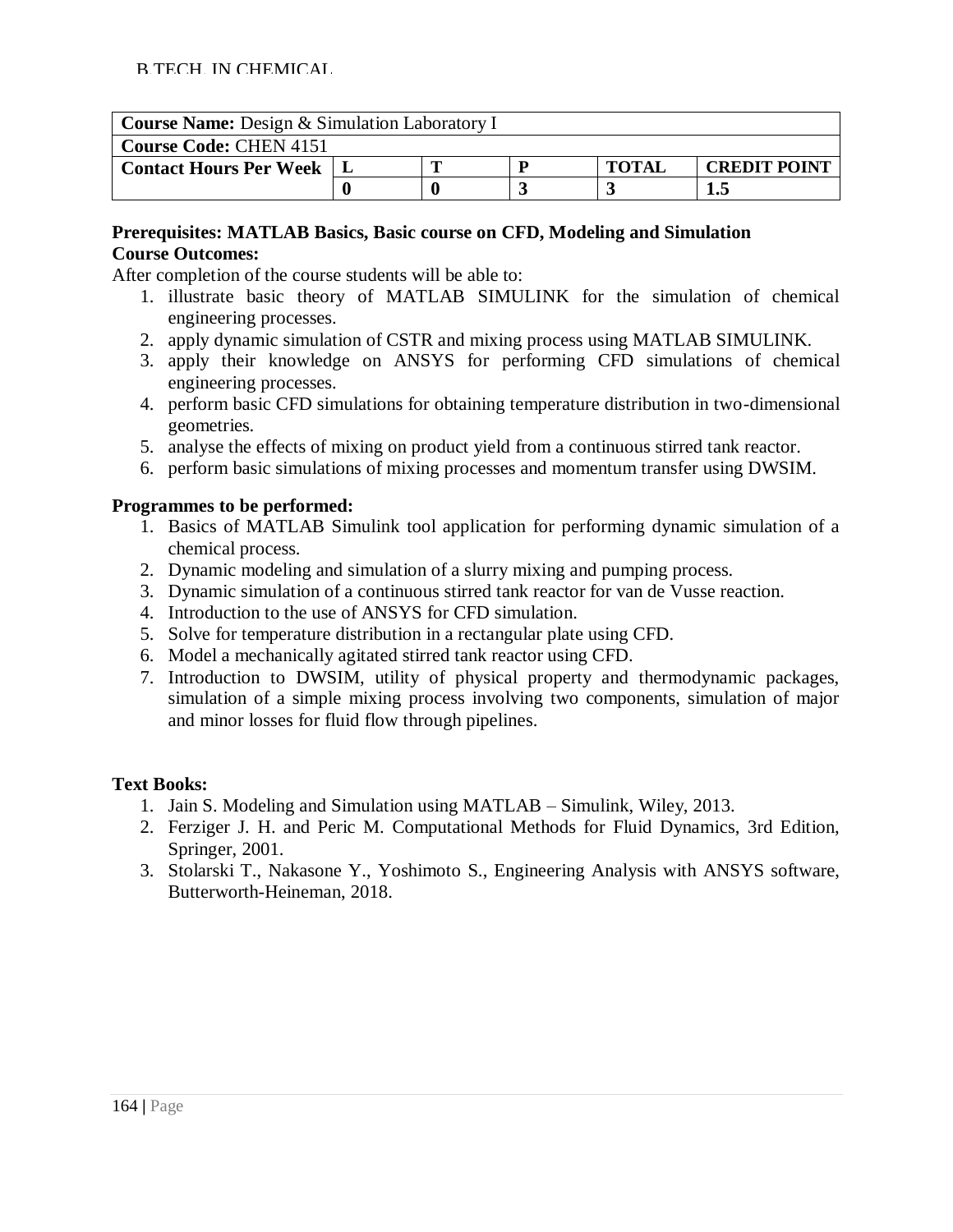| **Course Name:** Design & Simulation Laboratory I | | | | | |
|---|---|---|---|---|---|
| **Course Code:** CHEN 4151 | | | | | |
| **Contact Hours Per Week** | **L** | **T** | **P** | **TOTAL** | **CREDIT POINT** |
| | **0** | **0** | **3** | **3** | **1.5** |

**Prerequisites: MATLAB Basics, Basic course on CFD, Modeling and Simulation**

**Course Outcomes:**

After completion of the course students will be able to:

1. illustrate basic theory of MATLAB SIMULINK for the simulation of chemical engineering processes.
2. apply dynamic simulation of CSTR and mixing process using MATLAB SIMULINK.
3. apply their knowledge on ANSYS for performing CFD simulations of chemical engineering processes.
4. perform basic CFD simulations for obtaining temperature distribution in two-dimensional geometries.
5. analyse the effects of mixing on product yield from a continuous stirred tank reactor.
6. perform basic simulations of mixing processes and momentum transfer using DWSIM.

**Programmes to be performed:**

1. Basics of MATLAB Simulink tool application for performing dynamic simulation of a chemical process.
2. Dynamic modeling and simulation of a slurry mixing and pumping process.
3. Dynamic simulation of a continuous stirred tank reactor for van de Vusse reaction.
4. Introduction to the use of ANSYS for CFD simulation.
5. Solve for temperature distribution in a rectangular plate using CFD.
6. Model a mechanically agitated stirred tank reactor using CFD.
7. Introduction to DWSIM, utility of physical property and thermodynamic packages, simulation of a simple mixing process involving two components, simulation of major and minor losses for fluid flow through pipelines.

**Text Books:**

1. Jain S. Modeling and Simulation using MATLAB – Simulink, Wiley, 2013.
2. Ferziger J. H. and Peric M. Computational Methods for Fluid Dynamics, 3rd Edition, Springer, 2001.
3. Stolarski T., Nakasone Y., Yoshimoto S., Engineering Analysis with ANSYS software, Butterworth-Heineman, 2018.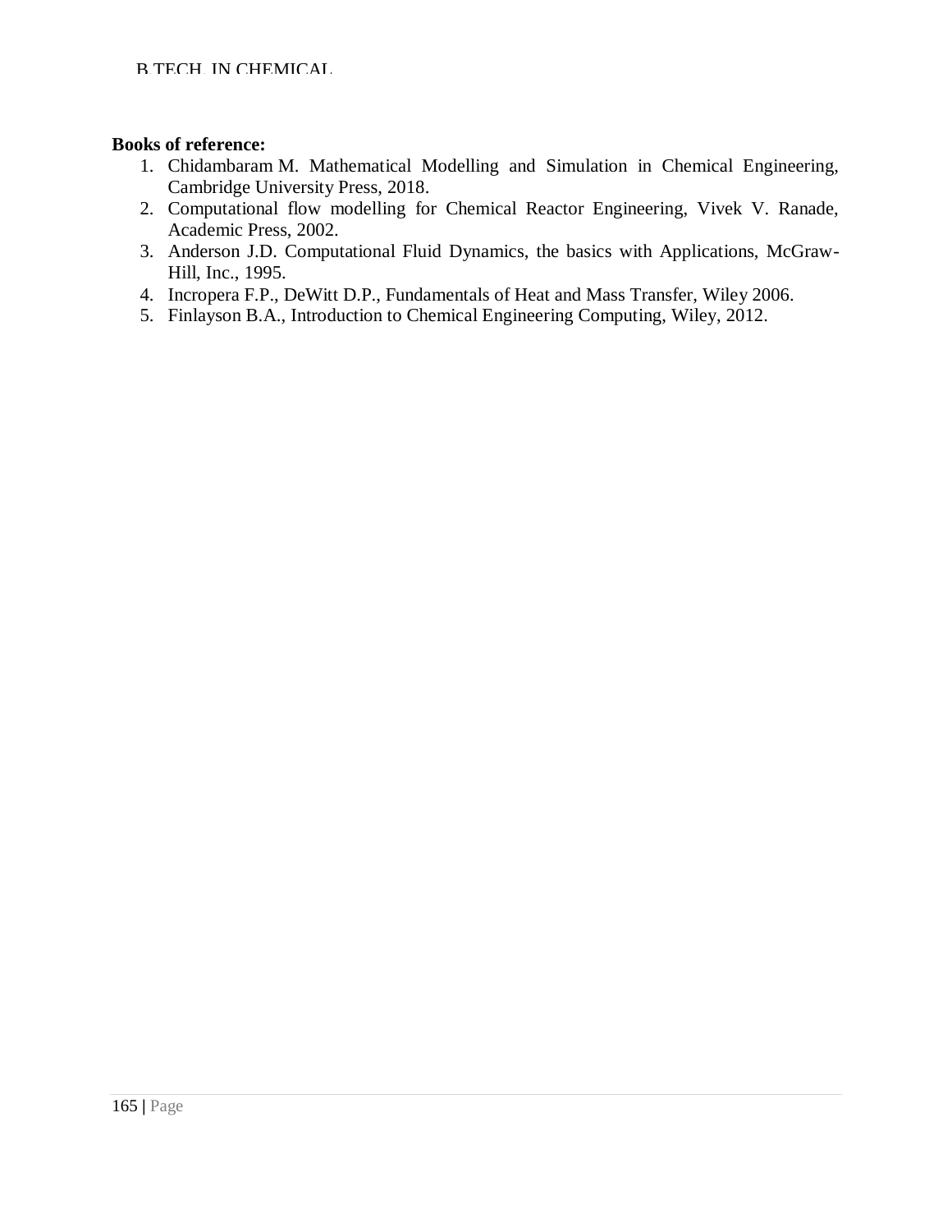**Books of reference:**

1. Chidambaram M. Mathematical Modelling and Simulation in Chemical Engineering, Cambridge University Press, 2018.
2. Computational flow modelling for Chemical Reactor Engineering, Vivek V. Ranade, Academic Press, 2002.
3. Anderson J.D. Computational Fluid Dynamics, the basics with Applications, McGraw-Hill, Inc., 1995.
4. Incropera F.P., DeWitt D.P., Fundamentals of Heat and Mass Transfer, Wiley 2006.
5. Finlayson B.A., Introduction to Chemical Engineering Computing, Wiley, 2012.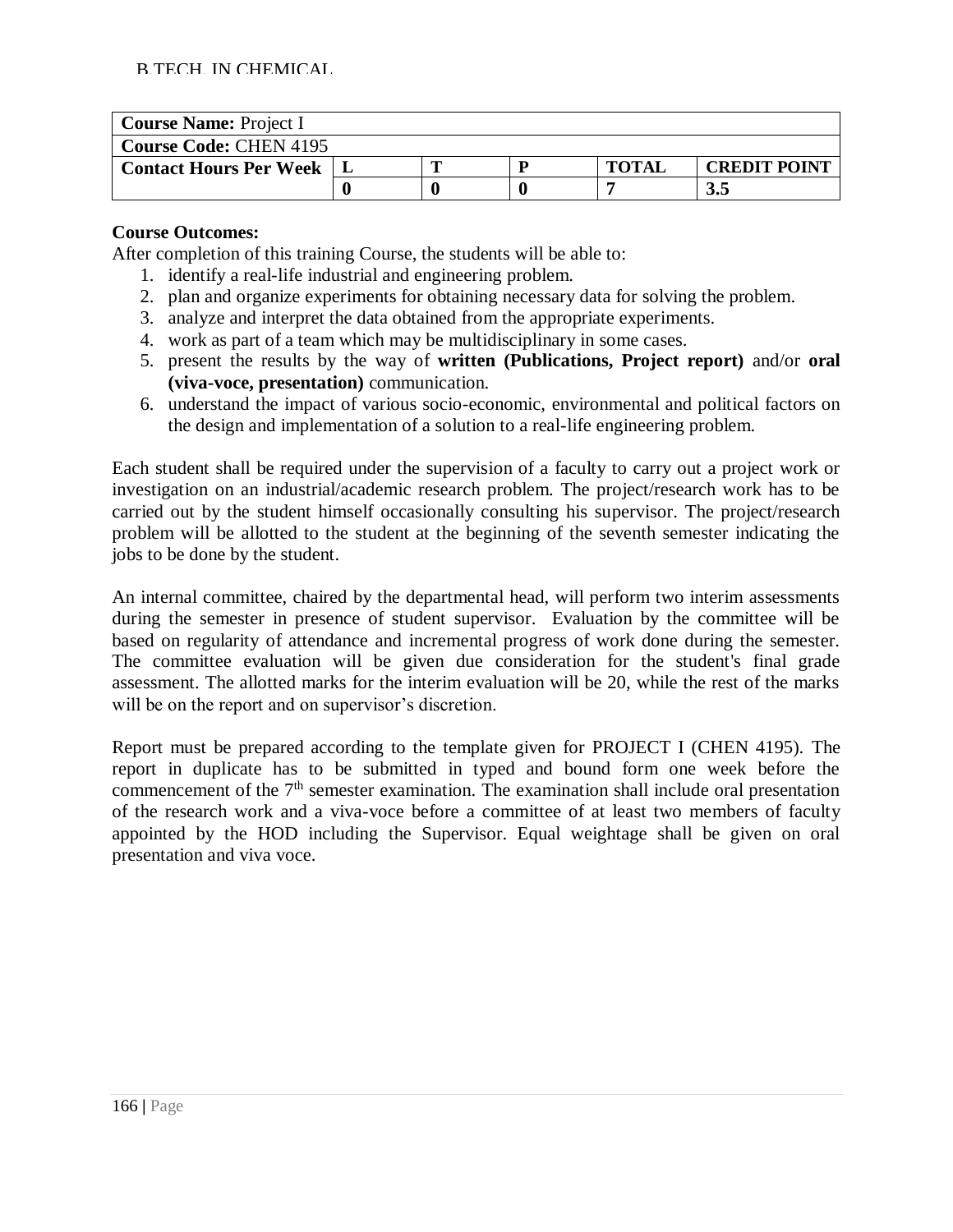| **Course Name:** Project I | | | | | |
|---|---|---|---|---|---|
| **Course Code:** CHEN 4195 | | | | | |
| **Contact Hours Per Week** | **L** | **T** | **P** | **TOTAL** | **CREDIT POINT** |
| | **0** | **0** | **0** | **7** | **3.5** |

**Course Outcomes:**

After completion of this training Course, the students will be able to:

1. identify a real-life industrial and engineering problem.
2. plan and organize experiments for obtaining necessary data for solving the problem.
3. analyze and interpret the data obtained from the appropriate experiments.
4. work as part of a team which may be multidisciplinary in some cases.
5. present the results by the way of **written (Publications, Project report)** and/or **oral (viva-voce, presentation)** communication.
6. understand the impact of various socio-economic, environmental and political factors on the design and implementation of a solution to a real-life engineering problem.

Each student shall be required under the supervision of a faculty to carry out a project work or investigation on an industrial/academic research problem. The project/research work has to be carried out by the student himself occasionally consulting his supervisor. The project/research problem will be allotted to the student at the beginning of the seventh semester indicating the jobs to be done by the student.

An internal committee, chaired by the departmental head, will perform two interim assessments during the semester in presence of student supervisor. Evaluation by the committee will be based on regularity of attendance and incremental progress of work done during the semester. The committee evaluation will be given due consideration for the student's final grade assessment. The allotted marks for the interim evaluation will be 20, while the rest of the marks will be on the report and on supervisor's discretion.

Report must be prepared according to the template given for PROJECT I (CHEN 4195). The report in duplicate has to be submitted in typed and bound form one week before the commencement of the 7th semester examination. The examination shall include oral presentation of the research work and a viva-voce before a committee of at least two members of faculty appointed by the HOD including the Supervisor. Equal weightage shall be given on oral presentation and viva voce.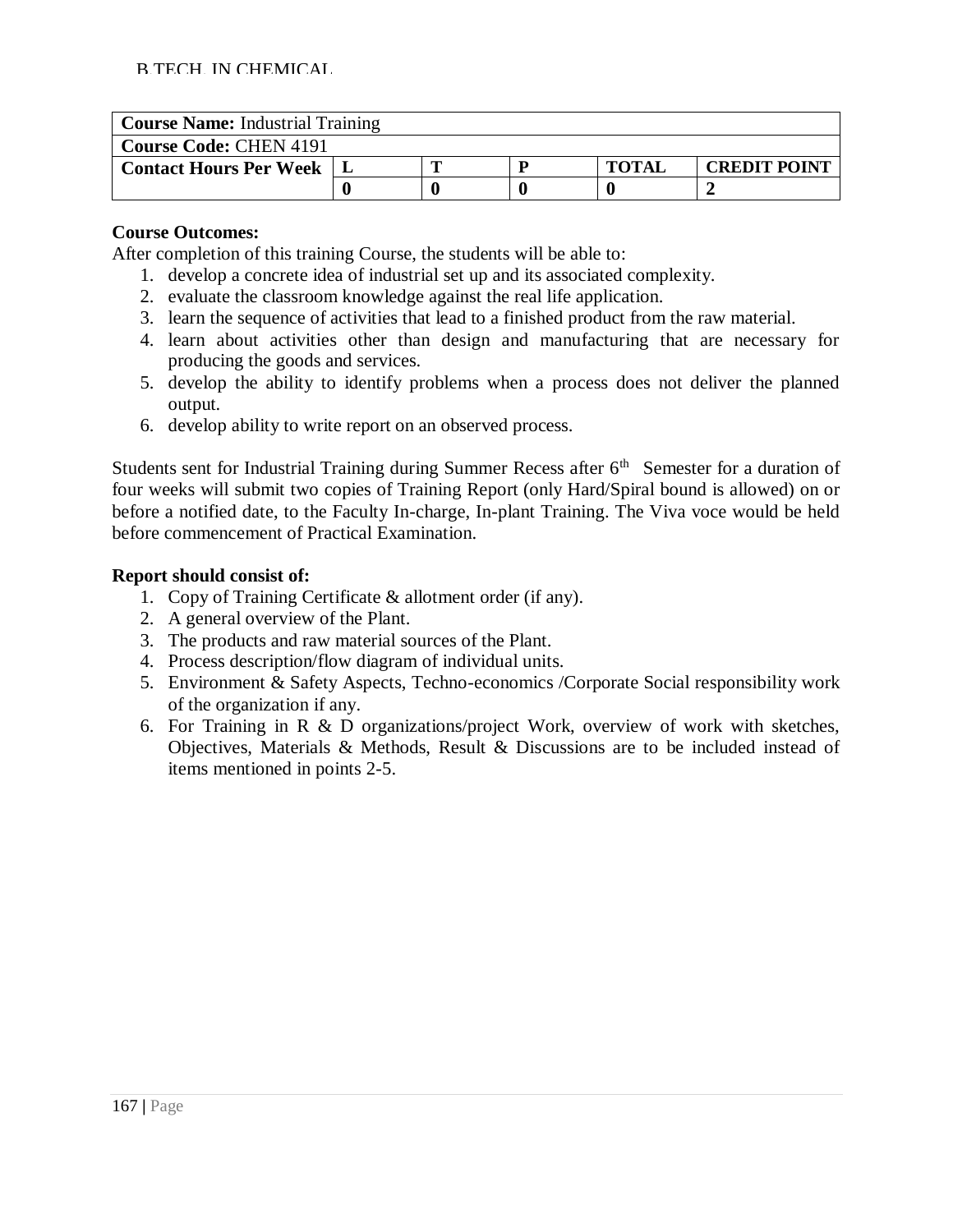| **Course Name:** Industrial Training | | | | | |
|---|---|---|---|---|---|
| **Course Code:** CHEN 4191 | | | | | |
| **Contact Hours Per Week** | **L** | **T** | **P** | **TOTAL** | **CREDIT POINT** |
| | **0** | **0** | **0** | **0** | **2** |

**Course Outcomes:**

After completion of this training Course, the students will be able to:

1. develop a concrete idea of industrial set up and its associated complexity.
2. evaluate the classroom knowledge against the real life application.
3. learn the sequence of activities that lead to a finished product from the raw material.
4. learn about activities other than design and manufacturing that are necessary for producing the goods and services.
5. develop the ability to identify problems when a process does not deliver the planned output.
6. develop ability to write report on an observed process.

Students sent for Industrial Training during Summer Recess after 6th Semester for a duration of four weeks will submit two copies of Training Report (only Hard/Spiral bound is allowed) on or before a notified date, to the Faculty In-charge, In-plant Training. The Viva voce would be held before commencement of Practical Examination.

**Report should consist of:**

1. Copy of Training Certificate & allotment order (if any).
2. A general overview of the Plant.
3. The products and raw material sources of the Plant.
4. Process description/flow diagram of individual units.
5. Environment & Safety Aspects, Techno-economics /Corporate Social responsibility work of the organization if any.
6. For Training in R & D organizations/project Work, overview of work with sketches, Objectives, Materials & Methods, Result & Discussions are to be included instead of items mentioned in points 2-5.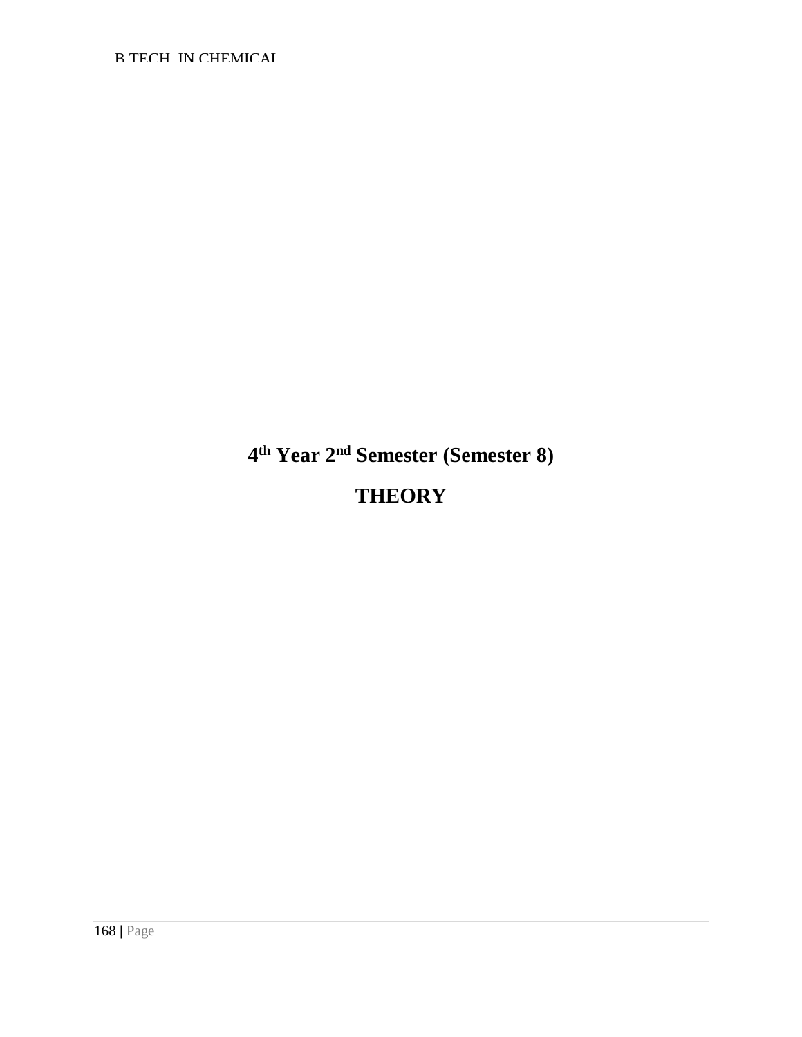# 4th Year 2nd Semester (Semester 8)

# THEORY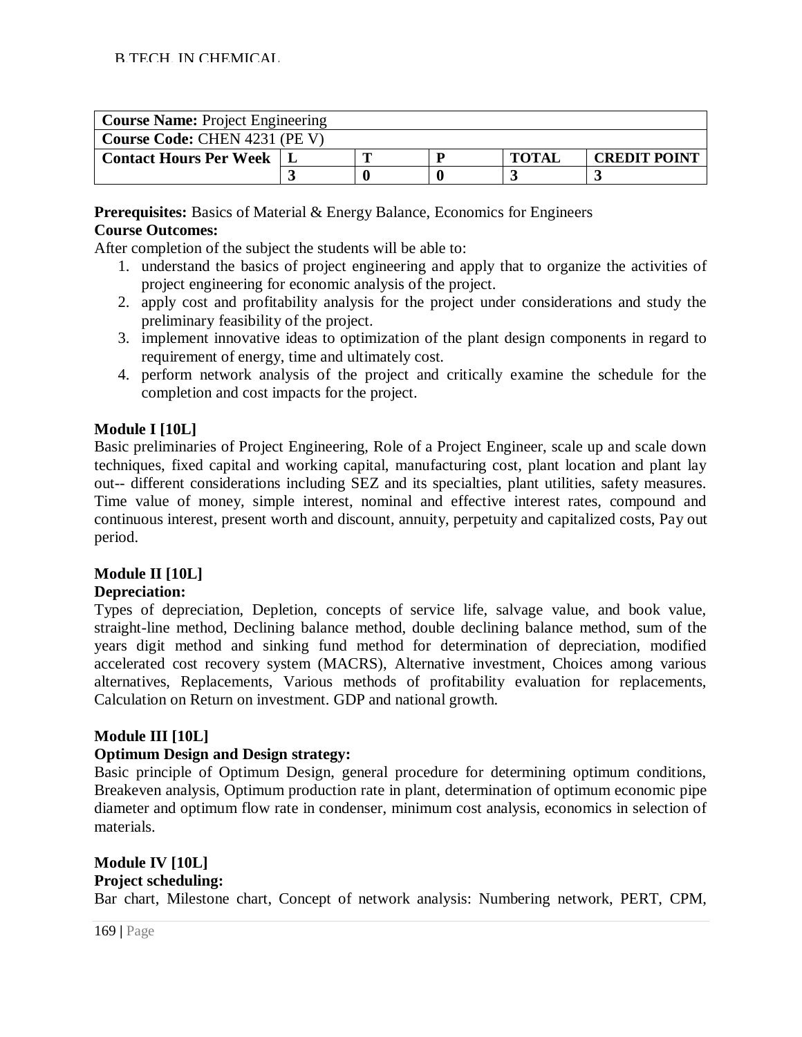| **Course Name:** Project Engineering | | | | | |
|---|---|---|---|---|---|
| **Course Code:** CHEN 4231 (PE V) | | | | | |
| **Contact Hours Per Week** | **L** | **T** | **P** | **TOTAL** | **CREDIT POINT** |
| | **3** | **0** | **0** | **3** | **3** |

**Prerequisites:** Basics of Material & Energy Balance, Economics for Engineers

**Course Outcomes:**

After completion of the subject the students will be able to:

1. understand the basics of project engineering and apply that to organize the activities of project engineering for economic analysis of the project.
2. apply cost and profitability analysis for the project under considerations and study the preliminary feasibility of the project.
3. implement innovative ideas to optimization of the plant design components in regard to requirement of energy, time and ultimately cost.
4. perform network analysis of the project and critically examine the schedule for the completion and cost impacts for the project.

**Module I [10L]**

Basic preliminaries of Project Engineering, Role of a Project Engineer, scale up and scale down techniques, fixed capital and working capital, manufacturing cost, plant location and plant lay out-- different considerations including SEZ and its specialties, plant utilities, safety measures. Time value of money, simple interest, nominal and effective interest rates, compound and continuous interest, present worth and discount, annuity, perpetuity and capitalized costs, Pay out period.

**Module II [10L]**

**Depreciation:**

Types of depreciation, Depletion, concepts of service life, salvage value, and book value, straight-line method, Declining balance method, double declining balance method, sum of the years digit method and sinking fund method for determination of depreciation, modified accelerated cost recovery system (MACRS), Alternative investment, Choices among various alternatives, Replacements, Various methods of profitability evaluation for replacements, Calculation on Return on investment. GDP and national growth.

**Module III [10L]**

**Optimum Design and Design strategy:**

Basic principle of Optimum Design, general procedure for determining optimum conditions, Breakeven analysis, Optimum production rate in plant, determination of optimum economic pipe diameter and optimum flow rate in condenser, minimum cost analysis, economics in selection of materials.

**Module IV [10L]**

**Project scheduling:**

Bar chart, Milestone chart, Concept of network analysis: Numbering network, PERT, CPM,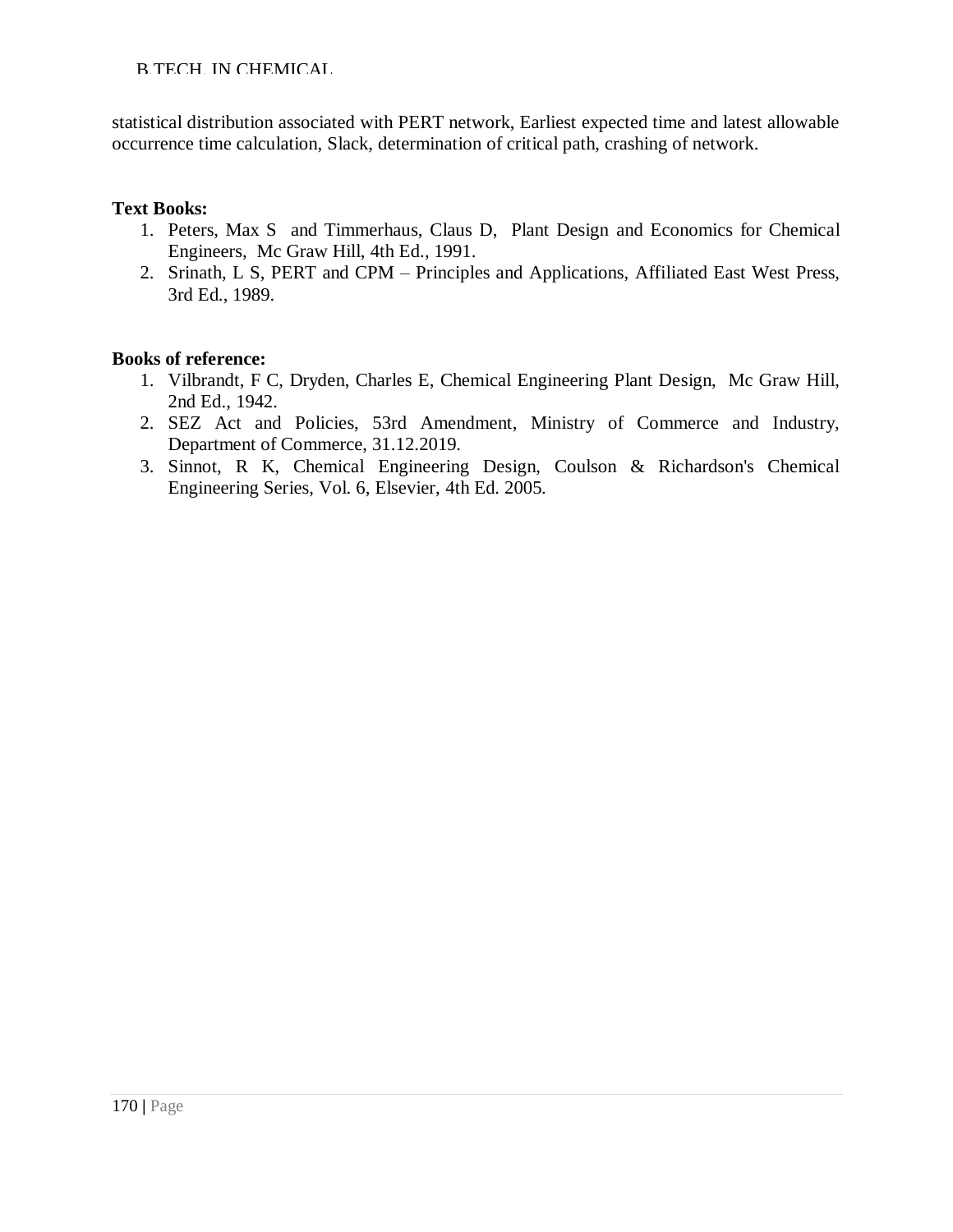statistical distribution associated with PERT network, Earliest expected time and latest allowable occurrence time calculation, Slack, determination of critical path, crashing of network.

**Text Books:**

1. Peters, Max S and Timmerhaus, Claus D, Plant Design and Economics for Chemical Engineers, Mc Graw Hill, 4th Ed., 1991.
2. Srinath, L S, PERT and CPM – Principles and Applications, Affiliated East West Press, 3rd Ed., 1989.

**Books of reference:**

1. Vilbrandt, F C, Dryden, Charles E, Chemical Engineering Plant Design, Mc Graw Hill, 2nd Ed., 1942.
2. SEZ Act and Policies, 53rd Amendment, Ministry of Commerce and Industry, Department of Commerce, 31.12.2019.
3. Sinnot, R K, Chemical Engineering Design, Coulson & Richardson's Chemical Engineering Series, Vol. 6, Elsevier, 4th Ed. 2005.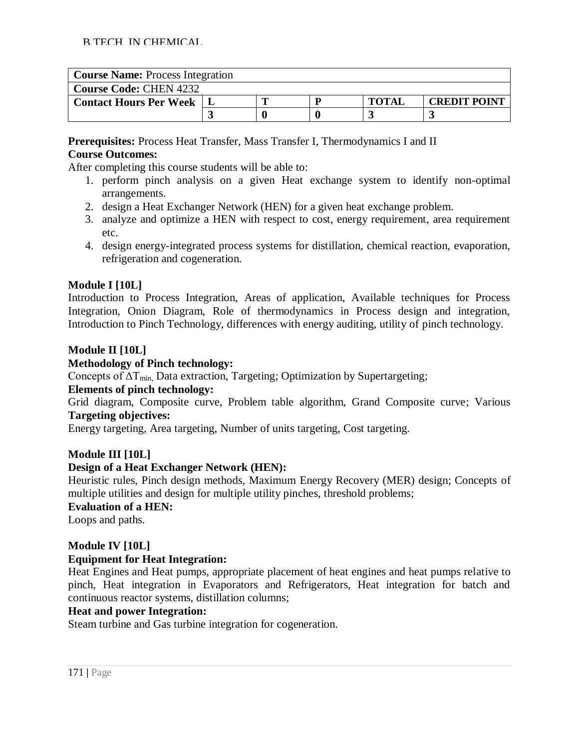| **Course Name:** Process Integration | | | | | |
|---|---|---|---|---|---|
| **Course Code:** CHEN 4232 | | | | | |
| **Contact Hours Per Week** | **L** | **T** | **P** | **TOTAL** | **CREDIT POINT** |
| | **3** | **0** | **0** | **3** | **3** |

**Prerequisites:** Process Heat Transfer, Mass Transfer I, Thermodynamics I and II

**Course Outcomes:**

After completing this course students will be able to:

1. perform pinch analysis on a given Heat exchange system to identify non-optimal arrangements.
2. design a Heat Exchanger Network (HEN) for a given heat exchange problem.
3. analyze and optimize a HEN with respect to cost, energy requirement, area requirement etc.
4. design energy-integrated process systems for distillation, chemical reaction, evaporation, refrigeration and cogeneration.

**Module I [10L]**

Introduction to Process Integration, Areas of application, Available techniques for Process Integration, Onion Diagram, Role of thermodynamics in Process design and integration, Introduction to Pinch Technology, differences with energy auditing, utility of pinch technology.

**Module II [10L]**

**Methodology of Pinch technology:**

Concepts of $\Delta T_{min}$, Data extraction, Targeting; Optimization by Supertargeting;

**Elements of pinch technology:**

Grid diagram, Composite curve, Problem table algorithm, Grand Composite curve; Various

**Targeting objectives:**

Energy targeting, Area targeting, Number of units targeting, Cost targeting.

**Module III [10L]**

**Design of a Heat Exchanger Network (HEN):**

Heuristic rules, Pinch design methods, Maximum Energy Recovery (MER) design; Concepts of multiple utilities and design for multiple utility pinches, threshold problems;

**Evaluation of a HEN:**

Loops and paths.

**Module IV [10L]**

**Equipment for Heat Integration:**

Heat Engines and Heat pumps, appropriate placement of heat engines and heat pumps relative to pinch, Heat integration in Evaporators and Refrigerators, Heat integration for batch and continuous reactor systems, distillation columns;

**Heat and power Integration:**

Steam turbine and Gas turbine integration for cogeneration.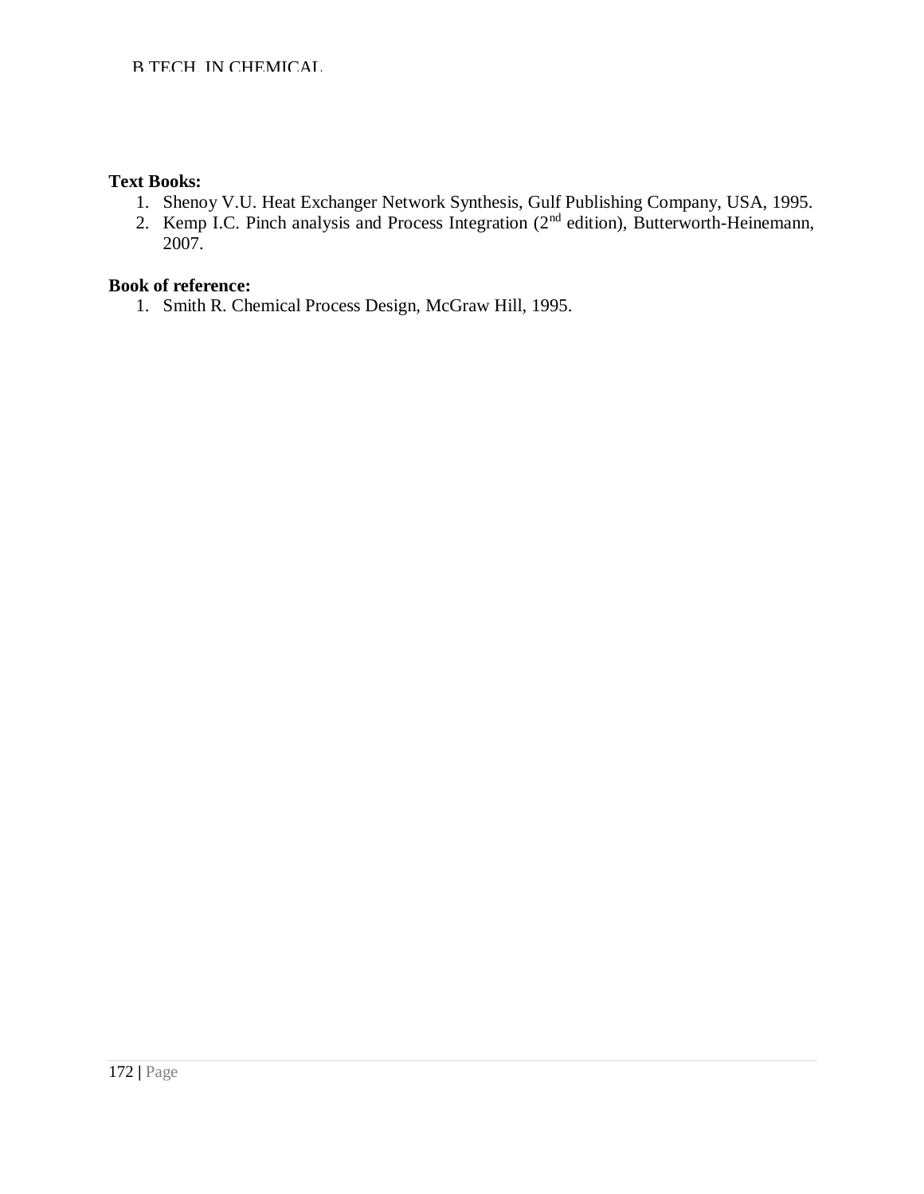**Text Books:**

1. Shenoy V.U. Heat Exchanger Network Synthesis, Gulf Publishing Company, USA, 1995.
2. Kemp I.C. Pinch analysis and Process Integration (2nd edition), Butterworth-Heinemann, 2007.

**Book of reference:**

1. Smith R. Chemical Process Design, McGraw Hill, 1995.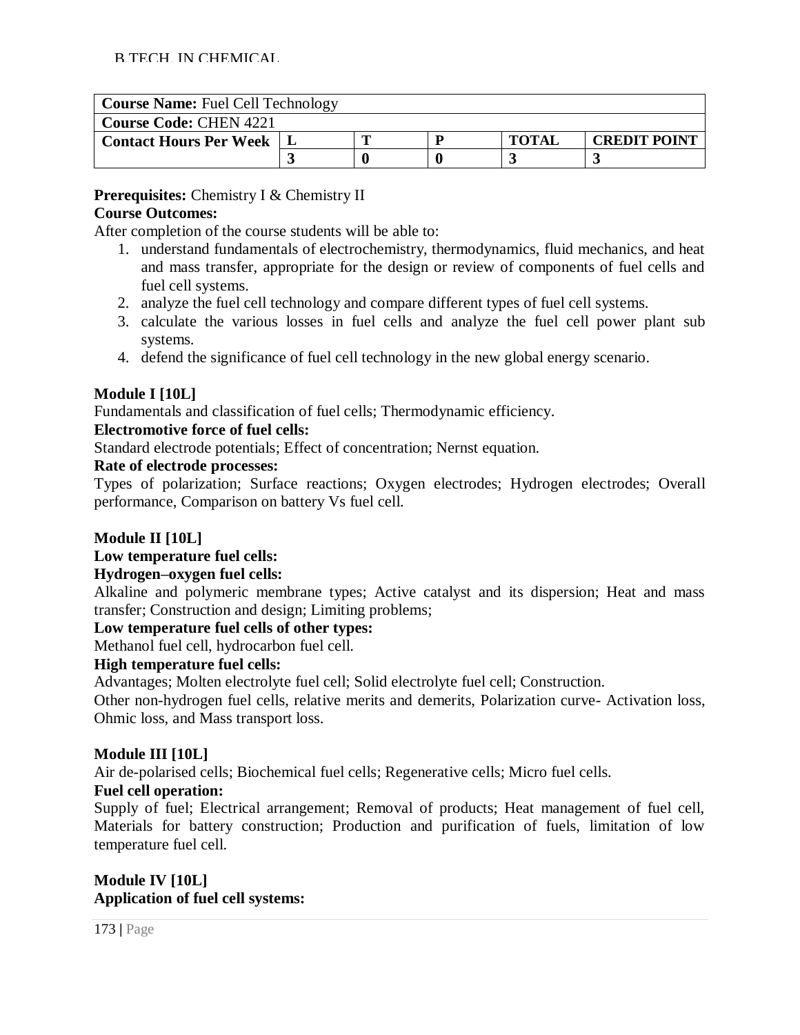| **Course Name:** Fuel Cell Technology | | | | | |
|---|---|---|---|---|---|
| **Course Code:** CHEN 4221 | | | | | |
| **Contact Hours Per Week** | **L** | **T** | **P** | **TOTAL** | **CREDIT POINT** |
| | **3** | **0** | **0** | **3** | **3** |

**Prerequisites:** Chemistry I & Chemistry II

**Course Outcomes:**

After completion of the course students will be able to:

1. understand fundamentals of electrochemistry, thermodynamics, fluid mechanics, and heat and mass transfer, appropriate for the design or review of components of fuel cells and fuel cell systems.
2. analyze the fuel cell technology and compare different types of fuel cell systems.
3. calculate the various losses in fuel cells and analyze the fuel cell power plant sub systems.
4. defend the significance of fuel cell technology in the new global energy scenario.

**Module I [10L]**

Fundamentals and classification of fuel cells; Thermodynamic efficiency.

**Electromotive force of fuel cells:**

Standard electrode potentials; Effect of concentration; Nernst equation.

**Rate of electrode processes:**

Types of polarization; Surface reactions; Oxygen electrodes; Hydrogen electrodes; Overall performance, Comparison on battery Vs fuel cell.

**Module II [10L]**

**Low temperature fuel cells:**

**Hydrogen–oxygen fuel cells:**

Alkaline and polymeric membrane types; Active catalyst and its dispersion; Heat and mass transfer; Construction and design; Limiting problems;

**Low temperature fuel cells of other types:**

Methanol fuel cell, hydrocarbon fuel cell.

**High temperature fuel cells:**

Advantages; Molten electrolyte fuel cell; Solid electrolyte fuel cell; Construction.

Other non-hydrogen fuel cells, relative merits and demerits, Polarization curve- Activation loss, Ohmic loss, and Mass transport loss.

**Module III [10L]**

Air de-polarised cells; Biochemical fuel cells; Regenerative cells; Micro fuel cells.

**Fuel cell operation:**

Supply of fuel; Electrical arrangement; Removal of products; Heat management of fuel cell, Materials for battery construction; Production and purification of fuels, limitation of low temperature fuel cell.

**Module IV [10L]**

**Application of fuel cell systems:**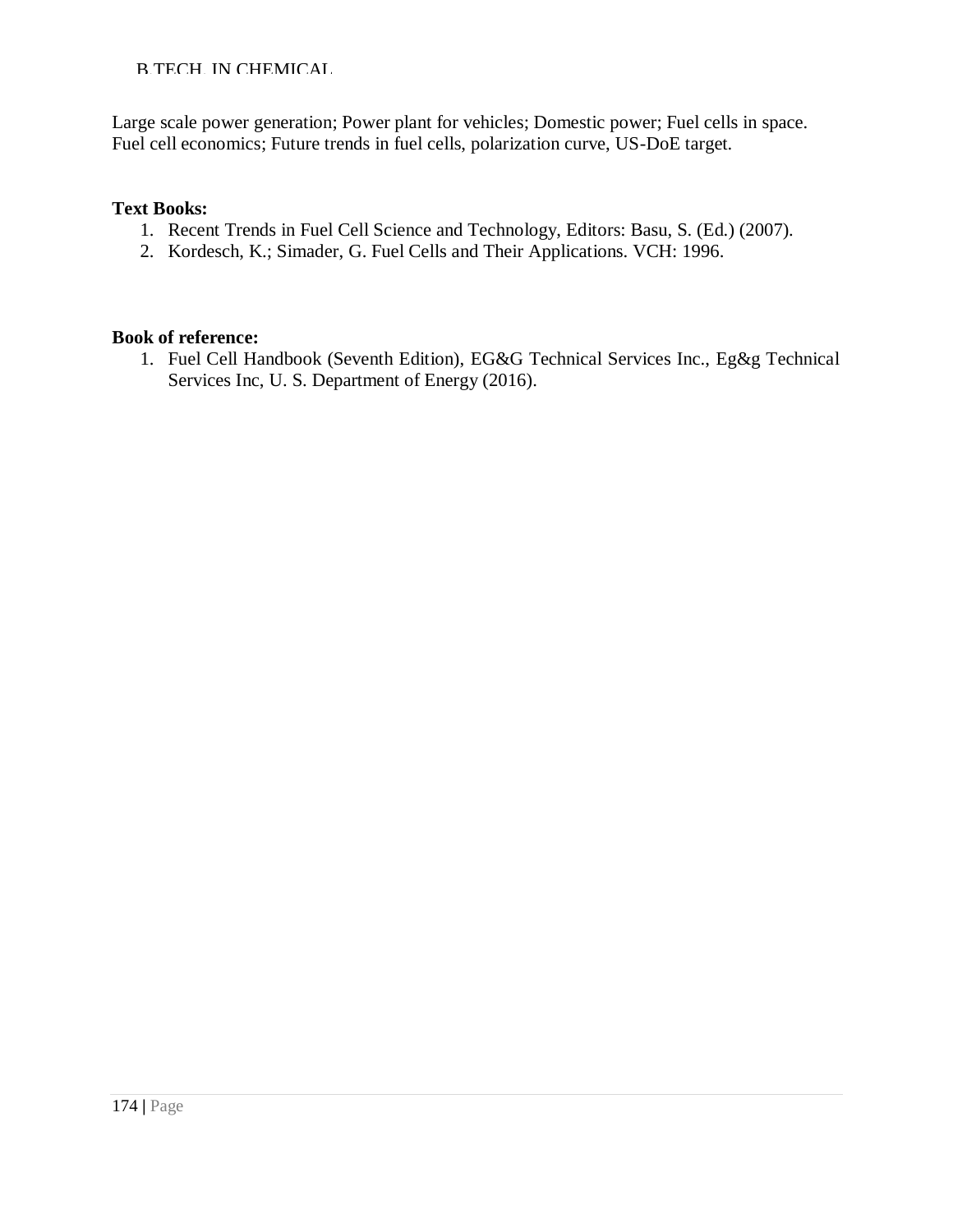Large scale power generation; Power plant for vehicles; Domestic power; Fuel cells in space. Fuel cell economics; Future trends in fuel cells, polarization curve, US-DoE target.

**Text Books:**

1. Recent Trends in Fuel Cell Science and Technology, Editors: Basu, S. (Ed.) (2007).
2. Kordesch, K.; Simader, G. Fuel Cells and Their Applications. VCH: 1996.

**Book of reference:**

1. Fuel Cell Handbook (Seventh Edition), EG&G Technical Services Inc., Eg&g Technical Services Inc, U. S. Department of Energy (2016).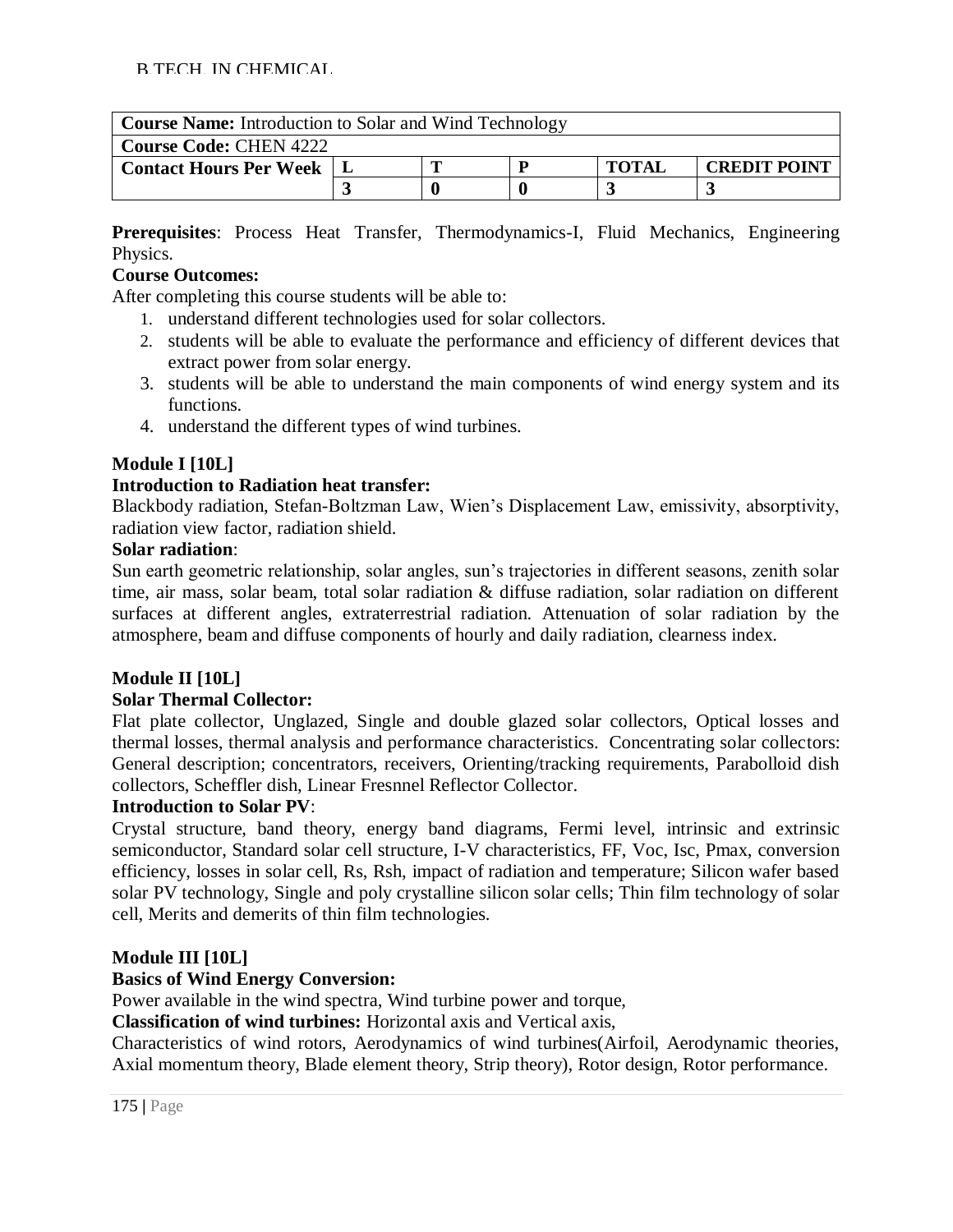| **Course Name:** Introduction to Solar and Wind Technology | | | | | |
|---|---|---|---|---|---|
| **Course Code:** CHEN 4222 | | | | | |
| **Contact Hours Per Week** | **L** | **T** | **P** | **TOTAL** | **CREDIT POINT** |
| | **3** | **0** | **0** | **3** | **3** |

**Prerequisites**: Process Heat Transfer, Thermodynamics-I, Fluid Mechanics, Engineering Physics.

**Course Outcomes:**

After completing this course students will be able to:

1. understand different technologies used for solar collectors.
2. students will be able to evaluate the performance and efficiency of different devices that extract power from solar energy.
3. students will be able to understand the main components of wind energy system and its functions.
4. understand the different types of wind turbines.

**Module I [10L]**

**Introduction to Radiation heat transfer:**

Blackbody radiation, Stefan-Boltzman Law, Wien's Displacement Law, emissivity, absorptivity, radiation view factor, radiation shield.

**Solar radiation**:

Sun earth geometric relationship, solar angles, sun's trajectories in different seasons, zenith solar time, air mass, solar beam, total solar radiation & diffuse radiation, solar radiation on different surfaces at different angles, extraterrestrial radiation. Attenuation of solar radiation by the atmosphere, beam and diffuse components of hourly and daily radiation, clearness index.

**Module II [10L]**

**Solar Thermal Collector:**

Flat plate collector, Unglazed, Single and double glazed solar collectors, Optical losses and thermal losses, thermal analysis and performance characteristics. Concentrating solar collectors: General description; concentrators, receivers, Orienting/tracking requirements, Parabolloid dish collectors, Scheffler dish, Linear Fresnnel Reflector Collector.

**Introduction to Solar PV**:

Crystal structure, band theory, energy band diagrams, Fermi level, intrinsic and extrinsic semiconductor, Standard solar cell structure, I-V characteristics, FF, Voc, Isc, Pmax, conversion efficiency, losses in solar cell, Rs, Rsh, impact of radiation and temperature; Silicon wafer based solar PV technology, Single and poly crystalline silicon solar cells; Thin film technology of solar cell, Merits and demerits of thin film technologies.

**Module III [10L]**

**Basics of Wind Energy Conversion:**

Power available in the wind spectra, Wind turbine power and torque,

**Classification of wind turbines:** Horizontal axis and Vertical axis,

Characteristics of wind rotors, Aerodynamics of wind turbines(Airfoil, Aerodynamic theories, Axial momentum theory, Blade element theory, Strip theory), Rotor design, Rotor performance.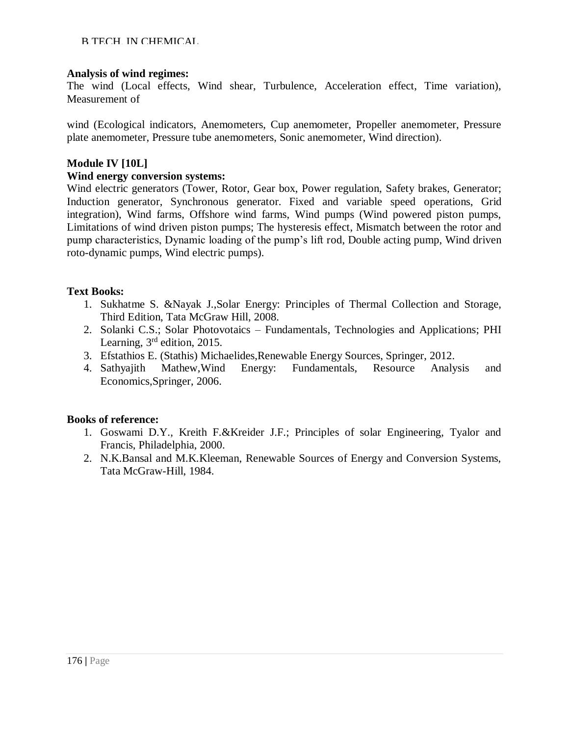**Analysis of wind regimes:**
The wind (Local effects, Wind shear, Turbulence, Acceleration effect, Time variation), Measurement of

wind (Ecological indicators, Anemometers, Cup anemometer, Propeller anemometer, Pressure plate anemometer, Pressure tube anemometers, Sonic anemometer, Wind direction).

**Module IV [10L]**
**Wind energy conversion systems:**
Wind electric generators (Tower, Rotor, Gear box, Power regulation, Safety brakes, Generator; Induction generator, Synchronous generator. Fixed and variable speed operations, Grid integration), Wind farms, Offshore wind farms, Wind pumps (Wind powered piston pumps, Limitations of wind driven piston pumps; The hysteresis effect, Mismatch between the rotor and pump characteristics, Dynamic loading of the pump's lift rod, Double acting pump, Wind driven roto-dynamic pumps, Wind electric pumps).

**Text Books:**

1. Sukhatme S. &Nayak J.,Solar Energy: Principles of Thermal Collection and Storage, Third Edition, Tata McGraw Hill, 2008.
2. Solanki C.S.; Solar Photovotaics – Fundamentals, Technologies and Applications; PHI Learning, 3rd edition, 2015.
3. Efstathios E. (Stathis) Michaelides,Renewable Energy Sources, Springer, 2012.
4. Sathyajith Mathew,Wind Energy: Fundamentals, Resource Analysis and Economics,Springer, 2006.

**Books of reference:**

1. Goswami D.Y., Kreith F.&Kreider J.F.; Principles of solar Engineering, Tyalor and Francis, Philadelphia, 2000.
2. N.K.Bansal and M.K.Kleeman, Renewable Sources of Energy and Conversion Systems, Tata McGraw-Hill, 1984.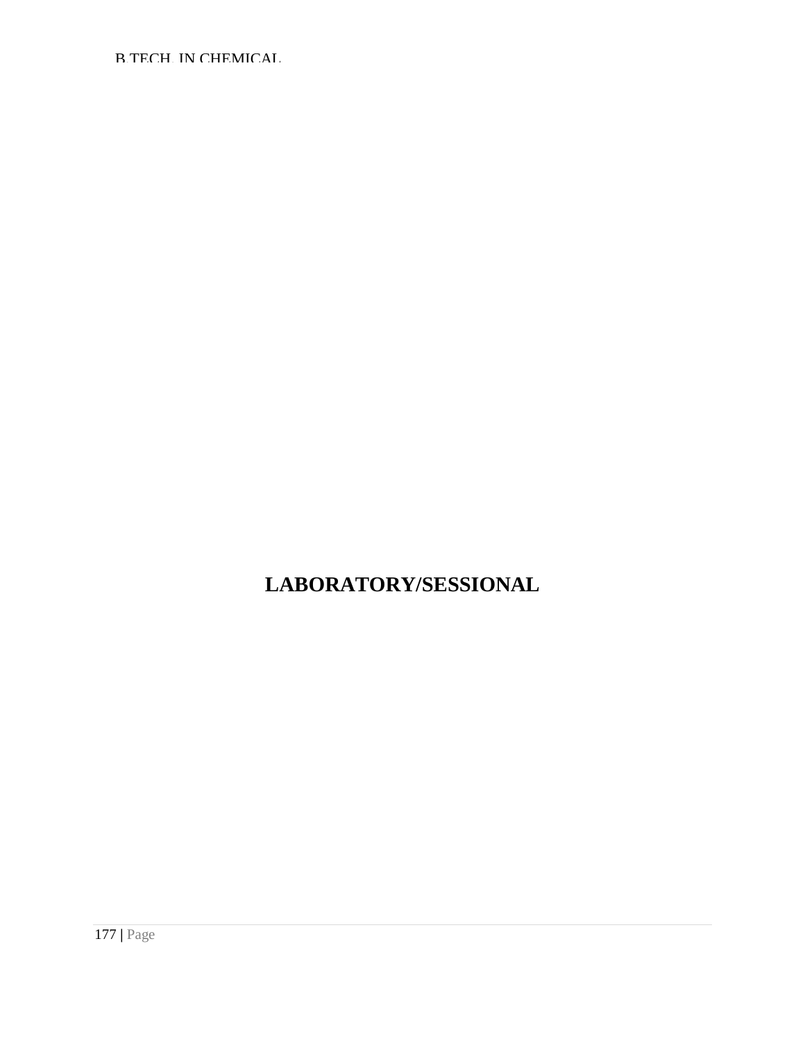# LABORATORY/SESSIONAL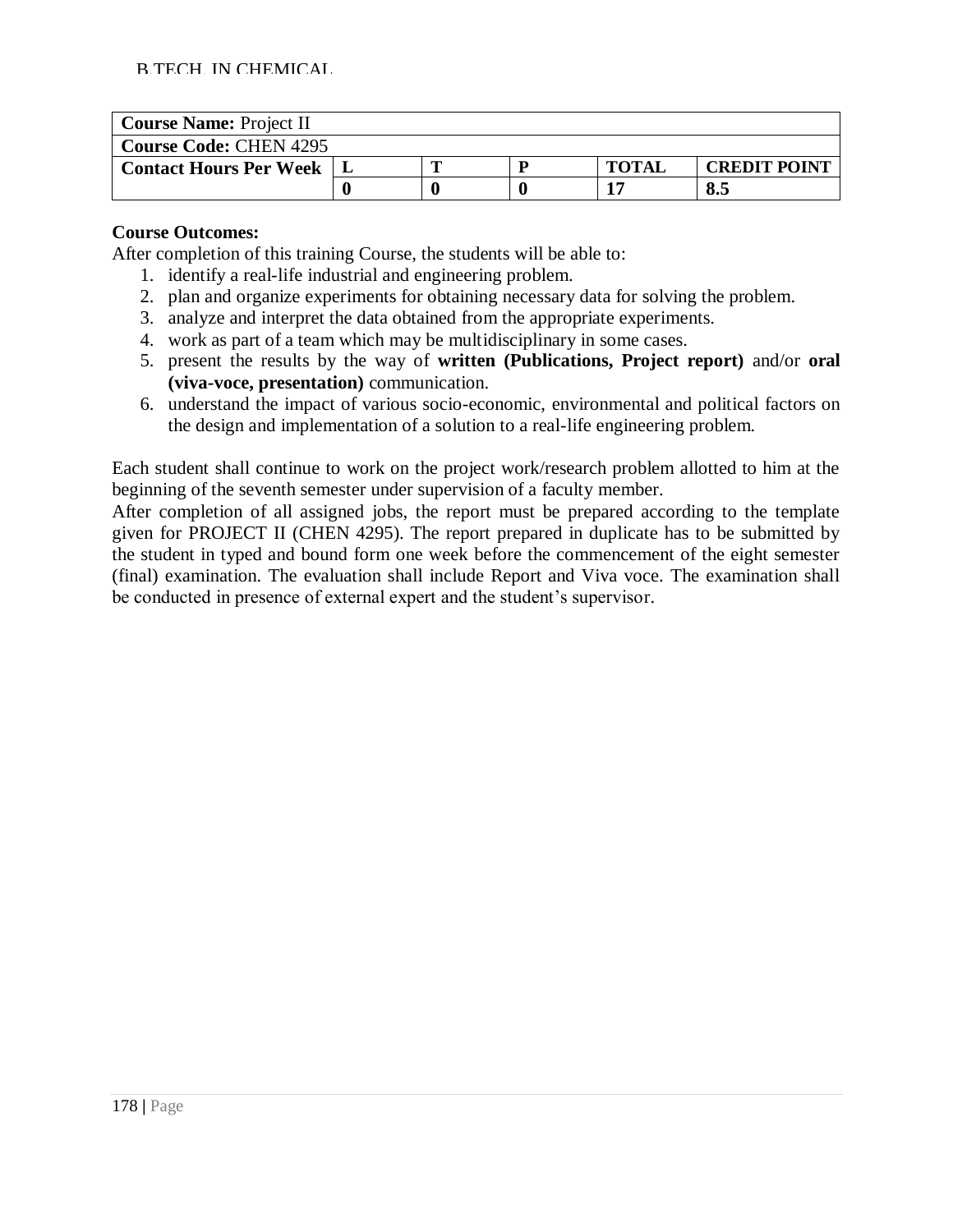| **Course Name:** Project II | | | | | |
|---|---|---|---|---|---|
| **Course Code:** CHEN 4295 | | | | | |
| **Contact Hours Per Week** | **L** | **T** | **P** | **TOTAL** | **CREDIT POINT** |
| | **0** | **0** | **0** | **17** | **8.5** |

**Course Outcomes:**

After completion of this training Course, the students will be able to:

1. identify a real-life industrial and engineering problem.
2. plan and organize experiments for obtaining necessary data for solving the problem.
3. analyze and interpret the data obtained from the appropriate experiments.
4. work as part of a team which may be multidisciplinary in some cases.
5. present the results by the way of **written (Publications, Project report)** and/or **oral (viva-voce, presentation)** communication.
6. understand the impact of various socio-economic, environmental and political factors on the design and implementation of a solution to a real-life engineering problem.

Each student shall continue to work on the project work/research problem allotted to him at the beginning of the seventh semester under supervision of a faculty member.

After completion of all assigned jobs, the report must be prepared according to the template given for PROJECT II (CHEN 4295). The report prepared in duplicate has to be submitted by the student in typed and bound form one week before the commencement of the eight semester (final) examination. The evaluation shall include Report and Viva voce. The examination shall be conducted in presence of external expert and the student's supervisor.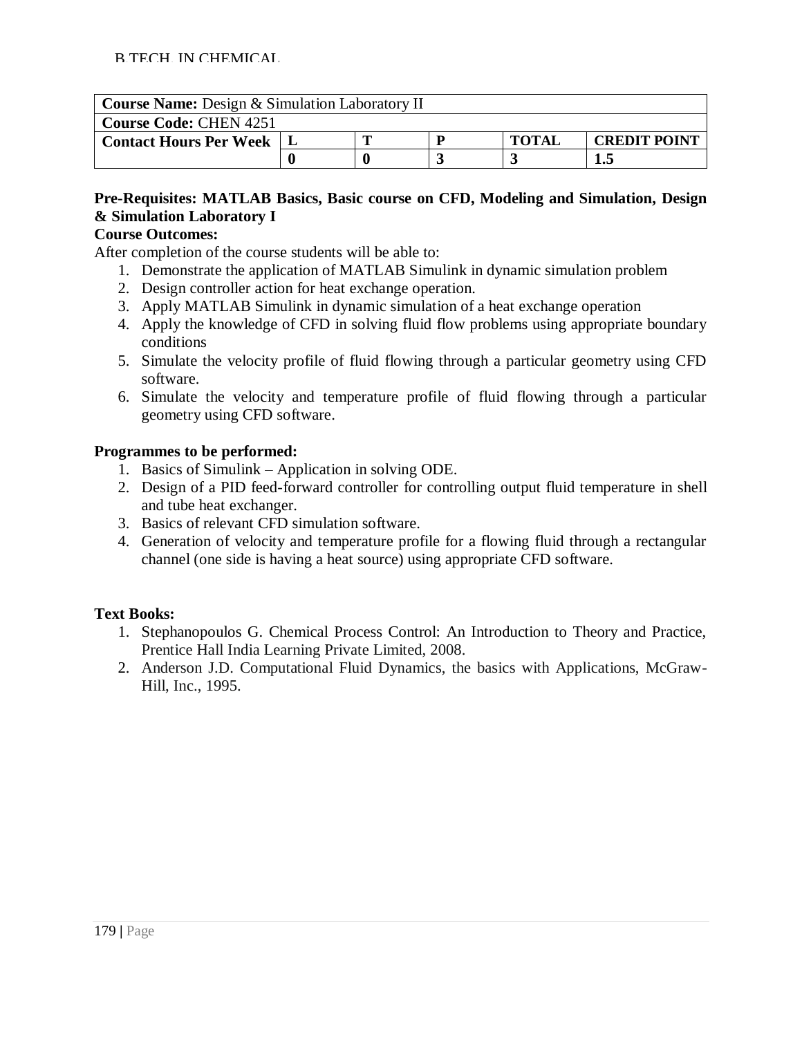| **Course Name:** Design & Simulation Laboratory II | | | | | |
|---|---|---|---|---|---|
| **Course Code:** CHEN 4251 | | | | | |
| **Contact Hours Per Week** | **L** | **T** | **P** | **TOTAL** | **CREDIT POINT** |
| | **0** | **0** | **3** | **3** | **1.5** |

**Pre-Requisites: MATLAB Basics, Basic course on CFD, Modeling and Simulation, Design & Simulation Laboratory I**

**Course Outcomes:**

After completion of the course students will be able to:

1. Demonstrate the application of MATLAB Simulink in dynamic simulation problem
2. Design controller action for heat exchange operation.
3. Apply MATLAB Simulink in dynamic simulation of a heat exchange operation
4. Apply the knowledge of CFD in solving fluid flow problems using appropriate boundary conditions
5. Simulate the velocity profile of fluid flowing through a particular geometry using CFD software.
6. Simulate the velocity and temperature profile of fluid flowing through a particular geometry using CFD software.

**Programmes to be performed:**

1. Basics of Simulink – Application in solving ODE.
2. Design of a PID feed-forward controller for controlling output fluid temperature in shell and tube heat exchanger.
3. Basics of relevant CFD simulation software.
4. Generation of velocity and temperature profile for a flowing fluid through a rectangular channel (one side is having a heat source) using appropriate CFD software.

**Text Books:**

1. Stephanopoulos G. Chemical Process Control: An Introduction to Theory and Practice, Prentice Hall India Learning Private Limited, 2008.
2. Anderson J.D. Computational Fluid Dynamics, the basics with Applications, McGraw-Hill, Inc., 1995.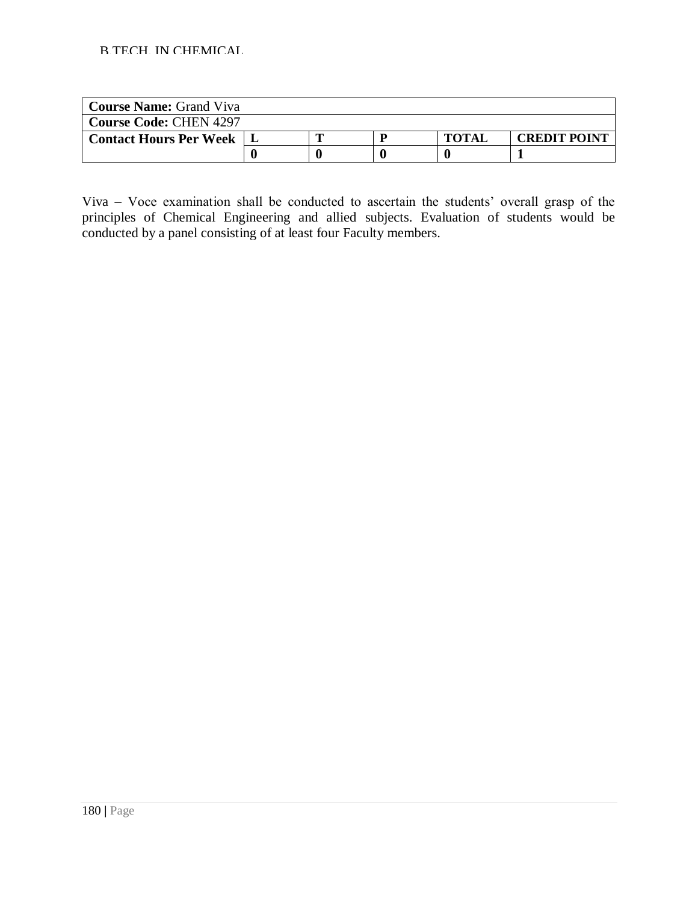| **Course Name:** Grand Viva | | | | | |
|---|---|---|---|---|---|
| **Course Code:** CHEN 4297 | | | | | |
| **Contact Hours Per Week** | **L** | **T** | **P** | **TOTAL** | **CREDIT POINT** |
| | **0** | **0** | **0** | **0** | **1** |

Viva – Voce examination shall be conducted to ascertain the students' overall grasp of the principles of Chemical Engineering and allied subjects. Evaluation of students would be conducted by a panel consisting of at least four Faculty members.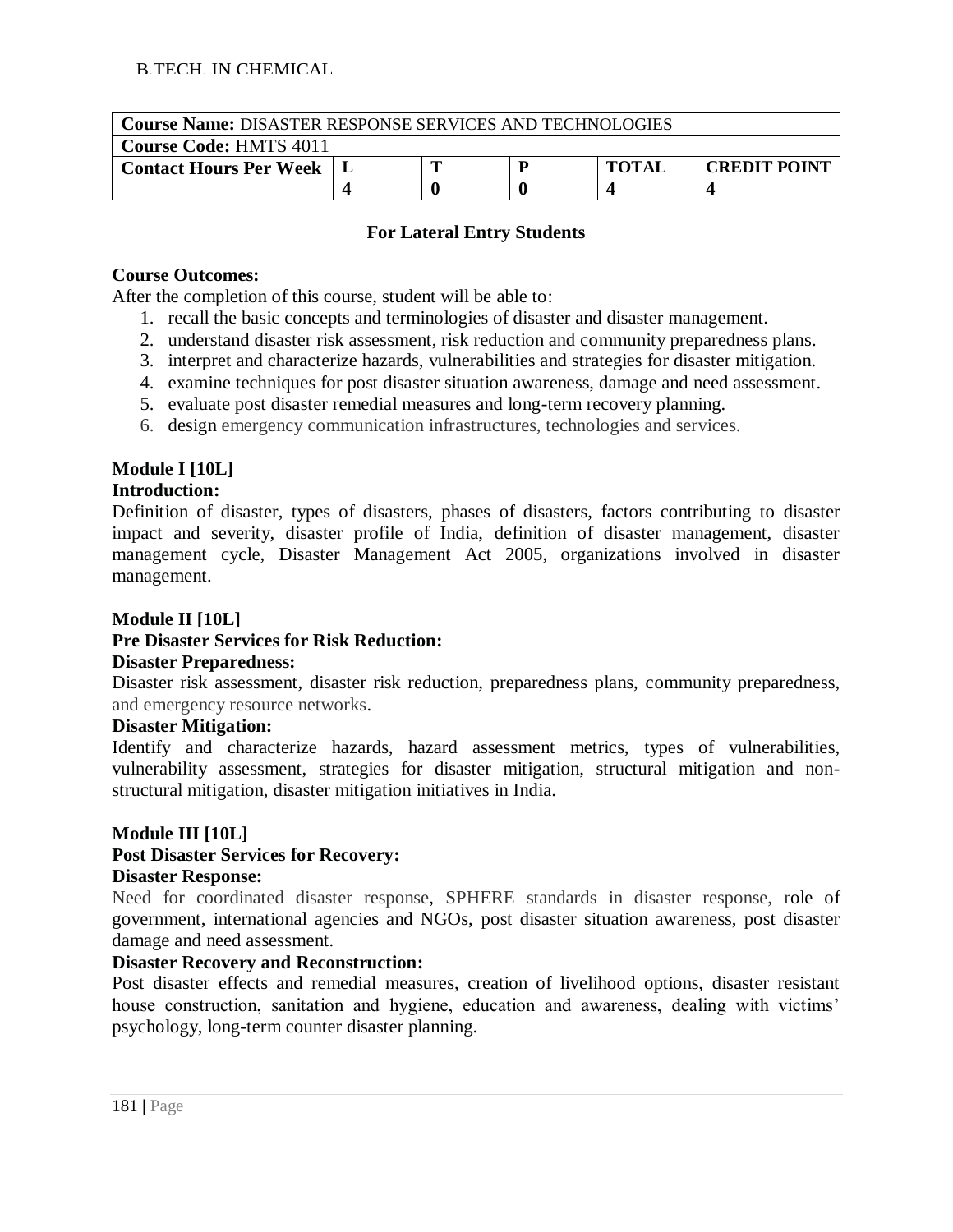| **Course Name:** DISASTER RESPONSE SERVICES AND TECHNOLOGIES | | | | | |
|---|---|---|---|---|---|
| **Course Code:** HMTS 4011 | | | | | |
| **Contact Hours Per Week** | **L** | **T** | **P** | **TOTAL** | **CREDIT POINT** |
| | **4** | **0** | **0** | **4** | **4** |

**For Lateral Entry Students**

**Course Outcomes:**

After the completion of this course, student will be able to:

1. recall the basic concepts and terminologies of disaster and disaster management.
2. understand disaster risk assessment, risk reduction and community preparedness plans.
3. interpret and characterize hazards, vulnerabilities and strategies for disaster mitigation.
4. examine techniques for post disaster situation awareness, damage and need assessment.
5. evaluate post disaster remedial measures and long-term recovery planning.
6. design emergency communication infrastructures, technologies and services.

**Module I [10L]**

**Introduction:**

Definition of disaster, types of disasters, phases of disasters, factors contributing to disaster impact and severity, disaster profile of India, definition of disaster management, disaster management cycle, Disaster Management Act 2005, organizations involved in disaster management.

**Module II [10L]**

**Pre Disaster Services for Risk Reduction:**

**Disaster Preparedness:**

Disaster risk assessment, disaster risk reduction, preparedness plans, community preparedness, and emergency resource networks.

**Disaster Mitigation:**

Identify and characterize hazards, hazard assessment metrics, types of vulnerabilities, vulnerability assessment, strategies for disaster mitigation, structural mitigation and non-structural mitigation, disaster mitigation initiatives in India.

**Module III [10L]**

**Post Disaster Services for Recovery:**

**Disaster Response:**

Need for coordinated disaster response, SPHERE standards in disaster response, role of government, international agencies and NGOs, post disaster situation awareness, post disaster damage and need assessment.

**Disaster Recovery and Reconstruction:**

Post disaster effects and remedial measures, creation of livelihood options, disaster resistant house construction, sanitation and hygiene, education and awareness, dealing with victims' psychology, long-term counter disaster planning.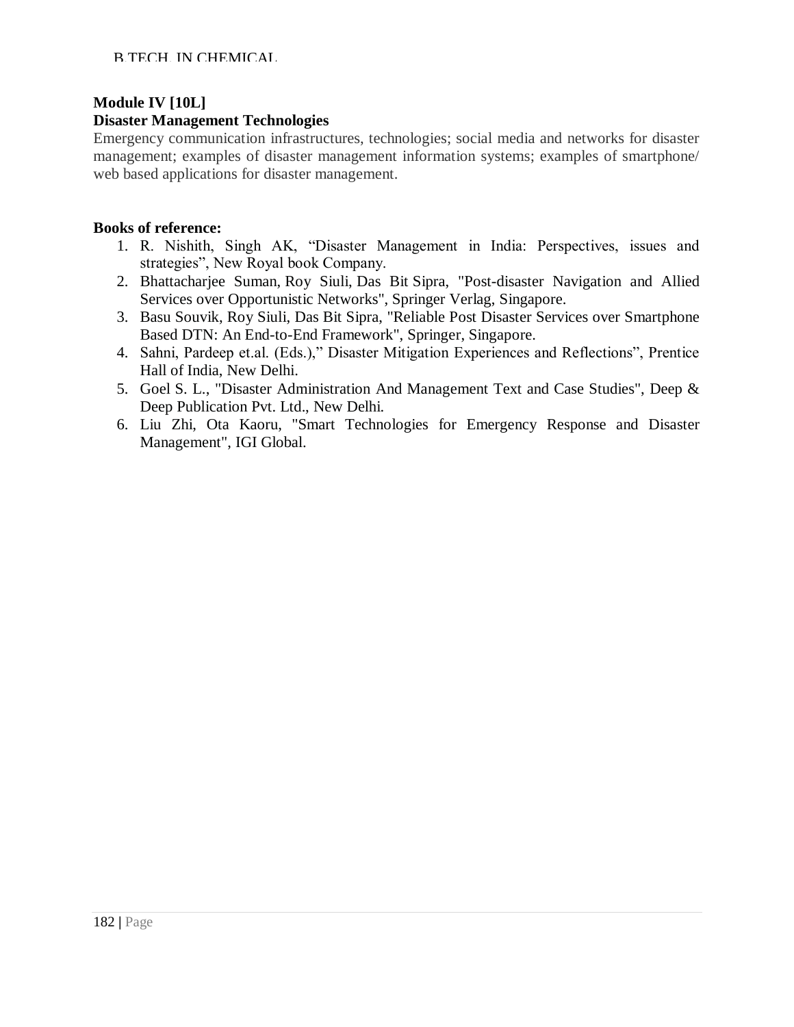**Module IV [10L]**
**Disaster Management Technologies**

Emergency communication infrastructures, technologies; social media and networks for disaster management; examples of disaster management information systems; examples of smartphone/ web based applications for disaster management.

**Books of reference:**

1. R. Nishith, Singh AK, "Disaster Management in India: Perspectives, issues and strategies", New Royal book Company.
2. Bhattacharjee Suman, Roy Siuli, Das Bit Sipra, "Post-disaster Navigation and Allied Services over Opportunistic Networks", Springer Verlag, Singapore.
3. Basu Souvik, Roy Siuli, Das Bit Sipra, "Reliable Post Disaster Services over Smartphone Based DTN: An End-to-End Framework", Springer, Singapore.
4. Sahni, Pardeep et.al. (Eds.)," Disaster Mitigation Experiences and Reflections", Prentice Hall of India, New Delhi.
5. Goel S. L., "Disaster Administration And Management Text and Case Studies", Deep & Deep Publication Pvt. Ltd., New Delhi.
6. Liu Zhi, Ota Kaoru, "Smart Technologies for Emergency Response and Disaster Management", IGI Global.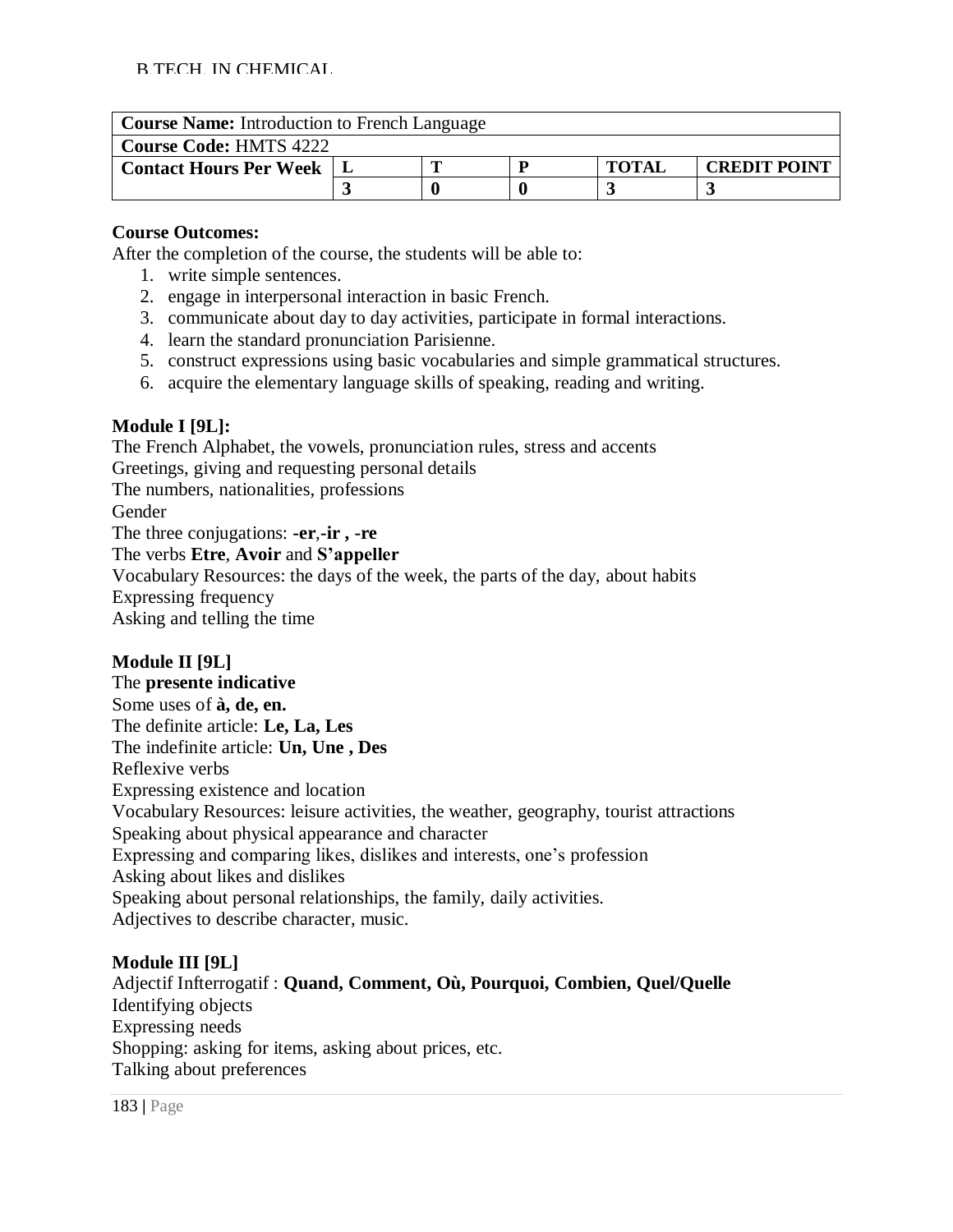| **Course Name:** Introduction to French Language | | | | | |
|---|---|---|---|---|---|
| **Course Code:** HMTS 4222 | | | | | |
| **Contact Hours Per Week** | **L** | **T** | **P** | **TOTAL** | **CREDIT POINT** |
| | **3** | **0** | **0** | **3** | **3** |

**Course Outcomes:**

After the completion of the course, the students will be able to:

1. write simple sentences.
2. engage in interpersonal interaction in basic French.
3. communicate about day to day activities, participate in formal interactions.
4. learn the standard pronunciation Parisienne.
5. construct expressions using basic vocabularies and simple grammatical structures.
6. acquire the elementary language skills of speaking, reading and writing.

**Module I [9L]:**

The French Alphabet, the vowels, pronunciation rules, stress and accents
Greetings, giving and requesting personal details
The numbers, nationalities, professions
Gender
The three conjugations: **-er**,**-ir , -re**
The verbs **Etre**, **Avoir** and **S'appeller**
Vocabulary Resources: the days of the week, the parts of the day, about habits
Expressing frequency
Asking and telling the time

**Module II [9L]**

The **presente indicative**
Some uses of **à, de, en.**
The definite article: **Le, La, Les**
The indefinite article: **Un, Une , Des**
Reflexive verbs
Expressing existence and location
Vocabulary Resources: leisure activities, the weather, geography, tourist attractions
Speaking about physical appearance and character
Expressing and comparing likes, dislikes and interests, one's profession
Asking about likes and dislikes
Speaking about personal relationships, the family, daily activities.
Adjectives to describe character, music.

**Module III [9L]**

Adjectif Infterrogatif : **Quand, Comment, Où, Pourquoi, Combien, Quel/Quelle**
Identifying objects
Expressing needs
Shopping: asking for items, asking about prices, etc.
Talking about preferences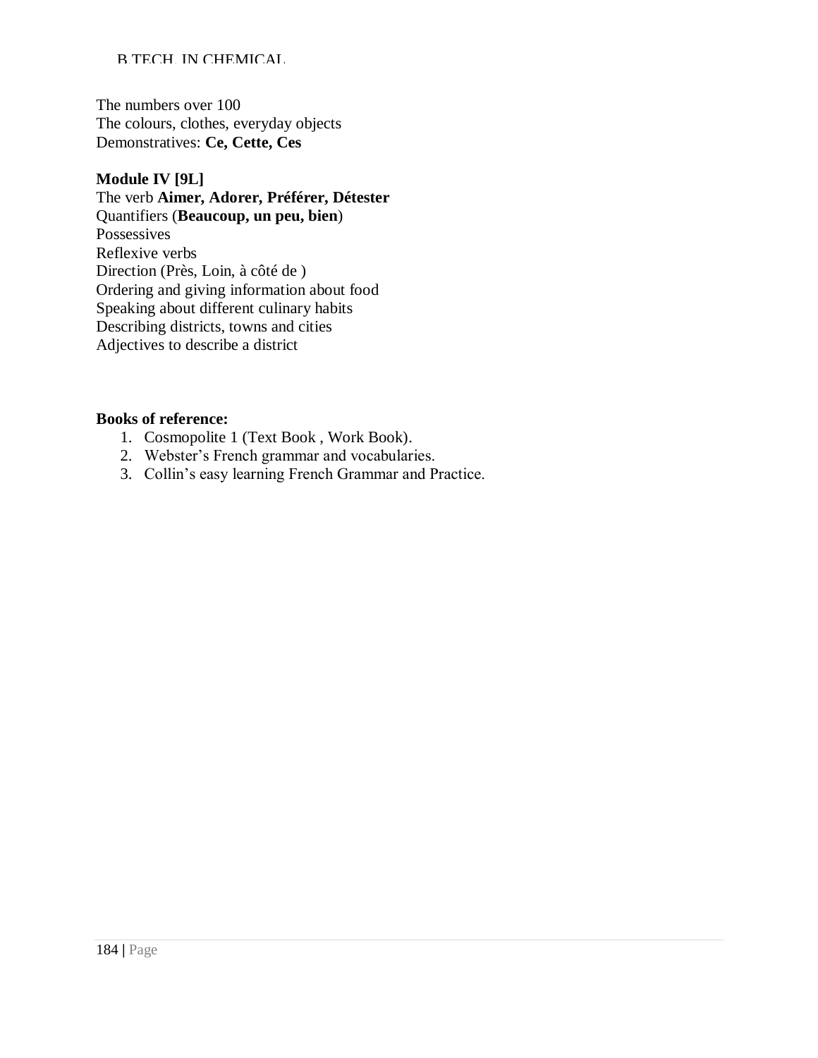The numbers over 100
The colours, clothes, everyday objects
Demonstratives: **Ce, Cette, Ces**

**Module IV [9L]**
The verb **Aimer, Adorer, Préférer, Détester**
Quantifiers (**Beaucoup, un peu, bien**)
Possessives
Reflexive verbs
Direction (Près, Loin, à côté de )
Ordering and giving information about food
Speaking about different culinary habits
Describing districts, towns and cities
Adjectives to describe a district

**Books of reference:**

1. Cosmopolite 1 (Text Book , Work Book).
2. Webster's French grammar and vocabularies.
3. Collin's easy learning French Grammar and Practice.